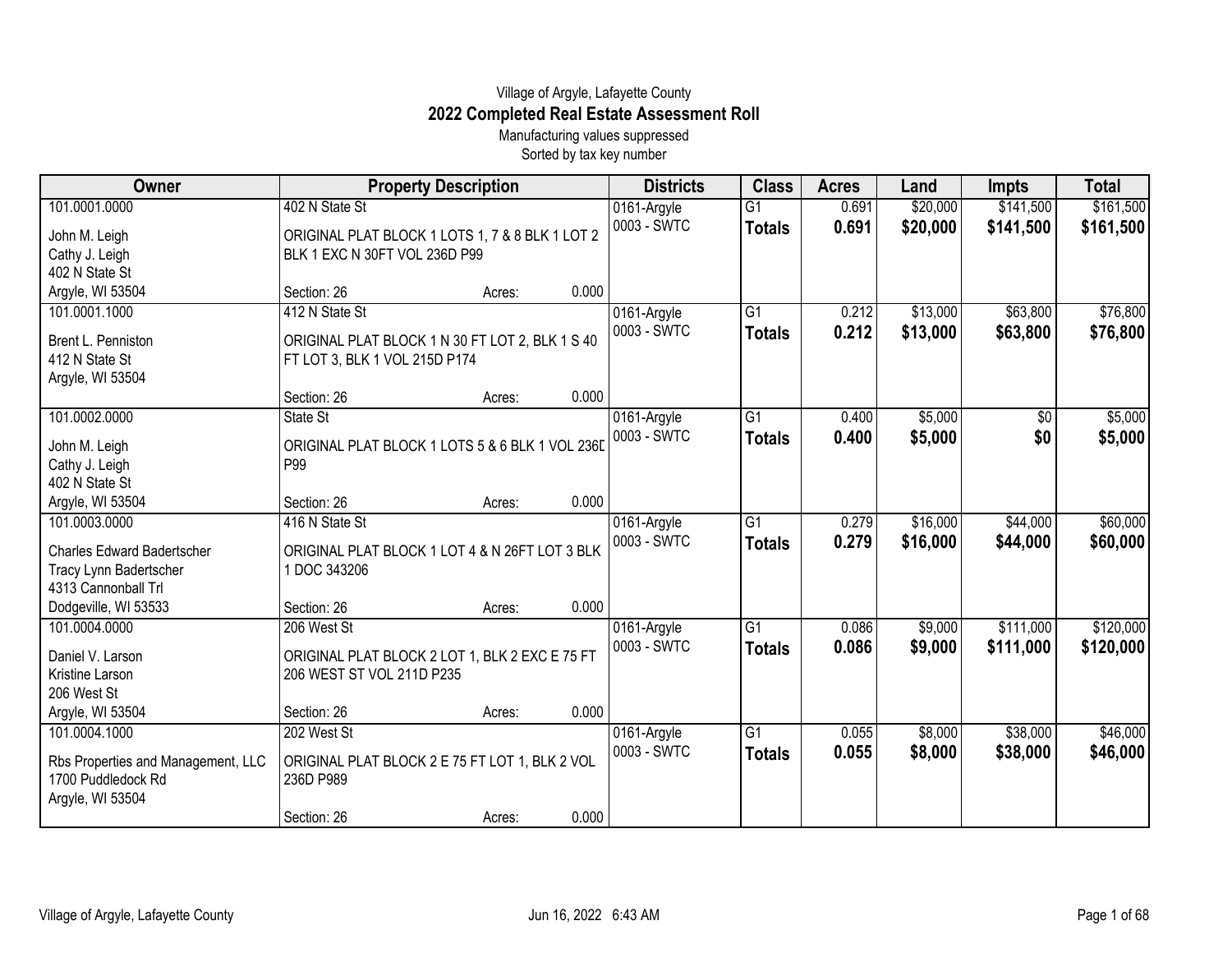Village of Argyle, Lafayette County

# 2022 Completed Real Estate Assessment Roll

Manufacturing values suppressed

Sorted by tax key number

| Owner | Property Description | Districts | Class | Acres | Land | Impts | Total |
|---|---|---|---|---|---|---|---|
| 101.0001.0000<br>John M. Leigh<br>Cathy J. Leigh<br>402 N State St<br>Argyle, WI 53504 | 402 N State St<br>ORIGINAL PLAT BLOCK 1 LOTS 1, 7 & 8 BLK 1 LOT 2 BLK 1 EXC N 30FT VOL 236D P99<br>Section: 26 Acres: 0.000 | 0161-Argyle<br>0003 - SWTC | G1<br>**Totals** | 0.691<br>**0.691** | $20,000<br>**$20,000** | $141,500<br>**$141,500** | $161,500<br>**$161,500** |
| 101.0001.1000<br>Brent L. Penniston<br>412 N State St<br>Argyle, WI 53504 | 412 N State St<br>ORIGINAL PLAT BLOCK 1 N 30 FT LOT 2, BLK 1 S 40 FT LOT 3, BLK 1 VOL 215D P174<br>Section: 26 Acres: 0.000 | 0161-Argyle<br>0003 - SWTC | G1<br>**Totals** | 0.212<br>**0.212** | $13,000<br>**$13,000** | $63,800<br>**$63,800** | $76,800<br>**$76,800** |
| 101.0002.0000<br>John M. Leigh<br>Cathy J. Leigh<br>402 N State St<br>Argyle, WI 53504 | State St<br>ORIGINAL PLAT BLOCK 1 LOTS 5 & 6 BLK 1 VOL 236D P99<br>Section: 26 Acres: 0.000 | 0161-Argyle<br>0003 - SWTC | G1<br>**Totals** | 0.400<br>**0.400** | $5,000<br>**$5,000** | $0<br>**$0** | $5,000<br>**$5,000** |
| 101.0003.0000<br>Charles Edward Badertscher<br>Tracy Lynn Badertscher<br>4313 Cannonball Trl<br>Dodgeville, WI 53533 | 416 N State St<br>ORIGINAL PLAT BLOCK 1 LOT 4 & N 26FT LOT 3 BLK 1 DOC 343206<br>Section: 26 Acres: 0.000 | 0161-Argyle<br>0003 - SWTC | G1<br>**Totals** | 0.279<br>**0.279** | $16,000<br>**$16,000** | $44,000<br>**$44,000** | $60,000<br>**$60,000** |
| 101.0004.0000<br>Daniel V. Larson<br>Kristine Larson<br>206 West St<br>Argyle, WI 53504 | 206 West St<br>ORIGINAL PLAT BLOCK 2 LOT 1, BLK 2 EXC E 75 FT 206 WEST ST VOL 211D P235<br>Section: 26 Acres: 0.000 | 0161-Argyle<br>0003 - SWTC | G1<br>**Totals** | 0.086<br>**0.086** | $9,000<br>**$9,000** | $111,000<br>**$111,000** | $120,000<br>**$120,000** |
| 101.0004.1000<br>Rbs Properties and Management, LLC<br>1700 Puddledock Rd<br>Argyle, WI 53504 | 202 West St<br>ORIGINAL PLAT BLOCK 2 E 75 FT LOT 1, BLK 2 VOL 236D P989<br>Section: 26 Acres: 0.000 | 0161-Argyle<br>0003 - SWTC | G1<br>**Totals** | 0.055<br>**0.055** | $8,000<br>**$8,000** | $38,000<br>**$38,000** | $46,000<br>**$46,000** |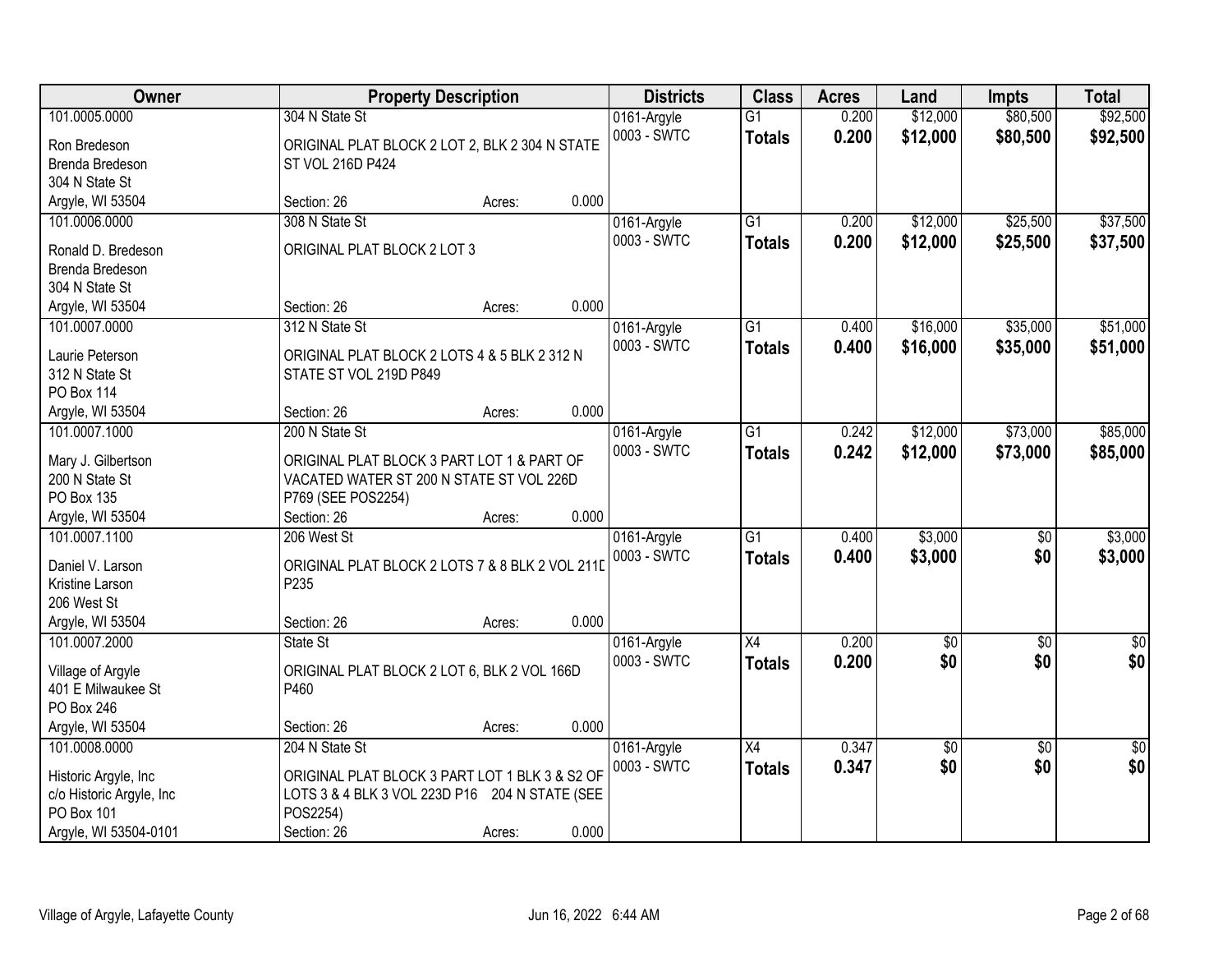| Owner | Property Description | Districts | Class | Acres | Land | Impts | Total |
|---|---|---|---|---|---|---|---|
| 101.0005.0000<br>Ron Bredeson<br>Brenda Bredeson<br>304 N State St<br>Argyle, WI 53504 | 304 N State St<br>ORIGINAL PLAT BLOCK 2 LOT 2, BLK 2 304 N STATE ST VOL 216D P424<br>Section: 26 Acres: 0.000 | 0161-Argyle<br>0003 - SWTC | G1<br>**Totals** | 0.200<br>**0.200** | $12,000<br>**$12,000** | $80,500<br>**$80,500** | $92,500<br>**$92,500** |
| 101.0006.0000<br>Ronald D. Bredeson<br>Brenda Bredeson<br>304 N State St<br>Argyle, WI 53504 | 308 N State St<br>ORIGINAL PLAT BLOCK 2 LOT 3<br>Section: 26 Acres: 0.000 | 0161-Argyle<br>0003 - SWTC | G1<br>**Totals** | 0.200<br>**0.200** | $12,000<br>**$12,000** | $25,500<br>**$25,500** | $37,500<br>**$37,500** |
| 101.0007.0000<br>Laurie Peterson<br>312 N State St<br>PO Box 114<br>Argyle, WI 53504 | 312 N State St<br>ORIGINAL PLAT BLOCK 2 LOTS 4 & 5 BLK 2 312 N STATE ST VOL 219D P849<br>Section: 26 Acres: 0.000 | 0161-Argyle<br>0003 - SWTC | G1<br>**Totals** | 0.400<br>**0.400** | $16,000<br>**$16,000** | $35,000<br>**$35,000** | $51,000<br>**$51,000** |
| 101.0007.1000<br>Mary J. Gilbertson<br>200 N State St<br>PO Box 135<br>Argyle, WI 53504 | 200 N State St<br>ORIGINAL PLAT BLOCK 3 PART LOT 1 & PART OF VACATED WATER ST 200 N STATE ST VOL 226D P769 (SEE POS2254)<br>Section: 26 Acres: 0.000 | 0161-Argyle<br>0003 - SWTC | G1<br>**Totals** | 0.242<br>**0.242** | $12,000<br>**$12,000** | $73,000<br>**$73,000** | $85,000<br>**$85,000** |
| 101.0007.1100<br>Daniel V. Larson<br>Kristine Larson<br>206 West St<br>Argyle, WI 53504 | 206 West St<br>ORIGINAL PLAT BLOCK 2 LOTS 7 & 8 BLK 2 VOL 211D P235<br>Section: 26 Acres: 0.000 | 0161-Argyle<br>0003 - SWTC | G1<br>**Totals** | 0.400<br>**0.400** | $3,000<br>**$3,000** | $0<br>**$0** | $3,000<br>**$3,000** |
| 101.0007.2000<br>Village of Argyle<br>401 E Milwaukee St<br>PO Box 246<br>Argyle, WI 53504 | State St<br>ORIGINAL PLAT BLOCK 2 LOT 6, BLK 2 VOL 166D P460<br>Section: 26 Acres: 0.000 | 0161-Argyle<br>0003 - SWTC | X4<br>**Totals** | 0.200<br>**0.200** | $0<br>**$0** | $0<br>**$0** | $0<br>**$0** |
| 101.0008.0000<br>Historic Argyle, Inc<br>c/o Historic Argyle, Inc<br>PO Box 101<br>Argyle, WI 53504-0101 | 204 N State St<br>ORIGINAL PLAT BLOCK 3 PART LOT 1 BLK 3 & S2 OF LOTS 3 & 4 BLK 3 VOL 223D P16 204 N STATE (SEE POS2254)<br>Section: 26 Acres: 0.000 | 0161-Argyle<br>0003 - SWTC | X4<br>**Totals** | 0.347<br>**0.347** | $0<br>**$0** | $0<br>**$0** | $0<br>**$0** |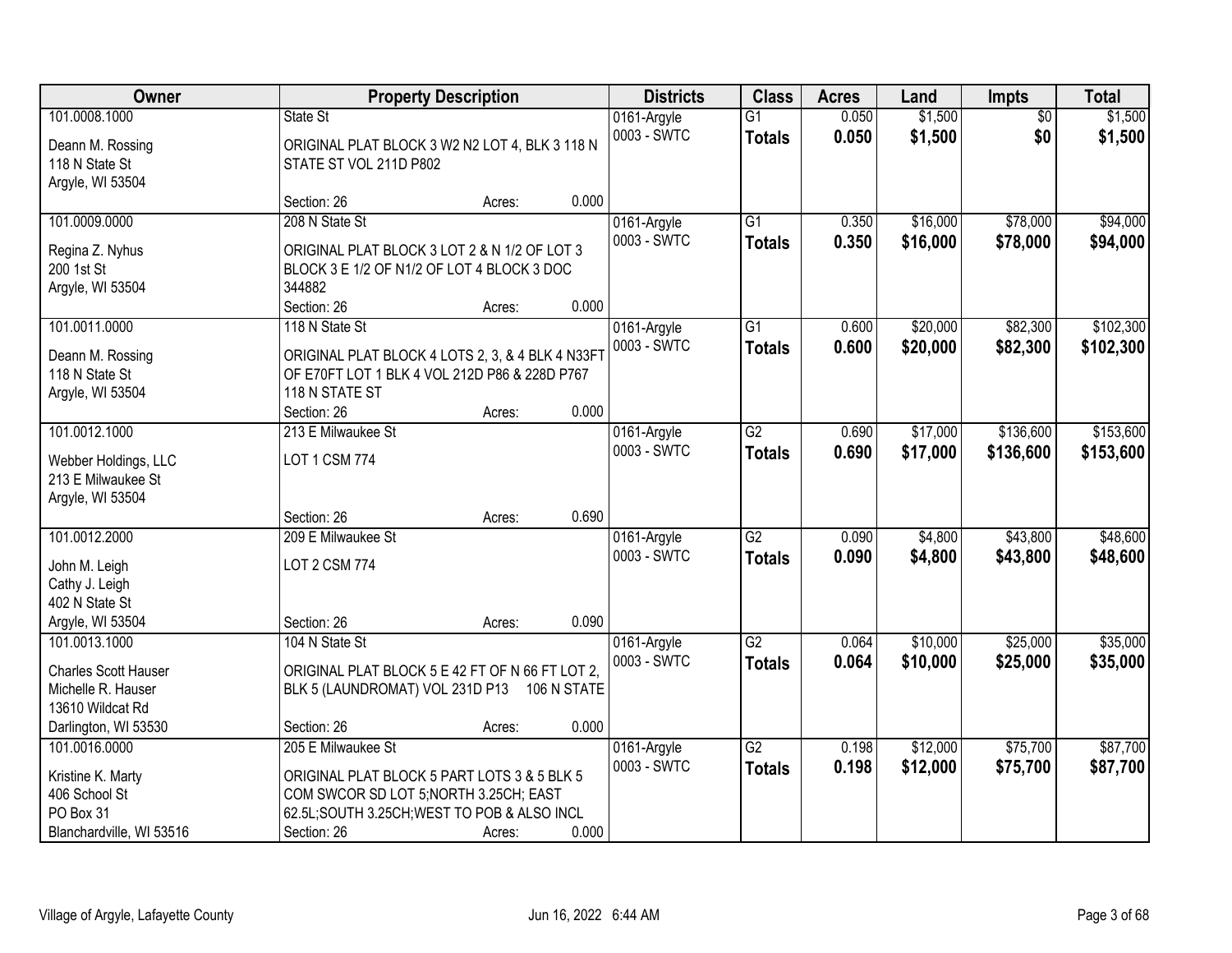| Owner | Property Description | Districts | Class | Acres | Land | Impts | Total |
|---|---|---|---|---|---|---|---|
| 101.0008.1000<br>Deann M. Rossing<br>118 N State St<br>Argyle, WI 53504 | State St<br>ORIGINAL PLAT BLOCK 3 W2 N2 LOT 4, BLK 3 118 N STATE ST VOL 211D P802<br>Section: 26 Acres: 0.000 | 0161-Argyle<br>0003 - SWTC | G1<br>**Totals** | 0.050<br>**0.050** | $1,500<br>**$1,500** | $0<br>**$0** | $1,500<br>**$1,500** |
| 101.0009.0000<br>Regina Z. Nyhus<br>200 1st St<br>Argyle, WI 53504 | 208 N State St<br>ORIGINAL PLAT BLOCK 3 LOT 2 & N 1/2 OF LOT 3 BLOCK 3 E 1/2 OF N1/2 OF LOT 4 BLOCK 3 DOC 344882<br>Section: 26 Acres: 0.000 | 0161-Argyle<br>0003 - SWTC | G1<br>**Totals** | 0.350<br>**0.350** | $16,000<br>**$16,000** | $78,000<br>**$78,000** | $94,000<br>**$94,000** |
| 101.0011.0000<br>Deann M. Rossing<br>118 N State St<br>Argyle, WI 53504 | 118 N State St<br>ORIGINAL PLAT BLOCK 4 LOTS 2, 3, & 4 BLK 4 N33FT OF E70FT LOT 1 BLK 4 VOL 212D P86 & 228D P767 118 N STATE ST<br>Section: 26 Acres: 0.000 | 0161-Argyle<br>0003 - SWTC | G1<br>**Totals** | 0.600<br>**0.600** | $20,000<br>**$20,000** | $82,300<br>**$82,300** | $102,300<br>**$102,300** |
| 101.0012.1000<br>Webber Holdings, LLC<br>213 E Milwaukee St<br>Argyle, WI 53504 | 213 E Milwaukee St<br>LOT 1 CSM 774<br>Section: 26 Acres: 0.690 | 0161-Argyle<br>0003 - SWTC | G2<br>**Totals** | 0.690<br>**0.690** | $17,000<br>**$17,000** | $136,600<br>**$136,600** | $153,600<br>**$153,600** |
| 101.0012.2000<br>John M. Leigh<br>Cathy J. Leigh<br>402 N State St<br>Argyle, WI 53504 | 209 E Milwaukee St<br>LOT 2 CSM 774<br>Section: 26 Acres: 0.090 | 0161-Argyle<br>0003 - SWTC | G2<br>**Totals** | 0.090<br>**0.090** | $4,800<br>**$4,800** | $43,800<br>**$43,800** | $48,600<br>**$48,600** |
| 101.0013.1000<br>Charles Scott Hauser<br>Michelle R. Hauser<br>13610 Wildcat Rd<br>Darlington, WI 53530 | 104 N State St<br>ORIGINAL PLAT BLOCK 5 E 42 FT OF N 66 FT LOT 2, BLK 5 (LAUNDROMAT) VOL 231D P13 106 N STATE<br>Section: 26 Acres: 0.000 | 0161-Argyle<br>0003 - SWTC | G2<br>**Totals** | 0.064<br>**0.064** | $10,000<br>**$10,000** | $25,000<br>**$25,000** | $35,000<br>**$35,000** |
| 101.0016.0000<br>Kristine K. Marty<br>406 School St<br>PO Box 31<br>Blanchardville, WI 53516 | 205 E Milwaukee St<br>ORIGINAL PLAT BLOCK 5 PART LOTS 3 & 5 BLK 5 COM SWCOR SD LOT 5;NORTH 3.25CH; EAST 62.5L;SOUTH 3.25CH;WEST TO POB & ALSO INCL<br>Section: 26 Acres: 0.000 | 0161-Argyle<br>0003 - SWTC | G2<br>**Totals** | 0.198<br>**0.198** | $12,000<br>**$12,000** | $75,700<br>**$75,700** | $87,700<br>**$87,700** |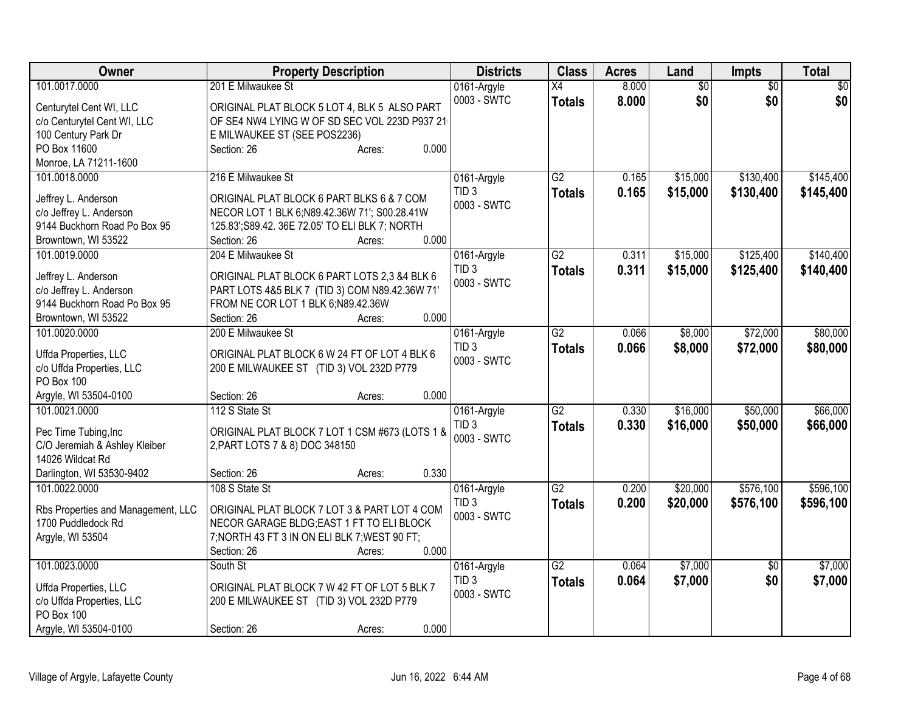| Owner | Property Description | Districts | Class | Acres | Land | Impts | Total |
|---|---|---|---|---|---|---|---|
| 101.0017.0000<br><br>Centurytel Cent WI, LLC<br>c/o Centurytel Cent WI, LLC<br>100 Century Park Dr<br>PO Box 11600<br>Monroe, LA 71211-1600 | 201 E Milwaukee St<br><br>ORIGINAL PLAT BLOCK 5 LOT 4, BLK 5 ALSO PART OF SE4 NW4 LYING W OF SD SEC VOL 223D P937 21 E MILWAUKEE ST (SEE POS2236)<br>Section: 26 Acres: 0.000 | 0161-Argyle<br>0003 - SWTC | X4<br>**Totals** | 8.000<br>**8.000** | $0<br>**$0** | $0<br>**$0** | $0<br>**$0** |
| 101.0018.0000<br><br>Jeffrey L. Anderson<br>c/o Jeffrey L. Anderson<br>9144 Buckhorn Road Po Box 95<br>Browntown, WI 53522 | 216 E Milwaukee St<br><br>ORIGINAL PLAT BLOCK 6 PART BLKS 6 & 7 COM NECOR LOT 1 BLK 6;N89.42.36W 71'; S00.28.41W 125.83';S89.42. 36E 72.05' TO ELI BLK 7; NORTH<br>Section: 26 Acres: 0.000 | 0161-Argyle<br>TID 3<br>0003 - SWTC | G2<br>**Totals** | 0.165<br>**0.165** | $15,000<br>**$15,000** | $130,400<br>**$130,400** | $145,400<br>**$145,400** |
| 101.0019.0000<br><br>Jeffrey L. Anderson<br>c/o Jeffrey L. Anderson<br>9144 Buckhorn Road Po Box 95<br>Browntown, WI 53522 | 204 E Milwaukee St<br><br>ORIGINAL PLAT BLOCK 6 PART LOTS 2,3 &4 BLK 6 PART LOTS 4&5 BLK 7 (TID 3) COM N89.42.36W 71' FROM NE COR LOT 1 BLK 6;N89.42.36W<br>Section: 26 Acres: 0.000 | 0161-Argyle<br>TID 3<br>0003 - SWTC | G2<br>**Totals** | 0.311<br>**0.311** | $15,000<br>**$15,000** | $125,400<br>**$125,400** | $140,400<br>**$140,400** |
| 101.0020.0000<br><br>Uffda Properties, LLC<br>c/o Uffda Properties, LLC<br>PO Box 100<br>Argyle, WI 53504-0100 | 200 E Milwaukee St<br><br>ORIGINAL PLAT BLOCK 6 W 24 FT OF LOT 4 BLK 6 200 E MILWAUKEE ST (TID 3) VOL 232D P779<br>Section: 26 Acres: 0.000 | 0161-Argyle<br>TID 3<br>0003 - SWTC | G2<br>**Totals** | 0.066<br>**0.066** | $8,000<br>**$8,000** | $72,000<br>**$72,000** | $80,000<br>**$80,000** |
| 101.0021.0000<br><br>Pec Time Tubing,Inc<br>C/O Jeremiah & Ashley Kleiber<br>14026 Wildcat Rd<br>Darlington, WI 53530-9402 | 112 S State St<br><br>ORIGINAL PLAT BLOCK 7 LOT 1 CSM #673 (LOTS 1 & 2,PART LOTS 7 & 8) DOC 348150<br>Section: 26 Acres: 0.330 | 0161-Argyle<br>TID 3<br>0003 - SWTC | G2<br>**Totals** | 0.330<br>**0.330** | $16,000<br>**$16,000** | $50,000<br>**$50,000** | $66,000<br>**$66,000** |
| 101.0022.0000<br><br>Rbs Properties and Management, LLC<br>1700 Puddledock Rd<br>Argyle, WI 53504 | 108 S State St<br><br>ORIGINAL PLAT BLOCK 7 LOT 3 & PART LOT 4 COM NECOR GARAGE BLDG;EAST 1 FT TO ELI BLOCK 7;NORTH 43 FT 3 IN ON ELI BLK 7;WEST 90 FT;<br>Section: 26 Acres: 0.000 | 0161-Argyle<br>TID 3<br>0003 - SWTC | G2<br>**Totals** | 0.200<br>**0.200** | $20,000<br>**$20,000** | $576,100<br>**$576,100** | $596,100<br>**$596,100** |
| 101.0023.0000<br><br>Uffda Properties, LLC<br>c/o Uffda Properties, LLC<br>PO Box 100<br>Argyle, WI 53504-0100 | South St<br><br>ORIGINAL PLAT BLOCK 7 W 42 FT OF LOT 5 BLK 7 200 E MILWAUKEE ST (TID 3) VOL 232D P779<br>Section: 26 Acres: 0.000 | 0161-Argyle<br>TID 3<br>0003 - SWTC | G2<br>**Totals** | 0.064<br>**0.064** | $7,000<br>**$7,000** | $0<br>**$0** | $7,000<br>**$7,000** |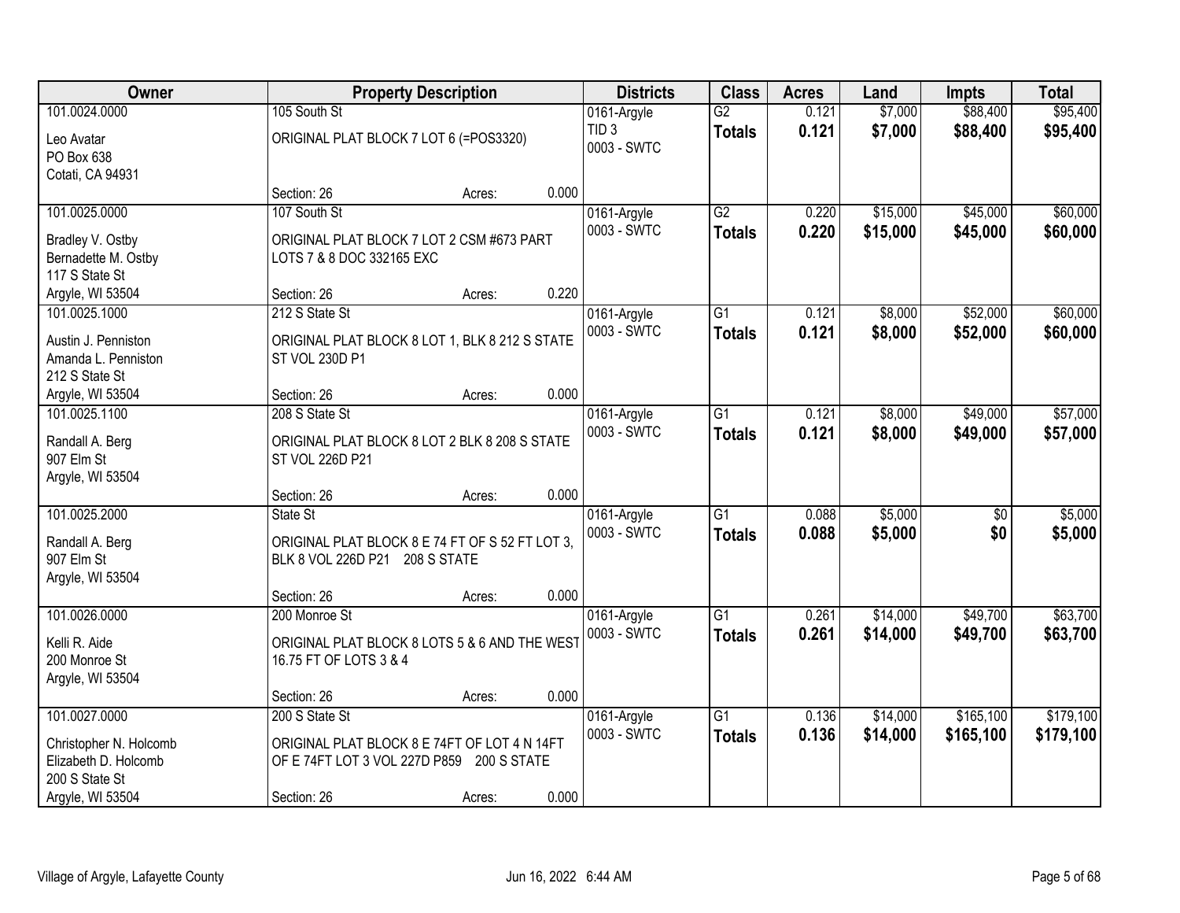| Owner | Property Description | Districts | Class | Acres | Land | Impts | Total |
|---|---|---|---|---|---|---|---|
| 101.0024.0000<br>Leo Avatar<br>PO Box 638<br>Cotati, CA 94931 | 105 South St<br>ORIGINAL PLAT BLOCK 7 LOT 6 (=POS3320)<br>Section: 26 Acres: 0.000 | 0161-Argyle<br>TID 3<br>0003 - SWTC | G2<br>**Totals** | 0.121<br>**0.121** | $7,000<br>**$7,000** | $88,400<br>**$88,400** | $95,400<br>**$95,400** |
| 101.0025.0000<br>Bradley V. Ostby<br>Bernadette M. Ostby<br>117 S State St<br>Argyle, WI 53504 | 107 South St<br>ORIGINAL PLAT BLOCK 7 LOT 2 CSM #673 PART LOTS 7 & 8 DOC 332165 EXC<br>Section: 26 Acres: 0.220 | 0161-Argyle<br>0003 - SWTC | G2<br>**Totals** | 0.220<br>**0.220** | $15,000<br>**$15,000** | $45,000<br>**$45,000** | $60,000<br>**$60,000** |
| 101.0025.1000<br>Austin J. Penniston<br>Amanda L. Penniston<br>212 S State St<br>Argyle, WI 53504 | 212 S State St<br>ORIGINAL PLAT BLOCK 8 LOT 1, BLK 8 212 S STATE ST VOL 230D P1<br>Section: 26 Acres: 0.000 | 0161-Argyle<br>0003 - SWTC | G1<br>**Totals** | 0.121<br>**0.121** | $8,000<br>**$8,000** | $52,000<br>**$52,000** | $60,000<br>**$60,000** |
| 101.0025.1100<br>Randall A. Berg<br>907 Elm St<br>Argyle, WI 53504 | 208 S State St<br>ORIGINAL PLAT BLOCK 8 LOT 2 BLK 8 208 S STATE ST VOL 226D P21<br>Section: 26 Acres: 0.000 | 0161-Argyle<br>0003 - SWTC | G1<br>**Totals** | 0.121<br>**0.121** | $8,000<br>**$8,000** | $49,000<br>**$49,000** | $57,000<br>**$57,000** |
| 101.0025.2000<br>Randall A. Berg<br>907 Elm St<br>Argyle, WI 53504 | State St<br>ORIGINAL PLAT BLOCK 8 E 74 FT OF S 52 FT LOT 3, BLK 8 VOL 226D P21 208 S STATE<br>Section: 26 Acres: 0.000 | 0161-Argyle<br>0003 - SWTC | G1<br>**Totals** | 0.088<br>**0.088** | $5,000<br>**$5,000** | $0<br>**$0** | $5,000<br>**$5,000** |
| 101.0026.0000<br>Kelli R. Aide<br>200 Monroe St<br>Argyle, WI 53504 | 200 Monroe St<br>ORIGINAL PLAT BLOCK 8 LOTS 5 & 6 AND THE WEST 16.75 FT OF LOTS 3 & 4<br>Section: 26 Acres: 0.000 | 0161-Argyle<br>0003 - SWTC | G1<br>**Totals** | 0.261<br>**0.261** | $14,000<br>**$14,000** | $49,700<br>**$49,700** | $63,700<br>**$63,700** |
| 101.0027.0000<br>Christopher N. Holcomb<br>Elizabeth D. Holcomb<br>200 S State St<br>Argyle, WI 53504 | 200 S State St<br>ORIGINAL PLAT BLOCK 8 E 74FT OF LOT 4 N 14FT OF E 74FT LOT 3 VOL 227D P859 200 S STATE<br>Section: 26 Acres: 0.000 | 0161-Argyle<br>0003 - SWTC | G1<br>**Totals** | 0.136<br>**0.136** | $14,000<br>**$14,000** | $165,100<br>**$165,100** | $179,100<br>**$179,100** |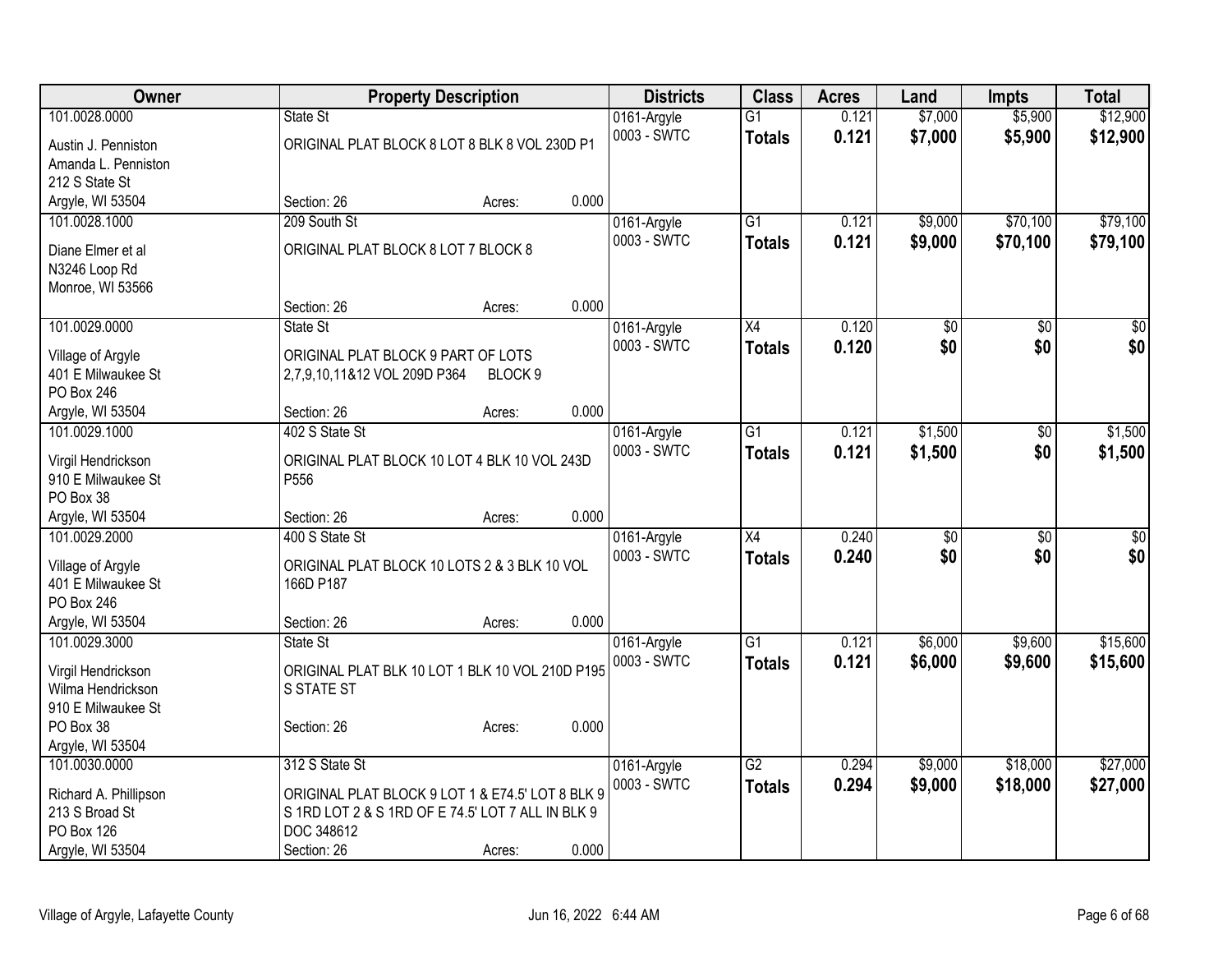| Owner | Property Description | Districts | Class | Acres | Land | Impts | Total |
|---|---|---|---|---|---|---|---|
| 101.0028.0000<br>Austin J. Penniston<br>Amanda L. Penniston<br>212 S State St<br>Argyle, WI 53504 | State St<br>ORIGINAL PLAT BLOCK 8 LOT 8 BLK 8 VOL 230D P1<br>Section: 26 Acres: 0.000 | 0161-Argyle<br>0003 - SWTC | G1<br>**Totals** | 0.121<br>**0.121** | $7,000<br>**$7,000** | $5,900<br>**$5,900** | $12,900<br>**$12,900** |
| 101.0028.1000<br>Diane Elmer et al<br>N3246 Loop Rd<br>Monroe, WI 53566 | 209 South St<br>ORIGINAL PLAT BLOCK 8 LOT 7 BLOCK 8<br>Section: 26 Acres: 0.000 | 0161-Argyle<br>0003 - SWTC | G1<br>**Totals** | 0.121<br>**0.121** | $9,000<br>**$9,000** | $70,100<br>**$70,100** | $79,100<br>**$79,100** |
| 101.0029.0000<br>Village of Argyle<br>401 E Milwaukee St<br>PO Box 246<br>Argyle, WI 53504 | State St<br>ORIGINAL PLAT BLOCK 9 PART OF LOTS 2,7,9,10,11&12 VOL 209D P364 BLOCK 9<br>Section: 26 Acres: 0.000 | 0161-Argyle<br>0003 - SWTC | X4<br>**Totals** | 0.120<br>**0.120** | $0<br>**$0** | $0<br>**$0** | $0<br>**$0** |
| 101.0029.1000<br>Virgil Hendrickson<br>910 E Milwaukee St<br>PO Box 38<br>Argyle, WI 53504 | 402 S State St<br>ORIGINAL PLAT BLOCK 10 LOT 4 BLK 10 VOL 243D P556<br>Section: 26 Acres: 0.000 | 0161-Argyle<br>0003 - SWTC | G1<br>**Totals** | 0.121<br>**0.121** | $1,500<br>**$1,500** | $0<br>**$0** | $1,500<br>**$1,500** |
| 101.0029.2000<br>Village of Argyle<br>401 E Milwaukee St<br>PO Box 246<br>Argyle, WI 53504 | 400 S State St<br>ORIGINAL PLAT BLOCK 10 LOTS 2 & 3 BLK 10 VOL 166D P187<br>Section: 26 Acres: 0.000 | 0161-Argyle<br>0003 - SWTC | X4<br>**Totals** | 0.240<br>**0.240** | $0<br>**$0** | $0<br>**$0** | $0<br>**$0** |
| 101.0029.3000<br>Virgil Hendrickson<br>Wilma Hendrickson<br>910 E Milwaukee St<br>PO Box 38<br>Argyle, WI 53504 | State St<br>ORIGINAL PLAT BLK 10 LOT 1 BLK 10 VOL 210D P195 S STATE ST<br>Section: 26 Acres: 0.000 | 0161-Argyle<br>0003 - SWTC | G1<br>**Totals** | 0.121<br>**0.121** | $6,000<br>**$6,000** | $9,600<br>**$9,600** | $15,600<br>**$15,600** |
| 101.0030.0000<br>Richard A. Phillipson<br>213 S Broad St<br>PO Box 126<br>Argyle, WI 53504 | 312 S State St<br>ORIGINAL PLAT BLOCK 9 LOT 1 & E74.5' LOT 8 BLK 9 S 1RD LOT 2 & S 1RD OF E 74.5' LOT 7 ALL IN BLK 9 DOC 348612<br>Section: 26 Acres: 0.000 | 0161-Argyle<br>0003 - SWTC | G2<br>**Totals** | 0.294<br>**0.294** | $9,000<br>**$9,000** | $18,000<br>**$18,000** | $27,000<br>**$27,000** |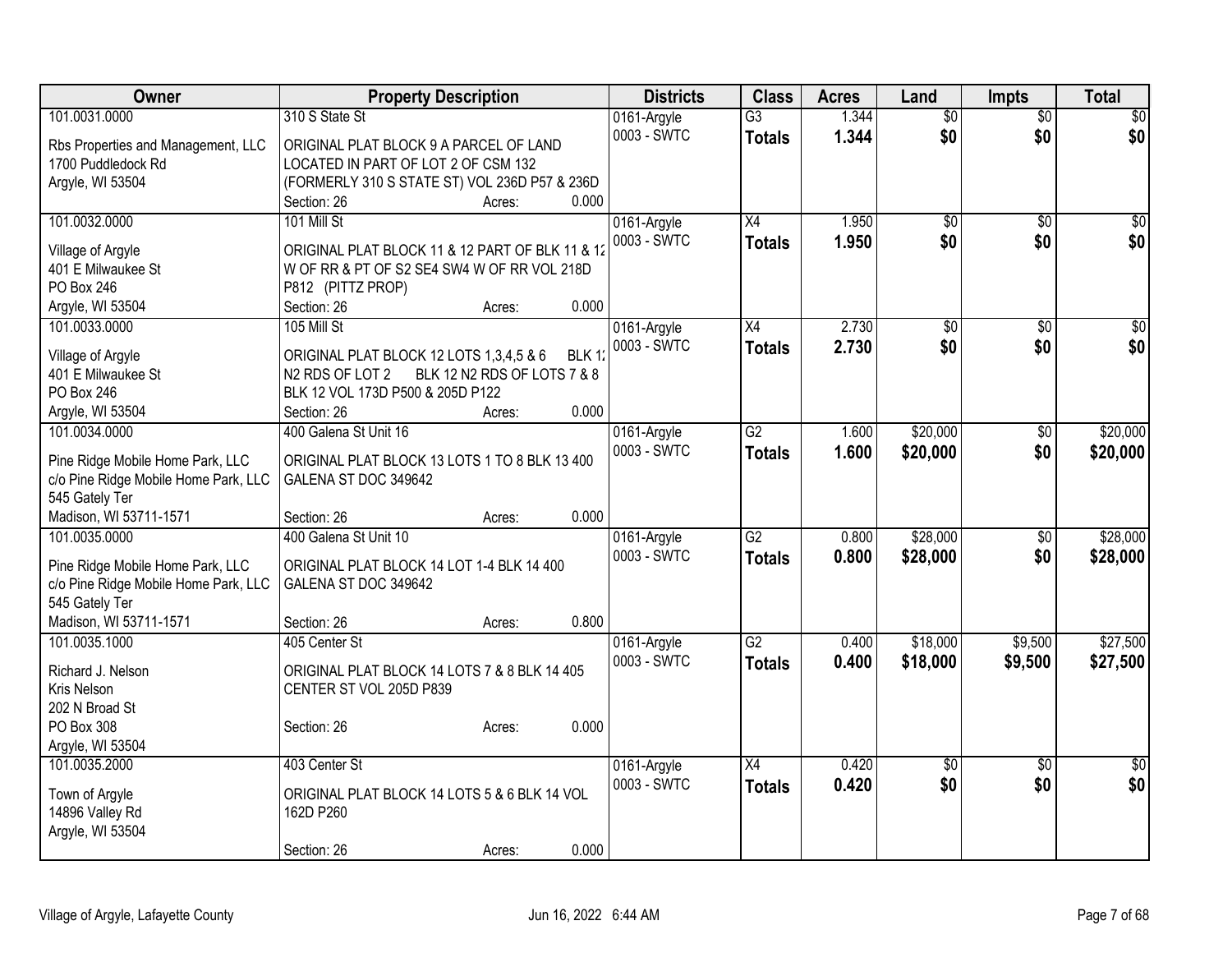| Owner | Property Description | Districts | Class | Acres | Land | Impts | Total |
|---|---|---|---|---|---|---|---|
| 101.0031.0000<br><br>Rbs Properties and Management, LLC<br>1700 Puddledock Rd<br>Argyle, WI 53504 | 310 S State St<br><br>ORIGINAL PLAT BLOCK 9 A PARCEL OF LAND LOCATED IN PART OF LOT 2 OF CSM 132 (FORMERLY 310 S STATE ST) VOL 236D P57 & 236D<br>Section: 26 Acres: 0.000 | 0161-Argyle<br>0003 - SWTC | G3<br>**Totals** | 1.344<br>**1.344** | $0<br>**$0** | $0<br>**$0** | $0<br>**$0** |
| 101.0032.0000<br><br>Village of Argyle<br>401 E Milwaukee St<br>PO Box 246<br>Argyle, WI 53504 | 101 Mill St<br><br>ORIGINAL PLAT BLOCK 11 & 12 PART OF BLK 11 & 12 W OF RR & PT OF S2 SE4 SW4 W OF RR VOL 218D P812 (PITTZ PROP)<br>Section: 26 Acres: 0.000 | 0161-Argyle<br>0003 - SWTC | X4<br>**Totals** | 1.950<br>**1.950** | $0<br>**$0** | $0<br>**$0** | $0<br>**$0** |
| 101.0033.0000<br><br>Village of Argyle<br>401 E Milwaukee St<br>PO Box 246<br>Argyle, WI 53504 | 105 Mill St<br><br>ORIGINAL PLAT BLOCK 12 LOTS 1,3,4,5 & 6 BLK 12 N2 RDS OF LOT 2 BLK 12 N2 RDS OF LOTS 7 & 8 BLK 12 VOL 173D P500 & 205D P122<br>Section: 26 Acres: 0.000 | 0161-Argyle<br>0003 - SWTC | X4<br>**Totals** | 2.730<br>**2.730** | $0<br>**$0** | $0<br>**$0** | $0<br>**$0** |
| 101.0034.0000<br><br>Pine Ridge Mobile Home Park, LLC<br>c/o Pine Ridge Mobile Home Park, LLC<br>545 Gately Ter<br>Madison, WI 53711-1571 | 400 Galena St Unit 16<br><br>ORIGINAL PLAT BLOCK 13 LOTS 1 TO 8 BLK 13 400 GALENA ST DOC 349642<br>Section: 26 Acres: 0.000 | 0161-Argyle<br>0003 - SWTC | G2<br>**Totals** | 1.600<br>**1.600** | $20,000<br>**$20,000** | $0<br>**$0** | $20,000<br>**$20,000** |
| 101.0035.0000<br><br>Pine Ridge Mobile Home Park, LLC<br>c/o Pine Ridge Mobile Home Park, LLC<br>545 Gately Ter<br>Madison, WI 53711-1571 | 400 Galena St Unit 10<br><br>ORIGINAL PLAT BLOCK 14 LOT 1-4 BLK 14 400 GALENA ST DOC 349642<br>Section: 26 Acres: 0.800 | 0161-Argyle<br>0003 - SWTC | G2<br>**Totals** | 0.800<br>**0.800** | $28,000<br>**$28,000** | $0<br>**$0** | $28,000<br>**$28,000** |
| 101.0035.1000<br><br>Richard J. Nelson<br>Kris Nelson<br>202 N Broad St<br>PO Box 308<br>Argyle, WI 53504 | 405 Center St<br><br>ORIGINAL PLAT BLOCK 14 LOTS 7 & 8 BLK 14 405 CENTER ST VOL 205D P839<br>Section: 26 Acres: 0.000 | 0161-Argyle<br>0003 - SWTC | G2<br>**Totals** | 0.400<br>**0.400** | $18,000<br>**$18,000** | $9,500<br>**$9,500** | $27,500<br>**$27,500** |
| 101.0035.2000<br><br>Town of Argyle<br>14896 Valley Rd<br>Argyle, WI 53504 | 403 Center St<br><br>ORIGINAL PLAT BLOCK 14 LOTS 5 & 6 BLK 14 VOL 162D P260<br>Section: 26 Acres: 0.000 | 0161-Argyle<br>0003 - SWTC | X4<br>**Totals** | 0.420<br>**0.420** | $0<br>**$0** | $0<br>**$0** | $0<br>**$0** |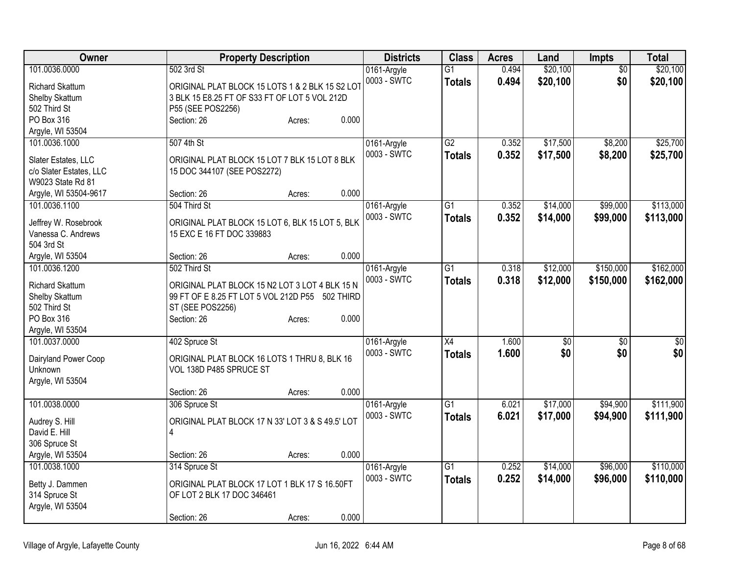| Owner | Property Description | Districts | Class | Acres | Land | Impts | Total |
|---|---|---|---|---|---|---|---|
| 101.0036.0000<br>Richard Skattum<br>Shelby Skattum<br>502 Third St<br>PO Box 316<br>Argyle, WI 53504 | 502 3rd St<br>ORIGINAL PLAT BLOCK 15 LOTS 1 & 2 BLK 15 S2 LOT 3 BLK 15 E8.25 FT OF S33 FT OF LOT 5 VOL 212D P55 (SEE POS2256)<br>Section: 26 Acres: 0.000 | 0161-Argyle<br>0003 - SWTC | G1<br>**Totals** | 0.494<br>**0.494** | $20,100<br>**$20,100** | $0<br>**$0** | $20,100<br>**$20,100** |
| 101.0036.1000<br>Slater Estates, LLC<br>c/o Slater Estates, LLC<br>W9023 State Rd 81<br>Argyle, WI 53504-9617 | 507 4th St<br>ORIGINAL PLAT BLOCK 15 LOT 7 BLK 15 LOT 8 BLK 15 DOC 344107 (SEE POS2272)<br>Section: 26 Acres: 0.000 | 0161-Argyle<br>0003 - SWTC | G2<br>**Totals** | 0.352<br>**0.352** | $17,500<br>**$17,500** | $8,200<br>**$8,200** | $25,700<br>**$25,700** |
| 101.0036.1100<br>Jeffrey W. Rosebrook<br>Vanessa C. Andrews<br>504 3rd St<br>Argyle, WI 53504 | 504 Third St<br>ORIGINAL PLAT BLOCK 15 LOT 6, BLK 15 LOT 5, BLK 15 EXC E 16 FT DOC 339883<br>Section: 26 Acres: 0.000 | 0161-Argyle<br>0003 - SWTC | G1<br>**Totals** | 0.352<br>**0.352** | $14,000<br>**$14,000** | $99,000<br>**$99,000** | $113,000<br>**$113,000** |
| 101.0036.1200<br>Richard Skattum<br>Shelby Skattum<br>502 Third St<br>PO Box 316<br>Argyle, WI 53504 | 502 Third St<br>ORIGINAL PLAT BLOCK 15 N2 LOT 3 LOT 4 BLK 15 N 99 FT OF E 8.25 FT LOT 5 VOL 212D P55 502 THIRD ST (SEE POS2256)<br>Section: 26 Acres: 0.000 | 0161-Argyle<br>0003 - SWTC | G1<br>**Totals** | 0.318<br>**0.318** | $12,000<br>**$12,000** | $150,000<br>**$150,000** | $162,000<br>**$162,000** |
| 101.0037.0000<br>Dairyland Power Coop<br>Unknown<br>Argyle, WI 53504 | 402 Spruce St<br>ORIGINAL PLAT BLOCK 16 LOTS 1 THRU 8, BLK 16 VOL 138D P485 SPRUCE ST<br>Section: 26 Acres: 0.000 | 0161-Argyle<br>0003 - SWTC | X4<br>**Totals** | 1.600<br>**1.600** | $0<br>**$0** | $0<br>**$0** | $0<br>**$0** |
| 101.0038.0000<br>Audrey S. Hill<br>David E. Hill<br>306 Spruce St<br>Argyle, WI 53504 | 306 Spruce St<br>ORIGINAL PLAT BLOCK 17 N 33' LOT 3 & S 49.5' LOT 4<br>Section: 26 Acres: 0.000 | 0161-Argyle<br>0003 - SWTC | G1<br>**Totals** | 6.021<br>**6.021** | $17,000<br>**$17,000** | $94,900<br>**$94,900** | $111,900<br>**$111,900** |
| 101.0038.1000<br>Betty J. Dammen<br>314 Spruce St<br>Argyle, WI 53504 | 314 Spruce St<br>ORIGINAL PLAT BLOCK 17 LOT 1 BLK 17 S 16.50FT OF LOT 2 BLK 17 DOC 346461<br>Section: 26 Acres: 0.000 | 0161-Argyle<br>0003 - SWTC | G1<br>**Totals** | 0.252<br>**0.252** | $14,000<br>**$14,000** | $96,000<br>**$96,000** | $110,000<br>**$110,000** |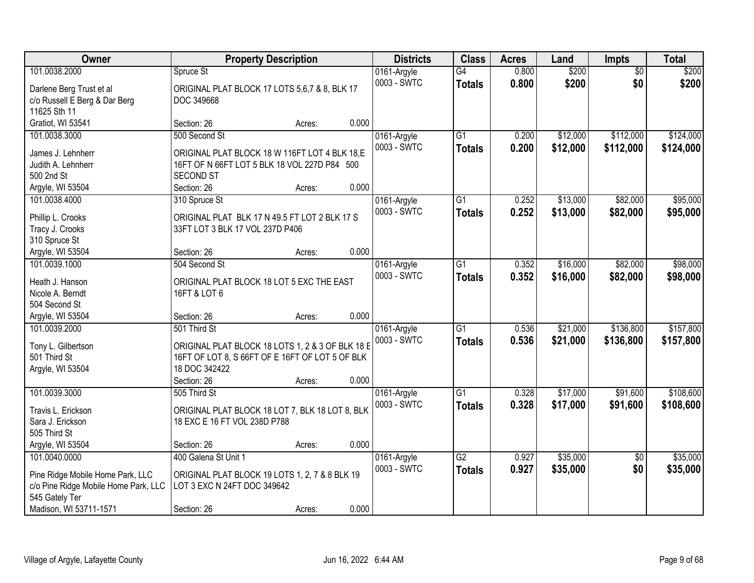| Owner | Property Description | Districts | Class | Acres | Land | Impts | Total |
|---|---|---|---|---|---|---|---|
| 101.0038.2000<br>Darlene Berg Trust et al<br>c/o Russell E Berg & Dar Berg<br>11625 Sth 11<br>Gratiot, WI 53541 | Spruce St<br>ORIGINAL PLAT BLOCK 17 LOTS 5,6,7 & 8, BLK 17 DOC 349668<br>Section: 26 Acres: 0.000 | 0161-Argyle<br>0003 - SWTC | G4<br>**Totals** | 0.800<br>**0.800** | $200<br>**$200** | $0<br>**$0** | $200<br>**$200** |
| 101.0038.3000<br>James J. Lehnherr<br>Judith A. Lehnherr<br>500 2nd St<br>Argyle, WI 53504 | 500 Second St<br>ORIGINAL PLAT BLOCK 18 W 116FT LOT 4 BLK 18,E 16FT OF N 66FT LOT 5 BLK 18 VOL 227D P84 500 SECOND ST<br>Section: 26 Acres: 0.000 | 0161-Argyle<br>0003 - SWTC | G1<br>**Totals** | 0.200<br>**0.200** | $12,000<br>**$12,000** | $112,000<br>**$112,000** | $124,000<br>**$124,000** |
| 101.0038.4000<br>Phillip L. Crooks<br>Tracy J. Crooks<br>310 Spruce St<br>Argyle, WI 53504 | 310 Spruce St<br>ORIGINAL PLAT BLK 17 N 49.5 FT LOT 2 BLK 17 S 33FT LOT 3 BLK 17 VOL 237D P406<br>Section: 26 Acres: 0.000 | 0161-Argyle<br>0003 - SWTC | G1<br>**Totals** | 0.252<br>**0.252** | $13,000<br>**$13,000** | $82,000<br>**$82,000** | $95,000<br>**$95,000** |
| 101.0039.1000<br>Heath J. Hanson<br>Nicole A. Berndt<br>504 Second St<br>Argyle, WI 53504 | 504 Second St<br>ORIGINAL PLAT BLOCK 18 LOT 5 EXC THE EAST 16FT & LOT 6<br>Section: 26 Acres: 0.000 | 0161-Argyle<br>0003 - SWTC | G1<br>**Totals** | 0.352<br>**0.352** | $16,000<br>**$16,000** | $82,000<br>**$82,000** | $98,000<br>**$98,000** |
| 101.0039.2000<br>Tony L. Gilbertson<br>501 Third St<br>Argyle, WI 53504 | 501 Third St<br>ORIGINAL PLAT BLOCK 18 LOTS 1, 2 & 3 OF BLK 18 E 16FT OF LOT 8, S 66FT OF E 16FT OF LOT 5 OF BLK 18 DOC 342422<br>Section: 26 Acres: 0.000 | 0161-Argyle<br>0003 - SWTC | G1<br>**Totals** | 0.536<br>**0.536** | $21,000<br>**$21,000** | $136,800<br>**$136,800** | $157,800<br>**$157,800** |
| 101.0039.3000<br>Travis L. Erickson<br>Sara J. Erickson<br>505 Third St<br>Argyle, WI 53504 | 505 Third St<br>ORIGINAL PLAT BLOCK 18 LOT 7, BLK 18 LOT 8, BLK 18 EXC E 16 FT VOL 238D P788<br>Section: 26 Acres: 0.000 | 0161-Argyle<br>0003 - SWTC | G1<br>**Totals** | 0.328<br>**0.328** | $17,000<br>**$17,000** | $91,600<br>**$91,600** | $108,600<br>**$108,600** |
| 101.0040.0000<br>Pine Ridge Mobile Home Park, LLC<br>c/o Pine Ridge Mobile Home Park, LLC<br>545 Gately Ter<br>Madison, WI 53711-1571 | 400 Galena St Unit 1<br>ORIGINAL PLAT BLOCK 19 LOTS 1, 2, 7 & 8 BLK 19 LOT 3 EXC N 24FT DOC 349642<br>Section: 26 Acres: 0.000 | 0161-Argyle<br>0003 - SWTC | G2<br>**Totals** | 0.927<br>**0.927** | $35,000<br>**$35,000** | $0<br>**$0** | $35,000<br>**$35,000** |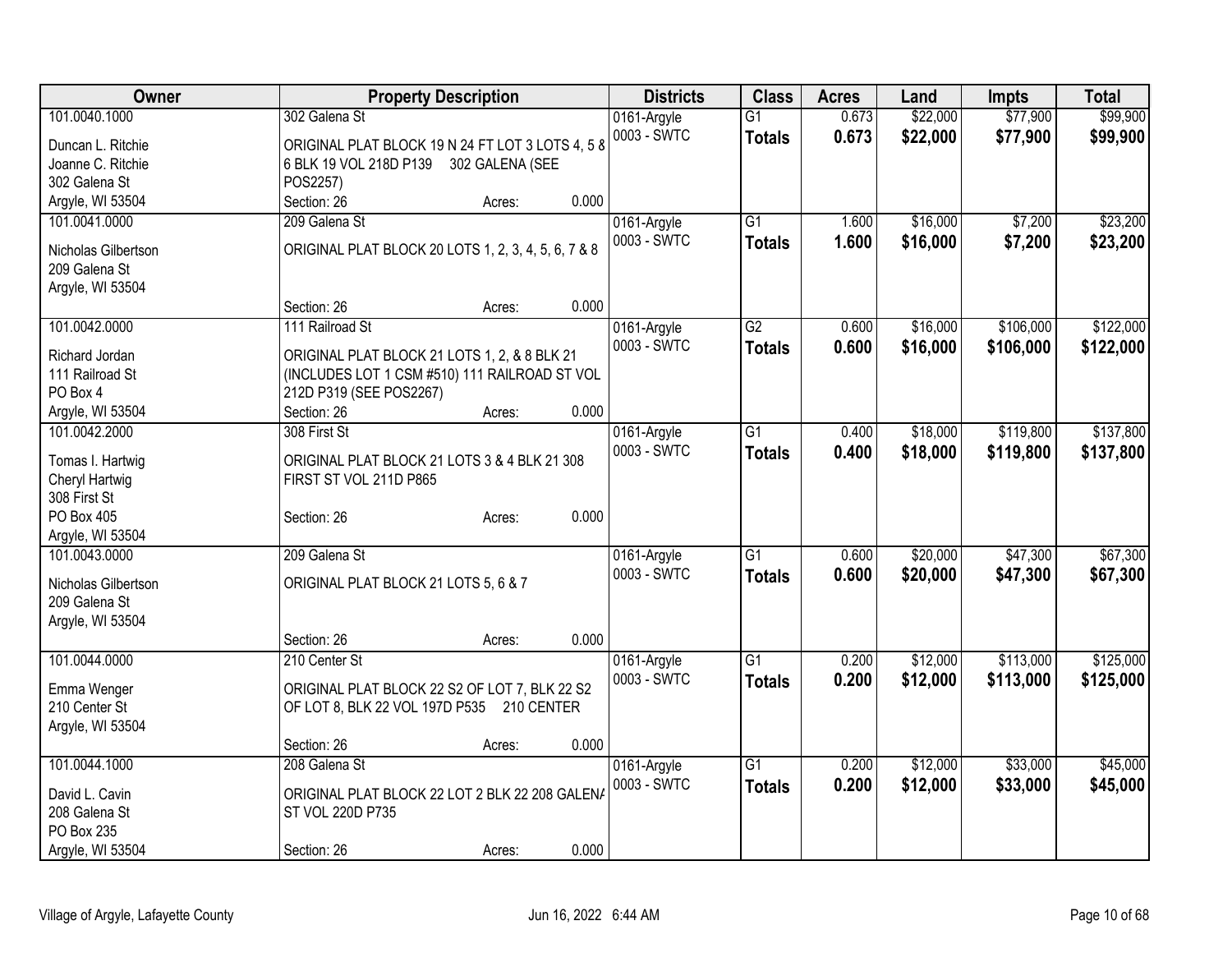| Owner | Property Description | Districts | Class | Acres | Land | Impts | Total |
|---|---|---|---|---|---|---|---|
| 101.0040.1000<br>Duncan L. Ritchie<br>Joanne C. Ritchie<br>302 Galena St<br>Argyle, WI 53504 | 302 Galena St<br>ORIGINAL PLAT BLOCK 19 N 24 FT LOT 3 LOTS 4, 5 & 6 BLK 19 VOL 218D P139 302 GALENA (SEE POS2257)<br>Section: 26 Acres: 0.000 | 0161-Argyle<br>0003 - SWTC | G1<br>**Totals** | 0.673<br>**0.673** | $22,000<br>**$22,000** | $77,900<br>**$77,900** | $99,900<br>**$99,900** |
| 101.0041.0000<br>Nicholas Gilbertson<br>209 Galena St<br>Argyle, WI 53504 | 209 Galena St<br>ORIGINAL PLAT BLOCK 20 LOTS 1, 2, 3, 4, 5, 6, 7 & 8<br>Section: 26 Acres: 0.000 | 0161-Argyle<br>0003 - SWTC | G1<br>**Totals** | 1.600<br>**1.600** | $16,000<br>**$16,000** | $7,200<br>**$7,200** | $23,200<br>**$23,200** |
| 101.0042.0000<br>Richard Jordan<br>111 Railroad St<br>PO Box 4<br>Argyle, WI 53504 | 111 Railroad St<br>ORIGINAL PLAT BLOCK 21 LOTS 1, 2, & 8 BLK 21 (INCLUDES LOT 1 CSM #510) 111 RAILROAD ST VOL 212D P319 (SEE POS2267)<br>Section: 26 Acres: 0.000 | 0161-Argyle<br>0003 - SWTC | G2<br>**Totals** | 0.600<br>**0.600** | $16,000<br>**$16,000** | $106,000<br>**$106,000** | $122,000<br>**$122,000** |
| 101.0042.2000<br>Tomas I. Hartwig<br>Cheryl Hartwig<br>308 First St<br>PO Box 405<br>Argyle, WI 53504 | 308 First St<br>ORIGINAL PLAT BLOCK 21 LOTS 3 & 4 BLK 21 308 FIRST ST VOL 211D P865<br>Section: 26 Acres: 0.000 | 0161-Argyle<br>0003 - SWTC | G1<br>**Totals** | 0.400<br>**0.400** | $18,000<br>**$18,000** | $119,800<br>**$119,800** | $137,800<br>**$137,800** |
| 101.0043.0000<br>Nicholas Gilbertson<br>209 Galena St<br>Argyle, WI 53504 | 209 Galena St<br>ORIGINAL PLAT BLOCK 21 LOTS 5, 6 & 7<br>Section: 26 Acres: 0.000 | 0161-Argyle<br>0003 - SWTC | G1<br>**Totals** | 0.600<br>**0.600** | $20,000<br>**$20,000** | $47,300<br>**$47,300** | $67,300<br>**$67,300** |
| 101.0044.0000<br>Emma Wenger<br>210 Center St<br>Argyle, WI 53504 | 210 Center St<br>ORIGINAL PLAT BLOCK 22 S2 OF LOT 7, BLK 22 S2 OF LOT 8, BLK 22 VOL 197D P535 210 CENTER<br>Section: 26 Acres: 0.000 | 0161-Argyle<br>0003 - SWTC | G1<br>**Totals** | 0.200<br>**0.200** | $12,000<br>**$12,000** | $113,000<br>**$113,000** | $125,000<br>**$125,000** |
| 101.0044.1000<br>David L. Cavin<br>208 Galena St<br>PO Box 235<br>Argyle, WI 53504 | 208 Galena St<br>ORIGINAL PLAT BLOCK 22 LOT 2 BLK 22 208 GALENA ST VOL 220D P735<br>Section: 26 Acres: 0.000 | 0161-Argyle<br>0003 - SWTC | G1<br>**Totals** | 0.200<br>**0.200** | $12,000<br>**$12,000** | $33,000<br>**$33,000** | $45,000<br>**$45,000** |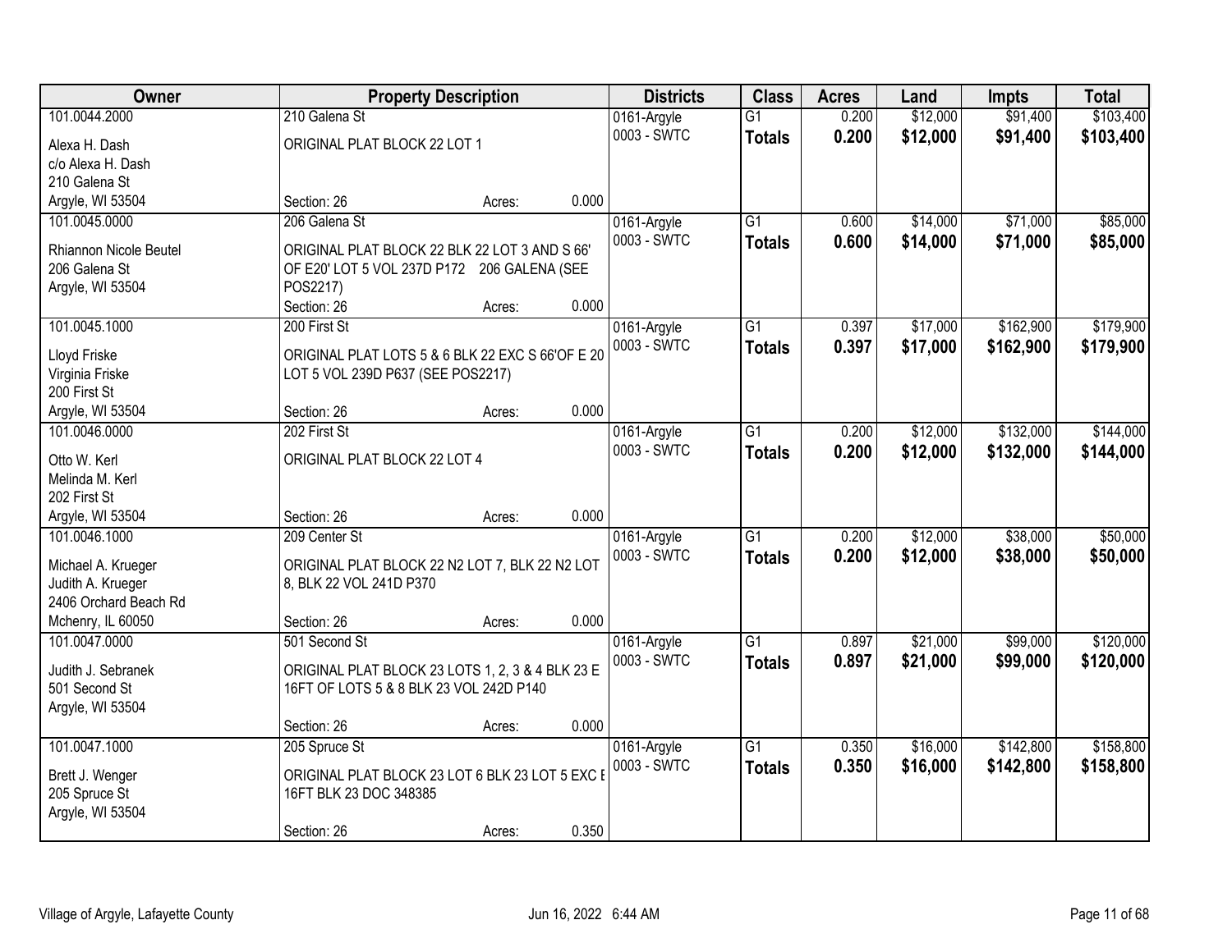| Owner | Property Description | Districts | Class | Acres | Land | Impts | Total |
|---|---|---|---|---|---|---|---|
| 101.0044.2000<br>Alexa H. Dash<br>c/o Alexa H. Dash<br>210 Galena St<br>Argyle, WI 53504 | 210 Galena St<br>ORIGINAL PLAT BLOCK 22 LOT 1<br>Section: 26 Acres: 0.000 | 0161-Argyle<br>0003 - SWTC | G1<br>**Totals** | 0.200<br>**0.200** | $12,000<br>**$12,000** | $91,400<br>**$91,400** | $103,400<br>**$103,400** |
| 101.0045.0000<br>Rhiannon Nicole Beutel<br>206 Galena St<br>Argyle, WI 53504 | 206 Galena St<br>ORIGINAL PLAT BLOCK 22 BLK 22 LOT 3 AND S 66' OF E20' LOT 5 VOL 237D P172 206 GALENA (SEE POS2217)<br>Section: 26 Acres: 0.000 | 0161-Argyle<br>0003 - SWTC | G1<br>**Totals** | 0.600<br>**0.600** | $14,000<br>**$14,000** | $71,000<br>**$71,000** | $85,000<br>**$85,000** |
| 101.0045.1000<br>Lloyd Friske<br>Virginia Friske<br>200 First St<br>Argyle, WI 53504 | 200 First St<br>ORIGINAL PLAT LOTS 5 & 6 BLK 22 EXC S 66'OF E 20 LOT 5 VOL 239D P637 (SEE POS2217)<br>Section: 26 Acres: 0.000 | 0161-Argyle<br>0003 - SWTC | G1<br>**Totals** | 0.397<br>**0.397** | $17,000<br>**$17,000** | $162,900<br>**$162,900** | $179,900<br>**$179,900** |
| 101.0046.0000<br>Otto W. Kerl<br>Melinda M. Kerl<br>202 First St<br>Argyle, WI 53504 | 202 First St<br>ORIGINAL PLAT BLOCK 22 LOT 4<br>Section: 26 Acres: 0.000 | 0161-Argyle<br>0003 - SWTC | G1<br>**Totals** | 0.200<br>**0.200** | $12,000<br>**$12,000** | $132,000<br>**$132,000** | $144,000<br>**$144,000** |
| 101.0046.1000<br>Michael A. Krueger<br>Judith A. Krueger<br>2406 Orchard Beach Rd<br>Mchenry, IL 60050 | 209 Center St<br>ORIGINAL PLAT BLOCK 22 N2 LOT 7, BLK 22 N2 LOT 8, BLK 22 VOL 241D P370<br>Section: 26 Acres: 0.000 | 0161-Argyle<br>0003 - SWTC | G1<br>**Totals** | 0.200<br>**0.200** | $12,000<br>**$12,000** | $38,000<br>**$38,000** | $50,000<br>**$50,000** |
| 101.0047.0000<br>Judith J. Sebranek<br>501 Second St<br>Argyle, WI 53504 | 501 Second St<br>ORIGINAL PLAT BLOCK 23 LOTS 1, 2, 3 & 4 BLK 23 E 16FT OF LOTS 5 & 8 BLK 23 VOL 242D P140<br>Section: 26 Acres: 0.000 | 0161-Argyle<br>0003 - SWTC | G1<br>**Totals** | 0.897<br>**0.897** | $21,000<br>**$21,000** | $99,000<br>**$99,000** | $120,000<br>**$120,000** |
| 101.0047.1000<br>Brett J. Wenger<br>205 Spruce St<br>Argyle, WI 53504 | 205 Spruce St<br>ORIGINAL PLAT BLOCK 23 LOT 6 BLK 23 LOT 5 EXC E 16FT BLK 23 DOC 348385<br>Section: 26 Acres: 0.350 | 0161-Argyle<br>0003 - SWTC | G1<br>**Totals** | 0.350<br>**0.350** | $16,000<br>**$16,000** | $142,800<br>**$142,800** | $158,800<br>**$158,800** |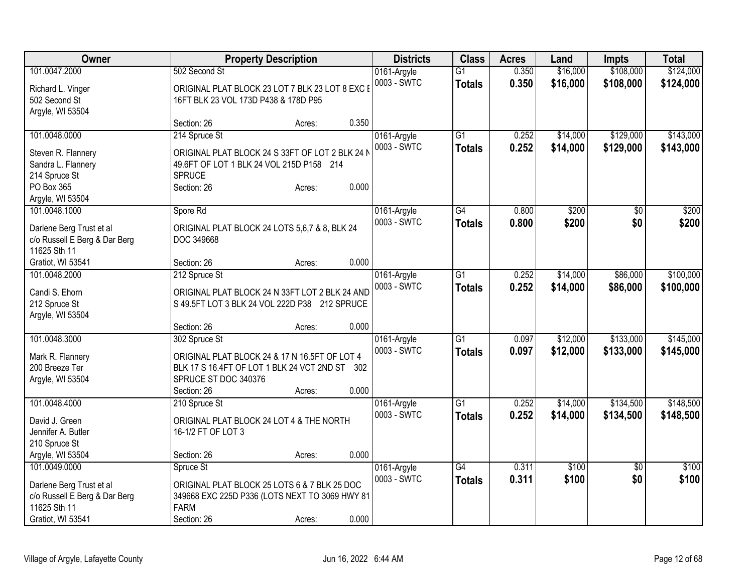| Owner | Property Description | Districts | Class | Acres | Land | Impts | Total |
|---|---|---|---|---|---|---|---|
| 101.0047.2000<br><br>Richard L. Vinger<br>502 Second St<br>Argyle, WI 53504 | 502 Second St<br><br>ORIGINAL PLAT BLOCK 23 LOT 7 BLK 23 LOT 8 EXC E 16FT BLK 23 VOL 173D P438 & 178D P95<br><br>Section: 26 Acres: 0.350 | 0161-Argyle<br>0003 - SWTC | G1<br>**Totals** | 0.350<br>**0.350** | $16,000<br>**$16,000** | $108,000<br>**$108,000** | $124,000<br>**$124,000** |
| 101.0048.0000<br><br>Steven R. Flannery<br>Sandra L. Flannery<br>214 Spruce St<br>PO Box 365<br>Argyle, WI 53504 | 214 Spruce St<br><br>ORIGINAL PLAT BLOCK 24 S 33FT OF LOT 2 BLK 24 N 49.6FT OF LOT 1 BLK 24 VOL 215D P158 214 SPRUCE<br>Section: 26 Acres: 0.000 | 0161-Argyle<br>0003 - SWTC | G1<br>**Totals** | 0.252<br>**0.252** | $14,000<br>**$14,000** | $129,000<br>**$129,000** | $143,000<br>**$143,000** |
| 101.0048.1000<br><br>Darlene Berg Trust et al<br>c/o Russell E Berg & Dar Berg<br>11625 Sth 11<br>Gratiot, WI 53541 | Spore Rd<br><br>ORIGINAL PLAT BLOCK 24 LOTS 5,6,7 & 8, BLK 24 DOC 349668<br><br>Section: 26 Acres: 0.000 | 0161-Argyle<br>0003 - SWTC | G4<br>**Totals** | 0.800<br>**0.800** | $200<br>**$200** | $0<br>**$0** | $200<br>**$200** |
| 101.0048.2000<br><br>Candi S. Ehorn<br>212 Spruce St<br>Argyle, WI 53504 | 212 Spruce St<br><br>ORIGINAL PLAT BLOCK 24 N 33FT LOT 2 BLK 24 AND S 49.5FT LOT 3 BLK 24 VOL 222D P38 212 SPRUCE<br><br>Section: 26 Acres: 0.000 | 0161-Argyle<br>0003 - SWTC | G1<br>**Totals** | 0.252<br>**0.252** | $14,000<br>**$14,000** | $86,000<br>**$86,000** | $100,000<br>**$100,000** |
| 101.0048.3000<br><br>Mark R. Flannery<br>200 Breeze Ter<br>Argyle, WI 53504 | 302 Spruce St<br><br>ORIGINAL PLAT BLOCK 24 & 17 N 16.5FT OF LOT 4 BLK 17 S 16.4FT OF LOT 1 BLK 24 VCT 2ND ST 302 SPRUCE ST DOC 340376<br>Section: 26 Acres: 0.000 | 0161-Argyle<br>0003 - SWTC | G1<br>**Totals** | 0.097<br>**0.097** | $12,000<br>**$12,000** | $133,000<br>**$133,000** | $145,000<br>**$145,000** |
| 101.0048.4000<br><br>David J. Green<br>Jennifer A. Butler<br>210 Spruce St<br>Argyle, WI 53504 | 210 Spruce St<br><br>ORIGINAL PLAT BLOCK 24 LOT 4 & THE NORTH 16-1/2 FT OF LOT 3<br><br>Section: 26 Acres: 0.000 | 0161-Argyle<br>0003 - SWTC | G1<br>**Totals** | 0.252<br>**0.252** | $14,000<br>**$14,000** | $134,500<br>**$134,500** | $148,500<br>**$148,500** |
| 101.0049.0000<br><br>Darlene Berg Trust et al<br>c/o Russell E Berg & Dar Berg<br>11625 Sth 11<br>Gratiot, WI 53541 | Spruce St<br><br>ORIGINAL PLAT BLOCK 25 LOTS 6 & 7 BLK 25 DOC 349668 EXC 225D P336 (LOTS NEXT TO 3069 HWY 81 FARM<br>Section: 26 Acres: 0.000 | 0161-Argyle<br>0003 - SWTC | G4<br>**Totals** | 0.311<br>**0.311** | $100<br>**$100** | $0<br>**$0** | $100<br>**$100** |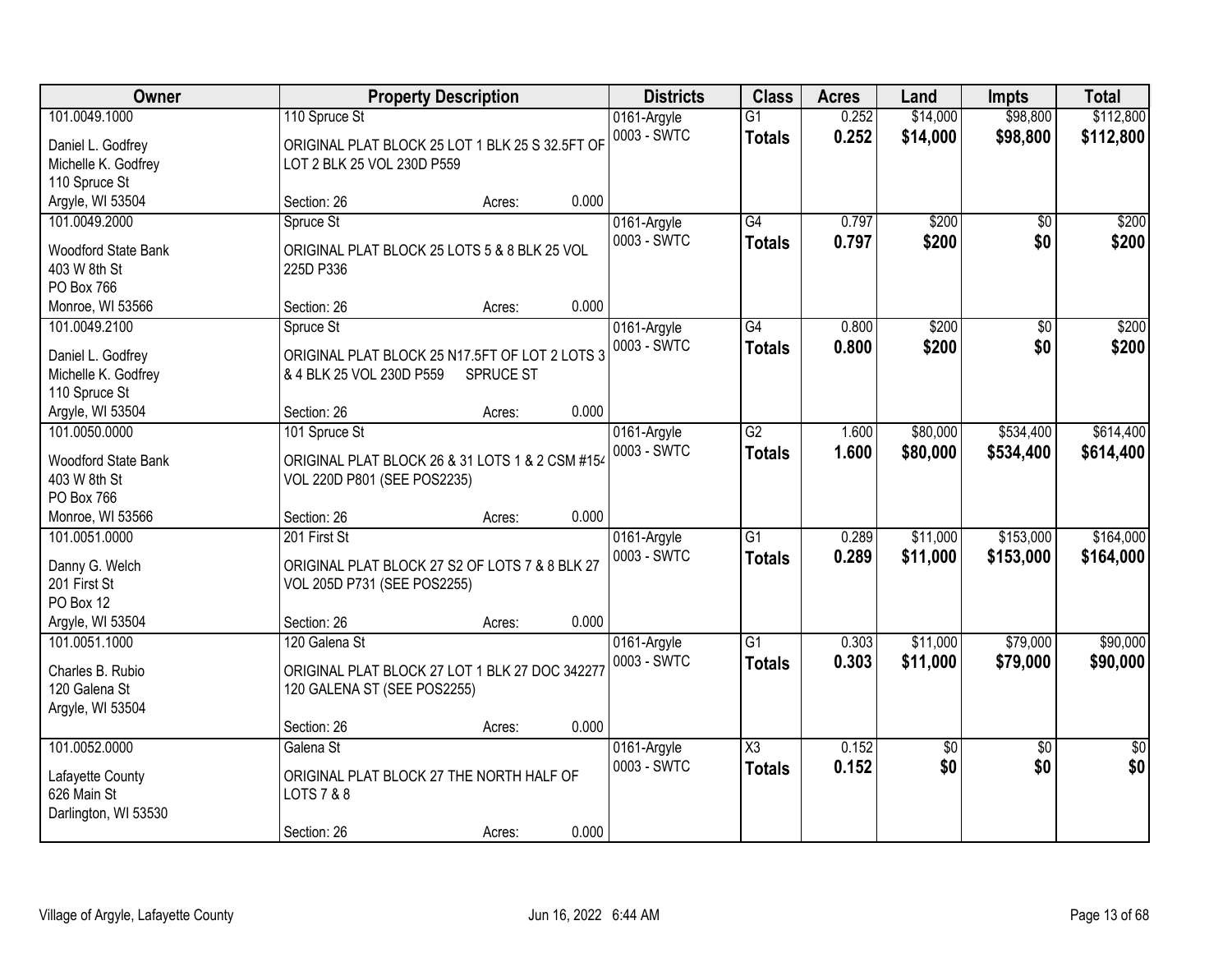| Owner | Property Description | Districts | Class | Acres | Land | Impts | Total |
|---|---|---|---|---|---|---|---|
| 101.0049.1000<br>Daniel L. Godfrey<br>Michelle K. Godfrey<br>110 Spruce St<br>Argyle, WI 53504 | 110 Spruce St<br>ORIGINAL PLAT BLOCK 25 LOT 1 BLK 25 S 32.5FT OF LOT 2 BLK 25 VOL 230D P559<br>Section: 26 Acres: 0.000 | 0161-Argyle<br>0003 - SWTC | G1<br>**Totals** | 0.252<br>**0.252** | $14,000<br>**$14,000** | $98,800<br>**$98,800** | $112,800<br>**$112,800** |
| 101.0049.2000<br>Woodford State Bank<br>403 W 8th St<br>PO Box 766<br>Monroe, WI 53566 | Spruce St<br>ORIGINAL PLAT BLOCK 25 LOTS 5 & 8 BLK 25 VOL 225D P336<br>Section: 26 Acres: 0.000 | 0161-Argyle<br>0003 - SWTC | G4<br>**Totals** | 0.797<br>**0.797** | $200<br>**$200** | $0<br>**$0** | $200<br>**$200** |
| 101.0049.2100<br>Daniel L. Godfrey<br>Michelle K. Godfrey<br>110 Spruce St<br>Argyle, WI 53504 | Spruce St<br>ORIGINAL PLAT BLOCK 25 N17.5FT OF LOT 2 LOTS 3 & 4 BLK 25 VOL 230D P559 SPRUCE ST<br>Section: 26 Acres: 0.000 | 0161-Argyle<br>0003 - SWTC | G4<br>**Totals** | 0.800<br>**0.800** | $200<br>**$200** | $0<br>**$0** | $200<br>**$200** |
| 101.0050.0000<br>Woodford State Bank<br>403 W 8th St<br>PO Box 766<br>Monroe, WI 53566 | 101 Spruce St<br>ORIGINAL PLAT BLOCK 26 & 31 LOTS 1 & 2 CSM #154 VOL 220D P801 (SEE POS2235)<br>Section: 26 Acres: 0.000 | 0161-Argyle<br>0003 - SWTC | G2<br>**Totals** | 1.600<br>**1.600** | $80,000<br>**$80,000** | $534,400<br>**$534,400** | $614,400<br>**$614,400** |
| 101.0051.0000<br>Danny G. Welch<br>201 First St<br>PO Box 12<br>Argyle, WI 53504 | 201 First St<br>ORIGINAL PLAT BLOCK 27 S2 OF LOTS 7 & 8 BLK 27 VOL 205D P731 (SEE POS2255)<br>Section: 26 Acres: 0.000 | 0161-Argyle<br>0003 - SWTC | G1<br>**Totals** | 0.289<br>**0.289** | $11,000<br>**$11,000** | $153,000<br>**$153,000** | $164,000<br>**$164,000** |
| 101.0051.1000<br>Charles B. Rubio<br>120 Galena St<br>Argyle, WI 53504 | 120 Galena St<br>ORIGINAL PLAT BLOCK 27 LOT 1 BLK 27 DOC 342277 120 GALENA ST (SEE POS2255)<br>Section: 26 Acres: 0.000 | 0161-Argyle<br>0003 - SWTC | G1<br>**Totals** | 0.303<br>**0.303** | $11,000<br>**$11,000** | $79,000<br>**$79,000** | $90,000<br>**$90,000** |
| 101.0052.0000<br>Lafayette County<br>626 Main St<br>Darlington, WI 53530 | Galena St<br>ORIGINAL PLAT BLOCK 27 THE NORTH HALF OF LOTS 7 & 8<br>Section: 26 Acres: 0.000 | 0161-Argyle<br>0003 - SWTC | X3<br>**Totals** | 0.152<br>**0.152** | $0<br>**$0** | $0<br>**$0** | $0<br>**$0** |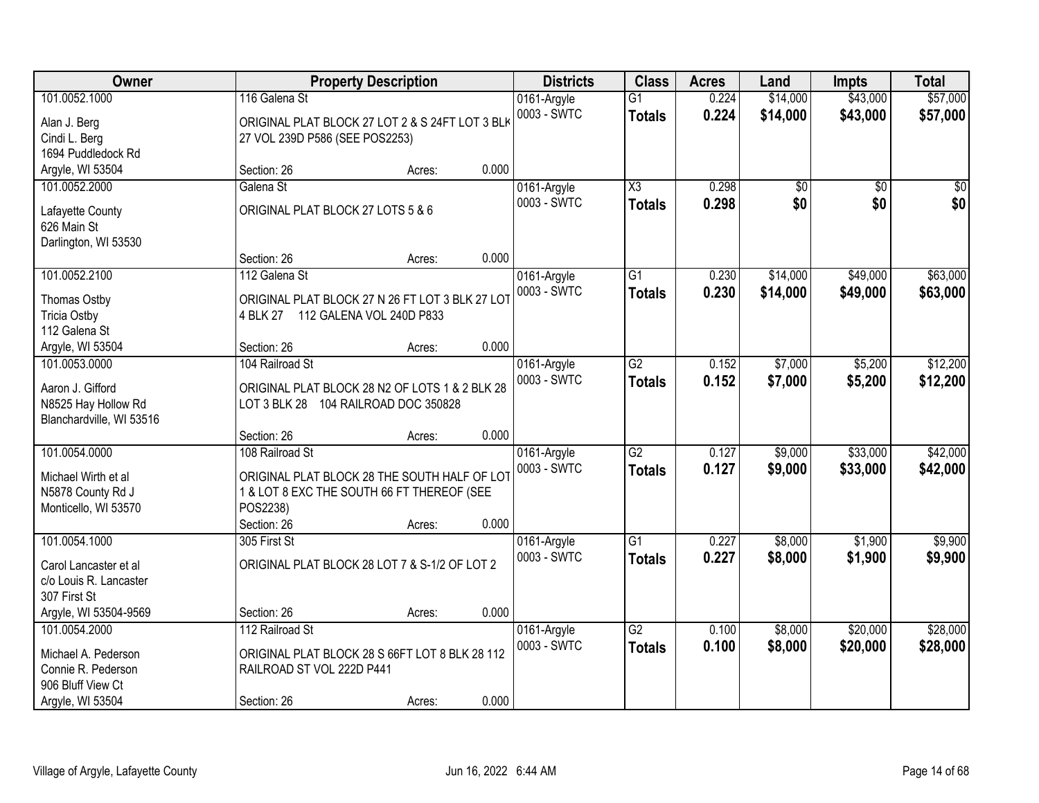| Owner | Property Description | Districts | Class | Acres | Land | Impts | Total |
|---|---|---|---|---|---|---|---|
| 101.0052.1000<br>Alan J. Berg<br>Cindi L. Berg<br>1694 Puddledock Rd<br>Argyle, WI 53504 | 116 Galena St<br>ORIGINAL PLAT BLOCK 27 LOT 2 & S 24FT LOT 3 BLK 27 VOL 239D P586 (SEE POS2253)<br>Section: 26 Acres: 0.000 | 0161-Argyle<br>0003 - SWTC | G1<br>**Totals** | 0.224<br>**0.224** | $14,000<br>**$14,000** | $43,000<br>**$43,000** | $57,000<br>**$57,000** |
| 101.0052.2000<br>Lafayette County<br>626 Main St<br>Darlington, WI 53530 | Galena St<br>ORIGINAL PLAT BLOCK 27 LOTS 5 & 6<br>Section: 26 Acres: 0.000 | 0161-Argyle<br>0003 - SWTC | X3<br>**Totals** | 0.298<br>**0.298** | $0<br>**$0** | $0<br>**$0** | $0<br>**$0** |
| 101.0052.2100<br>Thomas Ostby<br>Tricia Ostby<br>112 Galena St<br>Argyle, WI 53504 | 112 Galena St<br>ORIGINAL PLAT BLOCK 27 N 26 FT LOT 3 BLK 27 LOT 4 BLK 27 112 GALENA VOL 240D P833<br>Section: 26 Acres: 0.000 | 0161-Argyle<br>0003 - SWTC | G1<br>**Totals** | 0.230<br>**0.230** | $14,000<br>**$14,000** | $49,000<br>**$49,000** | $63,000<br>**$63,000** |
| 101.0053.0000<br>Aaron J. Gifford<br>N8525 Hay Hollow Rd<br>Blanchardville, WI 53516 | 104 Railroad St<br>ORIGINAL PLAT BLOCK 28 N2 OF LOTS 1 & 2 BLK 28 LOT 3 BLK 28 104 RAILROAD DOC 350828<br>Section: 26 Acres: 0.000 | 0161-Argyle<br>0003 - SWTC | G2<br>**Totals** | 0.152<br>**0.152** | $7,000<br>**$7,000** | $5,200<br>**$5,200** | $12,200<br>**$12,200** |
| 101.0054.0000<br>Michael Wirth et al<br>N5878 County Rd J<br>Monticello, WI 53570 | 108 Railroad St<br>ORIGINAL PLAT BLOCK 28 THE SOUTH HALF OF LOT 1 & LOT 8 EXC THE SOUTH 66 FT THEREOF (SEE POS2238)<br>Section: 26 Acres: 0.000 | 0161-Argyle<br>0003 - SWTC | G2<br>**Totals** | 0.127<br>**0.127** | $9,000<br>**$9,000** | $33,000<br>**$33,000** | $42,000<br>**$42,000** |
| 101.0054.1000<br>Carol Lancaster et al<br>c/o Louis R. Lancaster<br>307 First St<br>Argyle, WI 53504-9569 | 305 First St<br>ORIGINAL PLAT BLOCK 28 LOT 7 & S-1/2 OF LOT 2<br>Section: 26 Acres: 0.000 | 0161-Argyle<br>0003 - SWTC | G1<br>**Totals** | 0.227<br>**0.227** | $8,000<br>**$8,000** | $1,900<br>**$1,900** | $9,900<br>**$9,900** |
| 101.0054.2000<br>Michael A. Pederson<br>Connie R. Pederson<br>906 Bluff View Ct<br>Argyle, WI 53504 | 112 Railroad St<br>ORIGINAL PLAT BLOCK 28 S 66FT LOT 8 BLK 28 112 RAILROAD ST VOL 222D P441<br>Section: 26 Acres: 0.000 | 0161-Argyle<br>0003 - SWTC | G2<br>**Totals** | 0.100<br>**0.100** | $8,000<br>**$8,000** | $20,000<br>**$20,000** | $28,000<br>**$28,000** |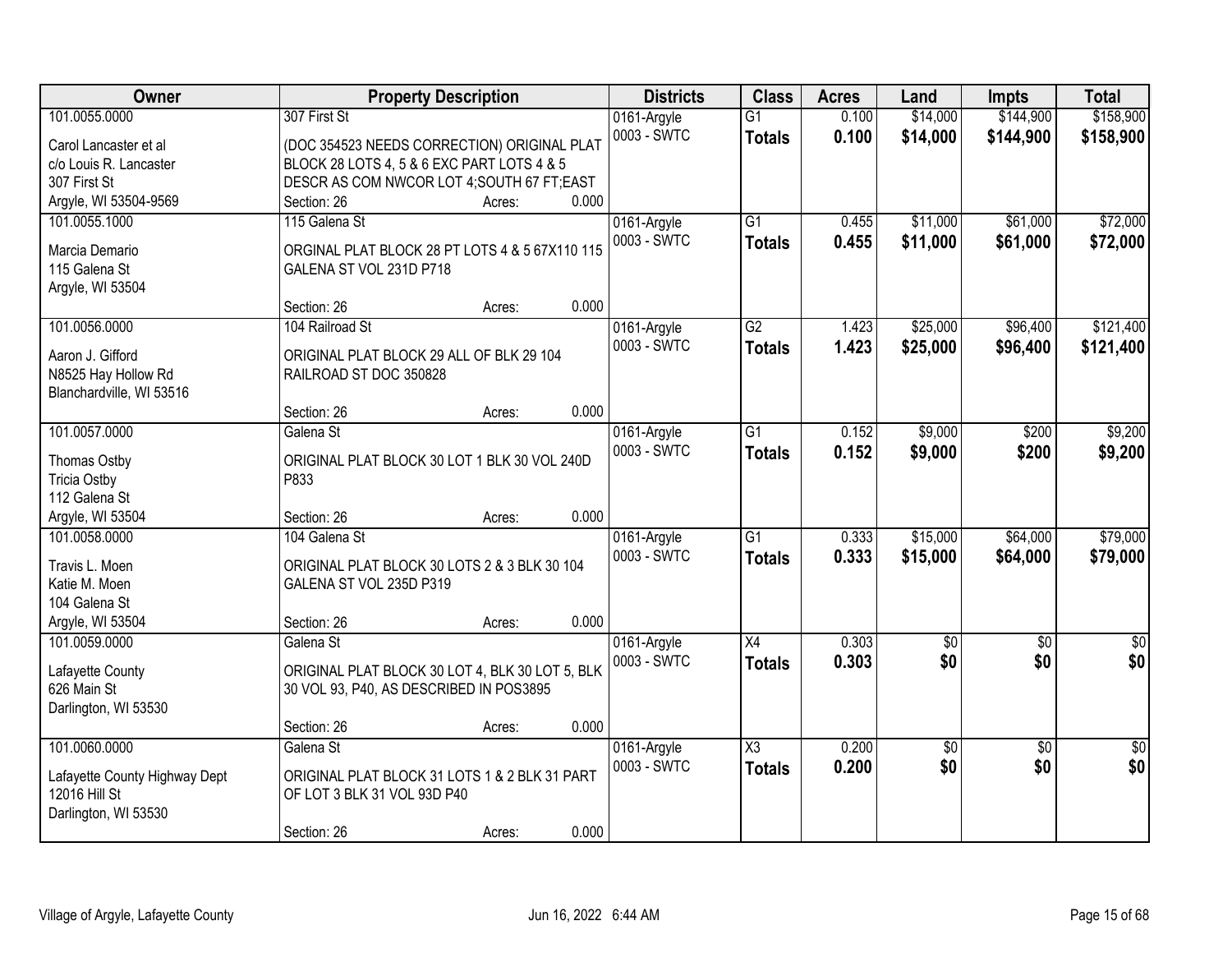| Owner | Property Description | Districts | Class | Acres | Land | Impts | Total |
|---|---|---|---|---|---|---|---|
| 101.0055.0000<br>Carol Lancaster et al<br>c/o Louis R. Lancaster<br>307 First St<br>Argyle, WI 53504-9569 | 307 First St<br>(DOC 354523 NEEDS CORRECTION) ORIGINAL PLAT BLOCK 28 LOTS 4, 5 & 6 EXC PART LOTS 4 & 5 DESCR AS COM NWCOR LOT 4;SOUTH 67 FT;EAST<br>Section: 26 Acres: 0.000 | 0161-Argyle<br>0003 - SWTC | G1<br>**Totals** | 0.100<br>**0.100** | $14,000<br>**$14,000** | $144,900<br>**$144,900** | $158,900<br>**$158,900** |
| 101.0055.1000<br>Marcia Demario<br>115 Galena St<br>Argyle, WI 53504 | 115 Galena St<br>ORGINAL PLAT BLOCK 28 PT LOTS 4 & 5 67X110 115 GALENA ST VOL 231D P718<br>Section: 26 Acres: 0.000 | 0161-Argyle<br>0003 - SWTC | G1<br>**Totals** | 0.455<br>**0.455** | $11,000<br>**$11,000** | $61,000<br>**$61,000** | $72,000<br>**$72,000** |
| 101.0056.0000<br>Aaron J. Gifford<br>N8525 Hay Hollow Rd<br>Blanchardville, WI 53516 | 104 Railroad St<br>ORIGINAL PLAT BLOCK 29 ALL OF BLK 29 104 RAILROAD ST DOC 350828<br>Section: 26 Acres: 0.000 | 0161-Argyle<br>0003 - SWTC | G2<br>**Totals** | 1.423<br>**1.423** | $25,000<br>**$25,000** | $96,400<br>**$96,400** | $121,400<br>**$121,400** |
| 101.0057.0000<br>Thomas Ostby<br>Tricia Ostby<br>112 Galena St<br>Argyle, WI 53504 | Galena St<br>ORIGINAL PLAT BLOCK 30 LOT 1 BLK 30 VOL 240D P833<br>Section: 26 Acres: 0.000 | 0161-Argyle<br>0003 - SWTC | G1<br>**Totals** | 0.152<br>**0.152** | $9,000<br>**$9,000** | $200<br>**$200** | $9,200<br>**$9,200** |
| 101.0058.0000<br>Travis L. Moen<br>Katie M. Moen<br>104 Galena St<br>Argyle, WI 53504 | 104 Galena St<br>ORIGINAL PLAT BLOCK 30 LOTS 2 & 3 BLK 30 104 GALENA ST VOL 235D P319<br>Section: 26 Acres: 0.000 | 0161-Argyle<br>0003 - SWTC | G1<br>**Totals** | 0.333<br>**0.333** | $15,000<br>**$15,000** | $64,000<br>**$64,000** | $79,000<br>**$79,000** |
| 101.0059.0000<br>Lafayette County<br>626 Main St<br>Darlington, WI 53530 | Galena St<br>ORIGINAL PLAT BLOCK 30 LOT 4, BLK 30 LOT 5, BLK 30 VOL 93, P40, AS DESCRIBED IN POS3895<br>Section: 26 Acres: 0.000 | 0161-Argyle<br>0003 - SWTC | X4<br>**Totals** | 0.303<br>**0.303** | $0<br>**$0** | $0<br>**$0** | $0<br>**$0** |
| 101.0060.0000<br>Lafayette County Highway Dept<br>12016 Hill St<br>Darlington, WI 53530 | Galena St<br>ORIGINAL PLAT BLOCK 31 LOTS 1 & 2 BLK 31 PART OF LOT 3 BLK 31 VOL 93D P40<br>Section: 26 Acres: 0.000 | 0161-Argyle<br>0003 - SWTC | X3<br>**Totals** | 0.200<br>**0.200** | $0<br>**$0** | $0<br>**$0** | $0<br>**$0** |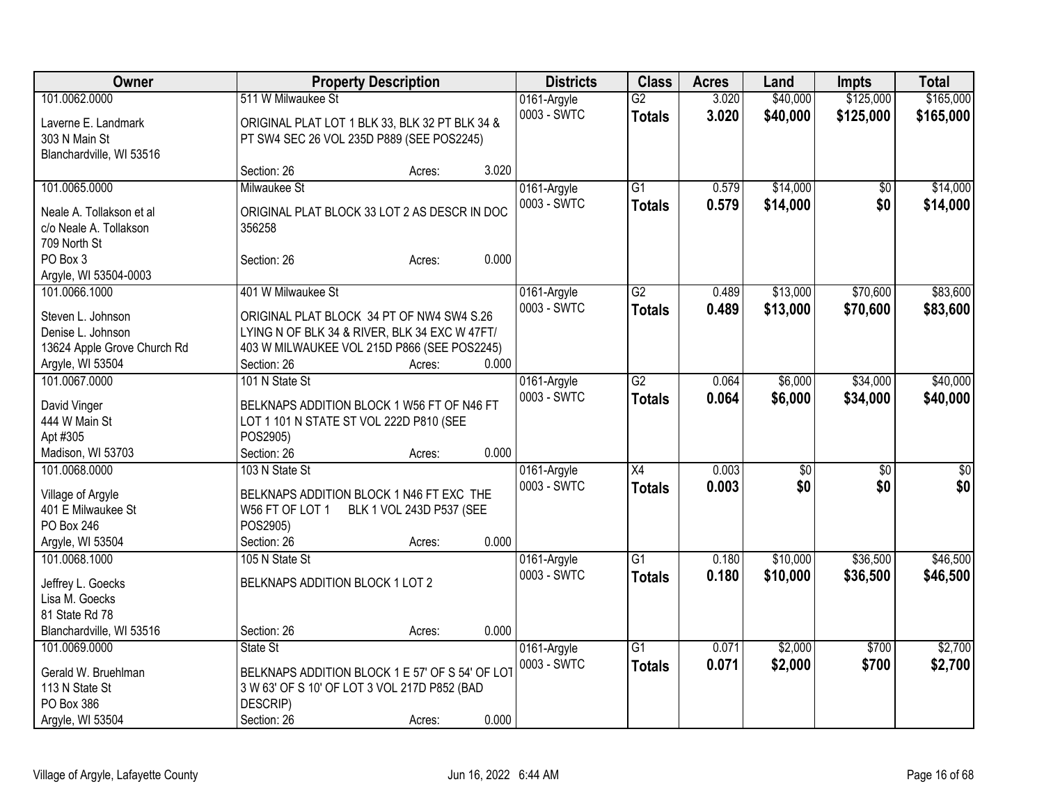| Owner | Property Description | Districts | Class | Acres | Land | Impts | Total |
|---|---|---|---|---|---|---|---|
| 101.0062.0000<br>Laverne E. Landmark<br>303 N Main St<br>Blanchardville, WI 53516 | 511 W Milwaukee St<br>ORIGINAL PLAT LOT 1 BLK 33, BLK 32 PT BLK 34 & PT SW4 SEC 26 VOL 235D P889 (SEE POS2245)<br>Section: 26 Acres: 3.020 | 0161-Argyle<br>0003 - SWTC | G2<br>**Totals** | 3.020<br>**3.020** | $40,000<br>**$40,000** | $125,000<br>**$125,000** | $165,000<br>**$165,000** |
| 101.0065.0000<br>Neale A. Tollakson et al<br>c/o Neale A. Tollakson<br>709 North St<br>PO Box 3<br>Argyle, WI 53504-0003 | Milwaukee St<br>ORIGINAL PLAT BLOCK 33 LOT 2 AS DESCR IN DOC 356258<br>Section: 26 Acres: 0.000 | 0161-Argyle<br>0003 - SWTC | G1<br>**Totals** | 0.579<br>**0.579** | $14,000<br>**$14,000** | $0<br>**$0** | $14,000<br>**$14,000** |
| 101.0066.1000<br>Steven L. Johnson<br>Denise L. Johnson<br>13624 Apple Grove Church Rd<br>Argyle, WI 53504 | 401 W Milwaukee St<br>ORIGINAL PLAT BLOCK 34 PT OF NW4 SW4 S.26 LYING N OF BLK 34 & RIVER, BLK 34 EXC W 47FT/ 403 W MILWAUKEE VOL 215D P866 (SEE POS2245)<br>Section: 26 Acres: 0.000 | 0161-Argyle<br>0003 - SWTC | G2<br>**Totals** | 0.489<br>**0.489** | $13,000<br>**$13,000** | $70,600<br>**$70,600** | $83,600<br>**$83,600** |
| 101.0067.0000<br>David Vinger<br>444 W Main St<br>Apt #305<br>Madison, WI 53703 | 101 N State St<br>BELKNAPS ADDITION BLOCK 1 W56 FT OF N46 FT LOT 1 101 N STATE ST VOL 222D P810 (SEE POS2905)<br>Section: 26 Acres: 0.000 | 0161-Argyle<br>0003 - SWTC | G2<br>**Totals** | 0.064<br>**0.064** | $6,000<br>**$6,000** | $34,000<br>**$34,000** | $40,000<br>**$40,000** |
| 101.0068.0000<br>Village of Argyle<br>401 E Milwaukee St<br>PO Box 246<br>Argyle, WI 53504 | 103 N State St<br>BELKNAPS ADDITION BLOCK 1 N46 FT EXC THE W56 FT OF LOT 1 BLK 1 VOL 243D P537 (SEE POS2905)<br>Section: 26 Acres: 0.000 | 0161-Argyle<br>0003 - SWTC | X4<br>**Totals** | 0.003<br>**0.003** | $0<br>**$0** | $0<br>**$0** | $0<br>**$0** |
| 101.0068.1000<br>Jeffrey L. Goecks<br>Lisa M. Goecks<br>81 State Rd 78<br>Blanchardville, WI 53516 | 105 N State St<br>BELKNAPS ADDITION BLOCK 1 LOT 2<br>Section: 26 Acres: 0.000 | 0161-Argyle<br>0003 - SWTC | G1<br>**Totals** | 0.180<br>**0.180** | $10,000<br>**$10,000** | $36,500<br>**$36,500** | $46,500<br>**$46,500** |
| 101.0069.0000<br>Gerald W. Bruehlman<br>113 N State St<br>PO Box 386<br>Argyle, WI 53504 | State St<br>BELKNAPS ADDITION BLOCK 1 E 57' OF S 54' OF LOT 3 W 63' OF S 10' OF LOT 3 VOL 217D P852 (BAD DESCRIP)<br>Section: 26 Acres: 0.000 | 0161-Argyle<br>0003 - SWTC | G1<br>**Totals** | 0.071<br>**0.071** | $2,000<br>**$2,000** | $700<br>**$700** | $2,700<br>**$2,700** |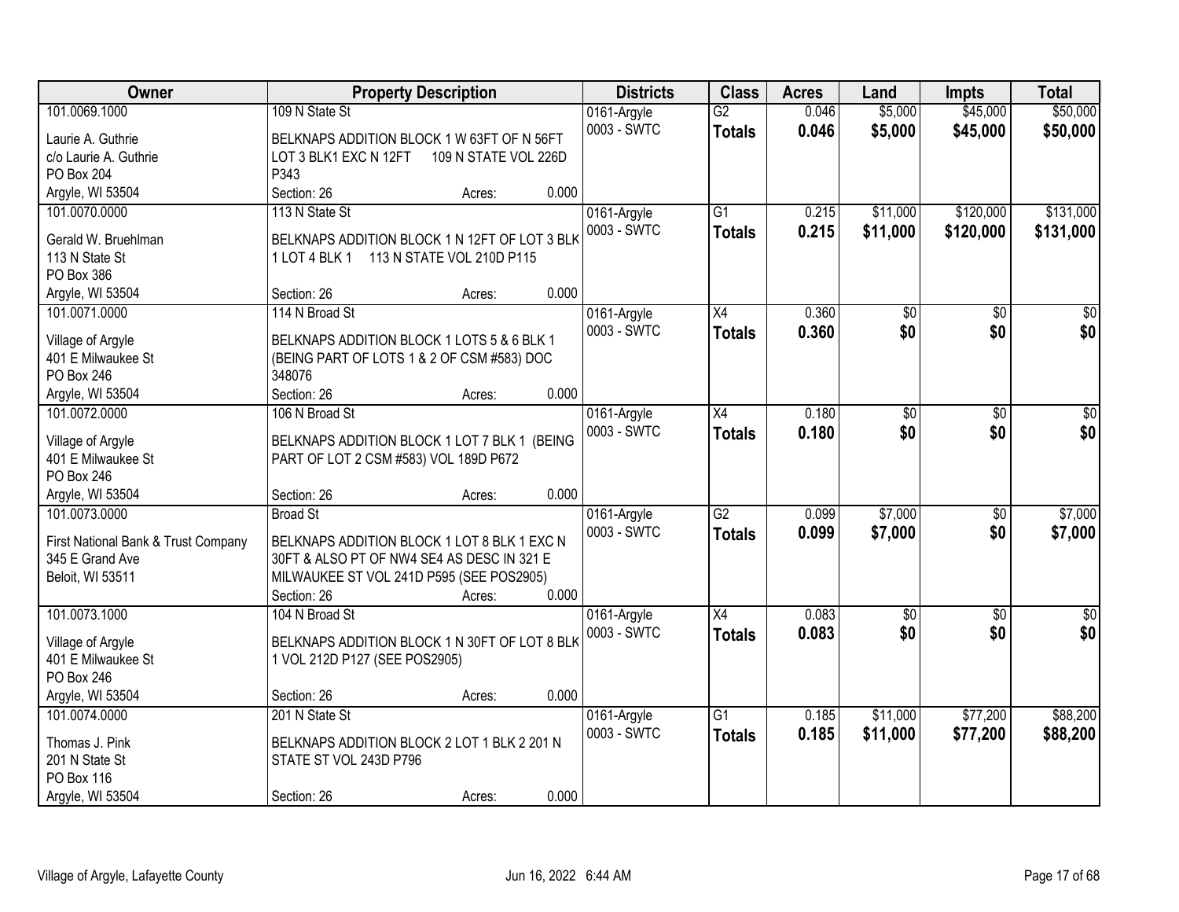| Owner | Property Description | Districts | Class | Acres | Land | Impts | Total |
|---|---|---|---|---|---|---|---|
| 101.0069.1000<br>Laurie A. Guthrie<br>c/o Laurie A. Guthrie<br>PO Box 204<br>Argyle, WI 53504 | 109 N State St<br>BELKNAPS ADDITION BLOCK 1 W 63FT OF N 56FT LOT 3 BLK1 EXC N 12FT 109 N STATE VOL 226D P343<br>Section: 26 Acres: 0.000 | 0161-Argyle<br>0003 - SWTC | G2<br>**Totals** | 0.046<br>**0.046** | $5,000<br>**$5,000** | $45,000<br>**$45,000** | $50,000<br>**$50,000** |
| 101.0070.0000<br>Gerald W. Bruehlman<br>113 N State St<br>PO Box 386<br>Argyle, WI 53504 | 113 N State St<br>BELKNAPS ADDITION BLOCK 1 N 12FT OF LOT 3 BLK 1 LOT 4 BLK 1 113 N STATE VOL 210D P115<br>Section: 26 Acres: 0.000 | 0161-Argyle<br>0003 - SWTC | G1<br>**Totals** | 0.215<br>**0.215** | $11,000<br>**$11,000** | $120,000<br>**$120,000** | $131,000<br>**$131,000** |
| 101.0071.0000<br>Village of Argyle<br>401 E Milwaukee St<br>PO Box 246<br>Argyle, WI 53504 | 114 N Broad St<br>BELKNAPS ADDITION BLOCK 1 LOTS 5 & 6 BLK 1 (BEING PART OF LOTS 1 & 2 OF CSM #583) DOC 348076<br>Section: 26 Acres: 0.000 | 0161-Argyle<br>0003 - SWTC | X4<br>**Totals** | 0.360<br>**0.360** | $0<br>**$0** | $0<br>**$0** | $0<br>**$0** |
| 101.0072.0000<br>Village of Argyle<br>401 E Milwaukee St<br>PO Box 246<br>Argyle, WI 53504 | 106 N Broad St<br>BELKNAPS ADDITION BLOCK 1 LOT 7 BLK 1 (BEING PART OF LOT 2 CSM #583) VOL 189D P672<br>Section: 26 Acres: 0.000 | 0161-Argyle<br>0003 - SWTC | X4<br>**Totals** | 0.180<br>**0.180** | $0<br>**$0** | $0<br>**$0** | $0<br>**$0** |
| 101.0073.0000<br>First National Bank & Trust Company<br>345 E Grand Ave<br>Beloit, WI 53511 | Broad St<br>BELKNAPS ADDITION BLOCK 1 LOT 8 BLK 1 EXC N 30FT & ALSO PT OF NW4 SE4 AS DESC IN 321 E MILWAUKEE ST VOL 241D P595 (SEE POS2905)<br>Section: 26 Acres: 0.000 | 0161-Argyle<br>0003 - SWTC | G2<br>**Totals** | 0.099<br>**0.099** | $7,000<br>**$7,000** | $0<br>**$0** | $7,000<br>**$7,000** |
| 101.0073.1000<br>Village of Argyle<br>401 E Milwaukee St<br>PO Box 246<br>Argyle, WI 53504 | 104 N Broad St<br>BELKNAPS ADDITION BLOCK 1 N 30FT OF LOT 8 BLK 1 VOL 212D P127 (SEE POS2905)<br>Section: 26 Acres: 0.000 | 0161-Argyle<br>0003 - SWTC | X4<br>**Totals** | 0.083<br>**0.083** | $0<br>**$0** | $0<br>**$0** | $0<br>**$0** |
| 101.0074.0000<br>Thomas J. Pink<br>201 N State St<br>PO Box 116<br>Argyle, WI 53504 | 201 N State St<br>BELKNAPS ADDITION BLOCK 2 LOT 1 BLK 2 201 N STATE ST VOL 243D P796<br>Section: 26 Acres: 0.000 | 0161-Argyle<br>0003 - SWTC | G1<br>**Totals** | 0.185<br>**0.185** | $11,000<br>**$11,000** | $77,200<br>**$77,200** | $88,200<br>**$88,200** |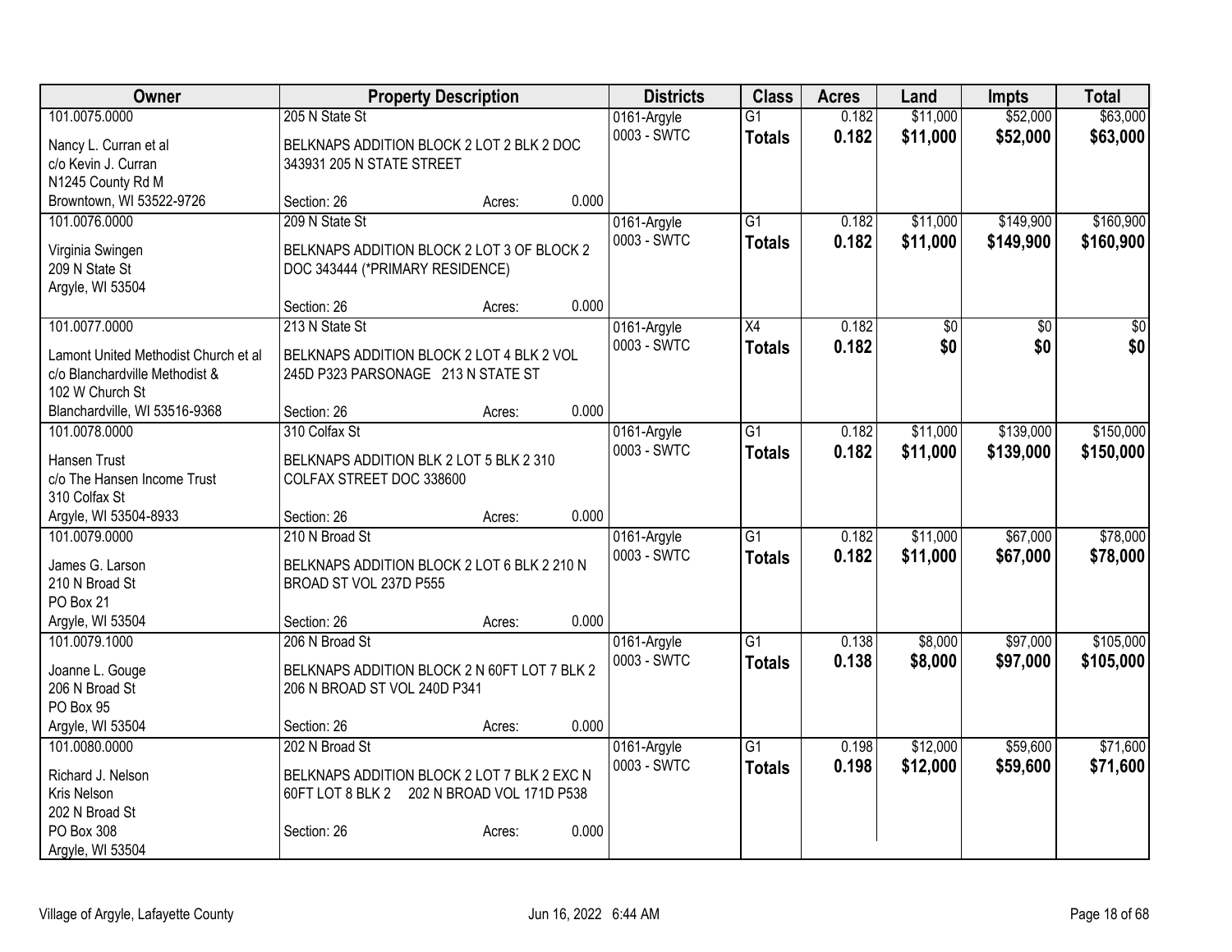| Owner | Property Description | Districts | Class | Acres | Land | Impts | Total |
|---|---|---|---|---|---|---|---|
| 101.0075.0000<br>Nancy L. Curran et al<br>c/o Kevin J. Curran<br>N1245 County Rd M<br>Browntown, WI 53522-9726 | 205 N State St<br>BELKNAPS ADDITION BLOCK 2 LOT 2 BLK 2 DOC 343931 205 N STATE STREET<br>Section: 26 Acres: 0.000 | 0161-Argyle<br>0003 - SWTC | G1<br>**Totals** | 0.182<br>**0.182** | $11,000<br>**$11,000** | $52,000<br>**$52,000** | $63,000<br>**$63,000** |
| 101.0076.0000<br>Virginia Swingen<br>209 N State St<br>Argyle, WI 53504 | 209 N State St<br>BELKNAPS ADDITION BLOCK 2 LOT 3 OF BLOCK 2 DOC 343444 (*PRIMARY RESIDENCE)<br>Section: 26 Acres: 0.000 | 0161-Argyle<br>0003 - SWTC | G1<br>**Totals** | 0.182<br>**0.182** | $11,000<br>**$11,000** | $149,900<br>**$149,900** | $160,900<br>**$160,900** |
| 101.0077.0000<br>Lamont United Methodist Church et al<br>c/o Blanchardville Methodist &<br>102 W Church St<br>Blanchardville, WI 53516-9368 | 213 N State St<br>BELKNAPS ADDITION BLOCK 2 LOT 4 BLK 2 VOL 245D P323 PARSONAGE 213 N STATE ST<br>Section: 26 Acres: 0.000 | 0161-Argyle<br>0003 - SWTC | X4<br>**Totals** | 0.182<br>**0.182** | $0<br>**$0** | $0<br>**$0** | $0<br>**$0** |
| 101.0078.0000<br>Hansen Trust<br>c/o The Hansen Income Trust<br>310 Colfax St<br>Argyle, WI 53504-8933 | 310 Colfax St<br>BELKNAPS ADDITION BLK 2 LOT 5 BLK 2 310 COLFAX STREET DOC 338600<br>Section: 26 Acres: 0.000 | 0161-Argyle<br>0003 - SWTC | G1<br>**Totals** | 0.182<br>**0.182** | $11,000<br>**$11,000** | $139,000<br>**$139,000** | $150,000<br>**$150,000** |
| 101.0079.0000<br>James G. Larson<br>210 N Broad St<br>PO Box 21<br>Argyle, WI 53504 | 210 N Broad St<br>BELKNAPS ADDITION BLOCK 2 LOT 6 BLK 2 210 N BROAD ST VOL 237D P555<br>Section: 26 Acres: 0.000 | 0161-Argyle<br>0003 - SWTC | G1<br>**Totals** | 0.182<br>**0.182** | $11,000<br>**$11,000** | $67,000<br>**$67,000** | $78,000<br>**$78,000** |
| 101.0079.1000<br>Joanne L. Gouge<br>206 N Broad St<br>PO Box 95<br>Argyle, WI 53504 | 206 N Broad St<br>BELKNAPS ADDITION BLOCK 2 N 60FT LOT 7 BLK 2 206 N BROAD ST VOL 240D P341<br>Section: 26 Acres: 0.000 | 0161-Argyle<br>0003 - SWTC | G1<br>**Totals** | 0.138<br>**0.138** | $8,000<br>**$8,000** | $97,000<br>**$97,000** | $105,000<br>**$105,000** |
| 101.0080.0000<br>Richard J. Nelson<br>Kris Nelson<br>202 N Broad St<br>PO Box 308<br>Argyle, WI 53504 | 202 N Broad St<br>BELKNAPS ADDITION BLOCK 2 LOT 7 BLK 2 EXC N 60FT LOT 8 BLK 2 202 N BROAD VOL 171D P538<br>Section: 26 Acres: 0.000 | 0161-Argyle<br>0003 - SWTC | G1<br>**Totals** | 0.198<br>**0.198** | $12,000<br>**$12,000** | $59,600<br>**$59,600** | $71,600<br>**$71,600** |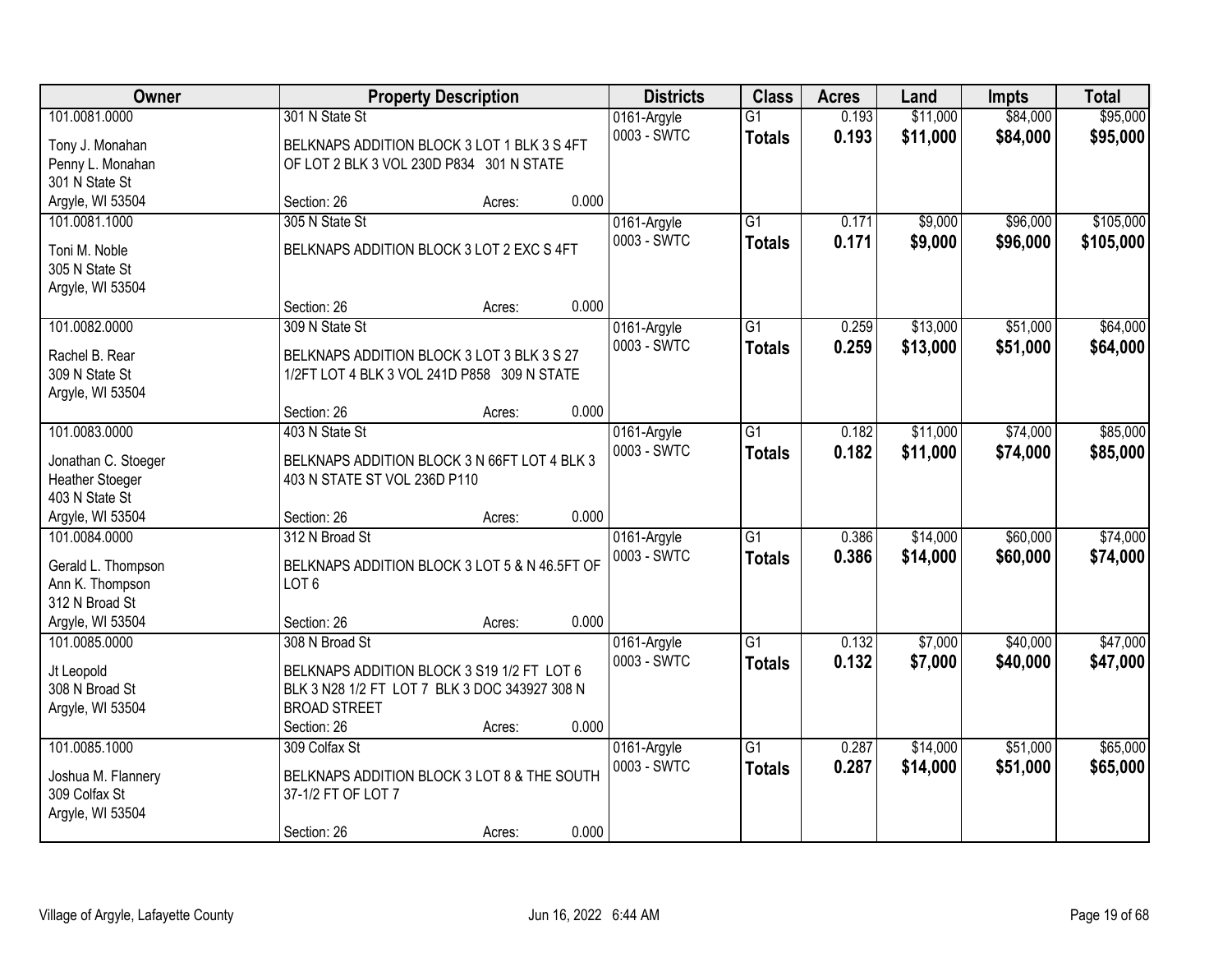| Owner | Property Description | Districts | Class | Acres | Land | Impts | Total |
|---|---|---|---|---|---|---|---|
| 101.0081.0000<br>Tony J. Monahan<br>Penny L. Monahan<br>301 N State St<br>Argyle, WI 53504 | 301 N State St<br>BELKNAPS ADDITION BLOCK 3 LOT 1 BLK 3 S 4FT OF LOT 2 BLK 3 VOL 230D P834 301 N STATE<br>Section: 26 Acres: 0.000 | 0161-Argyle<br>0003 - SWTC | G1<br>**Totals** | 0.193<br>**0.193** | $11,000<br>**$11,000** | $84,000<br>**$84,000** | $95,000<br>**$95,000** |
| 101.0081.1000<br>Toni M. Noble<br>305 N State St<br>Argyle, WI 53504 | 305 N State St<br>BELKNAPS ADDITION BLOCK 3 LOT 2 EXC S 4FT<br>Section: 26 Acres: 0.000 | 0161-Argyle<br>0003 - SWTC | G1<br>**Totals** | 0.171<br>**0.171** | $9,000<br>**$9,000** | $96,000<br>**$96,000** | $105,000<br>**$105,000** |
| 101.0082.0000<br>Rachel B. Rear<br>309 N State St<br>Argyle, WI 53504 | 309 N State St<br>BELKNAPS ADDITION BLOCK 3 LOT 3 BLK 3 S 27 1/2FT LOT 4 BLK 3 VOL 241D P858 309 N STATE<br>Section: 26 Acres: 0.000 | 0161-Argyle<br>0003 - SWTC | G1<br>**Totals** | 0.259<br>**0.259** | $13,000<br>**$13,000** | $51,000<br>**$51,000** | $64,000<br>**$64,000** |
| 101.0083.0000<br>Jonathan C. Stoeger<br>Heather Stoeger<br>403 N State St<br>Argyle, WI 53504 | 403 N State St<br>BELKNAPS ADDITION BLOCK 3 N 66FT LOT 4 BLK 3 403 N STATE ST VOL 236D P110<br>Section: 26 Acres: 0.000 | 0161-Argyle<br>0003 - SWTC | G1<br>**Totals** | 0.182<br>**0.182** | $11,000<br>**$11,000** | $74,000<br>**$74,000** | $85,000<br>**$85,000** |
| 101.0084.0000<br>Gerald L. Thompson<br>Ann K. Thompson<br>312 N Broad St<br>Argyle, WI 53504 | 312 N Broad St<br>BELKNAPS ADDITION BLOCK 3 LOT 5 & N 46.5FT OF LOT 6<br>Section: 26 Acres: 0.000 | 0161-Argyle<br>0003 - SWTC | G1<br>**Totals** | 0.386<br>**0.386** | $14,000<br>**$14,000** | $60,000<br>**$60,000** | $74,000<br>**$74,000** |
| 101.0085.0000<br>Jt Leopold<br>308 N Broad St<br>Argyle, WI 53504 | 308 N Broad St<br>BELKNAPS ADDITION BLOCK 3 S19 1/2 FT LOT 6 BLK 3 N28 1/2 FT LOT 7 BLK 3 DOC 343927 308 N BROAD STREET<br>Section: 26 Acres: 0.000 | 0161-Argyle<br>0003 - SWTC | G1<br>**Totals** | 0.132<br>**0.132** | $7,000<br>**$7,000** | $40,000<br>**$40,000** | $47,000<br>**$47,000** |
| 101.0085.1000<br>Joshua M. Flannery<br>309 Colfax St<br>Argyle, WI 53504 | 309 Colfax St<br>BELKNAPS ADDITION BLOCK 3 LOT 8 & THE SOUTH 37-1/2 FT OF LOT 7<br>Section: 26 Acres: 0.000 | 0161-Argyle<br>0003 - SWTC | G1<br>**Totals** | 0.287<br>**0.287** | $14,000<br>**$14,000** | $51,000<br>**$51,000** | $65,000<br>**$65,000** |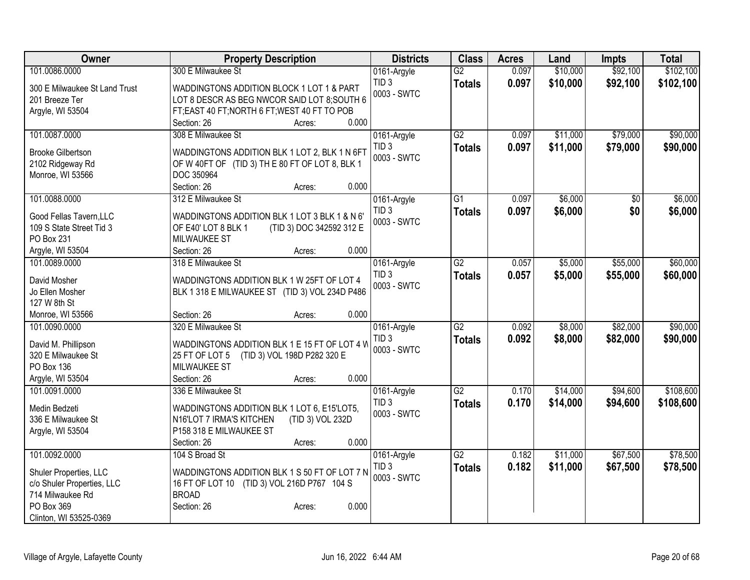| Owner | Property Description | Districts | Class | Acres | Land | Impts | Total |
|---|---|---|---|---|---|---|---|
| 101.0086.0000<br>300 E Milwaukee St Land Trust<br>201 Breeze Ter<br>Argyle, WI 53504 | 300 E Milwaukee St<br>WADDINGTONS ADDITION BLOCK 1 LOT 1 & PART LOT 8 DESCR AS BEG NWCOR SAID LOT 8;SOUTH 6 FT;EAST 40 FT;NORTH 6 FT;WEST 40 FT TO POB<br>Section: 26 Acres: 0.000 | 0161-Argyle<br>TID 3<br>0003 - SWTC | G2<br>**Totals** | 0.097<br>**0.097** | $10,000<br>**$10,000** | $92,100<br>**$92,100** | $102,100<br>**$102,100** |
| 101.0087.0000<br>Brooke Gilbertson<br>2102 Ridgeway Rd<br>Monroe, WI 53566 | 308 E Milwaukee St<br>WADDINGTONS ADDITION BLK 1 LOT 2, BLK 1 N 6FT OF W 40FT OF (TID 3) TH E 80 FT OF LOT 8, BLK 1 DOC 350964<br>Section: 26 Acres: 0.000 | 0161-Argyle<br>TID 3<br>0003 - SWTC | G2<br>**Totals** | 0.097<br>**0.097** | $11,000<br>**$11,000** | $79,000<br>**$79,000** | $90,000<br>**$90,000** |
| 101.0088.0000<br>Good Fellas Tavern,LLC<br>109 S State Street Tid 3<br>PO Box 231<br>Argyle, WI 53504 | 312 E Milwaukee St<br>WADDINGTONS ADDITION BLK 1 LOT 3 BLK 1 & N 6' OF E40' LOT 8 BLK 1 (TID 3) DOC 342592 312 E MILWAUKEE ST<br>Section: 26 Acres: 0.000 | 0161-Argyle<br>TID 3<br>0003 - SWTC | G1<br>**Totals** | 0.097<br>**0.097** | $6,000<br>**$6,000** | $0<br>**$0** | $6,000<br>**$6,000** |
| 101.0089.0000<br>David Mosher<br>Jo Ellen Mosher<br>127 W 8th St<br>Monroe, WI 53566 | 318 E Milwaukee St<br>WADDINGTONS ADDITION BLK 1 W 25FT OF LOT 4 BLK 1 318 E MILWAUKEE ST (TID 3) VOL 234D P486<br>Section: 26 Acres: 0.000 | 0161-Argyle<br>TID 3<br>0003 - SWTC | G2<br>**Totals** | 0.057<br>**0.057** | $5,000<br>**$5,000** | $55,000<br>**$55,000** | $60,000<br>**$60,000** |
| 101.0090.0000<br>David M. Phillipson<br>320 E Milwaukee St<br>PO Box 136<br>Argyle, WI 53504 | 320 E Milwaukee St<br>WADDINGTONS ADDITION BLK 1 E 15 FT OF LOT 4 W 25 FT OF LOT 5 (TID 3) VOL 198D P282 320 E MILWAUKEE ST<br>Section: 26 Acres: 0.000 | 0161-Argyle<br>TID 3<br>0003 - SWTC | G2<br>**Totals** | 0.092<br>**0.092** | $8,000<br>**$8,000** | $82,000<br>**$82,000** | $90,000<br>**$90,000** |
| 101.0091.0000<br>Medin Bedzeti<br>336 E Milwaukee St<br>Argyle, WI 53504 | 336 E Milwaukee St<br>WADDINGTONS ADDITION BLK 1 LOT 6, E15'LOT5, N16'LOT 7 IRMA'S KITCHEN (TID 3) VOL 232D P158 318 E MILWAUKEE ST<br>Section: 26 Acres: 0.000 | 0161-Argyle<br>TID 3<br>0003 - SWTC | G2<br>**Totals** | 0.170<br>**0.170** | $14,000<br>**$14,000** | $94,600<br>**$94,600** | $108,600<br>**$108,600** |
| 101.0092.0000<br>Shuler Properties, LLC<br>c/o Shuler Properties, LLC<br>714 Milwaukee Rd<br>PO Box 369<br>Clinton, WI 53525-0369 | 104 S Broad St<br>WADDINGTONS ADDITION BLK 1 S 50 FT OF LOT 7 N 16 FT OF LOT 10 (TID 3) VOL 216D P767 104 S BROAD<br>Section: 26 Acres: 0.000 | 0161-Argyle<br>TID 3<br>0003 - SWTC | G2<br>**Totals** | 0.182<br>**0.182** | $11,000<br>**$11,000** | $67,500<br>**$67,500** | $78,500<br>**$78,500** |

Village of Argyle, Lafayette County Jun 16, 2022 6:44 AM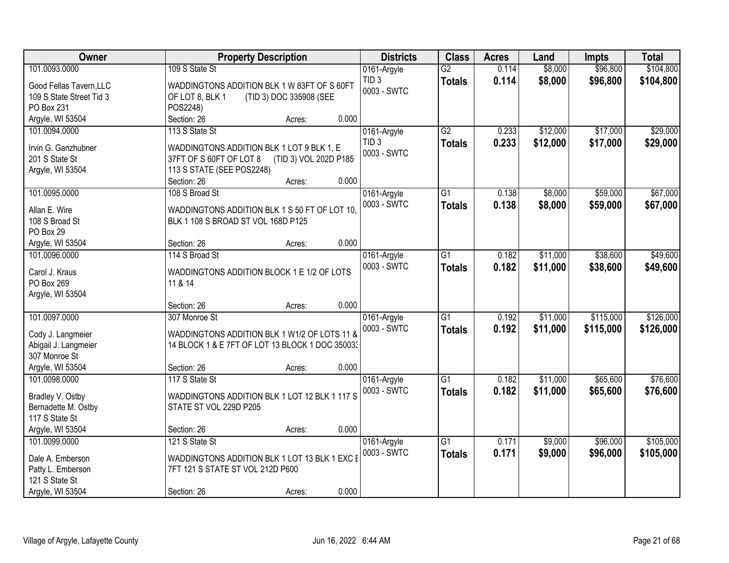| Owner | Property Description | Districts | Class | Acres | Land | Impts | Total |
|---|---|---|---|---|---|---|---|
| 101.0093.0000<br>Good Fellas Tavern,LLC<br>109 S State Street Tid 3<br>PO Box 231<br>Argyle, WI 53504 | 109 S State St<br>WADDINGTONS ADDITION BLK 1 W 83FT OF S 60FT OF LOT 8, BLK 1 (TID 3) DOC 335908 (SEE POS2248)<br>Section: 26 Acres: 0.000 | 0161-Argyle<br>TID 3<br>0003 - SWTC | G2<br>**Totals** | 0.114<br>**0.114** | $8,000<br>**$8,000** | $96,800<br>**$96,800** | $104,800<br>**$104,800** |
| 101.0094.0000<br>Irvin G. Ganzhubner<br>201 S State St<br>Argyle, WI 53504 | 113 S State St<br>WADDINGTONS ADDITION BLK 1 LOT 9 BLK 1, E 37FT OF S 60FT OF LOT 8 (TID 3) VOL 202D P185 113 S STATE (SEE POS2248)<br>Section: 26 Acres: 0.000 | 0161-Argyle<br>TID 3<br>0003 - SWTC | G2<br>**Totals** | 0.233<br>**0.233** | $12,000<br>**$12,000** | $17,000<br>**$17,000** | $29,000<br>**$29,000** |
| 101.0095.0000<br>Allan E. Wire<br>108 S Broad St<br>PO Box 29<br>Argyle, WI 53504 | 108 S Broad St<br>WADDINGTONS ADDITION BLK 1 S 50 FT OF LOT 10, BLK 1 108 S BROAD ST VOL 168D P125<br>Section: 26 Acres: 0.000 | 0161-Argyle<br>0003 - SWTC | G1<br>**Totals** | 0.138<br>**0.138** | $8,000<br>**$8,000** | $59,000<br>**$59,000** | $67,000<br>**$67,000** |
| 101.0096.0000<br>Carol J. Kraus<br>PO Box 269<br>Argyle, WI 53504 | 114 S Broad St<br>WADDINGTONS ADDITION BLOCK 1 E 1/2 OF LOTS 11 & 14<br>Section: 26 Acres: 0.000 | 0161-Argyle<br>0003 - SWTC | G1<br>**Totals** | 0.182<br>**0.182** | $11,000<br>**$11,000** | $38,600<br>**$38,600** | $49,600<br>**$49,600** |
| 101.0097.0000<br>Cody J. Langmeier<br>Abigail J. Langmeier<br>307 Monroe St<br>Argyle, WI 53504 | 307 Monroe St<br>WADDINGTONS ADDITION BLK 1 W1/2 OF LOTS 11 & 14 BLOCK 1 & E 7FT OF LOT 13 BLOCK 1 DOC 350033<br>Section: 26 Acres: 0.000 | 0161-Argyle<br>0003 - SWTC | G1<br>**Totals** | 0.192<br>**0.192** | $11,000<br>**$11,000** | $115,000<br>**$115,000** | $126,000<br>**$126,000** |
| 101.0098.0000<br>Bradley V. Ostby<br>Bernadette M. Ostby<br>117 S State St<br>Argyle, WI 53504 | 117 S State St<br>WADDINGTONS ADDITION BLK 1 LOT 12 BLK 1 117 S STATE ST VOL 229D P205<br>Section: 26 Acres: 0.000 | 0161-Argyle<br>0003 - SWTC | G1<br>**Totals** | 0.182<br>**0.182** | $11,000<br>**$11,000** | $65,600<br>**$65,600** | $76,600<br>**$76,600** |
| 101.0099.0000<br>Dale A. Emberson<br>Patty L. Emberson<br>121 S State St<br>Argyle, WI 53504 | 121 S State St<br>WADDINGTONS ADDITION BLK 1 LOT 13 BLK 1 EXC E 7FT 121 S STATE ST VOL 212D P600<br>Section: 26 Acres: 0.000 | 0161-Argyle<br>0003 - SWTC | G1<br>**Totals** | 0.171<br>**0.171** | $9,000<br>**$9,000** | $96,000<br>**$96,000** | $105,000<br>**$105,000** |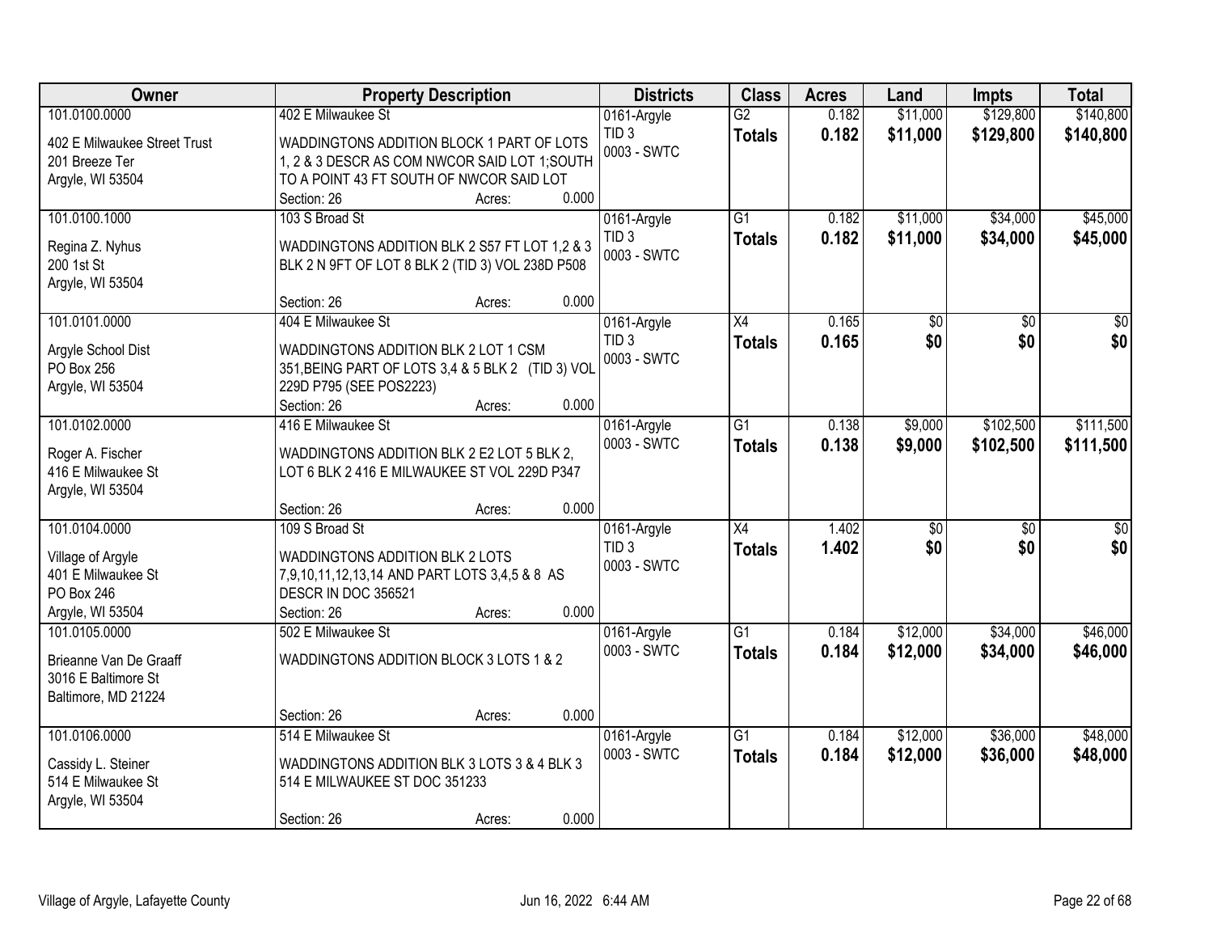| Owner | Property Description | Districts | Class | Acres | Land | Impts | Total |
|---|---|---|---|---|---|---|---|
| 101.0100.0000<br>402 E Milwaukee Street Trust<br>201 Breeze Ter<br>Argyle, WI 53504 | 402 E Milwaukee St<br>WADDINGTONS ADDITION BLOCK 1 PART OF LOTS 1, 2 & 3 DESCR AS COM NWCOR SAID LOT 1;SOUTH TO A POINT 43 FT SOUTH OF NWCOR SAID LOT<br>Section: 26 Acres: 0.000 | 0161-Argyle<br>TID 3<br>0003 - SWTC | G2<br>**Totals** | 0.182<br>**0.182** | $11,000<br>**$11,000** | $129,800<br>**$129,800** | $140,800<br>**$140,800** |
| 101.0100.1000<br>Regina Z. Nyhus<br>200 1st St<br>Argyle, WI 53504 | 103 S Broad St<br>WADDINGTONS ADDITION BLK 2 S57 FT LOT 1,2 & 3 BLK 2 N 9FT OF LOT 8 BLK 2 (TID 3) VOL 238D P508<br>Section: 26 Acres: 0.000 | 0161-Argyle<br>TID 3<br>0003 - SWTC | G1<br>**Totals** | 0.182<br>**0.182** | $11,000<br>**$11,000** | $34,000<br>**$34,000** | $45,000<br>**$45,000** |
| 101.0101.0000<br>Argyle School Dist<br>PO Box 256<br>Argyle, WI 53504 | 404 E Milwaukee St<br>WADDINGTONS ADDITION BLK 2 LOT 1 CSM 351,BEING PART OF LOTS 3,4 & 5 BLK 2 (TID 3) VOL 229D P795 (SEE POS2223)<br>Section: 26 Acres: 0.000 | 0161-Argyle<br>TID 3<br>0003 - SWTC | X4<br>**Totals** | 0.165<br>**0.165** | $0<br>**$0** | $0<br>**$0** | $0<br>**$0** |
| 101.0102.0000<br>Roger A. Fischer<br>416 E Milwaukee St<br>Argyle, WI 53504 | 416 E Milwaukee St<br>WADDINGTONS ADDITION BLK 2 E2 LOT 5 BLK 2, LOT 6 BLK 2 416 E MILWAUKEE ST VOL 229D P347<br>Section: 26 Acres: 0.000 | 0161-Argyle<br>0003 - SWTC | G1<br>**Totals** | 0.138<br>**0.138** | $9,000<br>**$9,000** | $102,500<br>**$102,500** | $111,500<br>**$111,500** |
| 101.0104.0000<br>Village of Argyle<br>401 E Milwaukee St<br>PO Box 246<br>Argyle, WI 53504 | 109 S Broad St<br>WADDINGTONS ADDITION BLK 2 LOTS 7,9,10,11,12,13,14 AND PART LOTS 3,4,5 & 8 AS DESCR IN DOC 356521<br>Section: 26 Acres: 0.000 | 0161-Argyle<br>TID 3<br>0003 - SWTC | X4<br>**Totals** | 1.402<br>**1.402** | $0<br>**$0** | $0<br>**$0** | $0<br>**$0** |
| 101.0105.0000<br>Brieanne Van De Graaff<br>3016 E Baltimore St<br>Baltimore, MD 21224 | 502 E Milwaukee St<br>WADDINGTONS ADDITION BLOCK 3 LOTS 1 & 2<br>Section: 26 Acres: 0.000 | 0161-Argyle<br>0003 - SWTC | G1<br>**Totals** | 0.184<br>**0.184** | $12,000<br>**$12,000** | $34,000<br>**$34,000** | $46,000<br>**$46,000** |
| 101.0106.0000<br>Cassidy L. Steiner<br>514 E Milwaukee St<br>Argyle, WI 53504 | 514 E Milwaukee St<br>WADDINGTONS ADDITION BLK 3 LOTS 3 & 4 BLK 3 514 E MILWAUKEE ST DOC 351233<br>Section: 26 Acres: 0.000 | 0161-Argyle<br>0003 - SWTC | G1<br>**Totals** | 0.184<br>**0.184** | $12,000<br>**$12,000** | $36,000<br>**$36,000** | $48,000<br>**$48,000** |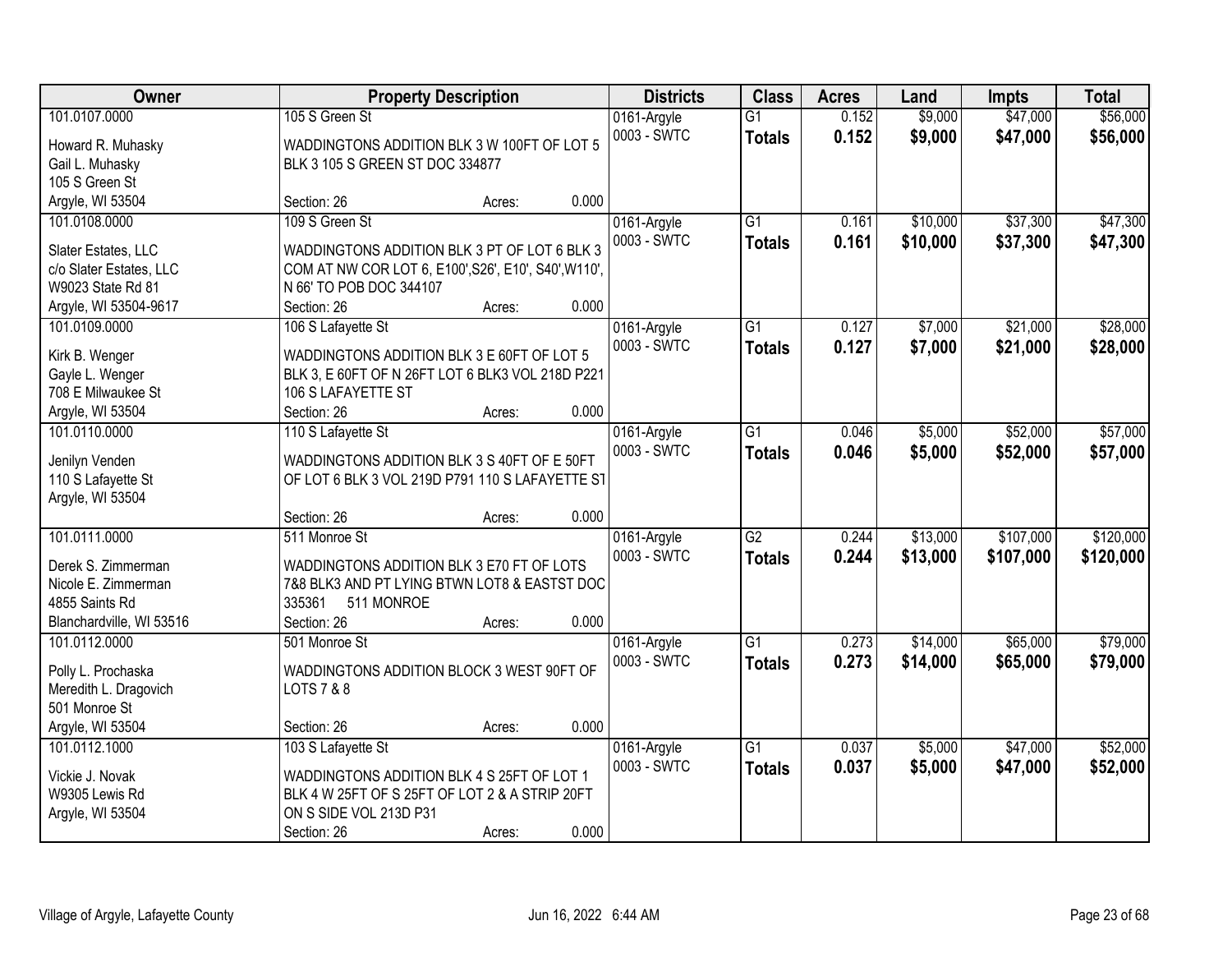| Owner | Property Description | Districts | Class | Acres | Land | Impts | Total |
|---|---|---|---|---|---|---|---|
| 101.0107.0000<br>Howard R. Muhasky<br>Gail L. Muhasky<br>105 S Green St<br>Argyle, WI 53504 | 105 S Green St<br>WADDINGTONS ADDITION BLK 3 W 100FT OF LOT 5 BLK 3 105 S GREEN ST DOC 334877<br>Section: 26 Acres: 0.000 | 0161-Argyle<br>0003 - SWTC | G1<br>**Totals** | 0.152<br>**0.152** | \$9,000<br>**\$9,000** | \$47,000<br>**\$47,000** | \$56,000<br>**\$56,000** |
| 101.0108.0000<br>Slater Estates, LLC<br>c/o Slater Estates, LLC<br>W9023 State Rd 81<br>Argyle, WI 53504-9617 | 109 S Green St<br>WADDINGTONS ADDITION BLK 3 PT OF LOT 6 BLK 3 COM AT NW COR LOT 6, E100',S26', E10', S40',W110', N 66' TO POB DOC 344107<br>Section: 26 Acres: 0.000 | 0161-Argyle<br>0003 - SWTC | G1<br>**Totals** | 0.161<br>**0.161** | \$10,000<br>**\$10,000** | \$37,300<br>**\$37,300** | \$47,300<br>**\$47,300** |
| 101.0109.0000<br>Kirk B. Wenger<br>Gayle L. Wenger<br>708 E Milwaukee St<br>Argyle, WI 53504 | 106 S Lafayette St<br>WADDINGTONS ADDITION BLK 3 E 60FT OF LOT 5 BLK 3, E 60FT OF N 26FT LOT 6 BLK3 VOL 218D P221 106 S LAFAYETTE ST<br>Section: 26 Acres: 0.000 | 0161-Argyle<br>0003 - SWTC | G1<br>**Totals** | 0.127<br>**0.127** | \$7,000<br>**\$7,000** | \$21,000<br>**\$21,000** | \$28,000<br>**\$28,000** |
| 101.0110.0000<br>Jenilyn Venden<br>110 S Lafayette St<br>Argyle, WI 53504 | 110 S Lafayette St<br>WADDINGTONS ADDITION BLK 3 S 40FT OF E 50FT OF LOT 6 BLK 3 VOL 219D P791 110 S LAFAYETTE ST<br>Section: 26 Acres: 0.000 | 0161-Argyle<br>0003 - SWTC | G1<br>**Totals** | 0.046<br>**0.046** | \$5,000<br>**\$5,000** | \$52,000<br>**\$52,000** | \$57,000<br>**\$57,000** |
| 101.0111.0000<br>Derek S. Zimmerman<br>Nicole E. Zimmerman<br>4855 Saints Rd<br>Blanchardville, WI 53516 | 511 Monroe St<br>WADDINGTONS ADDITION BLK 3 E70 FT OF LOTS 7&8 BLK3 AND PT LYING BTWN LOT8 & EASTST DOC 335361 511 MONROE<br>Section: 26 Acres: 0.000 | 0161-Argyle<br>0003 - SWTC | G2<br>**Totals** | 0.244<br>**0.244** | \$13,000<br>**\$13,000** | \$107,000<br>**\$107,000** | \$120,000<br>**\$120,000** |
| 101.0112.0000<br>Polly L. Prochaska<br>Meredith L. Dragovich<br>501 Monroe St<br>Argyle, WI 53504 | 501 Monroe St<br>WADDINGTONS ADDITION BLOCK 3 WEST 90FT OF LOTS 7 & 8<br>Section: 26 Acres: 0.000 | 0161-Argyle<br>0003 - SWTC | G1<br>**Totals** | 0.273<br>**0.273** | \$14,000<br>**\$14,000** | \$65,000<br>**\$65,000** | \$79,000<br>**\$79,000** |
| 101.0112.1000<br>Vickie J. Novak<br>W9305 Lewis Rd<br>Argyle, WI 53504 | 103 S Lafayette St<br>WADDINGTONS ADDITION BLK 4 S 25FT OF LOT 1 BLK 4 W 25FT OF S 25FT OF LOT 2 & A STRIP 20FT ON S SIDE VOL 213D P31<br>Section: 26 Acres: 0.000 | 0161-Argyle<br>0003 - SWTC | G1<br>**Totals** | 0.037<br>**0.037** | \$5,000<br>**\$5,000** | \$47,000<br>**\$47,000** | \$52,000<br>**\$52,000** |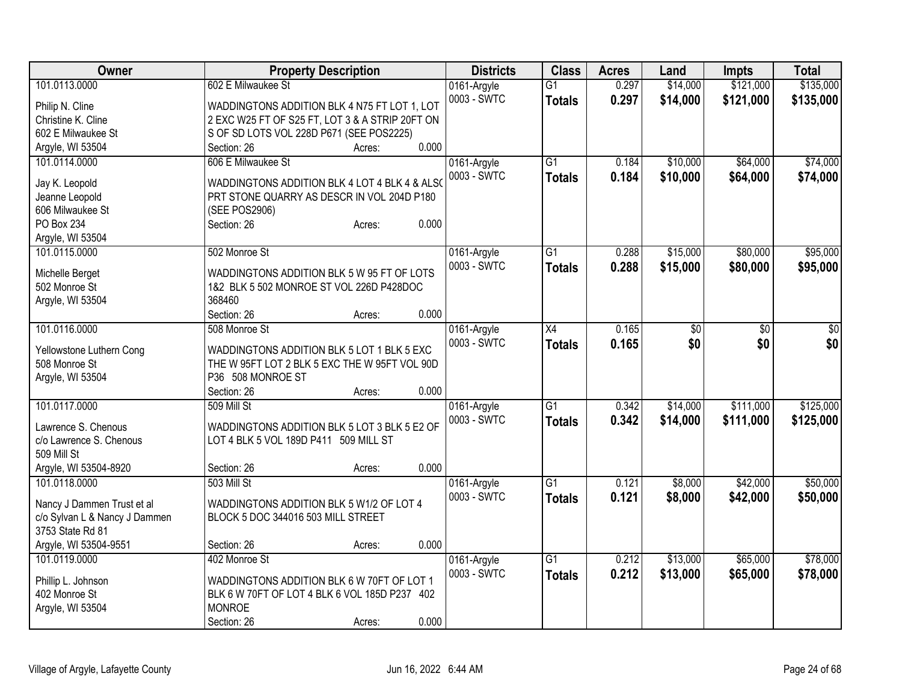| Owner | Property Description | Districts | Class | Acres | Land | Impts | Total |
|---|---|---|---|---|---|---|---|
| 101.0113.0000<br>Philip N. Cline<br>Christine K. Cline<br>602 E Milwaukee St<br>Argyle, WI 53504 | 602 E Milwaukee St<br>WADDINGTONS ADDITION BLK 4 N75 FT LOT 1, LOT 2 EXC W25 FT OF S25 FT, LOT 3 & A STRIP 20FT ON S OF SD LOTS VOL 228D P671 (SEE POS2225)<br>Section: 26 Acres: 0.000 | 0161-Argyle<br>0003 - SWTC | G1<br>**Totals** | 0.297<br>**0.297** | $14,000<br>**$14,000** | $121,000<br>**$121,000** | $135,000<br>**$135,000** |
| 101.0114.0000<br>Jay K. Leopold<br>Jeanne Leopold<br>606 Milwaukee St<br>PO Box 234<br>Argyle, WI 53504 | 606 E Milwaukee St<br>WADDINGTONS ADDITION BLK 4 LOT 4 BLK 4 & ALSO PRT STONE QUARRY AS DESCR IN VOL 204D P180 (SEE POS2906)<br>Section: 26 Acres: 0.000 | 0161-Argyle<br>0003 - SWTC | G1<br>**Totals** | 0.184<br>**0.184** | $10,000<br>**$10,000** | $64,000<br>**$64,000** | $74,000<br>**$74,000** |
| 101.0115.0000<br>Michelle Berget<br>502 Monroe St<br>Argyle, WI 53504 | 502 Monroe St<br>WADDINGTONS ADDITION BLK 5 W 95 FT OF LOTS 1&2 BLK 5 502 MONROE ST VOL 226D P428DOC 368460<br>Section: 26 Acres: 0.000 | 0161-Argyle<br>0003 - SWTC | G1<br>**Totals** | 0.288<br>**0.288** | $15,000<br>**$15,000** | $80,000<br>**$80,000** | $95,000<br>**$95,000** |
| 101.0116.0000<br>Yellowstone Luthern Cong<br>508 Monroe St<br>Argyle, WI 53504 | 508 Monroe St<br>WADDINGTONS ADDITION BLK 5 LOT 1 BLK 5 EXC THE W 95FT LOT 2 BLK 5 EXC THE W 95FT VOL 90D P36 508 MONROE ST<br>Section: 26 Acres: 0.000 | 0161-Argyle<br>0003 - SWTC | X4<br>**Totals** | 0.165<br>**0.165** | $0<br>**$0** | $0<br>**$0** | $0<br>**$0** |
| 101.0117.0000<br>Lawrence S. Chenous<br>c/o Lawrence S. Chenous<br>509 Mill St<br>Argyle, WI 53504-8920 | 509 Mill St<br>WADDINGTONS ADDITION BLK 5 LOT 3 BLK 5 E2 OF LOT 4 BLK 5 VOL 189D P411 509 MILL ST<br>Section: 26 Acres: 0.000 | 0161-Argyle<br>0003 - SWTC | G1<br>**Totals** | 0.342<br>**0.342** | $14,000<br>**$14,000** | $111,000<br>**$111,000** | $125,000<br>**$125,000** |
| 101.0118.0000<br>Nancy J Dammen Trust et al<br>c/o Sylvan L & Nancy J Dammen<br>3753 State Rd 81<br>Argyle, WI 53504-9551 | 503 Mill St<br>WADDINGTONS ADDITION BLK 5 W1/2 OF LOT 4 BLOCK 5 DOC 344016 503 MILL STREET<br>Section: 26 Acres: 0.000 | 0161-Argyle<br>0003 - SWTC | G1<br>**Totals** | 0.121<br>**0.121** | $8,000<br>**$8,000** | $42,000<br>**$42,000** | $50,000<br>**$50,000** |
| 101.0119.0000<br>Phillip L. Johnson<br>402 Monroe St<br>Argyle, WI 53504 | 402 Monroe St<br>WADDINGTONS ADDITION BLK 6 W 70FT OF LOT 1 BLK 6 W 70FT OF LOT 4 BLK 6 VOL 185D P237 402 MONROE<br>Section: 26 Acres: 0.000 | 0161-Argyle<br>0003 - SWTC | G1<br>**Totals** | 0.212<br>**0.212** | $13,000<br>**$13,000** | $65,000<br>**$65,000** | $78,000<br>**$78,000** |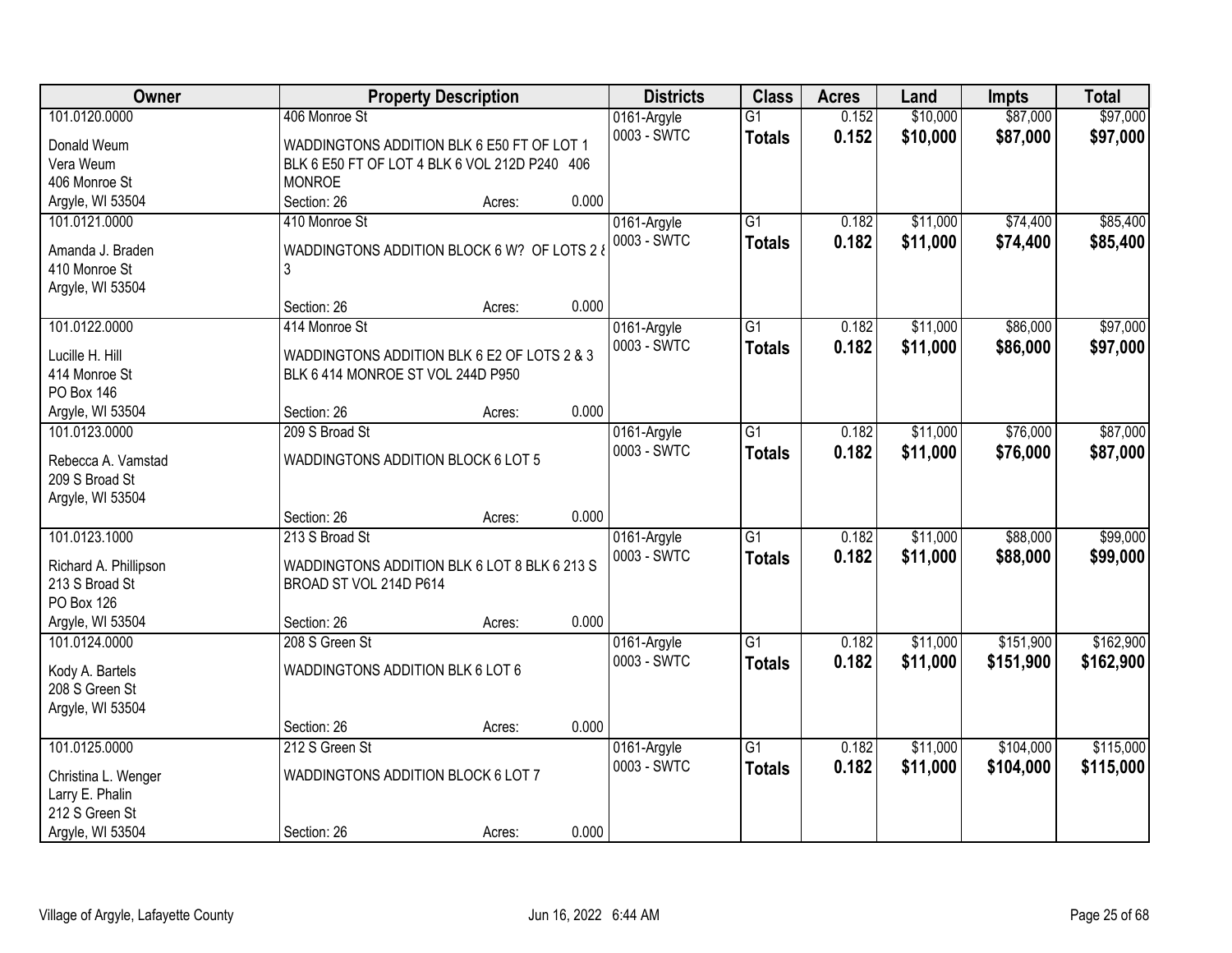| Owner | Property Description | Districts | Class | Acres | Land | Impts | Total |
|---|---|---|---|---|---|---|---|
| 101.0120.0000<br>Donald Weum<br>Vera Weum<br>406 Monroe St<br>Argyle, WI 53504 | 406 Monroe St<br>WADDINGTONS ADDITION BLK 6 E50 FT OF LOT 1 BLK 6 E50 FT OF LOT 4 BLK 6 VOL 212D P240 406 MONROE<br>Section: 26 Acres: 0.000 | 0161-Argyle<br>0003 - SWTC | G1<br>**Totals** | 0.152<br>**0.152** | $10,000<br>**$10,000** | $87,000<br>**$87,000** | $97,000<br>**$97,000** |
| 101.0121.0000<br>Amanda J. Braden<br>410 Monroe St<br>Argyle, WI 53504 | 410 Monroe St<br>WADDINGTONS ADDITION BLOCK 6 W? OF LOTS 2 & 3<br>Section: 26 Acres: 0.000 | 0161-Argyle<br>0003 - SWTC | G1<br>**Totals** | 0.182<br>**0.182** | $11,000<br>**$11,000** | $74,400<br>**$74,400** | $85,400<br>**$85,400** |
| 101.0122.0000<br>Lucille H. Hill<br>414 Monroe St<br>PO Box 146<br>Argyle, WI 53504 | 414 Monroe St<br>WADDINGTONS ADDITION BLK 6 E2 OF LOTS 2 & 3 BLK 6 414 MONROE ST VOL 244D P950<br>Section: 26 Acres: 0.000 | 0161-Argyle<br>0003 - SWTC | G1<br>**Totals** | 0.182<br>**0.182** | $11,000<br>**$11,000** | $86,000<br>**$86,000** | $97,000<br>**$97,000** |
| 101.0123.0000<br>Rebecca A. Vamstad<br>209 S Broad St<br>Argyle, WI 53504 | 209 S Broad St<br>WADDINGTONS ADDITION BLOCK 6 LOT 5<br>Section: 26 Acres: 0.000 | 0161-Argyle<br>0003 - SWTC | G1<br>**Totals** | 0.182<br>**0.182** | $11,000<br>**$11,000** | $76,000<br>**$76,000** | $87,000<br>**$87,000** |
| 101.0123.1000<br>Richard A. Phillipson<br>213 S Broad St<br>PO Box 126<br>Argyle, WI 53504 | 213 S Broad St<br>WADDINGTONS ADDITION BLK 6 LOT 8 BLK 6 213 S BROAD ST VOL 214D P614<br>Section: 26 Acres: 0.000 | 0161-Argyle<br>0003 - SWTC | G1<br>**Totals** | 0.182<br>**0.182** | $11,000<br>**$11,000** | $88,000<br>**$88,000** | $99,000<br>**$99,000** |
| 101.0124.0000<br>Kody A. Bartels<br>208 S Green St<br>Argyle, WI 53504 | 208 S Green St<br>WADDINGTONS ADDITION BLK 6 LOT 6<br>Section: 26 Acres: 0.000 | 0161-Argyle<br>0003 - SWTC | G1<br>**Totals** | 0.182<br>**0.182** | $11,000<br>**$11,000** | $151,900<br>**$151,900** | $162,900<br>**$162,900** |
| 101.0125.0000<br>Christina L. Wenger<br>Larry E. Phalin<br>212 S Green St<br>Argyle, WI 53504 | 212 S Green St<br>WADDINGTONS ADDITION BLOCK 6 LOT 7<br>Section: 26 Acres: 0.000 | 0161-Argyle<br>0003 - SWTC | G1<br>**Totals** | 0.182<br>**0.182** | $11,000<br>**$11,000** | $104,000<br>**$104,000** | $115,000<br>**$115,000** |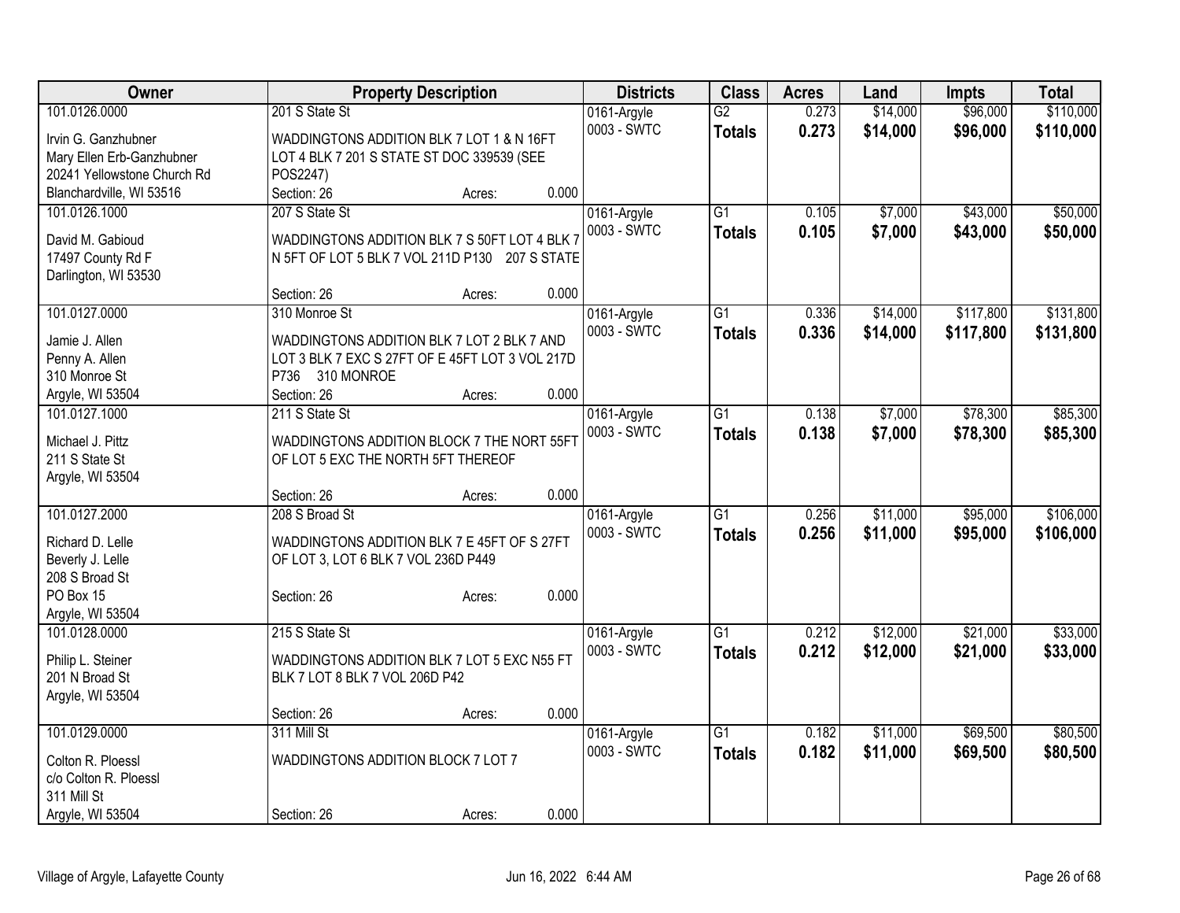| Owner | Property Description | Districts | Class | Acres | Land | Impts | Total |
|---|---|---|---|---|---|---|---|
| 101.0126.0000<br>Irvin G. Ganzhubner<br>Mary Ellen Erb-Ganzhubner<br>20241 Yellowstone Church Rd<br>Blanchardville, WI 53516 | 201 S State St<br>WADDINGTONS ADDITION BLK 7 LOT 1 & N 16FT LOT 4 BLK 7 201 S STATE ST DOC 339539 (SEE POS2247)<br>Section: 26 Acres: 0.000 | 0161-Argyle<br>0003 - SWTC | G2<br>**Totals** | 0.273<br>**0.273** | $14,000<br>**$14,000** | $96,000<br>**$96,000** | $110,000<br>**$110,000** |
| 101.0126.1000<br>David M. Gabioud<br>17497 County Rd F<br>Darlington, WI 53530 | 207 S State St<br>WADDINGTONS ADDITION BLK 7 S 50FT LOT 4 BLK 7 N 5FT OF LOT 5 BLK 7 VOL 211D P130 207 S STATE<br>Section: 26 Acres: 0.000 | 0161-Argyle<br>0003 - SWTC | G1<br>**Totals** | 0.105<br>**0.105** | $7,000<br>**$7,000** | $43,000<br>**$43,000** | $50,000<br>**$50,000** |
| 101.0127.0000<br>Jamie J. Allen<br>Penny A. Allen<br>310 Monroe St<br>Argyle, WI 53504 | 310 Monroe St<br>WADDINGTONS ADDITION BLK 7 LOT 2 BLK 7 AND LOT 3 BLK 7 EXC S 27FT OF E 45FT LOT 3 VOL 217D P736 310 MONROE<br>Section: 26 Acres: 0.000 | 0161-Argyle<br>0003 - SWTC | G1<br>**Totals** | 0.336<br>**0.336** | $14,000<br>**$14,000** | $117,800<br>**$117,800** | $131,800<br>**$131,800** |
| 101.0127.1000<br>Michael J. Pittz<br>211 S State St<br>Argyle, WI 53504 | 211 S State St<br>WADDINGTONS ADDITION BLOCK 7 THE NORT 55FT OF LOT 5 EXC THE NORTH 5FT THEREOF<br>Section: 26 Acres: 0.000 | 0161-Argyle<br>0003 - SWTC | G1<br>**Totals** | 0.138<br>**0.138** | $7,000<br>**$7,000** | $78,300<br>**$78,300** | $85,300<br>**$85,300** |
| 101.0127.2000<br>Richard D. Lelle<br>Beverly J. Lelle<br>208 S Broad St<br>PO Box 15<br>Argyle, WI 53504 | 208 S Broad St<br>WADDINGTONS ADDITION BLK 7 E 45FT OF S 27FT OF LOT 3, LOT 6 BLK 7 VOL 236D P449<br>Section: 26 Acres: 0.000 | 0161-Argyle<br>0003 - SWTC | G1<br>**Totals** | 0.256<br>**0.256** | $11,000<br>**$11,000** | $95,000<br>**$95,000** | $106,000<br>**$106,000** |
| 101.0128.0000<br>Philip L. Steiner<br>201 N Broad St<br>Argyle, WI 53504 | 215 S State St<br>WADDINGTONS ADDITION BLK 7 LOT 5 EXC N55 FT BLK 7 LOT 8 BLK 7 VOL 206D P42<br>Section: 26 Acres: 0.000 | 0161-Argyle<br>0003 - SWTC | G1<br>**Totals** | 0.212<br>**0.212** | $12,000<br>**$12,000** | $21,000<br>**$21,000** | $33,000<br>**$33,000** |
| 101.0129.0000<br>Colton R. Ploessl<br>c/o Colton R. Ploessl<br>311 Mill St<br>Argyle, WI 53504 | 311 Mill St<br>WADDINGTONS ADDITION BLOCK 7 LOT 7<br>Section: 26 Acres: 0.000 | 0161-Argyle<br>0003 - SWTC | G1<br>**Totals** | 0.182<br>**0.182** | $11,000<br>**$11,000** | $69,500<br>**$69,500** | $80,500<br>**$80,500** |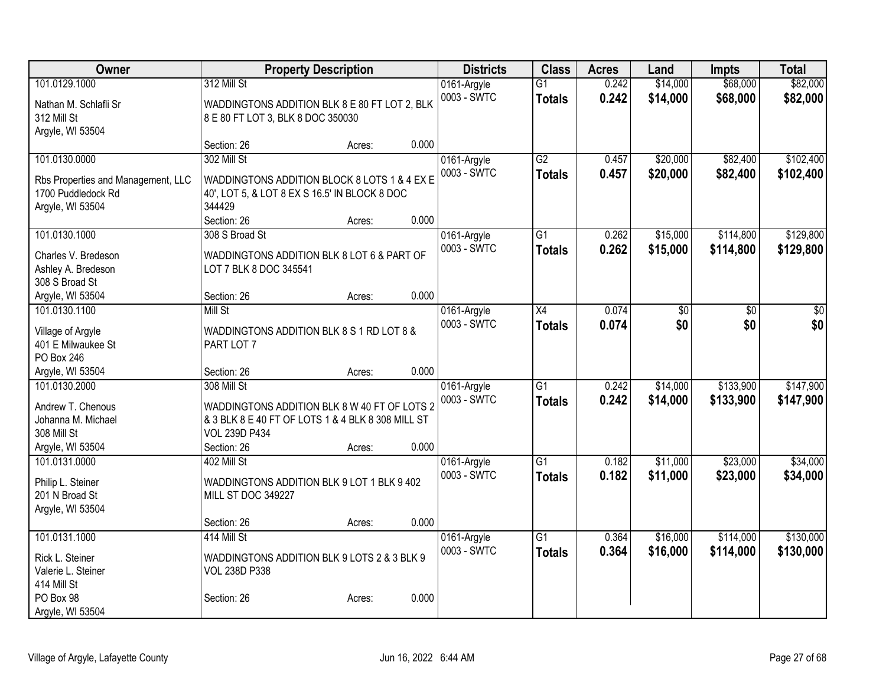| Owner | Property Description | Districts | Class | Acres | Land | Impts | Total |
|---|---|---|---|---|---|---|---|
| 101.0129.1000<br><br>Nathan M. Schlafli Sr<br>312 Mill St<br>Argyle, WI 53504 | 312 Mill St<br><br>WADDINGTONS ADDITION BLK 8 E 80 FT LOT 2, BLK 8 E 80 FT LOT 3, BLK 8 DOC 350030<br><br>Section: 26 Acres: 0.000 | 0161-Argyle<br>0003 - SWTC | G1<br>**Totals** | 0.242<br>**0.242** | $14,000<br>**$14,000** | $68,000<br>**$68,000** | $82,000<br>**$82,000** |
| 101.0130.0000<br><br>Rbs Properties and Management, LLC<br>1700 Puddledock Rd<br>Argyle, WI 53504 | 302 Mill St<br><br>WADDINGTONS ADDITION BLOCK 8 LOTS 1 & 4 EX E 40', LOT 5, & LOT 8 EX S 16.5' IN BLOCK 8 DOC 344429<br>Section: 26 Acres: 0.000 | 0161-Argyle<br>0003 - SWTC | G2<br>**Totals** | 0.457<br>**0.457** | $20,000<br>**$20,000** | $82,400<br>**$82,400** | $102,400<br>**$102,400** |
| 101.0130.1000<br><br>Charles V. Bredeson<br>Ashley A. Bredeson<br>308 S Broad St<br>Argyle, WI 53504 | 308 S Broad St<br><br>WADDINGTONS ADDITION BLK 8 LOT 6 & PART OF LOT 7 BLK 8 DOC 345541<br><br>Section: 26 Acres: 0.000 | 0161-Argyle<br>0003 - SWTC | G1<br>**Totals** | 0.262<br>**0.262** | $15,000<br>**$15,000** | $114,800<br>**$114,800** | $129,800<br>**$129,800** |
| 101.0130.1100<br><br>Village of Argyle<br>401 E Milwaukee St<br>PO Box 246<br>Argyle, WI 53504 | Mill St<br><br>WADDINGTONS ADDITION BLK 8 S 1 RD LOT 8 & PART LOT 7<br><br>Section: 26 Acres: 0.000 | 0161-Argyle<br>0003 - SWTC | X4<br>**Totals** | 0.074<br>**0.074** | $0<br>**$0** | $0<br>**$0** | $0<br>**$0** |
| 101.0130.2000<br><br>Andrew T. Chenous<br>Johanna M. Michael<br>308 Mill St<br>Argyle, WI 53504 | 308 Mill St<br><br>WADDINGTONS ADDITION BLK 8 W 40 FT OF LOTS 2 & 3 BLK 8 E 40 FT OF LOTS 1 & 4 BLK 8 308 MILL ST VOL 239D P434<br>Section: 26 Acres: 0.000 | 0161-Argyle<br>0003 - SWTC | G1<br>**Totals** | 0.242<br>**0.242** | $14,000<br>**$14,000** | $133,900<br>**$133,900** | $147,900<br>**$147,900** |
| 101.0131.0000<br><br>Philip L. Steiner<br>201 N Broad St<br>Argyle, WI 53504 | 402 Mill St<br><br>WADDINGTONS ADDITION BLK 9 LOT 1 BLK 9 402 MILL ST DOC 349227<br><br>Section: 26 Acres: 0.000 | 0161-Argyle<br>0003 - SWTC | G1<br>**Totals** | 0.182<br>**0.182** | $11,000<br>**$11,000** | $23,000<br>**$23,000** | $34,000<br>**$34,000** |
| 101.0131.1000<br><br>Rick L. Steiner<br>Valerie L. Steiner<br>414 Mill St<br>PO Box 98<br>Argyle, WI 53504 | 414 Mill St<br><br>WADDINGTONS ADDITION BLK 9 LOTS 2 & 3 BLK 9 VOL 238D P338<br><br>Section: 26 Acres: 0.000 | 0161-Argyle<br>0003 - SWTC | G1<br>**Totals** | 0.364<br>**0.364** | $16,000<br>**$16,000** | $114,000<br>**$114,000** | $130,000<br>**$130,000** |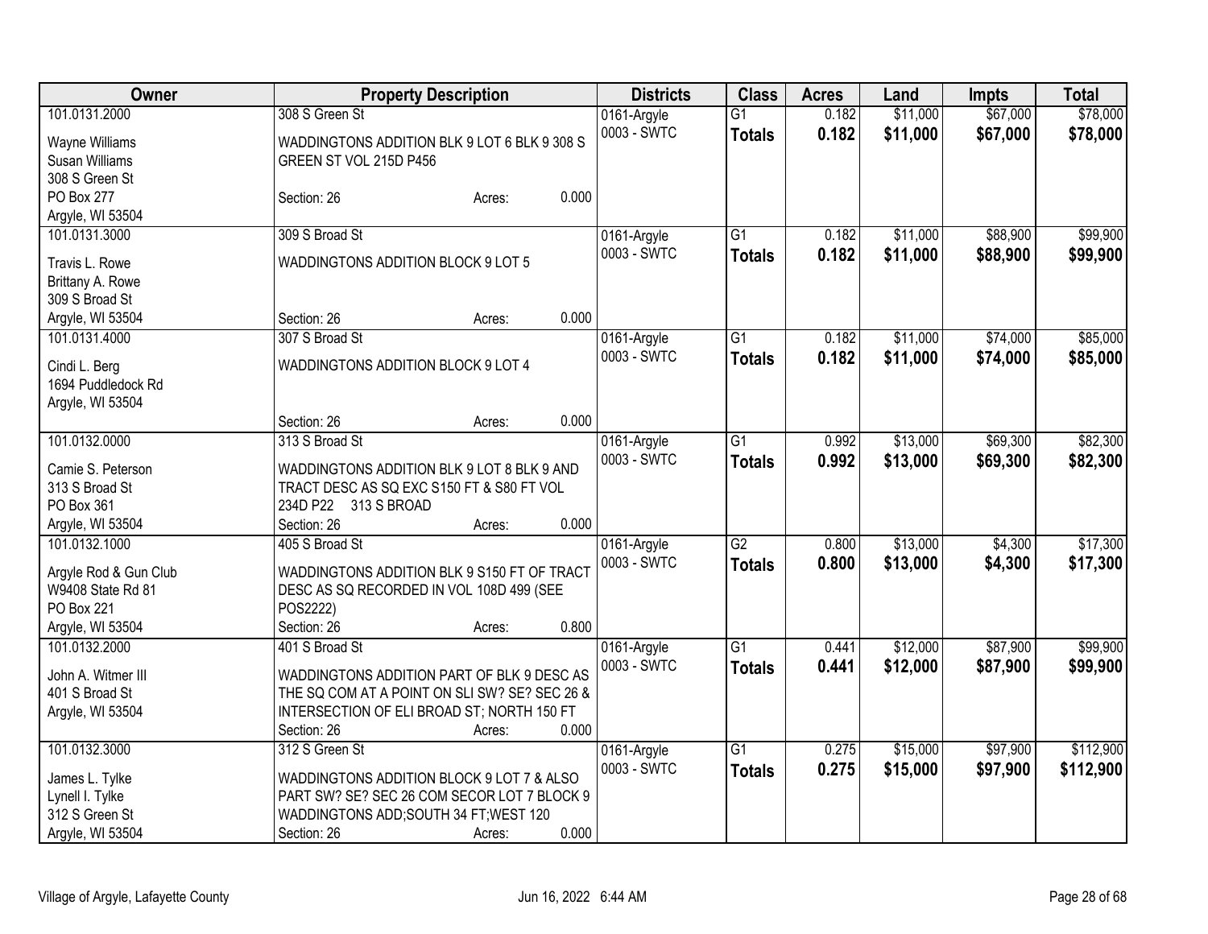| Owner | Property Description | Districts | Class | Acres | Land | Impts | Total |
|---|---|---|---|---|---|---|---|
| 101.0131.2000<br><br>Wayne Williams<br>Susan Williams<br>308 S Green St<br>PO Box 277<br>Argyle, WI 53504 | 308 S Green St<br><br>WADDINGTONS ADDITION BLK 9 LOT 6 BLK 9 308 S GREEN ST VOL 215D P456<br><br>Section: 26 Acres: 0.000 | 0161-Argyle<br>0003 - SWTC | G1<br>**Totals** | 0.182<br>**0.182** | $11,000<br>**$11,000** | $67,000<br>**$67,000** | $78,000<br>**$78,000** |
| 101.0131.3000<br><br>Travis L. Rowe<br>Brittany A. Rowe<br>309 S Broad St<br>Argyle, WI 53504 | 309 S Broad St<br><br>WADDINGTONS ADDITION BLOCK 9 LOT 5<br><br>Section: 26 Acres: 0.000 | 0161-Argyle<br>0003 - SWTC | G1<br>**Totals** | 0.182<br>**0.182** | $11,000<br>**$11,000** | $88,900<br>**$88,900** | $99,900<br>**$99,900** |
| 101.0131.4000<br><br>Cindi L. Berg<br>1694 Puddledock Rd<br>Argyle, WI 53504 | 307 S Broad St<br><br>WADDINGTONS ADDITION BLOCK 9 LOT 4<br><br>Section: 26 Acres: 0.000 | 0161-Argyle<br>0003 - SWTC | G1<br>**Totals** | 0.182<br>**0.182** | $11,000<br>**$11,000** | $74,000<br>**$74,000** | $85,000<br>**$85,000** |
| 101.0132.0000<br><br>Camie S. Peterson<br>313 S Broad St<br>PO Box 361<br>Argyle, WI 53504 | 313 S Broad St<br><br>WADDINGTONS ADDITION BLK 9 LOT 8 BLK 9 AND TRACT DESC AS SQ EXC S150 FT & S80 FT VOL 234D P22 313 S BROAD<br>Section: 26 Acres: 0.000 | 0161-Argyle<br>0003 - SWTC | G1<br>**Totals** | 0.992<br>**0.992** | $13,000<br>**$13,000** | $69,300<br>**$69,300** | $82,300<br>**$82,300** |
| 101.0132.1000<br><br>Argyle Rod & Gun Club<br>W9408 State Rd 81<br>PO Box 221<br>Argyle, WI 53504 | 405 S Broad St<br><br>WADDINGTONS ADDITION BLK 9 S150 FT OF TRACT DESC AS SQ RECORDED IN VOL 108D 499 (SEE POS2222)<br>Section: 26 Acres: 0.800 | 0161-Argyle<br>0003 - SWTC | G2<br>**Totals** | 0.800<br>**0.800** | $13,000<br>**$13,000** | $4,300<br>**$4,300** | $17,300<br>**$17,300** |
| 101.0132.2000<br><br>John A. Witmer III<br>401 S Broad St<br>Argyle, WI 53504 | 401 S Broad St<br><br>WADDINGTONS ADDITION PART OF BLK 9 DESC AS THE SQ COM AT A POINT ON SLI SW? SE? SEC 26 & INTERSECTION OF ELI BROAD ST; NORTH 150 FT<br>Section: 26 Acres: 0.000 | 0161-Argyle<br>0003 - SWTC | G1<br>**Totals** | 0.441<br>**0.441** | $12,000<br>**$12,000** | $87,900<br>**$87,900** | $99,900<br>**$99,900** |
| 101.0132.3000<br><br>James L. Tylke<br>Lynell I. Tylke<br>312 S Green St<br>Argyle, WI 53504 | 312 S Green St<br><br>WADDINGTONS ADDITION BLOCK 9 LOT 7 & ALSO PART SW? SE? SEC 26 COM SECOR LOT 7 BLOCK 9 WADDINGTONS ADD;SOUTH 34 FT;WEST 120<br>Section: 26 Acres: 0.000 | 0161-Argyle<br>0003 - SWTC | G1<br>**Totals** | 0.275<br>**0.275** | $15,000<br>**$15,000** | $97,900<br>**$97,900** | $112,900<br>**$112,900** |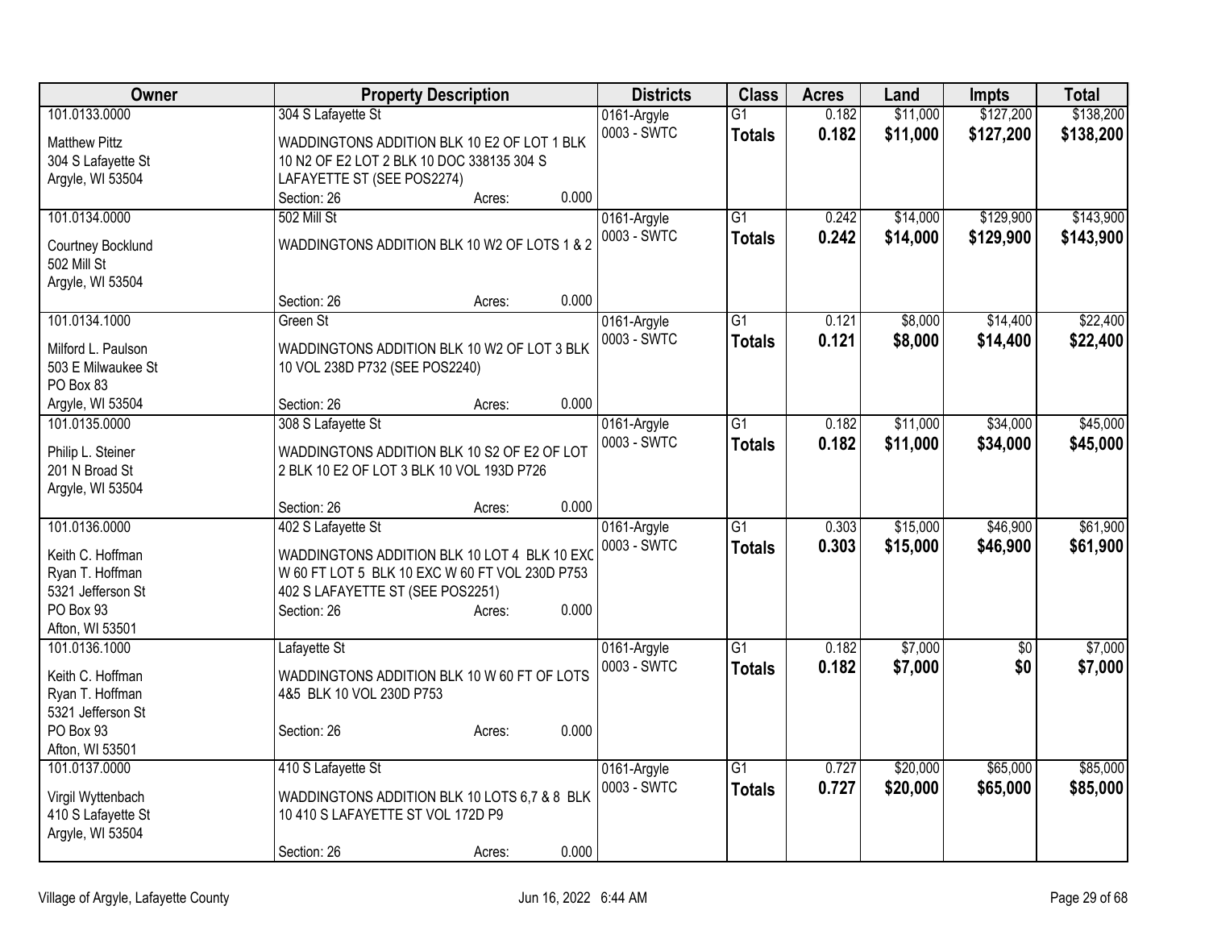| Owner | Property Description | Districts | Class | Acres | Land | Impts | Total |
|---|---|---|---|---|---|---|---|
| 101.0133.0000<br>Matthew Pittz<br>304 S Lafayette St<br>Argyle, WI 53504 | 304 S Lafayette St<br>WADDINGTONS ADDITION BLK 10 E2 OF LOT 1 BLK 10 N2 OF E2 LOT 2 BLK 10 DOC 338135 304 S LAFAYETTE ST (SEE POS2274)<br>Section: 26 Acres: 0.000 | 0161-Argyle<br>0003 - SWTC | G1<br>**Totals** | 0.182<br>**0.182** | $11,000<br>**$11,000** | $127,200<br>**$127,200** | $138,200<br>**$138,200** |
| 101.0134.0000<br>Courtney Bocklund<br>502 Mill St<br>Argyle, WI 53504 | 502 Mill St<br>WADDINGTONS ADDITION BLK 10 W2 OF LOTS 1 & 2<br>Section: 26 Acres: 0.000 | 0161-Argyle<br>0003 - SWTC | G1<br>**Totals** | 0.242<br>**0.242** | $14,000<br>**$14,000** | $129,900<br>**$129,900** | $143,900<br>**$143,900** |
| 101.0134.1000<br>Milford L. Paulson<br>503 E Milwaukee St<br>PO Box 83<br>Argyle, WI 53504 | Green St<br>WADDINGTONS ADDITION BLK 10 W2 OF LOT 3 BLK 10 VOL 238D P732 (SEE POS2240)<br>Section: 26 Acres: 0.000 | 0161-Argyle<br>0003 - SWTC | G1<br>**Totals** | 0.121<br>**0.121** | $8,000<br>**$8,000** | $14,400<br>**$14,400** | $22,400<br>**$22,400** |
| 101.0135.0000<br>Philip L. Steiner<br>201 N Broad St<br>Argyle, WI 53504 | 308 S Lafayette St<br>WADDINGTONS ADDITION BLK 10 S2 OF E2 OF LOT 2 BLK 10 E2 OF LOT 3 BLK 10 VOL 193D P726<br>Section: 26 Acres: 0.000 | 0161-Argyle<br>0003 - SWTC | G1<br>**Totals** | 0.182<br>**0.182** | $11,000<br>**$11,000** | $34,000<br>**$34,000** | $45,000<br>**$45,000** |
| 101.0136.0000<br>Keith C. Hoffman<br>Ryan T. Hoffman<br>5321 Jefferson St<br>PO Box 93<br>Afton, WI 53501 | 402 S Lafayette St<br>WADDINGTONS ADDITION BLK 10 LOT 4 BLK 10 EXC W 60 FT LOT 5 BLK 10 EXC W 60 FT VOL 230D P753 402 S LAFAYETTE ST (SEE POS2251)<br>Section: 26 Acres: 0.000 | 0161-Argyle<br>0003 - SWTC | G1<br>**Totals** | 0.303<br>**0.303** | $15,000<br>**$15,000** | $46,900<br>**$46,900** | $61,900<br>**$61,900** |
| 101.0136.1000<br>Keith C. Hoffman<br>Ryan T. Hoffman<br>5321 Jefferson St<br>PO Box 93<br>Afton, WI 53501 | Lafayette St<br>WADDINGTONS ADDITION BLK 10 W 60 FT OF LOTS 4&5 BLK 10 VOL 230D P753<br>Section: 26 Acres: 0.000 | 0161-Argyle<br>0003 - SWTC | G1<br>**Totals** | 0.182<br>**0.182** | $7,000<br>**$7,000** | $0<br>**$0** | $7,000<br>**$7,000** |
| 101.0137.0000<br>Virgil Wyttenbach<br>410 S Lafayette St<br>Argyle, WI 53504 | 410 S Lafayette St<br>WADDINGTONS ADDITION BLK 10 LOTS 6,7 & 8 BLK 10 410 S LAFAYETTE ST VOL 172D P9<br>Section: 26 Acres: 0.000 | 0161-Argyle<br>0003 - SWTC | G1<br>**Totals** | 0.727<br>**0.727** | $20,000<br>**$20,000** | $65,000<br>**$65,000** | $85,000<br>**$85,000** |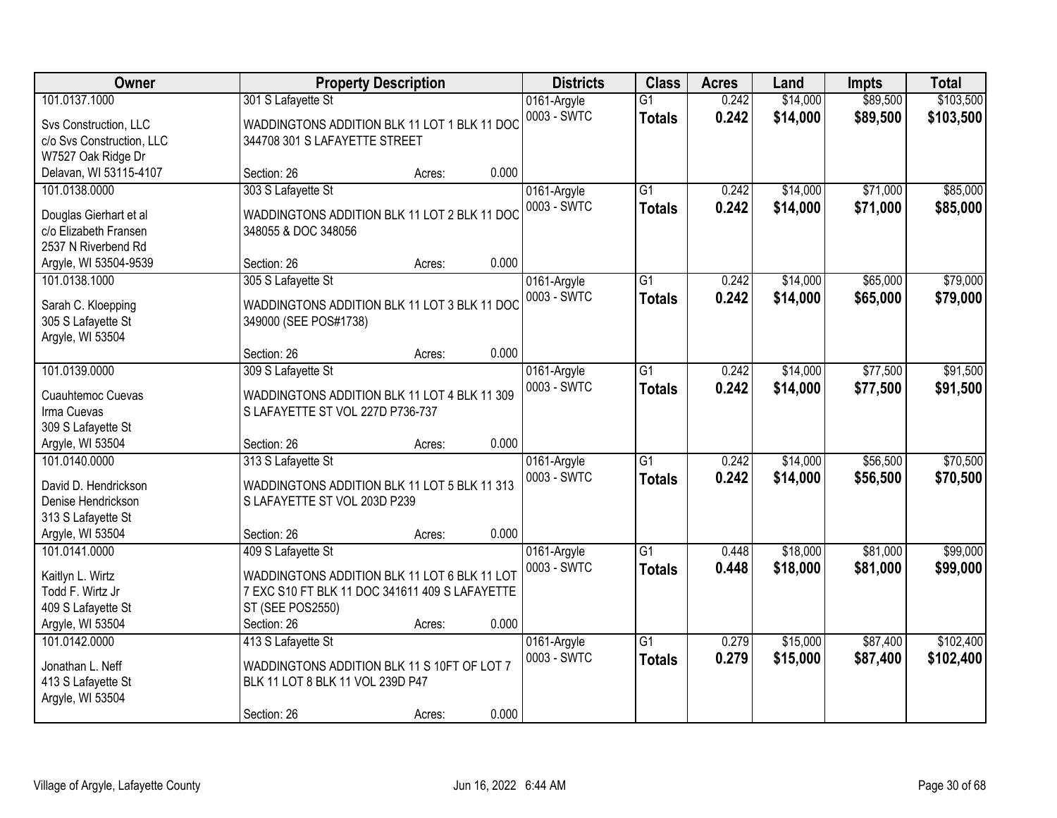| Owner | Property Description | Districts | Class | Acres | Land | Impts | Total |
|---|---|---|---|---|---|---|---|
| 101.0137.1000<br>Svs Construction, LLC<br>c/o Svs Construction, LLC<br>W7527 Oak Ridge Dr<br>Delavan, WI 53115-4107 | 301 S Lafayette St<br>WADDINGTONS ADDITION BLK 11 LOT 1 BLK 11 DOC 344708 301 S LAFAYETTE STREET<br>Section: 26 Acres: 0.000 | 0161-Argyle<br>0003 - SWTC | G1<br>**Totals** | 0.242<br>**0.242** | $14,000<br>**$14,000** | $89,500<br>**$89,500** | $103,500<br>**$103,500** |
| 101.0138.0000<br>Douglas Gierhart et al<br>c/o Elizabeth Fransen<br>2537 N Riverbend Rd<br>Argyle, WI 53504-9539 | 303 S Lafayette St<br>WADDINGTONS ADDITION BLK 11 LOT 2 BLK 11 DOC 348055 & DOC 348056<br>Section: 26 Acres: 0.000 | 0161-Argyle<br>0003 - SWTC | G1<br>**Totals** | 0.242<br>**0.242** | $14,000<br>**$14,000** | $71,000<br>**$71,000** | $85,000<br>**$85,000** |
| 101.0138.1000<br>Sarah C. Kloepping<br>305 S Lafayette St<br>Argyle, WI 53504 | 305 S Lafayette St<br>WADDINGTONS ADDITION BLK 11 LOT 3 BLK 11 DOC 349000 (SEE POS#1738)<br>Section: 26 Acres: 0.000 | 0161-Argyle<br>0003 - SWTC | G1<br>**Totals** | 0.242<br>**0.242** | $14,000<br>**$14,000** | $65,000<br>**$65,000** | $79,000<br>**$79,000** |
| 101.0139.0000<br>Cuauhtemoc Cuevas<br>Irma Cuevas<br>309 S Lafayette St<br>Argyle, WI 53504 | 309 S Lafayette St<br>WADDINGTONS ADDITION BLK 11 LOT 4 BLK 11 309 S LAFAYETTE ST VOL 227D P736-737<br>Section: 26 Acres: 0.000 | 0161-Argyle<br>0003 - SWTC | G1<br>**Totals** | 0.242<br>**0.242** | $14,000<br>**$14,000** | $77,500<br>**$77,500** | $91,500<br>**$91,500** |
| 101.0140.0000<br>David D. Hendrickson<br>Denise Hendrickson<br>313 S Lafayette St<br>Argyle, WI 53504 | 313 S Lafayette St<br>WADDINGTONS ADDITION BLK 11 LOT 5 BLK 11 313 S LAFAYETTE ST VOL 203D P239<br>Section: 26 Acres: 0.000 | 0161-Argyle<br>0003 - SWTC | G1<br>**Totals** | 0.242<br>**0.242** | $14,000<br>**$14,000** | $56,500<br>**$56,500** | $70,500<br>**$70,500** |
| 101.0141.0000<br>Kaitlyn L. Wirtz<br>Todd F. Wirtz Jr<br>409 S Lafayette St<br>Argyle, WI 53504 | 409 S Lafayette St<br>WADDINGTONS ADDITION BLK 11 LOT 6 BLK 11 LOT 7 EXC S10 FT BLK 11 DOC 341611 409 S LAFAYETTE ST (SEE POS2550)<br>Section: 26 Acres: 0.000 | 0161-Argyle<br>0003 - SWTC | G1<br>**Totals** | 0.448<br>**0.448** | $18,000<br>**$18,000** | $81,000<br>**$81,000** | $99,000<br>**$99,000** |
| 101.0142.0000<br>Jonathan L. Neff<br>413 S Lafayette St<br>Argyle, WI 53504 | 413 S Lafayette St<br>WADDINGTONS ADDITION BLK 11 S 10FT OF LOT 7 BLK 11 LOT 8 BLK 11 VOL 239D P47<br>Section: 26 Acres: 0.000 | 0161-Argyle<br>0003 - SWTC | G1<br>**Totals** | 0.279<br>**0.279** | $15,000<br>**$15,000** | $87,400<br>**$87,400** | $102,400<br>**$102,400** |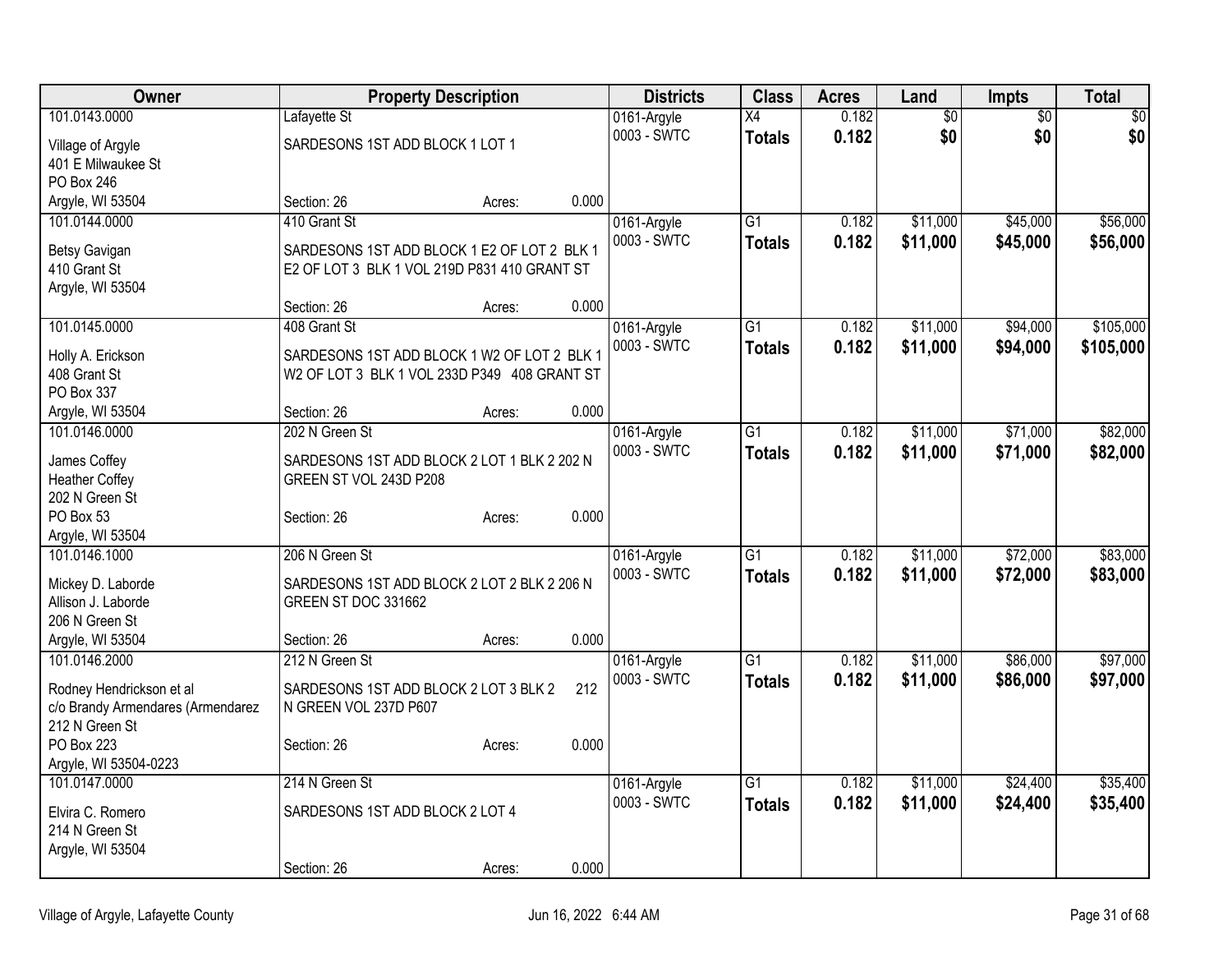| Owner | Property Description | Districts | Class | Acres | Land | Impts | Total |
|---|---|---|---|---|---|---|---|
| 101.0143.0000<br>Village of Argyle<br>401 E Milwaukee St<br>PO Box 246<br>Argyle, WI 53504 | Lafayette St<br>SARDESONS 1ST ADD BLOCK 1 LOT 1<br>Section: 26 Acres: 0.000 | 0161-Argyle<br>0003 - SWTC | X4<br>**Totals** | 0.182<br>**0.182** | $0<br>**$0** | $0<br>**$0** | $0<br>**$0** |
| 101.0144.0000<br>Betsy Gavigan<br>410 Grant St<br>Argyle, WI 53504 | 410 Grant St<br>SARDESONS 1ST ADD BLOCK 1 E2 OF LOT 2 BLK 1 E2 OF LOT 3 BLK 1 VOL 219D P831 410 GRANT ST<br>Section: 26 Acres: 0.000 | 0161-Argyle<br>0003 - SWTC | G1<br>**Totals** | 0.182<br>**0.182** | $11,000<br>**$11,000** | $45,000<br>**$45,000** | $56,000<br>**$56,000** |
| 101.0145.0000<br>Holly A. Erickson<br>408 Grant St<br>PO Box 337<br>Argyle, WI 53504 | 408 Grant St<br>SARDESONS 1ST ADD BLOCK 1 W2 OF LOT 2 BLK 1 W2 OF LOT 3 BLK 1 VOL 233D P349 408 GRANT ST<br>Section: 26 Acres: 0.000 | 0161-Argyle<br>0003 - SWTC | G1<br>**Totals** | 0.182<br>**0.182** | $11,000<br>**$11,000** | $94,000<br>**$94,000** | $105,000<br>**$105,000** |
| 101.0146.0000<br>James Coffey<br>Heather Coffey<br>202 N Green St<br>PO Box 53<br>Argyle, WI 53504 | 202 N Green St<br>SARDESONS 1ST ADD BLOCK 2 LOT 1 BLK 2 202 N GREEN ST VOL 243D P208<br>Section: 26 Acres: 0.000 | 0161-Argyle<br>0003 - SWTC | G1<br>**Totals** | 0.182<br>**0.182** | $11,000<br>**$11,000** | $71,000<br>**$71,000** | $82,000<br>**$82,000** |
| 101.0146.1000<br>Mickey D. Laborde<br>Allison J. Laborde<br>206 N Green St<br>Argyle, WI 53504 | 206 N Green St<br>SARDESONS 1ST ADD BLOCK 2 LOT 2 BLK 2 206 N GREEN ST DOC 331662<br>Section: 26 Acres: 0.000 | 0161-Argyle<br>0003 - SWTC | G1<br>**Totals** | 0.182<br>**0.182** | $11,000<br>**$11,000** | $72,000<br>**$72,000** | $83,000<br>**$83,000** |
| 101.0146.2000<br>Rodney Hendrickson et al<br>c/o Brandy Armendares (Armendarez<br>212 N Green St<br>PO Box 223<br>Argyle, WI 53504-0223 | 212 N Green St<br>SARDESONS 1ST ADD BLOCK 2 LOT 3 BLK 2 212 N GREEN VOL 237D P607<br>Section: 26 Acres: 0.000 | 0161-Argyle<br>0003 - SWTC | G1<br>**Totals** | 0.182<br>**0.182** | $11,000<br>**$11,000** | $86,000<br>**$86,000** | $97,000<br>**$97,000** |
| 101.0147.0000<br>Elvira C. Romero<br>214 N Green St<br>Argyle, WI 53504 | 214 N Green St<br>SARDESONS 1ST ADD BLOCK 2 LOT 4<br>Section: 26 Acres: 0.000 | 0161-Argyle<br>0003 - SWTC | G1<br>**Totals** | 0.182<br>**0.182** | $11,000<br>**$11,000** | $24,400<br>**$24,400** | $35,400<br>**$35,400** |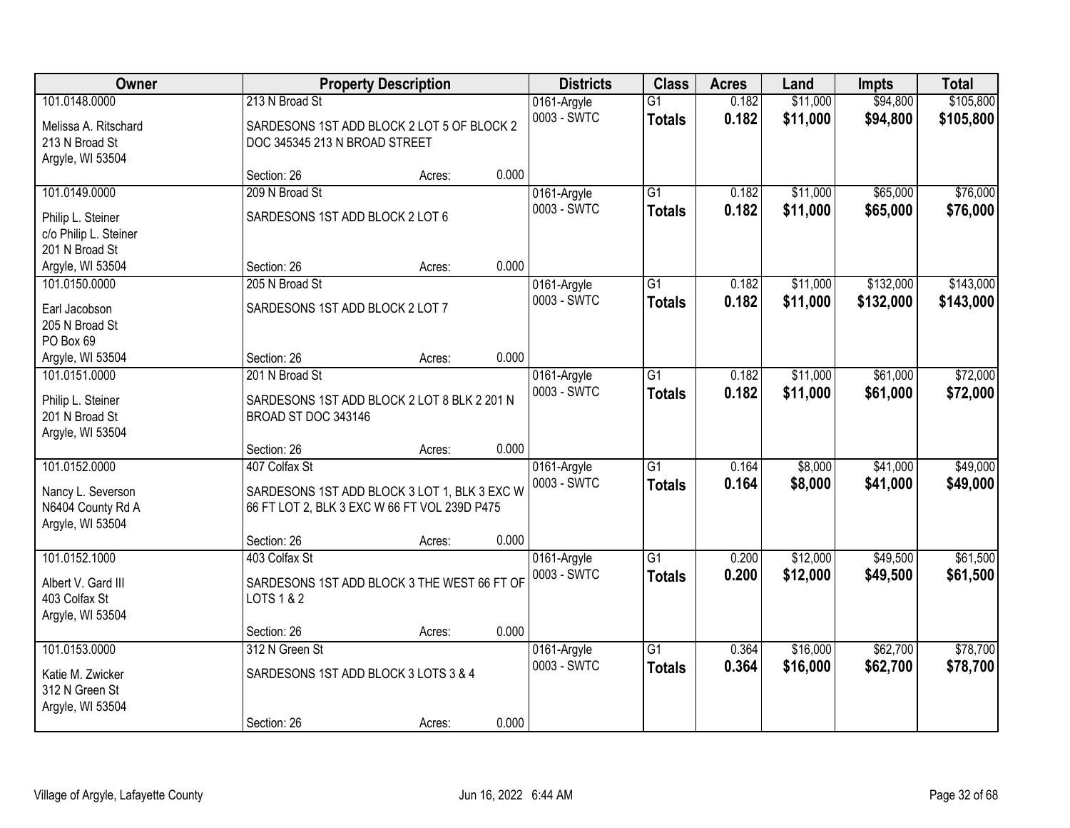| Owner | Property Description | Districts | Class | Acres | Land | Impts | Total |
|---|---|---|---|---|---|---|---|
| 101.0148.0000<br>Melissa A. Ritschard<br>213 N Broad St<br>Argyle, WI 53504 | 213 N Broad St<br>SARDESONS 1ST ADD BLOCK 2 LOT 5 OF BLOCK 2 DOC 345345 213 N BROAD STREET<br>Section: 26 Acres: 0.000 | 0161-Argyle<br>0003 - SWTC | G1<br>**Totals** | 0.182<br>**0.182** | $11,000<br>**$11,000** | $94,800<br>**$94,800** | $105,800<br>**$105,800** |
| 101.0149.0000<br>Philip L. Steiner<br>c/o Philip L. Steiner<br>201 N Broad St<br>Argyle, WI 53504 | 209 N Broad St<br>SARDESONS 1ST ADD BLOCK 2 LOT 6<br>Section: 26 Acres: 0.000 | 0161-Argyle<br>0003 - SWTC | G1<br>**Totals** | 0.182<br>**0.182** | $11,000<br>**$11,000** | $65,000<br>**$65,000** | $76,000<br>**$76,000** |
| 101.0150.0000<br>Earl Jacobson<br>205 N Broad St<br>PO Box 69<br>Argyle, WI 53504 | 205 N Broad St<br>SARDESONS 1ST ADD BLOCK 2 LOT 7<br>Section: 26 Acres: 0.000 | 0161-Argyle<br>0003 - SWTC | G1<br>**Totals** | 0.182<br>**0.182** | $11,000<br>**$11,000** | $132,000<br>**$132,000** | $143,000<br>**$143,000** |
| 101.0151.0000<br>Philip L. Steiner<br>201 N Broad St<br>Argyle, WI 53504 | 201 N Broad St<br>SARDESONS 1ST ADD BLOCK 2 LOT 8 BLK 2 201 N BROAD ST DOC 343146<br>Section: 26 Acres: 0.000 | 0161-Argyle<br>0003 - SWTC | G1<br>**Totals** | 0.182<br>**0.182** | $11,000<br>**$11,000** | $61,000<br>**$61,000** | $72,000<br>**$72,000** |
| 101.0152.0000<br>Nancy L. Severson<br>N6404 County Rd A<br>Argyle, WI 53504 | 407 Colfax St<br>SARDESONS 1ST ADD BLOCK 3 LOT 1, BLK 3 EXC W 66 FT LOT 2, BLK 3 EXC W 66 FT VOL 239D P475<br>Section: 26 Acres: 0.000 | 0161-Argyle<br>0003 - SWTC | G1<br>**Totals** | 0.164<br>**0.164** | $8,000<br>**$8,000** | $41,000<br>**$41,000** | $49,000<br>**$49,000** |
| 101.0152.1000<br>Albert V. Gard III<br>403 Colfax St<br>Argyle, WI 53504 | 403 Colfax St<br>SARDESONS 1ST ADD BLOCK 3 THE WEST 66 FT OF LOTS 1 & 2<br>Section: 26 Acres: 0.000 | 0161-Argyle<br>0003 - SWTC | G1<br>**Totals** | 0.200<br>**0.200** | $12,000<br>**$12,000** | $49,500<br>**$49,500** | $61,500<br>**$61,500** |
| 101.0153.0000<br>Katie M. Zwicker<br>312 N Green St<br>Argyle, WI 53504 | 312 N Green St<br>SARDESONS 1ST ADD BLOCK 3 LOTS 3 & 4<br>Section: 26 Acres: 0.000 | 0161-Argyle<br>0003 - SWTC | G1<br>**Totals** | 0.364<br>**0.364** | $16,000<br>**$16,000** | $62,700<br>**$62,700** | $78,700<br>**$78,700** |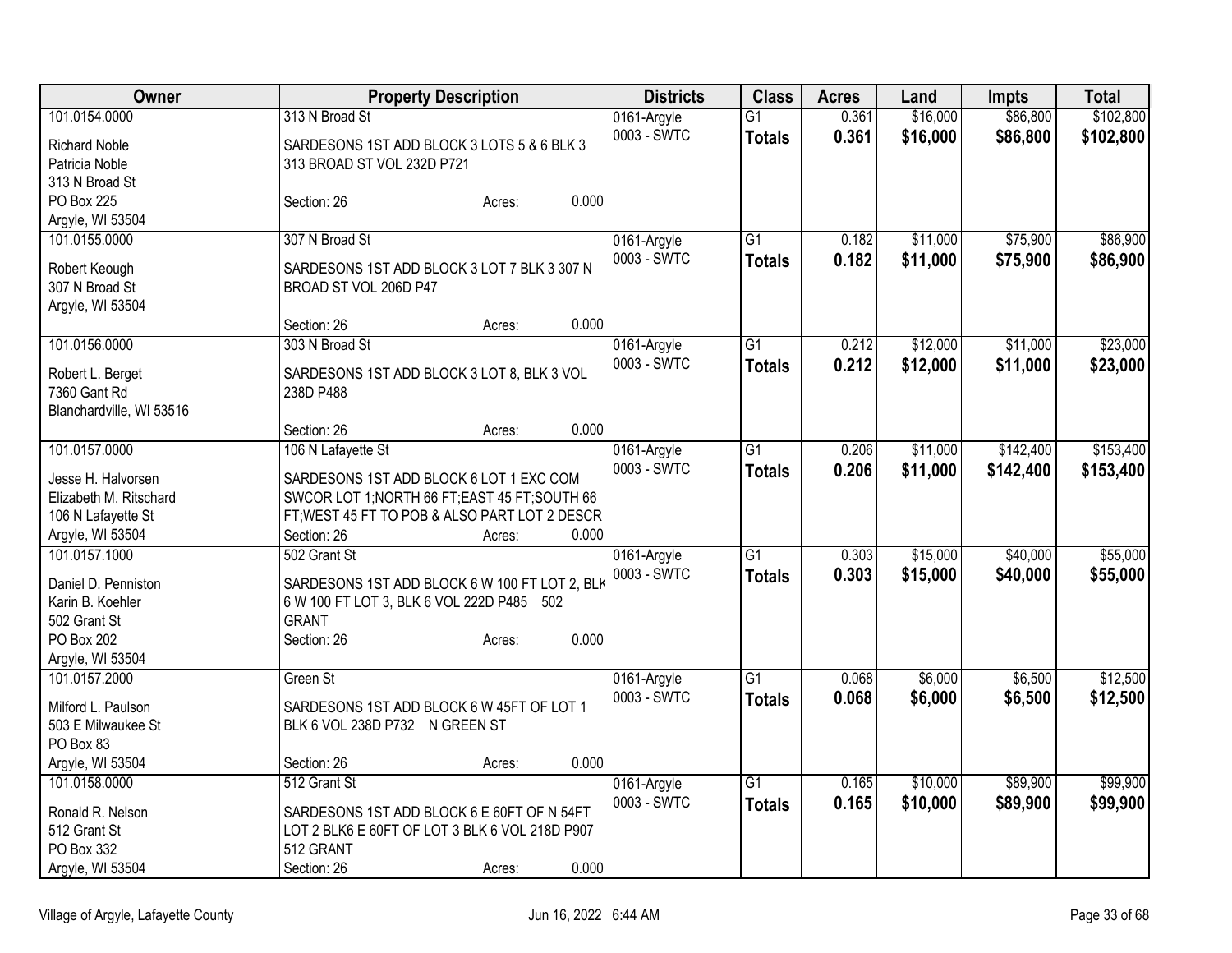| Owner | Property Description | Districts | Class | Acres | Land | Impts | Total |
|---|---|---|---|---|---|---|---|
| 101.0154.0000<br>Richard Noble<br>Patricia Noble<br>313 N Broad St<br>PO Box 225<br>Argyle, WI 53504 | 313 N Broad St<br>SARDESONS 1ST ADD BLOCK 3 LOTS 5 & 6 BLK 3 313 BROAD ST VOL 232D P721<br>Section: 26 Acres: 0.000 | 0161-Argyle<br>0003 - SWTC | G1<br>**Totals** | 0.361<br>**0.361** | $16,000<br>**$16,000** | $86,800<br>**$86,800** | $102,800<br>**$102,800** |
| 101.0155.0000<br>Robert Keough<br>307 N Broad St<br>Argyle, WI 53504 | 307 N Broad St<br>SARDESONS 1ST ADD BLOCK 3 LOT 7 BLK 3 307 N BROAD ST VOL 206D P47<br>Section: 26 Acres: 0.000 | 0161-Argyle<br>0003 - SWTC | G1<br>**Totals** | 0.182<br>**0.182** | $11,000<br>**$11,000** | $75,900<br>**$75,900** | $86,900<br>**$86,900** |
| 101.0156.0000<br>Robert L. Berget<br>7360 Gant Rd<br>Blanchardville, WI 53516 | 303 N Broad St<br>SARDESONS 1ST ADD BLOCK 3 LOT 8, BLK 3 VOL 238D P488<br>Section: 26 Acres: 0.000 | 0161-Argyle<br>0003 - SWTC | G1<br>**Totals** | 0.212<br>**0.212** | $12,000<br>**$12,000** | $11,000<br>**$11,000** | $23,000<br>**$23,000** |
| 101.0157.0000<br>Jesse H. Halvorsen<br>Elizabeth M. Ritschard<br>106 N Lafayette St<br>Argyle, WI 53504 | 106 N Lafayette St<br>SARDESONS 1ST ADD BLOCK 6 LOT 1 EXC COM SWCOR LOT 1;NORTH 66 FT;EAST 45 FT;SOUTH 66 FT;WEST 45 FT TO POB & ALSO PART LOT 2 DESCR<br>Section: 26 Acres: 0.000 | 0161-Argyle<br>0003 - SWTC | G1<br>**Totals** | 0.206<br>**0.206** | $11,000<br>**$11,000** | $142,400<br>**$142,400** | $153,400<br>**$153,400** |
| 101.0157.1000<br>Daniel D. Penniston<br>Karin B. Koehler<br>502 Grant St<br>PO Box 202<br>Argyle, WI 53504 | 502 Grant St<br>SARDESONS 1ST ADD BLOCK 6 W 100 FT LOT 2, BLK 6 W 100 FT LOT 3, BLK 6 VOL 222D P485 502 GRANT<br>Section: 26 Acres: 0.000 | 0161-Argyle<br>0003 - SWTC | G1<br>**Totals** | 0.303<br>**0.303** | $15,000<br>**$15,000** | $40,000<br>**$40,000** | $55,000<br>**$55,000** |
| 101.0157.2000<br>Milford L. Paulson<br>503 E Milwaukee St<br>PO Box 83<br>Argyle, WI 53504 | Green St<br>SARDESONS 1ST ADD BLOCK 6 W 45FT OF LOT 1 BLK 6 VOL 238D P732 N GREEN ST<br>Section: 26 Acres: 0.000 | 0161-Argyle<br>0003 - SWTC | G1<br>**Totals** | 0.068<br>**0.068** | $6,000<br>**$6,000** | $6,500<br>**$6,500** | $12,500<br>**$12,500** |
| 101.0158.0000<br>Ronald R. Nelson<br>512 Grant St<br>PO Box 332<br>Argyle, WI 53504 | 512 Grant St<br>SARDESONS 1ST ADD BLOCK 6 E 60FT OF N 54FT LOT 2 BLK6 E 60FT OF LOT 3 BLK 6 VOL 218D P907 512 GRANT<br>Section: 26 Acres: 0.000 | 0161-Argyle<br>0003 - SWTC | G1<br>**Totals** | 0.165<br>**0.165** | $10,000<br>**$10,000** | $89,900<br>**$89,900** | $99,900<br>**$99,900** |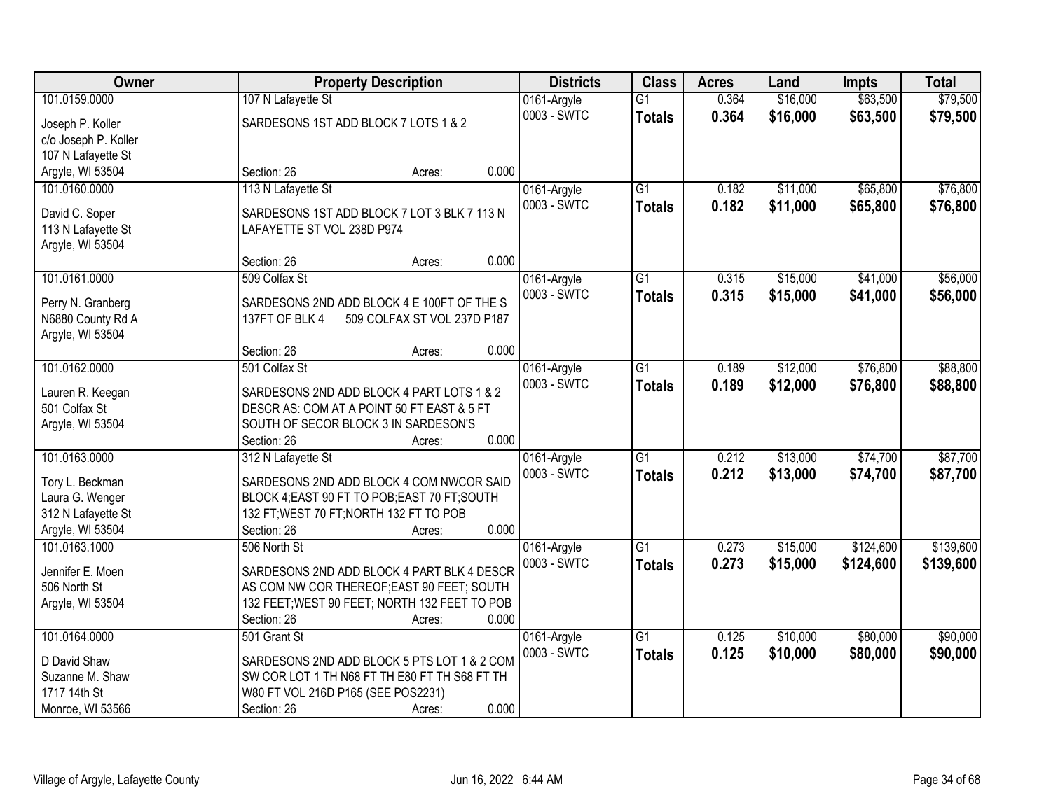| Owner | Property Description | Districts | Class | Acres | Land | Impts | Total |
|---|---|---|---|---|---|---|---|
| 101.0159.0000<br>Joseph P. Koller<br>c/o Joseph P. Koller<br>107 N Lafayette St<br>Argyle, WI 53504 | 107 N Lafayette St<br>SARDESONS 1ST ADD BLOCK 7 LOTS 1 & 2<br>Section: 26 Acres: 0.000 | 0161-Argyle<br>0003 - SWTC | G1<br>**Totals** | 0.364<br>**0.364** | $16,000<br>**$16,000** | $63,500<br>**$63,500** | $79,500<br>**$79,500** |
| 101.0160.0000<br>David C. Soper<br>113 N Lafayette St<br>Argyle, WI 53504 | 113 N Lafayette St<br>SARDESONS 1ST ADD BLOCK 7 LOT 3 BLK 7 113 N LAFAYETTE ST VOL 238D P974<br>Section: 26 Acres: 0.000 | 0161-Argyle<br>0003 - SWTC | G1<br>**Totals** | 0.182<br>**0.182** | $11,000<br>**$11,000** | $65,800<br>**$65,800** | $76,800<br>**$76,800** |
| 101.0161.0000<br>Perry N. Granberg<br>N6880 County Rd A<br>Argyle, WI 53504 | 509 Colfax St<br>SARDESONS 2ND ADD BLOCK 4 E 100FT OF THE S 137FT OF BLK 4 509 COLFAX ST VOL 237D P187<br>Section: 26 Acres: 0.000 | 0161-Argyle<br>0003 - SWTC | G1<br>**Totals** | 0.315<br>**0.315** | $15,000<br>**$15,000** | $41,000<br>**$41,000** | $56,000<br>**$56,000** |
| 101.0162.0000<br>Lauren R. Keegan<br>501 Colfax St<br>Argyle, WI 53504 | 501 Colfax St<br>SARDESONS 2ND ADD BLOCK 4 PART LOTS 1 & 2 DESCR AS: COM AT A POINT 50 FT EAST & 5 FT SOUTH OF SECOR BLOCK 3 IN SARDESON'S<br>Section: 26 Acres: 0.000 | 0161-Argyle<br>0003 - SWTC | G1<br>**Totals** | 0.189<br>**0.189** | $12,000<br>**$12,000** | $76,800<br>**$76,800** | $88,800<br>**$88,800** |
| 101.0163.0000<br>Tory L. Beckman<br>Laura G. Wenger<br>312 N Lafayette St<br>Argyle, WI 53504 | 312 N Lafayette St<br>SARDESONS 2ND ADD BLOCK 4 COM NWCOR SAID BLOCK 4;EAST 90 FT TO POB;EAST 70 FT;SOUTH 132 FT;WEST 70 FT;NORTH 132 FT TO POB<br>Section: 26 Acres: 0.000 | 0161-Argyle<br>0003 - SWTC | G1<br>**Totals** | 0.212<br>**0.212** | $13,000<br>**$13,000** | $74,700<br>**$74,700** | $87,700<br>**$87,700** |
| 101.0163.1000<br>Jennifer E. Moen<br>506 North St<br>Argyle, WI 53504 | 506 North St<br>SARDESONS 2ND ADD BLOCK 4 PART BLK 4 DESCR AS COM NW COR THEREOF;EAST 90 FEET; SOUTH 132 FEET;WEST 90 FEET; NORTH 132 FEET TO POB<br>Section: 26 Acres: 0.000 | 0161-Argyle<br>0003 - SWTC | G1<br>**Totals** | 0.273<br>**0.273** | $15,000<br>**$15,000** | $124,600<br>**$124,600** | $139,600<br>**$139,600** |
| 101.0164.0000<br>D David Shaw<br>Suzanne M. Shaw<br>1717 14th St<br>Monroe, WI 53566 | 501 Grant St<br>SARDESONS 2ND ADD BLOCK 5 PTS LOT 1 & 2 COM SW COR LOT 1 TH N68 FT TH E80 FT TH S68 FT TH W80 FT VOL 216D P165 (SEE POS2231)<br>Section: 26 Acres: 0.000 | 0161-Argyle<br>0003 - SWTC | G1<br>**Totals** | 0.125<br>**0.125** | $10,000<br>**$10,000** | $80,000<br>**$80,000** | $90,000<br>**$90,000** |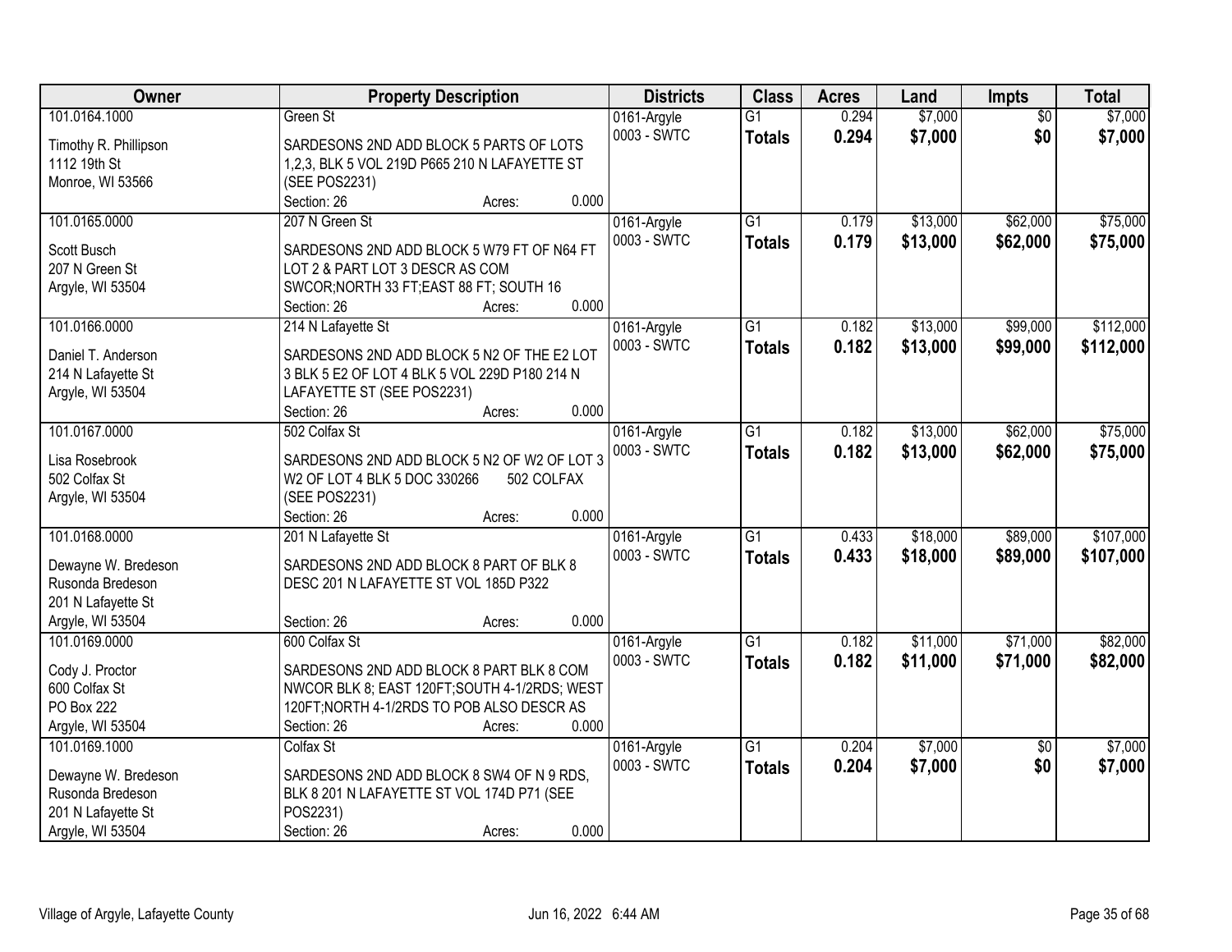| Owner | Property Description | Districts | Class | Acres | Land | Impts | Total |
|---|---|---|---|---|---|---|---|
| 101.0164.1000<br>Timothy R. Phillipson<br>1112 19th St<br>Monroe, WI 53566 | Green St<br>SARDESONS 2ND ADD BLOCK 5 PARTS OF LOTS 1,2,3, BLK 5 VOL 219D P665 210 N LAFAYETTE ST (SEE POS2231)<br>Section: 26 Acres: 0.000 | 0161-Argyle<br>0003 - SWTC | G1<br>**Totals** | 0.294<br>**0.294** | $7,000<br>**$7,000** | $0<br>**$0** | $7,000<br>**$7,000** |
| 101.0165.0000<br>Scott Busch<br>207 N Green St<br>Argyle, WI 53504 | 207 N Green St<br>SARDESONS 2ND ADD BLOCK 5 W79 FT OF N64 FT LOT 2 & PART LOT 3 DESCR AS COM SWCOR;NORTH 33 FT;EAST 88 FT; SOUTH 16<br>Section: 26 Acres: 0.000 | 0161-Argyle<br>0003 - SWTC | G1<br>**Totals** | 0.179<br>**0.179** | $13,000<br>**$13,000** | $62,000<br>**$62,000** | $75,000<br>**$75,000** |
| 101.0166.0000<br>Daniel T. Anderson<br>214 N Lafayette St<br>Argyle, WI 53504 | 214 N Lafayette St<br>SARDESONS 2ND ADD BLOCK 5 N2 OF THE E2 LOT 3 BLK 5 E2 OF LOT 4 BLK 5 VOL 229D P180 214 N LAFAYETTE ST (SEE POS2231)<br>Section: 26 Acres: 0.000 | 0161-Argyle<br>0003 - SWTC | G1<br>**Totals** | 0.182<br>**0.182** | $13,000<br>**$13,000** | $99,000<br>**$99,000** | $112,000<br>**$112,000** |
| 101.0167.0000<br>Lisa Rosebrook<br>502 Colfax St<br>Argyle, WI 53504 | 502 Colfax St<br>SARDESONS 2ND ADD BLOCK 5 N2 OF W2 OF LOT 3 W2 OF LOT 4 BLK 5 DOC 330266 502 COLFAX (SEE POS2231)<br>Section: 26 Acres: 0.000 | 0161-Argyle<br>0003 - SWTC | G1<br>**Totals** | 0.182<br>**0.182** | $13,000<br>**$13,000** | $62,000<br>**$62,000** | $75,000<br>**$75,000** |
| 101.0168.0000<br>Dewayne W. Bredeson<br>Rusonda Bredeson<br>201 N Lafayette St<br>Argyle, WI 53504 | 201 N Lafayette St<br>SARDESONS 2ND ADD BLOCK 8 PART OF BLK 8 DESC 201 N LAFAYETTE ST VOL 185D P322<br>Section: 26 Acres: 0.000 | 0161-Argyle<br>0003 - SWTC | G1<br>**Totals** | 0.433<br>**0.433** | $18,000<br>**$18,000** | $89,000<br>**$89,000** | $107,000<br>**$107,000** |
| 101.0169.0000<br>Cody J. Proctor<br>600 Colfax St<br>PO Box 222<br>Argyle, WI 53504 | 600 Colfax St<br>SARDESONS 2ND ADD BLOCK 8 PART BLK 8 COM NWCOR BLK 8; EAST 120FT;SOUTH 4-1/2RDS; WEST 120FT;NORTH 4-1/2RDS TO POB ALSO DESCR AS<br>Section: 26 Acres: 0.000 | 0161-Argyle<br>0003 - SWTC | G1<br>**Totals** | 0.182<br>**0.182** | $11,000<br>**$11,000** | $71,000<br>**$71,000** | $82,000<br>**$82,000** |
| 101.0169.1000<br>Dewayne W. Bredeson<br>Rusonda Bredeson<br>201 N Lafayette St<br>Argyle, WI 53504 | Colfax St<br>SARDESONS 2ND ADD BLOCK 8 SW4 OF N 9 RDS, BLK 8 201 N LAFAYETTE ST VOL 174D P71 (SEE POS2231)<br>Section: 26 Acres: 0.000 | 0161-Argyle<br>0003 - SWTC | G1<br>**Totals** | 0.204<br>**0.204** | $7,000<br>**$7,000** | $0<br>**$0** | $7,000<br>**$7,000** |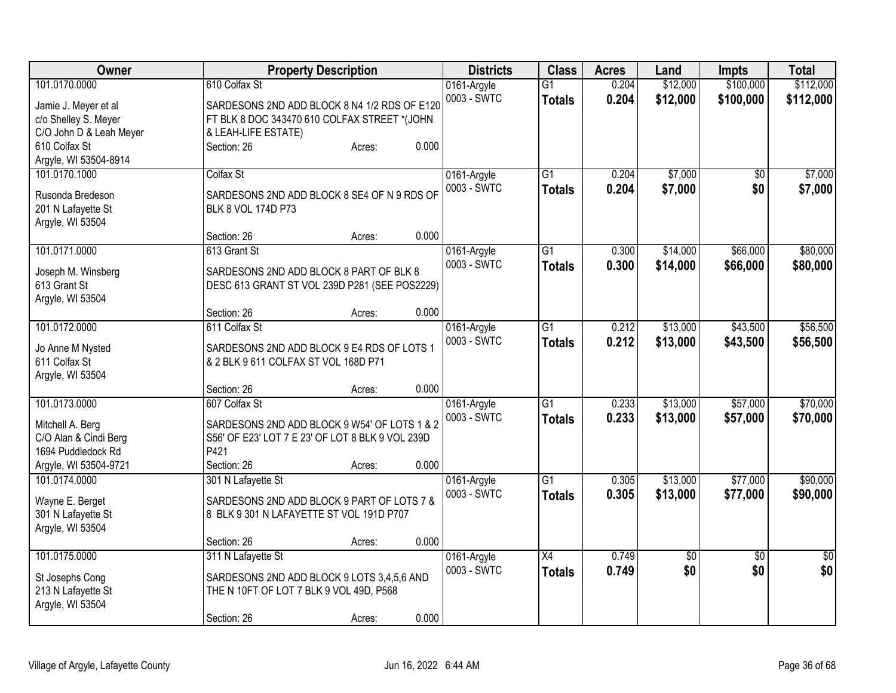| Owner | Property Description | Districts | Class | Acres | Land | Impts | Total |
|---|---|---|---|---|---|---|---|
| 101.0170.0000<br>Jamie J. Meyer et al<br>c/o Shelley S. Meyer<br>C/O John D & Leah Meyer<br>610 Colfax St<br>Argyle, WI 53504-8914 | 610 Colfax St<br>SARDESONS 2ND ADD BLOCK 8 N4 1/2 RDS OF E120 FT BLK 8 DOC 343470 610 COLFAX STREET *(JOHN & LEAH-LIFE ESTATE)<br>Section: 26 Acres: 0.000 | 0161-Argyle<br>0003 - SWTC | G1<br>**Totals** | 0.204<br>**0.204** | $12,000<br>**$12,000** | $100,000<br>**$100,000** | $112,000<br>**$112,000** |
| 101.0170.1000<br>Rusonda Bredeson<br>201 N Lafayette St<br>Argyle, WI 53504 | Colfax St<br>SARDESONS 2ND ADD BLOCK 8 SE4 OF N 9 RDS OF BLK 8 VOL 174D P73<br>Section: 26 Acres: 0.000 | 0161-Argyle<br>0003 - SWTC | G1<br>**Totals** | 0.204<br>**0.204** | $7,000<br>**$7,000** | $0<br>**$0** | $7,000<br>**$7,000** |
| 101.0171.0000<br>Joseph M. Winsberg<br>613 Grant St<br>Argyle, WI 53504 | 613 Grant St<br>SARDESONS 2ND ADD BLOCK 8 PART OF BLK 8 DESC 613 GRANT ST VOL 239D P281 (SEE POS2229)<br>Section: 26 Acres: 0.000 | 0161-Argyle<br>0003 - SWTC | G1<br>**Totals** | 0.300<br>**0.300** | $14,000<br>**$14,000** | $66,000<br>**$66,000** | $80,000<br>**$80,000** |
| 101.0172.0000<br>Jo Anne M Nysted<br>611 Colfax St<br>Argyle, WI 53504 | 611 Colfax St<br>SARDESONS 2ND ADD BLOCK 9 E4 RDS OF LOTS 1 & 2 BLK 9 611 COLFAX ST VOL 168D P71<br>Section: 26 Acres: 0.000 | 0161-Argyle<br>0003 - SWTC | G1<br>**Totals** | 0.212<br>**0.212** | $13,000<br>**$13,000** | $43,500<br>**$43,500** | $56,500<br>**$56,500** |
| 101.0173.0000<br>Mitchell A. Berg<br>C/O Alan & Cindi Berg<br>1694 Puddledock Rd<br>Argyle, WI 53504-9721 | 607 Colfax St<br>SARDESONS 2ND ADD BLOCK 9 W54' OF LOTS 1 & 2 S56' OF E23' LOT 7 E 23' OF LOT 8 BLK 9 VOL 239D P421<br>Section: 26 Acres: 0.000 | 0161-Argyle<br>0003 - SWTC | G1<br>**Totals** | 0.233<br>**0.233** | $13,000<br>**$13,000** | $57,000<br>**$57,000** | $70,000<br>**$70,000** |
| 101.0174.0000<br>Wayne E. Berget<br>301 N Lafayette St<br>Argyle, WI 53504 | 301 N Lafayette St<br>SARDESONS 2ND ADD BLOCK 9 PART OF LOTS 7 & 8 BLK 9 301 N LAFAYETTE ST VOL 191D P707<br>Section: 26 Acres: 0.000 | 0161-Argyle<br>0003 - SWTC | G1<br>**Totals** | 0.305<br>**0.305** | $13,000<br>**$13,000** | $77,000<br>**$77,000** | $90,000<br>**$90,000** |
| 101.0175.0000<br>St Josephs Cong<br>213 N Lafayette St<br>Argyle, WI 53504 | 311 N Lafayette St<br>SARDESONS 2ND ADD BLOCK 9 LOTS 3,4,5,6 AND THE N 10FT OF LOT 7 BLK 9 VOL 49D, P568<br>Section: 26 Acres: 0.000 | 0161-Argyle<br>0003 - SWTC | X4<br>**Totals** | 0.749<br>**0.749** | $0<br>**$0** | $0<br>**$0** | $0<br>**$0** |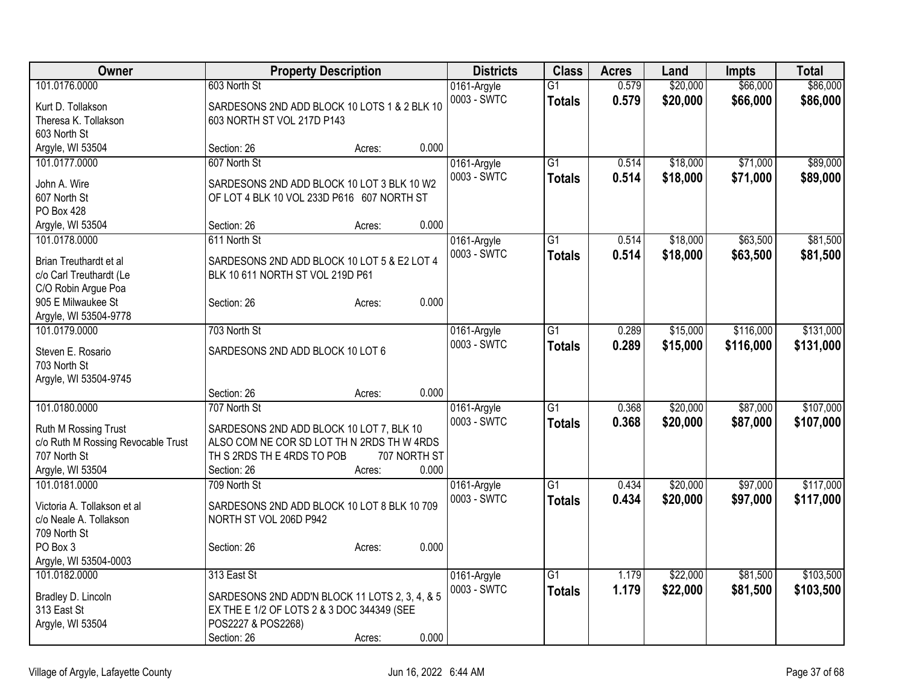| Owner | Property Description | Districts | Class | Acres | Land | Impts | Total |
| --- | --- | --- | --- | --- | --- | --- | --- |
| 101.0176.0000<br>Kurt D. Tollakson<br>Theresa K. Tollakson<br>603 North St<br>Argyle, WI 53504 | 603 North St<br>SARDESONS 2ND ADD BLOCK 10 LOTS 1 & 2 BLK 10 603 NORTH ST VOL 217D P143<br>Section: 26 Acres: 0.000 | 0161-Argyle<br>0003 - SWTC | G1<br>**Totals** | 0.579<br>**0.579** | $20,000<br>**$20,000** | $66,000<br>**$66,000** | $86,000<br>**$86,000** |
| 101.0177.0000<br>John A. Wire<br>607 North St<br>PO Box 428<br>Argyle, WI 53504 | 607 North St<br>SARDESONS 2ND ADD BLOCK 10 LOT 3 BLK 10 W2 OF LOT 4 BLK 10 VOL 233D P616 607 NORTH ST<br>Section: 26 Acres: 0.000 | 0161-Argyle<br>0003 - SWTC | G1<br>**Totals** | 0.514<br>**0.514** | $18,000<br>**$18,000** | $71,000<br>**$71,000** | $89,000<br>**$89,000** |
| 101.0178.0000<br>Brian Treuthardt et al<br>c/o Carl Treuthardt (Le<br>C/O Robin Argue Poa<br>905 E Milwaukee St<br>Argyle, WI 53504-9778 | 611 North St<br>SARDESONS 2ND ADD BLOCK 10 LOT 5 & E2 LOT 4 BLK 10 611 NORTH ST VOL 219D P61<br>Section: 26 Acres: 0.000 | 0161-Argyle<br>0003 - SWTC | G1<br>**Totals** | 0.514<br>**0.514** | $18,000<br>**$18,000** | $63,500<br>**$63,500** | $81,500<br>**$81,500** |
| 101.0179.0000<br>Steven E. Rosario<br>703 North St<br>Argyle, WI 53504-9745 | 703 North St<br>SARDESONS 2ND ADD BLOCK 10 LOT 6<br>Section: 26 Acres: 0.000 | 0161-Argyle<br>0003 - SWTC | G1<br>**Totals** | 0.289<br>**0.289** | $15,000<br>**$15,000** | $116,000<br>**$116,000** | $131,000<br>**$131,000** |
| 101.0180.0000<br>Ruth M Rossing Trust<br>c/o Ruth M Rossing Revocable Trust<br>707 North St<br>Argyle, WI 53504 | 707 North St<br>SARDESONS 2ND ADD BLOCK 10 LOT 7, BLK 10 ALSO COM NE COR SD LOT TH N 2RDS TH W 4RDS TH S 2RDS TH E 4RDS TO POB 707 NORTH ST<br>Section: 26 Acres: 0.000 | 0161-Argyle<br>0003 - SWTC | G1<br>**Totals** | 0.368<br>**0.368** | $20,000<br>**$20,000** | $87,000<br>**$87,000** | $107,000<br>**$107,000** |
| 101.0181.0000<br>Victoria A. Tollakson et al<br>c/o Neale A. Tollakson<br>709 North St<br>PO Box 3<br>Argyle, WI 53504-0003 | 709 North St<br>SARDESONS 2ND ADD BLOCK 10 LOT 8 BLK 10 709 NORTH ST VOL 206D P942<br>Section: 26 Acres: 0.000 | 0161-Argyle<br>0003 - SWTC | G1<br>**Totals** | 0.434<br>**0.434** | $20,000<br>**$20,000** | $97,000<br>**$97,000** | $117,000<br>**$117,000** |
| 101.0182.0000<br>Bradley D. Lincoln<br>313 East St<br>Argyle, WI 53504 | 313 East St<br>SARDESONS 2ND ADD'N BLOCK 11 LOTS 2, 3, 4, & 5 EX THE E 1/2 OF LOTS 2 & 3 DOC 344349 (SEE POS2227 & POS2268)<br>Section: 26 Acres: 0.000 | 0161-Argyle<br>0003 - SWTC | G1<br>**Totals** | 1.179<br>**1.179** | $22,000<br>**$22,000** | $81,500<br>**$81,500** | $103,500<br>**$103,500** |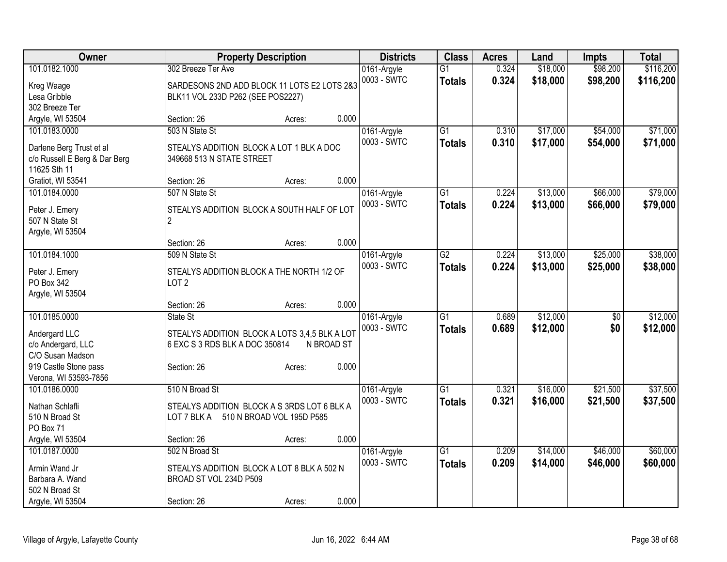| Owner | Property Description | Districts | Class | Acres | Land | Impts | Total |
|---|---|---|---|---|---|---|---|
| 101.0182.1000<br>Kreg Waage<br>Lesa Gribble<br>302 Breeze Ter<br>Argyle, WI 53504 | 302 Breeze Ter Ave<br>SARDESONS 2ND ADD BLOCK 11 LOTS E2 LOTS 2&3 BLK11 VOL 233D P262 (SEE POS2227)<br>Section: 26 Acres: 0.000 | 0161-Argyle<br>0003 - SWTC | G1<br>**Totals** | 0.324<br>**0.324** | $18,000<br>**$18,000** | $98,200<br>**$98,200** | $116,200<br>**$116,200** |
| 101.0183.0000<br>Darlene Berg Trust et al<br>c/o Russell E Berg & Dar Berg<br>11625 Sth 11<br>Gratiot, WI 53541 | 503 N State St<br>STEALYS ADDITION BLOCK A LOT 1 BLK A DOC 349668 513 N STATE STREET<br>Section: 26 Acres: 0.000 | 0161-Argyle<br>0003 - SWTC | G1<br>**Totals** | 0.310<br>**0.310** | $17,000<br>**$17,000** | $54,000<br>**$54,000** | $71,000<br>**$71,000** |
| 101.0184.0000<br>Peter J. Emery<br>507 N State St<br>Argyle, WI 53504 | 507 N State St<br>STEALYS ADDITION BLOCK A SOUTH HALF OF LOT 2<br>Section: 26 Acres: 0.000 | 0161-Argyle<br>0003 - SWTC | G1<br>**Totals** | 0.224<br>**0.224** | $13,000<br>**$13,000** | $66,000<br>**$66,000** | $79,000<br>**$79,000** |
| 101.0184.1000<br>Peter J. Emery<br>PO Box 342<br>Argyle, WI 53504 | 509 N State St<br>STEALYS ADDITION BLOCK A THE NORTH 1/2 OF LOT 2<br>Section: 26 Acres: 0.000 | 0161-Argyle<br>0003 - SWTC | G2<br>**Totals** | 0.224<br>**0.224** | $13,000<br>**$13,000** | $25,000<br>**$25,000** | $38,000<br>**$38,000** |
| 101.0185.0000<br>Andergard LLC<br>c/o Andergard, LLC<br>C/O Susan Madson<br>919 Castle Stone pass<br>Verona, WI 53593-7856 | State St<br>STEALYS ADDITION BLOCK A LOTS 3,4,5 BLK A LOT 6 EXC S 3 RDS BLK A DOC 350814 N BROAD ST<br>Section: 26 Acres: 0.000 | 0161-Argyle<br>0003 - SWTC | G1<br>**Totals** | 0.689<br>**0.689** | $12,000<br>**$12,000** | $0<br>**$0** | $12,000<br>**$12,000** |
| 101.0186.0000<br>Nathan Schlafli<br>510 N Broad St<br>PO Box 71<br>Argyle, WI 53504 | 510 N Broad St<br>STEALYS ADDITION BLOCK A S 3RDS LOT 6 BLK A LOT 7 BLK A 510 N BROAD VOL 195D P585<br>Section: 26 Acres: 0.000 | 0161-Argyle<br>0003 - SWTC | G1<br>**Totals** | 0.321<br>**0.321** | $16,000<br>**$16,000** | $21,500<br>**$21,500** | $37,500<br>**$37,500** |
| 101.0187.0000<br>Armin Wand Jr<br>Barbara A. Wand<br>502 N Broad St<br>Argyle, WI 53504 | 502 N Broad St<br>STEALYS ADDITION BLOCK A LOT 8 BLK A 502 N BROAD ST VOL 234D P509<br>Section: 26 Acres: 0.000 | 0161-Argyle<br>0003 - SWTC | G1<br>**Totals** | 0.209<br>**0.209** | $14,000<br>**$14,000** | $46,000<br>**$46,000** | $60,000<br>**$60,000** |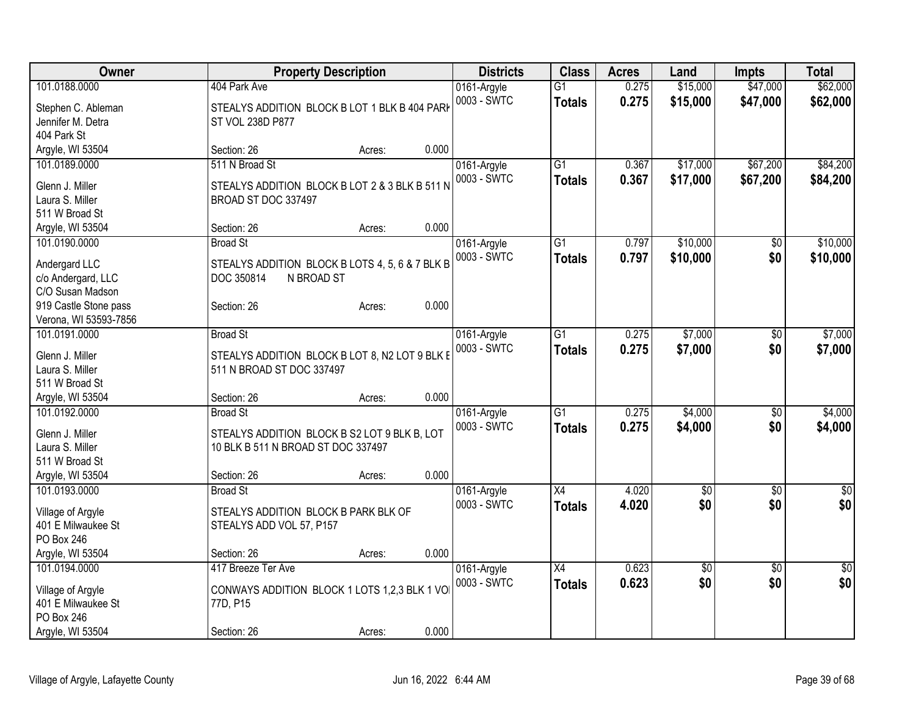| Owner | Property Description | Districts | Class | Acres | Land | Impts | Total |
|---|---|---|---|---|---|---|---|
| 101.0188.0000<br>Stephen C. Ableman<br>Jennifer M. Detra<br>404 Park St<br>Argyle, WI 53504 | 404 Park Ave<br>STEALYS ADDITION BLOCK B LOT 1 BLK B 404 PARK ST VOL 238D P877<br>Section: 26 Acres: 0.000 | 0161-Argyle<br>0003 - SWTC | G1<br>**Totals** | 0.275<br>**0.275** | $15,000<br>**$15,000** | $47,000<br>**$47,000** | $62,000<br>**$62,000** |
| 101.0189.0000<br>Glenn J. Miller<br>Laura S. Miller<br>511 W Broad St<br>Argyle, WI 53504 | 511 N Broad St<br>STEALYS ADDITION BLOCK B LOT 2 & 3 BLK B 511 N BROAD ST DOC 337497<br>Section: 26 Acres: 0.000 | 0161-Argyle<br>0003 - SWTC | G1<br>**Totals** | 0.367<br>**0.367** | $17,000<br>**$17,000** | $67,200<br>**$67,200** | $84,200<br>**$84,200** |
| 101.0190.0000<br>Andergard LLC<br>c/o Andergard, LLC<br>C/O Susan Madson<br>919 Castle Stone pass<br>Verona, WI 53593-7856 | Broad St<br>STEALYS ADDITION BLOCK B LOTS 4, 5, 6 & 7 BLK B DOC 350814 N BROAD ST<br>Section: 26 Acres: 0.000 | 0161-Argyle<br>0003 - SWTC | G1<br>**Totals** | 0.797<br>**0.797** | $10,000<br>**$10,000** | $0<br>**$0** | $10,000<br>**$10,000** |
| 101.0191.0000<br>Glenn J. Miller<br>Laura S. Miller<br>511 W Broad St<br>Argyle, WI 53504 | Broad St<br>STEALYS ADDITION BLOCK B LOT 8, N2 LOT 9 BLK B 511 N BROAD ST DOC 337497<br>Section: 26 Acres: 0.000 | 0161-Argyle<br>0003 - SWTC | G1<br>**Totals** | 0.275<br>**0.275** | $7,000<br>**$7,000** | $0<br>**$0** | $7,000<br>**$7,000** |
| 101.0192.0000<br>Glenn J. Miller<br>Laura S. Miller<br>511 W Broad St<br>Argyle, WI 53504 | Broad St<br>STEALYS ADDITION BLOCK B S2 LOT 9 BLK B, LOT 10 BLK B 511 N BROAD ST DOC 337497<br>Section: 26 Acres: 0.000 | 0161-Argyle<br>0003 - SWTC | G1<br>**Totals** | 0.275<br>**0.275** | $4,000<br>**$4,000** | $0<br>**$0** | $4,000<br>**$4,000** |
| 101.0193.0000<br>Village of Argyle<br>401 E Milwaukee St<br>PO Box 246<br>Argyle, WI 53504 | Broad St<br>STEALYS ADDITION BLOCK B PARK BLK OF STEALYS ADD VOL 57, P157<br>Section: 26 Acres: 0.000 | 0161-Argyle<br>0003 - SWTC | X4<br>**Totals** | 4.020<br>**4.020** | $0<br>**$0** | $0<br>**$0** | $0<br>**$0** |
| 101.0194.0000<br>Village of Argyle<br>401 E Milwaukee St<br>PO Box 246<br>Argyle, WI 53504 | 417 Breeze Ter Ave<br>CONWAYS ADDITION BLOCK 1 LOTS 1,2,3 BLK 1 VOL 77D, P15<br>Section: 26 Acres: 0.000 | 0161-Argyle<br>0003 - SWTC | X4<br>**Totals** | 0.623<br>**0.623** | $0<br>**$0** | $0<br>**$0** | $0<br>**$0** |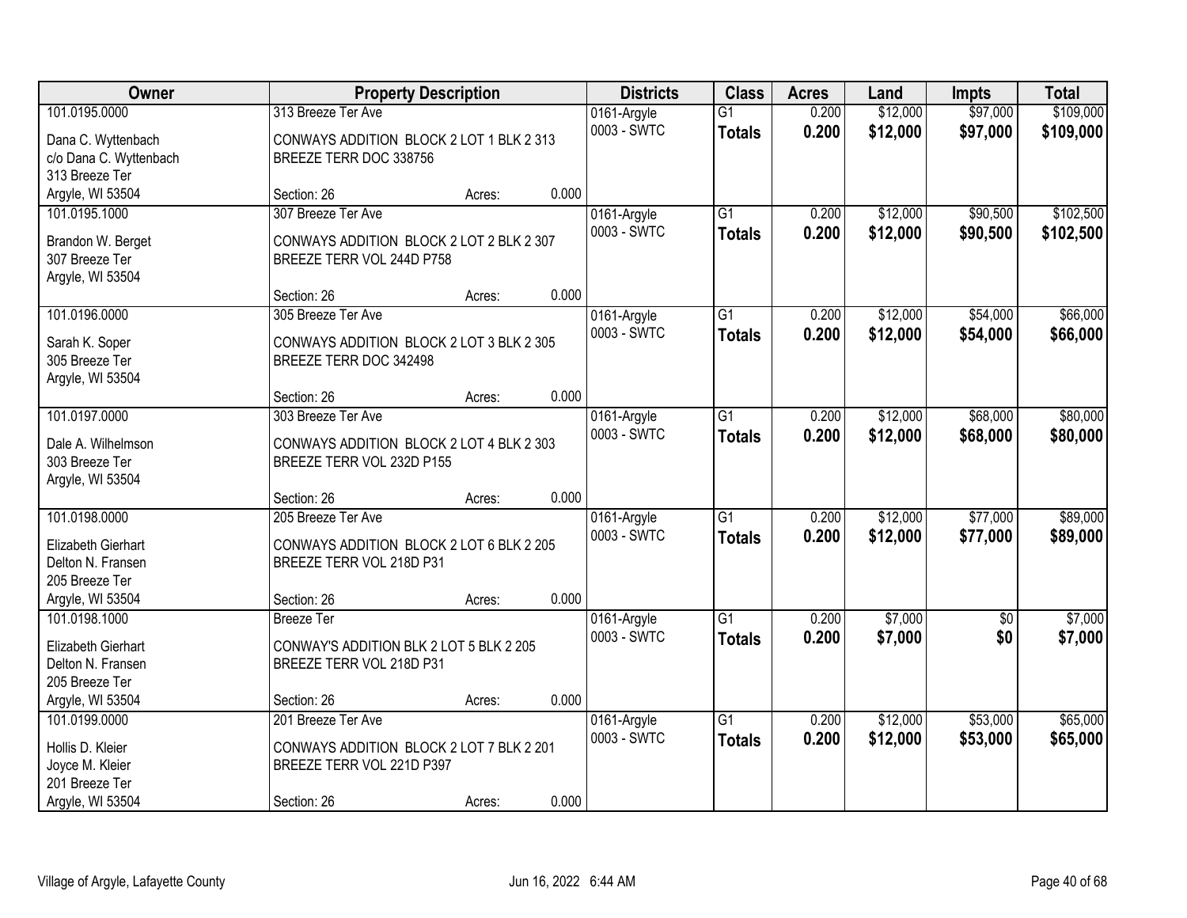| Owner | Property Description | Districts | Class | Acres | Land | Impts | Total |
|---|---|---|---|---|---|---|---|
| 101.0195.0000<br>Dana C. Wyttenbach<br>c/o Dana C. Wyttenbach<br>313 Breeze Ter<br>Argyle, WI 53504 | 313 Breeze Ter Ave<br>CONWAYS ADDITION BLOCK 2 LOT 1 BLK 2 313 BREEZE TERR DOC 338756<br>Section: 26 Acres: 0.000 | 0161-Argyle<br>0003 - SWTC | G1<br>**Totals** | 0.200<br>**0.200** | $12,000<br>**$12,000** | $97,000<br>**$97,000** | $109,000<br>**$109,000** |
| 101.0195.1000<br>Brandon W. Berget<br>307 Breeze Ter<br>Argyle, WI 53504 | 307 Breeze Ter Ave<br>CONWAYS ADDITION BLOCK 2 LOT 2 BLK 2 307 BREEZE TERR VOL 244D P758<br>Section: 26 Acres: 0.000 | 0161-Argyle<br>0003 - SWTC | G1<br>**Totals** | 0.200<br>**0.200** | $12,000<br>**$12,000** | $90,500<br>**$90,500** | $102,500<br>**$102,500** |
| 101.0196.0000<br>Sarah K. Soper<br>305 Breeze Ter<br>Argyle, WI 53504 | 305 Breeze Ter Ave<br>CONWAYS ADDITION BLOCK 2 LOT 3 BLK 2 305 BREEZE TERR DOC 342498<br>Section: 26 Acres: 0.000 | 0161-Argyle<br>0003 - SWTC | G1<br>**Totals** | 0.200<br>**0.200** | $12,000<br>**$12,000** | $54,000<br>**$54,000** | $66,000<br>**$66,000** |
| 101.0197.0000<br>Dale A. Wilhelmson<br>303 Breeze Ter<br>Argyle, WI 53504 | 303 Breeze Ter Ave<br>CONWAYS ADDITION BLOCK 2 LOT 4 BLK 2 303 BREEZE TERR VOL 232D P155<br>Section: 26 Acres: 0.000 | 0161-Argyle<br>0003 - SWTC | G1<br>**Totals** | 0.200<br>**0.200** | $12,000<br>**$12,000** | $68,000<br>**$68,000** | $80,000<br>**$80,000** |
| 101.0198.0000<br>Elizabeth Gierhart<br>Delton N. Fransen<br>205 Breeze Ter<br>Argyle, WI 53504 | 205 Breeze Ter Ave<br>CONWAYS ADDITION BLOCK 2 LOT 6 BLK 2 205 BREEZE TERR VOL 218D P31<br>Section: 26 Acres: 0.000 | 0161-Argyle<br>0003 - SWTC | G1<br>**Totals** | 0.200<br>**0.200** | $12,000<br>**$12,000** | $77,000<br>**$77,000** | $89,000<br>**$89,000** |
| 101.0198.1000<br>Elizabeth Gierhart<br>Delton N. Fransen<br>205 Breeze Ter<br>Argyle, WI 53504 | Breeze Ter<br>CONWAY'S ADDITION BLK 2 LOT 5 BLK 2 205 BREEZE TERR VOL 218D P31<br>Section: 26 Acres: 0.000 | 0161-Argyle<br>0003 - SWTC | G1<br>**Totals** | 0.200<br>**0.200** | $7,000<br>**$7,000** | $0<br>**$0** | $7,000<br>**$7,000** |
| 101.0199.0000<br>Hollis D. Kleier<br>Joyce M. Kleier<br>201 Breeze Ter<br>Argyle, WI 53504 | 201 Breeze Ter Ave<br>CONWAYS ADDITION BLOCK 2 LOT 7 BLK 2 201 BREEZE TERR VOL 221D P397<br>Section: 26 Acres: 0.000 | 0161-Argyle<br>0003 - SWTC | G1<br>**Totals** | 0.200<br>**0.200** | $12,000<br>**$12,000** | $53,000<br>**$53,000** | $65,000<br>**$65,000** |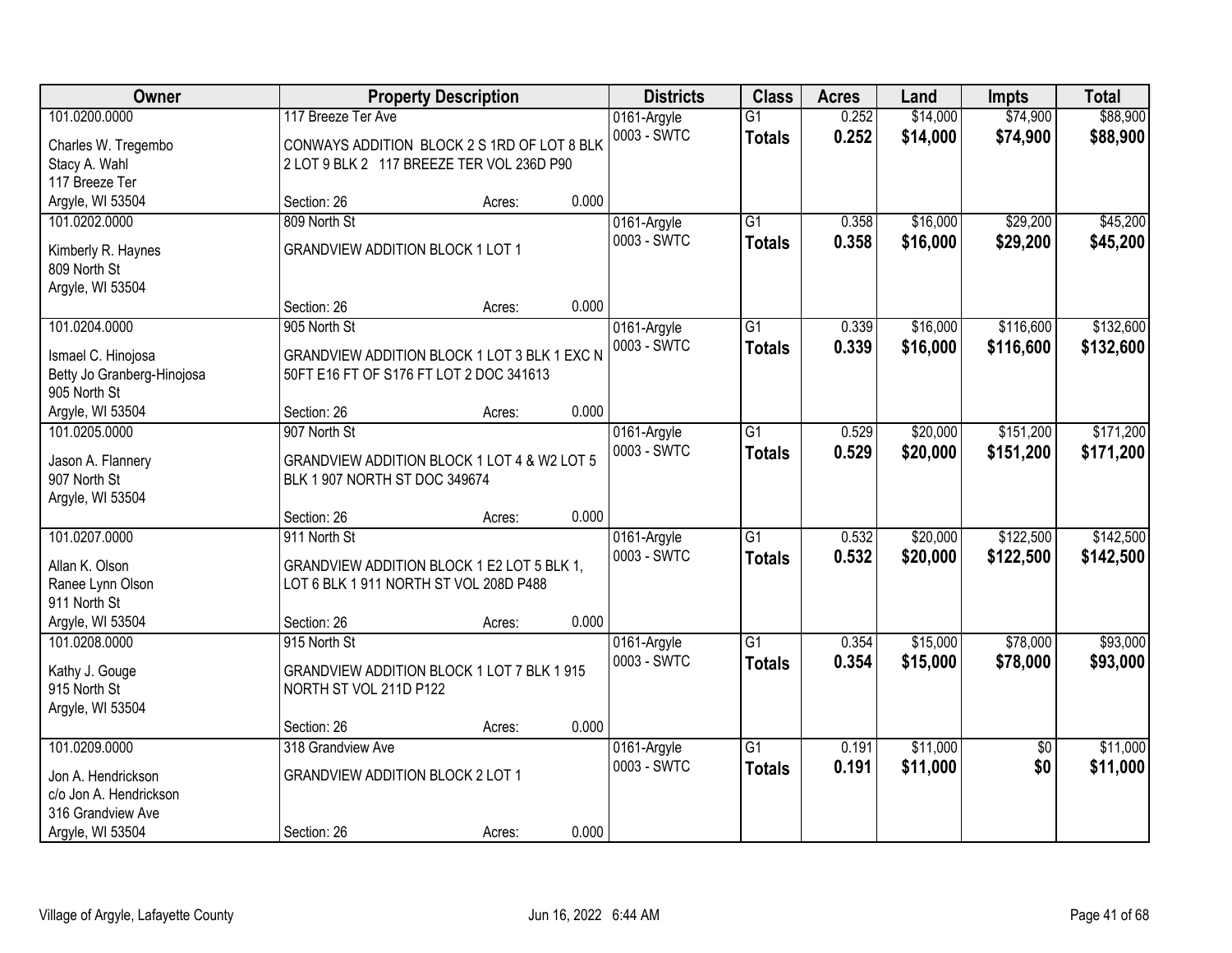| Owner | Property Description | Districts | Class | Acres | Land | Impts | Total |
|---|---|---|---|---|---|---|---|
| 101.0200.0000<br>Charles W. Tregembo<br>Stacy A. Wahl<br>117 Breeze Ter<br>Argyle, WI 53504 | 117 Breeze Ter Ave<br>CONWAYS ADDITION BLOCK 2 S 1RD OF LOT 8 BLK 2 LOT 9 BLK 2 117 BREEZE TER VOL 236D P90<br>Section: 26 Acres: 0.000 | 0161-Argyle<br>0003 - SWTC | G1<br>**Totals** | 0.252<br>**0.252** | $14,000<br>**$14,000** | $74,900<br>**$74,900** | $88,900<br>**$88,900** |
| 101.0202.0000<br>Kimberly R. Haynes<br>809 North St<br>Argyle, WI 53504 | 809 North St<br>GRANDVIEW ADDITION BLOCK 1 LOT 1<br>Section: 26 Acres: 0.000 | 0161-Argyle<br>0003 - SWTC | G1<br>**Totals** | 0.358<br>**0.358** | $16,000<br>**$16,000** | $29,200<br>**$29,200** | $45,200<br>**$45,200** |
| 101.0204.0000<br>Ismael C. Hinojosa<br>Betty Jo Granberg-Hinojosa<br>905 North St<br>Argyle, WI 53504 | 905 North St<br>GRANDVIEW ADDITION BLOCK 1 LOT 3 BLK 1 EXC N 50FT E16 FT OF S176 FT LOT 2 DOC 341613<br>Section: 26 Acres: 0.000 | 0161-Argyle<br>0003 - SWTC | G1<br>**Totals** | 0.339<br>**0.339** | $16,000<br>**$16,000** | $116,600<br>**$116,600** | $132,600<br>**$132,600** |
| 101.0205.0000<br>Jason A. Flannery<br>907 North St<br>Argyle, WI 53504 | 907 North St<br>GRANDVIEW ADDITION BLOCK 1 LOT 4 & W2 LOT 5 BLK 1 907 NORTH ST DOC 349674<br>Section: 26 Acres: 0.000 | 0161-Argyle<br>0003 - SWTC | G1<br>**Totals** | 0.529<br>**0.529** | $20,000<br>**$20,000** | $151,200<br>**$151,200** | $171,200<br>**$171,200** |
| 101.0207.0000<br>Allan K. Olson<br>Ranee Lynn Olson<br>911 North St<br>Argyle, WI 53504 | 911 North St<br>GRANDVIEW ADDITION BLOCK 1 E2 LOT 5 BLK 1, LOT 6 BLK 1 911 NORTH ST VOL 208D P488<br>Section: 26 Acres: 0.000 | 0161-Argyle<br>0003 - SWTC | G1<br>**Totals** | 0.532<br>**0.532** | $20,000<br>**$20,000** | $122,500<br>**$122,500** | $142,500<br>**$142,500** |
| 101.0208.0000<br>Kathy J. Gouge<br>915 North St<br>Argyle, WI 53504 | 915 North St<br>GRANDVIEW ADDITION BLOCK 1 LOT 7 BLK 1 915 NORTH ST VOL 211D P122<br>Section: 26 Acres: 0.000 | 0161-Argyle<br>0003 - SWTC | G1<br>**Totals** | 0.354<br>**0.354** | $15,000<br>**$15,000** | $78,000<br>**$78,000** | $93,000<br>**$93,000** |
| 101.0209.0000<br>Jon A. Hendrickson<br>c/o Jon A. Hendrickson<br>316 Grandview Ave<br>Argyle, WI 53504 | 318 Grandview Ave<br>GRANDVIEW ADDITION BLOCK 2 LOT 1<br>Section: 26 Acres: 0.000 | 0161-Argyle<br>0003 - SWTC | G1<br>**Totals** | 0.191<br>**0.191** | $11,000<br>**$11,000** | $0<br>**$0** | $11,000<br>**$11,000** |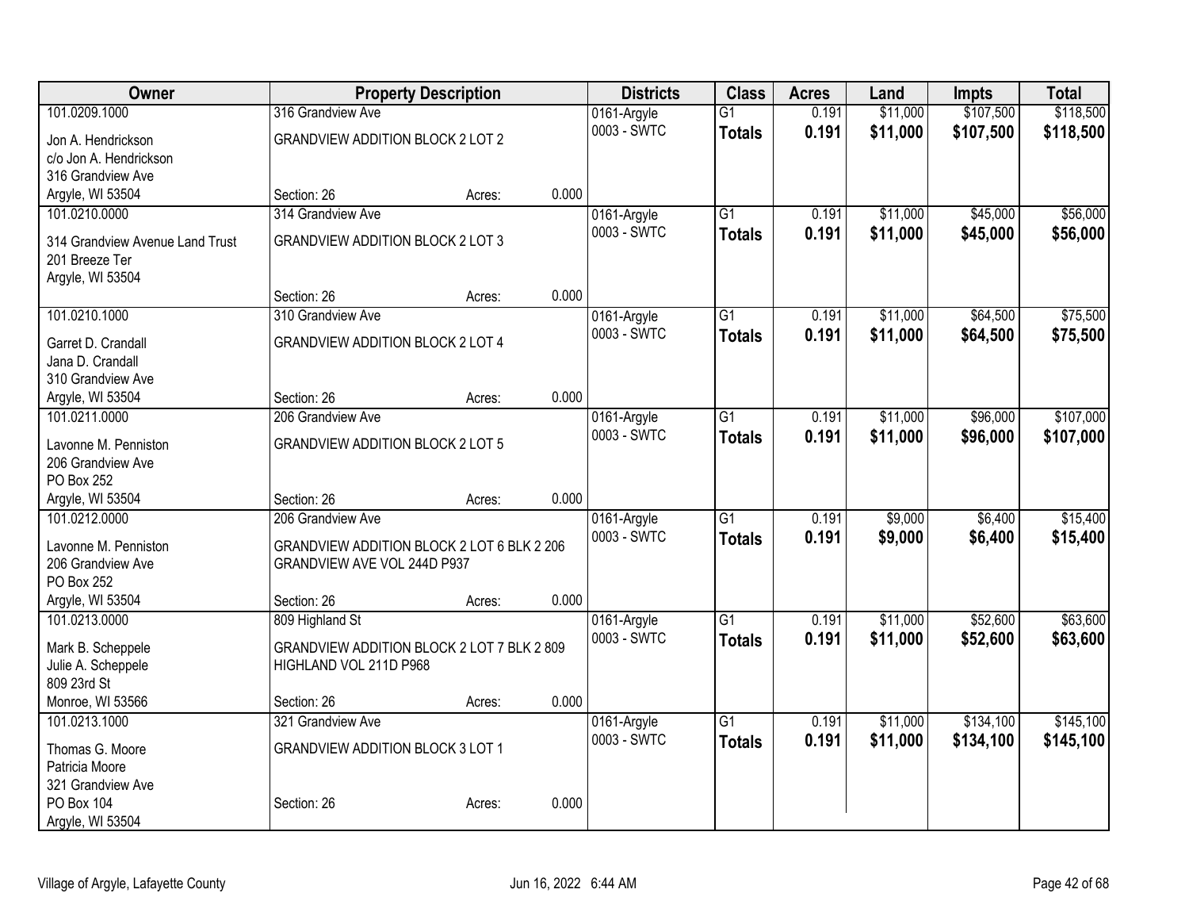| Owner | Property Description | | | Districts | Class | Acres | Land | Impts | Total |
|---|---|---|---|---|---|---|---|---|---|
| 101.0209.1000 | 316 Grandview Ave | | | 0161-Argyle | G1 | 0.191 | $11,000 | $107,500 | $118,500 |
| Jon A. Hendrickson<br>c/o Jon A. Hendrickson<br>316 Grandview Ave<br>Argyle, WI 53504 | GRANDVIEW ADDITION BLOCK 2 LOT 2<br><br>Section: 26 | Acres: | 0.000 | 0003 - SWTC | **Totals** | **0.191** | **$11,000** | **$107,500** | **$118,500** |
| 101.0210.0000 | 314 Grandview Ave | | | 0161-Argyle | G1 | 0.191 | $11,000 | $45,000 | $56,000 |
| 314 Grandview Avenue Land Trust<br>201 Breeze Ter<br>Argyle, WI 53504 | GRANDVIEW ADDITION BLOCK 2 LOT 3<br><br>Section: 26 | Acres: | 0.000 | 0003 - SWTC | **Totals** | **0.191** | **$11,000** | **$45,000** | **$56,000** |
| 101.0210.1000 | 310 Grandview Ave | | | 0161-Argyle | G1 | 0.191 | $11,000 | $64,500 | $75,500 |
| Garret D. Crandall<br>Jana D. Crandall<br>310 Grandview Ave<br>Argyle, WI 53504 | GRANDVIEW ADDITION BLOCK 2 LOT 4<br><br>Section: 26 | Acres: | 0.000 | 0003 - SWTC | **Totals** | **0.191** | **$11,000** | **$64,500** | **$75,500** |
| 101.0211.0000 | 206 Grandview Ave | | | 0161-Argyle | G1 | 0.191 | $11,000 | $96,000 | $107,000 |
| Lavonne M. Penniston<br>206 Grandview Ave<br>PO Box 252<br>Argyle, WI 53504 | GRANDVIEW ADDITION BLOCK 2 LOT 5<br><br>Section: 26 | Acres: | 0.000 | 0003 - SWTC | **Totals** | **0.191** | **$11,000** | **$96,000** | **$107,000** |
| 101.0212.0000 | 206 Grandview Ave | | | 0161-Argyle | G1 | 0.191 | $9,000 | $6,400 | $15,400 |
| Lavonne M. Penniston<br>206 Grandview Ave<br>PO Box 252<br>Argyle, WI 53504 | GRANDVIEW ADDITION BLOCK 2 LOT 6 BLK 2 206 GRANDVIEW AVE VOL 244D P937<br><br>Section: 26 | Acres: | 0.000 | 0003 - SWTC | **Totals** | **0.191** | **$9,000** | **$6,400** | **$15,400** |
| 101.0213.0000 | 809 Highland St | | | 0161-Argyle | G1 | 0.191 | $11,000 | $52,600 | $63,600 |
| Mark B. Scheppele<br>Julie A. Scheppele<br>809 23rd St<br>Monroe, WI 53566 | GRANDVIEW ADDITION BLOCK 2 LOT 7 BLK 2 809 HIGHLAND VOL 211D P968<br><br>Section: 26 | Acres: | 0.000 | 0003 - SWTC | **Totals** | **0.191** | **$11,000** | **$52,600** | **$63,600** |
| 101.0213.1000 | 321 Grandview Ave | | | 0161-Argyle | G1 | 0.191 | $11,000 | $134,100 | $145,100 |
| Thomas G. Moore<br>Patricia Moore<br>321 Grandview Ave<br>PO Box 104<br>Argyle, WI 53504 | GRANDVIEW ADDITION BLOCK 3 LOT 1<br><br>Section: 26 | Acres: | 0.000 | 0003 - SWTC | **Totals** | **0.191** | **$11,000** | **$134,100** | **$145,100** |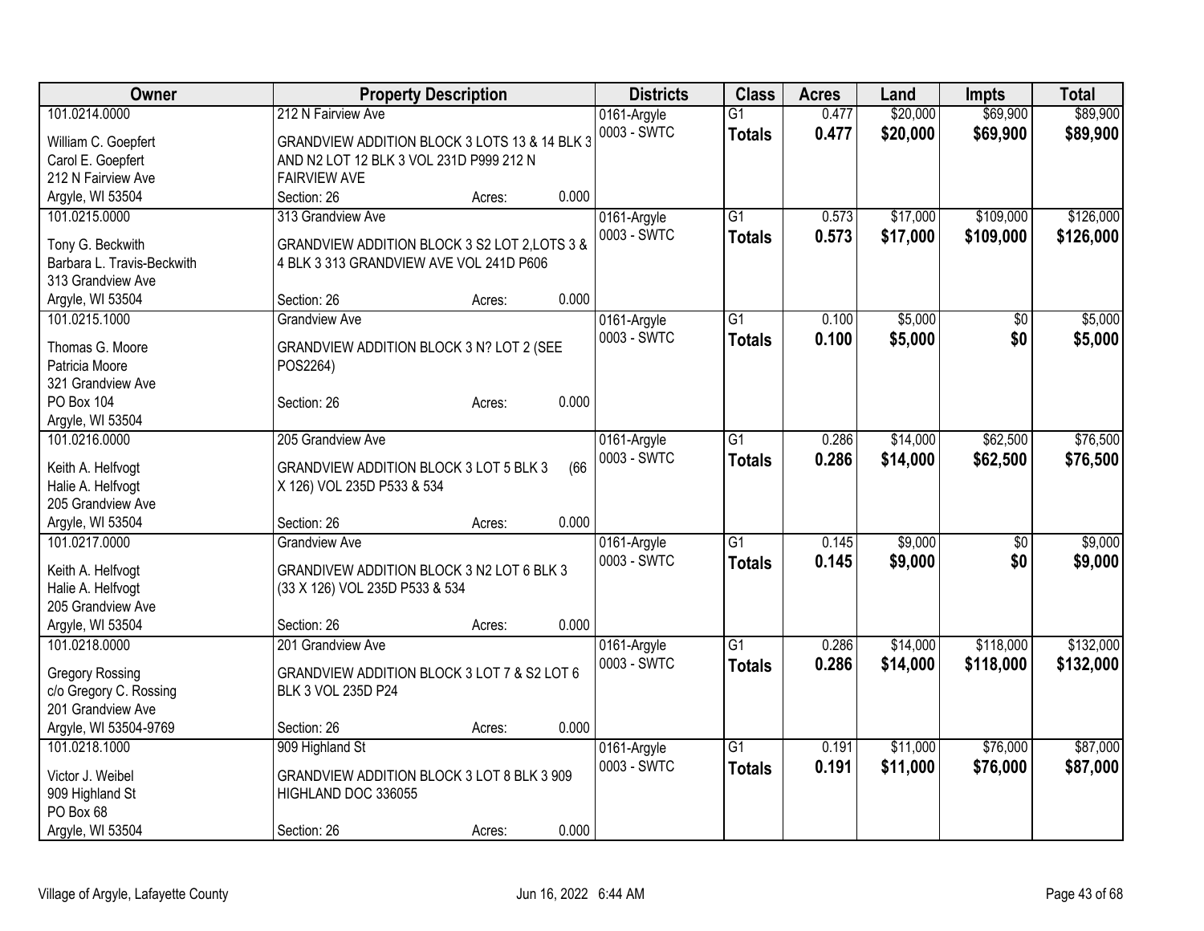| Owner | Property Description | Districts | Class | Acres | Land | Impts | Total |
|---|---|---|---|---|---|---|---|
| 101.0214.0000<br>William C. Goepfert<br>Carol E. Goepfert<br>212 N Fairview Ave<br>Argyle, WI 53504 | 212 N Fairview Ave<br>GRANDVIEW ADDITION BLOCK 3 LOTS 13 & 14 BLK 3 AND N2 LOT 12 BLK 3 VOL 231D P999 212 N FAIRVIEW AVE<br>Section: 26 Acres: 0.000 | 0161-Argyle<br>0003 - SWTC | G1<br>**Totals** | 0.477<br>**0.477** | $20,000<br>**$20,000** | $69,900<br>**$69,900** | $89,900<br>**$89,900** |
| 101.0215.0000<br>Tony G. Beckwith<br>Barbara L. Travis-Beckwith<br>313 Grandview Ave<br>Argyle, WI 53504 | 313 Grandview Ave<br>GRANDVIEW ADDITION BLOCK 3 S2 LOT 2,LOTS 3 & 4 BLK 3 313 GRANDVIEW AVE VOL 241D P606<br>Section: 26 Acres: 0.000 | 0161-Argyle<br>0003 - SWTC | G1<br>**Totals** | 0.573<br>**0.573** | $17,000<br>**$17,000** | $109,000<br>**$109,000** | $126,000<br>**$126,000** |
| 101.0215.1000<br>Thomas G. Moore<br>Patricia Moore<br>321 Grandview Ave<br>PO Box 104<br>Argyle, WI 53504 | Grandview Ave<br>GRANDVIEW ADDITION BLOCK 3 N? LOT 2 (SEE POS2264)<br>Section: 26 Acres: 0.000 | 0161-Argyle<br>0003 - SWTC | G1<br>**Totals** | 0.100<br>**0.100** | $5,000<br>**$5,000** | $0<br>**$0** | $5,000<br>**$5,000** |
| 101.0216.0000<br>Keith A. Helfvogt<br>Halie A. Helfvogt<br>205 Grandview Ave<br>Argyle, WI 53504 | 205 Grandview Ave<br>GRANDVIEW ADDITION BLOCK 3 LOT 5 BLK 3 (66 X 126) VOL 235D P533 & 534<br>Section: 26 Acres: 0.000 | 0161-Argyle<br>0003 - SWTC | G1<br>**Totals** | 0.286<br>**0.286** | $14,000<br>**$14,000** | $62,500<br>**$62,500** | $76,500<br>**$76,500** |
| 101.0217.0000<br>Keith A. Helfvogt<br>Halie A. Helfvogt<br>205 Grandview Ave<br>Argyle, WI 53504 | Grandview Ave<br>GRANDIVEW ADDITION BLOCK 3 N2 LOT 6 BLK 3 (33 X 126) VOL 235D P533 & 534<br>Section: 26 Acres: 0.000 | 0161-Argyle<br>0003 - SWTC | G1<br>**Totals** | 0.145<br>**0.145** | $9,000<br>**$9,000** | $0<br>**$0** | $9,000<br>**$9,000** |
| 101.0218.0000<br>Gregory Rossing<br>c/o Gregory C. Rossing<br>201 Grandview Ave<br>Argyle, WI 53504-9769 | 201 Grandview Ave<br>GRANDVIEW ADDITION BLOCK 3 LOT 7 & S2 LOT 6 BLK 3 VOL 235D P24<br>Section: 26 Acres: 0.000 | 0161-Argyle<br>0003 - SWTC | G1<br>**Totals** | 0.286<br>**0.286** | $14,000<br>**$14,000** | $118,000<br>**$118,000** | $132,000<br>**$132,000** |
| 101.0218.1000<br>Victor J. Weibel<br>909 Highland St<br>PO Box 68<br>Argyle, WI 53504 | 909 Highland St<br>GRANDVIEW ADDITION BLOCK 3 LOT 8 BLK 3 909 HIGHLAND DOC 336055<br>Section: 26 Acres: 0.000 | 0161-Argyle<br>0003 - SWTC | G1<br>**Totals** | 0.191<br>**0.191** | $11,000<br>**$11,000** | $76,000<br>**$76,000** | $87,000<br>**$87,000** |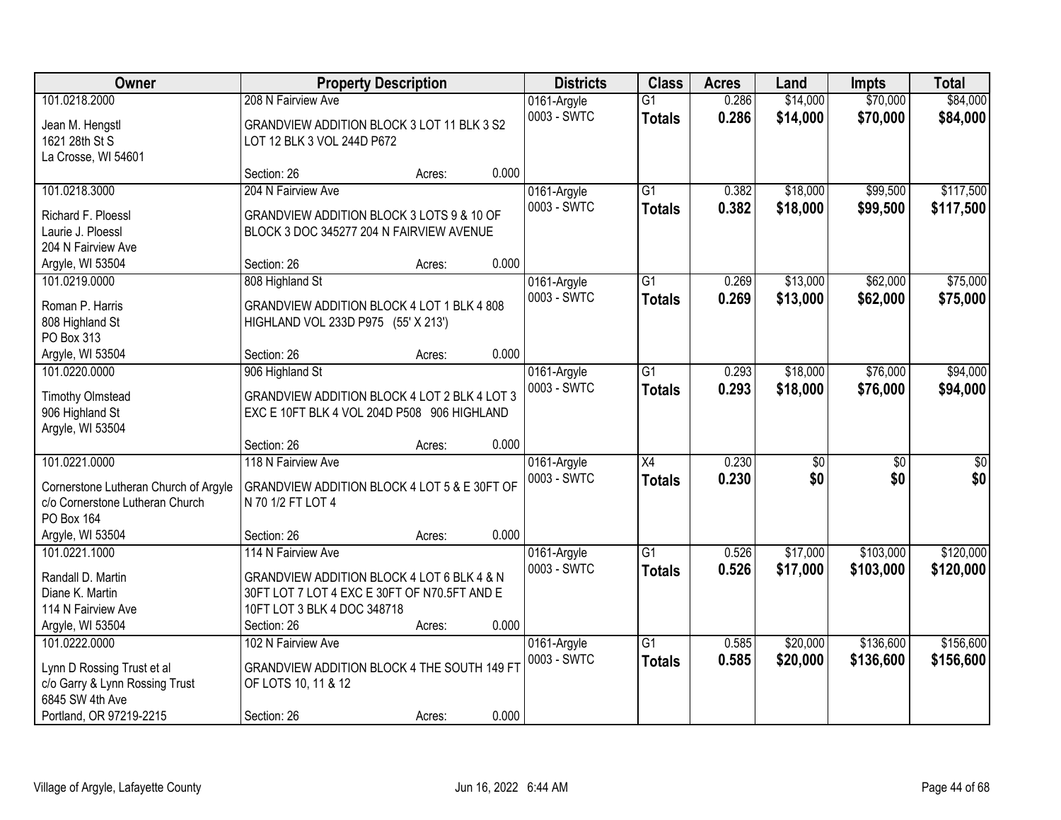| Owner | Property Description | | | Districts | Class | Acres | Land | Impts | Total |
|---|---|---|---|---|---|---|---|---|---|
| 101.0218.2000 | 208 N Fairview Ave | | | 0161-Argyle | G1 | 0.286 | $14,000 | $70,000 | $84,000 |
| Jean M. Hengstl<br>1621 28th St S<br>La Crosse, WI 54601 | GRANDVIEW ADDITION BLOCK 3 LOT 11 BLK 3 S2 LOT 12 BLK 3 VOL 244D P672 | | | 0003 - SWTC | **Totals** | **0.286** | **$14,000** | **$70,000** | **$84,000** |
| | Section: 26 | Acres: | 0.000 | | | | | | |
| 101.0218.3000 | 204 N Fairview Ave | | | 0161-Argyle | G1 | 0.382 | $18,000 | $99,500 | $117,500 |
| Richard F. Ploessl<br>Laurie J. Ploessl<br>204 N Fairview Ave<br>Argyle, WI 53504 | GRANDVIEW ADDITION BLOCK 3 LOTS 9 & 10 OF BLOCK 3 DOC 345277 204 N FAIRVIEW AVENUE | | | 0003 - SWTC | **Totals** | **0.382** | **$18,000** | **$99,500** | **$117,500** |
| | Section: 26 | Acres: | 0.000 | | | | | | |
| 101.0219.0000 | 808 Highland St | | | 0161-Argyle | G1 | 0.269 | $13,000 | $62,000 | $75,000 |
| Roman P. Harris<br>808 Highland St<br>PO Box 313<br>Argyle, WI 53504 | GRANDVIEW ADDITION BLOCK 4 LOT 1 BLK 4 808 HIGHLAND VOL 233D P975 (55' X 213') | | | 0003 - SWTC | **Totals** | **0.269** | **$13,000** | **$62,000** | **$75,000** |
| | Section: 26 | Acres: | 0.000 | | | | | | |
| 101.0220.0000 | 906 Highland St | | | 0161-Argyle | G1 | 0.293 | $18,000 | $76,000 | $94,000 |
| Timothy Olmstead<br>906 Highland St<br>Argyle, WI 53504 | GRANDVIEW ADDITION BLOCK 4 LOT 2 BLK 4 LOT 3 EXC E 10FT BLK 4 VOL 204D P508 906 HIGHLAND | | | 0003 - SWTC | **Totals** | **0.293** | **$18,000** | **$76,000** | **$94,000** |
| | Section: 26 | Acres: | 0.000 | | | | | | |
| 101.0221.0000 | 118 N Fairview Ave | | | 0161-Argyle | X4 | 0.230 | $0 | $0 | $0 |
| Cornerstone Lutheran Church of Argyle<br>c/o Cornerstone Lutheran Church<br>PO Box 164<br>Argyle, WI 53504 | GRANDVIEW ADDITION BLOCK 4 LOT 5 & E 30FT OF N 70 1/2 FT LOT 4 | | | 0003 - SWTC | **Totals** | **0.230** | **$0** | **$0** | **$0** |
| | Section: 26 | Acres: | 0.000 | | | | | | |
| 101.0221.1000 | 114 N Fairview Ave | | | 0161-Argyle | G1 | 0.526 | $17,000 | $103,000 | $120,000 |
| Randall D. Martin<br>Diane K. Martin<br>114 N Fairview Ave<br>Argyle, WI 53504 | GRANDVIEW ADDITION BLOCK 4 LOT 6 BLK 4 & N 30FT LOT 7 LOT 4 EXC E 30FT OF N70.5FT AND E 10FT LOT 3 BLK 4 DOC 348718 | | | 0003 - SWTC | **Totals** | **0.526** | **$17,000** | **$103,000** | **$120,000** |
| | Section: 26 | Acres: | 0.000 | | | | | | |
| 101.0222.0000 | 102 N Fairview Ave | | | 0161-Argyle | G1 | 0.585 | $20,000 | $136,600 | $156,600 |
| Lynn D Rossing Trust et al<br>c/o Garry & Lynn Rossing Trust<br>6845 SW 4th Ave<br>Portland, OR 97219-2215 | GRANDVIEW ADDITION BLOCK 4 THE SOUTH 149 FT OF LOTS 10, 11 & 12 | | | 0003 - SWTC | **Totals** | **0.585** | **$20,000** | **$136,600** | **$156,600** |
| | Section: 26 | Acres: | 0.000 | | | | | | |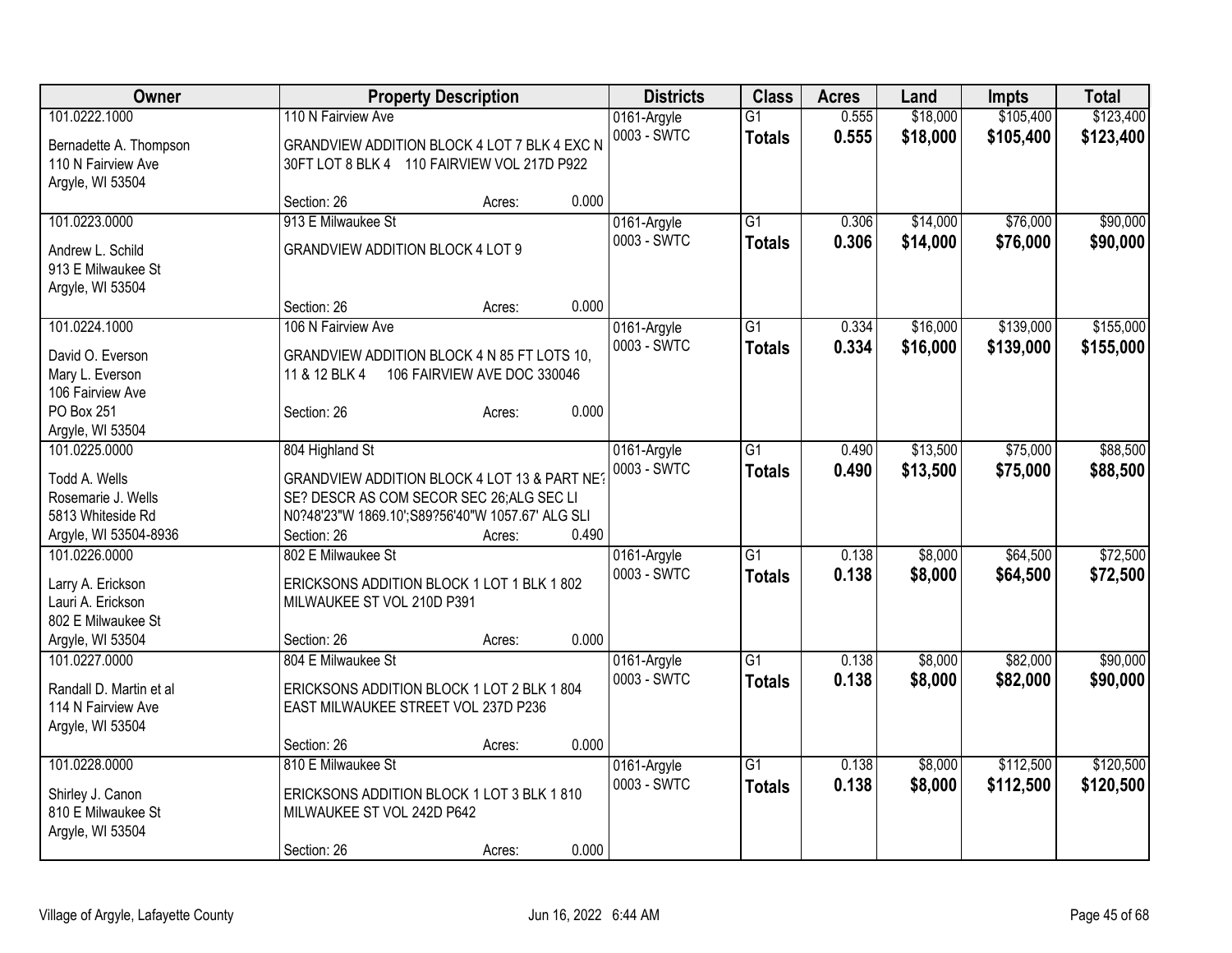| Owner | Property Description | | | Districts | Class | Acres | Land | Impts | Total |
|---|---|---|---|---|---|---|---|---|---|
| 101.0222.1000<br>Bernadette A. Thompson<br>110 N Fairview Ave<br>Argyle, WI 53504 | 110 N Fairview Ave<br>GRANDVIEW ADDITION BLOCK 4 LOT 7 BLK 4 EXC N 30FT LOT 8 BLK 4 110 FAIRVIEW VOL 217D P922<br>Section: 26 | Acres: | 0.000 | 0161-Argyle<br>0003 - SWTC | G1<br>**Totals** | 0.555<br>**0.555** | $18,000<br>**$18,000** | $105,400<br>**$105,400** | $123,400<br>**$123,400** |
| 101.0223.0000<br>Andrew L. Schild<br>913 E Milwaukee St<br>Argyle, WI 53504 | 913 E Milwaukee St<br>GRANDVIEW ADDITION BLOCK 4 LOT 9<br>Section: 26 | Acres: | 0.000 | 0161-Argyle<br>0003 - SWTC | G1<br>**Totals** | 0.306<br>**0.306** | $14,000<br>**$14,000** | $76,000<br>**$76,000** | $90,000<br>**$90,000** |
| 101.0224.1000<br>David O. Everson<br>Mary L. Everson<br>106 Fairview Ave<br>PO Box 251<br>Argyle, WI 53504 | 106 N Fairview Ave<br>GRANDVIEW ADDITION BLOCK 4 N 85 FT LOTS 10, 11 & 12 BLK 4 106 FAIRVIEW AVE DOC 330046<br>Section: 26 | Acres: | 0.000 | 0161-Argyle<br>0003 - SWTC | G1<br>**Totals** | 0.334<br>**0.334** | $16,000<br>**$16,000** | $139,000<br>**$139,000** | $155,000<br>**$155,000** |
| 101.0225.0000<br>Todd A. Wells<br>Rosemarie J. Wells<br>5813 Whiteside Rd<br>Argyle, WI 53504-8936 | 804 Highland St<br>GRANDVIEW ADDITION BLOCK 4 LOT 13 & PART NE? SE? DESCR AS COM SECOR SEC 26;ALG SEC LI N0?48'23"W 1869.10';S89?56'40"W 1057.67' ALG SLI<br>Section: 26 | Acres: | 0.490 | 0161-Argyle<br>0003 - SWTC | G1<br>**Totals** | 0.490<br>**0.490** | $13,500<br>**$13,500** | $75,000<br>**$75,000** | $88,500<br>**$88,500** |
| 101.0226.0000<br>Larry A. Erickson<br>Lauri A. Erickson<br>802 E Milwaukee St<br>Argyle, WI 53504 | 802 E Milwaukee St<br>ERICKSONS ADDITION BLOCK 1 LOT 1 BLK 1 802 MILWAUKEE ST VOL 210D P391<br>Section: 26 | Acres: | 0.000 | 0161-Argyle<br>0003 - SWTC | G1<br>**Totals** | 0.138<br>**0.138** | $8,000<br>**$8,000** | $64,500<br>**$64,500** | $72,500<br>**$72,500** |
| 101.0227.0000<br>Randall D. Martin et al<br>114 N Fairview Ave<br>Argyle, WI 53504 | 804 E Milwaukee St<br>ERICKSONS ADDITION BLOCK 1 LOT 2 BLK 1 804 EAST MILWAUKEE STREET VOL 237D P236<br>Section: 26 | Acres: | 0.000 | 0161-Argyle<br>0003 - SWTC | G1<br>**Totals** | 0.138<br>**0.138** | $8,000<br>**$8,000** | $82,000<br>**$82,000** | $90,000<br>**$90,000** |
| 101.0228.0000<br>Shirley J. Canon<br>810 E Milwaukee St<br>Argyle, WI 53504 | 810 E Milwaukee St<br>ERICKSONS ADDITION BLOCK 1 LOT 3 BLK 1 810 MILWAUKEE ST VOL 242D P642<br>Section: 26 | Acres: | 0.000 | 0161-Argyle<br>0003 - SWTC | G1<br>**Totals** | 0.138<br>**0.138** | $8,000<br>**$8,000** | $112,500<br>**$112,500** | $120,500<br>**$120,500** |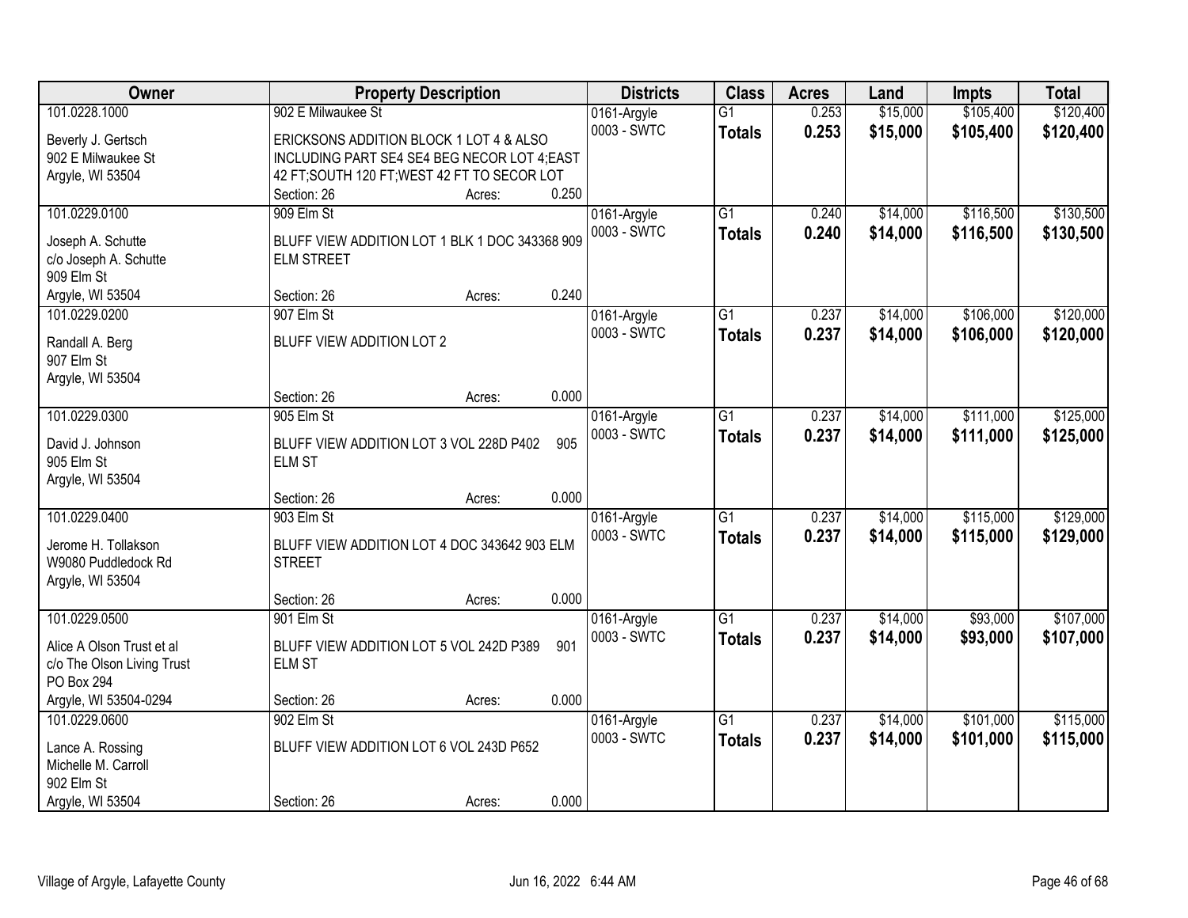| Owner | Property Description | Districts | Class | Acres | Land | Impts | Total |
|---|---|---|---|---|---|---|---|
| 101.0228.1000<br>Beverly J. Gertsch<br>902 E Milwaukee St<br>Argyle, WI 53504 | 902 E Milwaukee St<br>ERICKSONS ADDITION BLOCK 1 LOT 4 & ALSO INCLUDING PART SE4 SE4 BEG NECOR LOT 4;EAST 42 FT;SOUTH 120 FT;WEST 42 FT TO SECOR LOT<br>Section: 26 Acres: 0.250 | 0161-Argyle<br>0003 - SWTC | G1<br>**Totals** | 0.253<br>**0.253** | $15,000<br>**$15,000** | $105,400<br>**$105,400** | $120,400<br>**$120,400** |
| 101.0229.0100<br>Joseph A. Schutte<br>c/o Joseph A. Schutte<br>909 Elm St<br>Argyle, WI 53504 | 909 Elm St<br>BLUFF VIEW ADDITION LOT 1 BLK 1 DOC 343368 909 ELM STREET<br>Section: 26 Acres: 0.240 | 0161-Argyle<br>0003 - SWTC | G1<br>**Totals** | 0.240<br>**0.240** | $14,000<br>**$14,000** | $116,500<br>**$116,500** | $130,500<br>**$130,500** |
| 101.0229.0200<br>Randall A. Berg<br>907 Elm St<br>Argyle, WI 53504 | 907 Elm St<br>BLUFF VIEW ADDITION LOT 2<br>Section: 26 Acres: 0.000 | 0161-Argyle<br>0003 - SWTC | G1<br>**Totals** | 0.237<br>**0.237** | $14,000<br>**$14,000** | $106,000<br>**$106,000** | $120,000<br>**$120,000** |
| 101.0229.0300<br>David J. Johnson<br>905 Elm St<br>Argyle, WI 53504 | 905 Elm St<br>BLUFF VIEW ADDITION LOT 3 VOL 228D P402 905 ELM ST<br>Section: 26 Acres: 0.000 | 0161-Argyle<br>0003 - SWTC | G1<br>**Totals** | 0.237<br>**0.237** | $14,000<br>**$14,000** | $111,000<br>**$111,000** | $125,000<br>**$125,000** |
| 101.0229.0400<br>Jerome H. Tollakson<br>W9080 Puddledock Rd<br>Argyle, WI 53504 | 903 Elm St<br>BLUFF VIEW ADDITION LOT 4 DOC 343642 903 ELM STREET<br>Section: 26 Acres: 0.000 | 0161-Argyle<br>0003 - SWTC | G1<br>**Totals** | 0.237<br>**0.237** | $14,000<br>**$14,000** | $115,000<br>**$115,000** | $129,000<br>**$129,000** |
| 101.0229.0500<br>Alice A Olson Trust et al<br>c/o The Olson Living Trust<br>PO Box 294<br>Argyle, WI 53504-0294 | 901 Elm St<br>BLUFF VIEW ADDITION LOT 5 VOL 242D P389 901 ELM ST<br>Section: 26 Acres: 0.000 | 0161-Argyle<br>0003 - SWTC | G1<br>**Totals** | 0.237<br>**0.237** | $14,000<br>**$14,000** | $93,000<br>**$93,000** | $107,000<br>**$107,000** |
| 101.0229.0600<br>Lance A. Rossing<br>Michelle M. Carroll<br>902 Elm St<br>Argyle, WI 53504 | 902 Elm St<br>BLUFF VIEW ADDITION LOT 6 VOL 243D P652<br>Section: 26 Acres: 0.000 | 0161-Argyle<br>0003 - SWTC | G1<br>**Totals** | 0.237<br>**0.237** | $14,000<br>**$14,000** | $101,000<br>**$101,000** | $115,000<br>**$115,000** |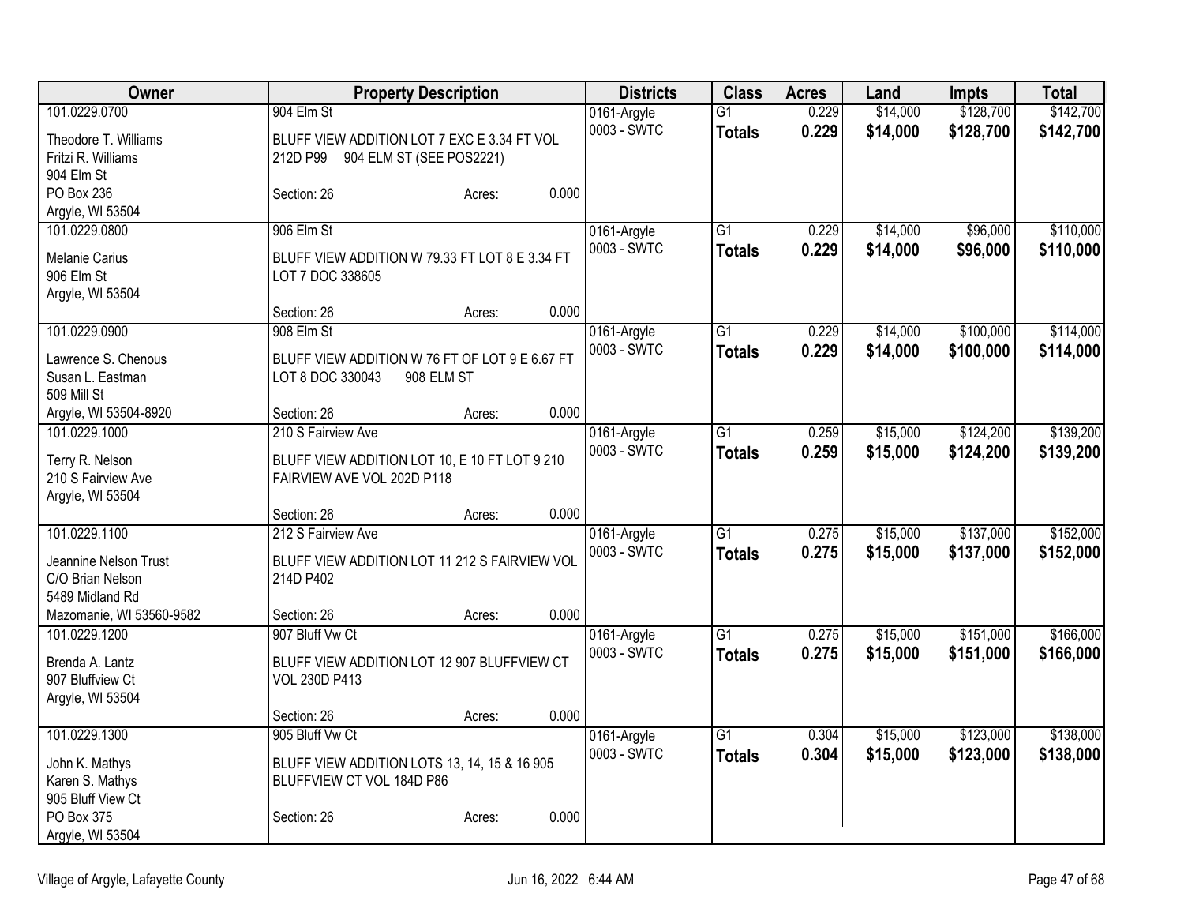| Owner | Property Description | Districts | Class | Acres | Land | Impts | Total |
|---|---|---|---|---|---|---|---|
| 101.0229.0700<br>Theodore T. Williams<br>Fritzi R. Williams<br>904 Elm St<br>PO Box 236<br>Argyle, WI 53504 | 904 Elm St<br>BLUFF VIEW ADDITION LOT 7 EXC E 3.34 FT VOL 212D P99 904 ELM ST (SEE POS2221)<br>Section: 26 Acres: 0.000 | 0161-Argyle<br>0003 - SWTC | G1<br>**Totals** | 0.229<br>**0.229** | $14,000<br>**$14,000** | $128,700<br>**$128,700** | $142,700<br>**$142,700** |
| 101.0229.0800<br>Melanie Carius<br>906 Elm St<br>Argyle, WI 53504 | 906 Elm St<br>BLUFF VIEW ADDITION W 79.33 FT LOT 8 E 3.34 FT LOT 7 DOC 338605<br>Section: 26 Acres: 0.000 | 0161-Argyle<br>0003 - SWTC | G1<br>**Totals** | 0.229<br>**0.229** | $14,000<br>**$14,000** | $96,000<br>**$96,000** | $110,000<br>**$110,000** |
| 101.0229.0900<br>Lawrence S. Chenous<br>Susan L. Eastman<br>509 Mill St<br>Argyle, WI 53504-8920 | 908 Elm St<br>BLUFF VIEW ADDITION W 76 FT OF LOT 9 E 6.67 FT LOT 8 DOC 330043 908 ELM ST<br>Section: 26 Acres: 0.000 | 0161-Argyle<br>0003 - SWTC | G1<br>**Totals** | 0.229<br>**0.229** | $14,000<br>**$14,000** | $100,000<br>**$100,000** | $114,000<br>**$114,000** |
| 101.0229.1000<br>Terry R. Nelson<br>210 S Fairview Ave<br>Argyle, WI 53504 | 210 S Fairview Ave<br>BLUFF VIEW ADDITION LOT 10, E 10 FT LOT 9 210 FAIRVIEW AVE VOL 202D P118<br>Section: 26 Acres: 0.000 | 0161-Argyle<br>0003 - SWTC | G1<br>**Totals** | 0.259<br>**0.259** | $15,000<br>**$15,000** | $124,200<br>**$124,200** | $139,200<br>**$139,200** |
| 101.0229.1100<br>Jeannine Nelson Trust<br>C/O Brian Nelson<br>5489 Midland Rd<br>Mazomanie, WI 53560-9582 | 212 S Fairview Ave<br>BLUFF VIEW ADDITION LOT 11 212 S FAIRVIEW VOL 214D P402<br>Section: 26 Acres: 0.000 | 0161-Argyle<br>0003 - SWTC | G1<br>**Totals** | 0.275<br>**0.275** | $15,000<br>**$15,000** | $137,000<br>**$137,000** | $152,000<br>**$152,000** |
| 101.0229.1200<br>Brenda A. Lantz<br>907 Bluffview Ct<br>Argyle, WI 53504 | 907 Bluff Vw Ct<br>BLUFF VIEW ADDITION LOT 12 907 BLUFFVIEW CT VOL 230D P413<br>Section: 26 Acres: 0.000 | 0161-Argyle<br>0003 - SWTC | G1<br>**Totals** | 0.275<br>**0.275** | $15,000<br>**$15,000** | $151,000<br>**$151,000** | $166,000<br>**$166,000** |
| 101.0229.1300<br>John K. Mathys<br>Karen S. Mathys<br>905 Bluff View Ct<br>PO Box 375<br>Argyle, WI 53504 | 905 Bluff Vw Ct<br>BLUFF VIEW ADDITION LOTS 13, 14, 15 & 16 905 BLUFFVIEW CT VOL 184D P86<br>Section: 26 Acres: 0.000 | 0161-Argyle<br>0003 - SWTC | G1<br>**Totals** | 0.304<br>**0.304** | $15,000<br>**$15,000** | $123,000<br>**$123,000** | $138,000<br>**$138,000** |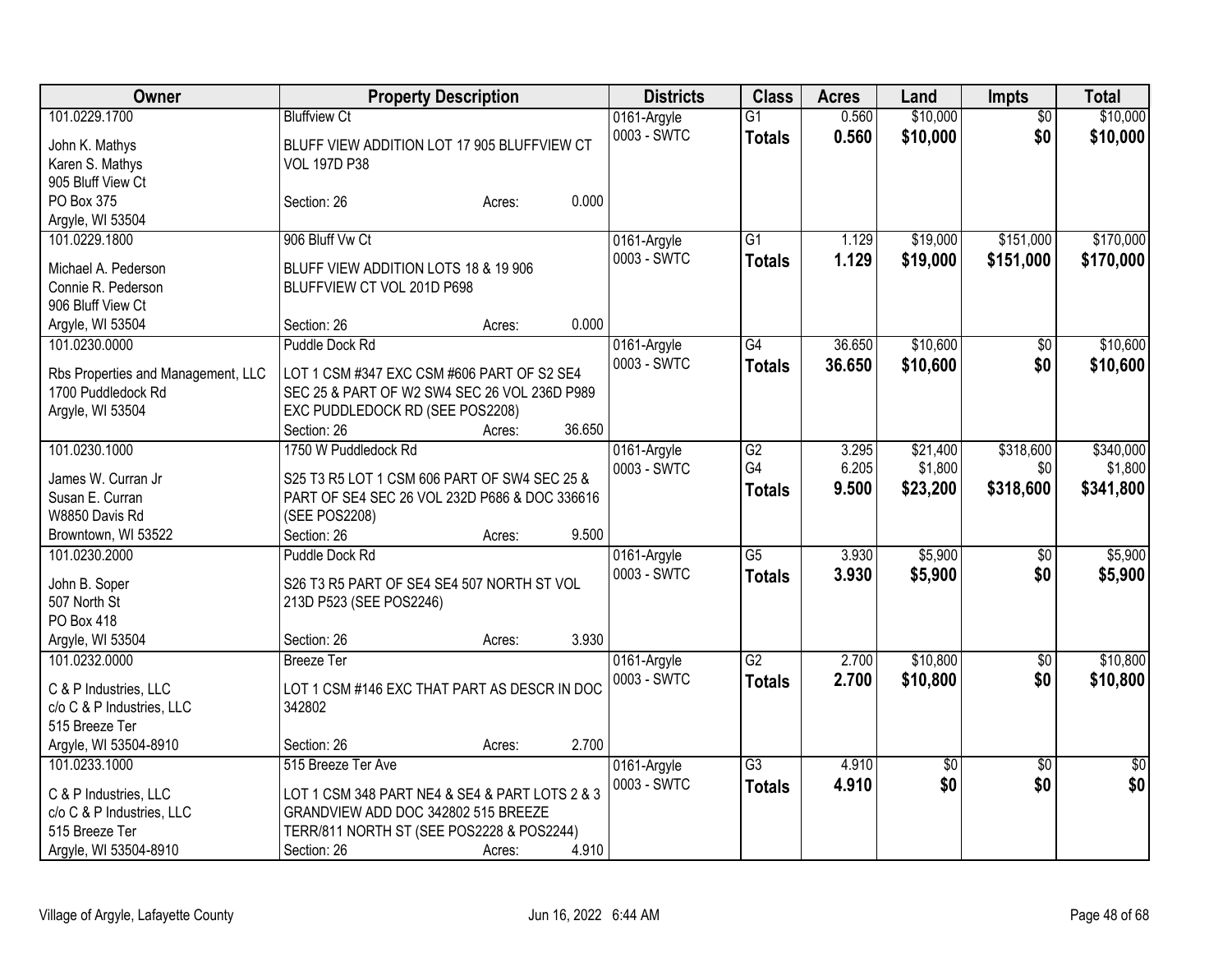| Owner | Property Description | Districts | Class | Acres | Land | Impts | Total |
|---|---|---|---|---|---|---|---|
| 101.0229.1700<br>John K. Mathys<br>Karen S. Mathys<br>905 Bluff View Ct<br>PO Box 375<br>Argyle, WI 53504 | Bluffview Ct<br>BLUFF VIEW ADDITION LOT 17 905 BLUFFVIEW CT VOL 197D P38<br>Section: 26 Acres: 0.000 | 0161-Argyle<br>0003 - SWTC | G1<br>**Totals** | 0.560<br>**0.560** | $10,000<br>**$10,000** | $0<br>**$0** | $10,000<br>**$10,000** |
| 101.0229.1800<br>Michael A. Pederson<br>Connie R. Pederson<br>906 Bluff View Ct<br>Argyle, WI 53504 | 906 Bluff Vw Ct<br>BLUFF VIEW ADDITION LOTS 18 & 19 906 BLUFFVIEW CT VOL 201D P698<br>Section: 26 Acres: 0.000 | 0161-Argyle<br>0003 - SWTC | G1<br>**Totals** | 1.129<br>**1.129** | $19,000<br>**$19,000** | $151,000<br>**$151,000** | $170,000<br>**$170,000** |
| 101.0230.0000<br>Rbs Properties and Management, LLC<br>1700 Puddledock Rd<br>Argyle, WI 53504 | Puddle Dock Rd<br>LOT 1 CSM #347 EXC CSM #606 PART OF S2 SE4 SEC 25 & PART OF W2 SW4 SEC 26 VOL 236D P989 EXC PUDDLEDOCK RD (SEE POS2208)<br>Section: 26 Acres: 36.650 | 0161-Argyle<br>0003 - SWTC | G4<br>**Totals** | 36.650<br>**36.650** | $10,600<br>**$10,600** | $0<br>**$0** | $10,600<br>**$10,600** |
| 101.0230.1000<br>James W. Curran Jr<br>Susan E. Curran<br>W8850 Davis Rd<br>Browntown, WI 53522 | 1750 W Puddledock Rd<br>S25 T3 R5 LOT 1 CSM 606 PART OF SW4 SEC 25 & PART OF SE4 SEC 26 VOL 232D P686 & DOC 336616 (SEE POS2208)<br>Section: 26 Acres: 9.500 | 0161-Argyle<br>0003 - SWTC | G2<br>G4<br>**Totals** | 3.295<br>6.205<br>**9.500** | $21,400<br>$1,800<br>**$23,200** | $318,600<br>$0<br>**$318,600** | $340,000<br>$1,800<br>**$341,800** |
| 101.0230.2000<br>John B. Soper<br>507 North St<br>PO Box 418<br>Argyle, WI 53504 | Puddle Dock Rd<br>S26 T3 R5 PART OF SE4 SE4 507 NORTH ST VOL 213D P523 (SEE POS2246)<br>Section: 26 Acres: 3.930 | 0161-Argyle<br>0003 - SWTC | G5<br>**Totals** | 3.930<br>**3.930** | $5,900<br>**$5,900** | $0<br>**$0** | $5,900<br>**$5,900** |
| 101.0232.0000<br>C & P Industries, LLC<br>c/o C & P Industries, LLC<br>515 Breeze Ter<br>Argyle, WI 53504-8910 | Breeze Ter<br>LOT 1 CSM #146 EXC THAT PART AS DESCR IN DOC 342802<br>Section: 26 Acres: 2.700 | 0161-Argyle<br>0003 - SWTC | G2<br>**Totals** | 2.700<br>**2.700** | $10,800<br>**$10,800** | $0<br>**$0** | $10,800<br>**$10,800** |
| 101.0233.1000<br>C & P Industries, LLC<br>c/o C & P Industries, LLC<br>515 Breeze Ter<br>Argyle, WI 53504-8910 | 515 Breeze Ter Ave<br>LOT 1 CSM 348 PART NE4 & SE4 & PART LOTS 2 & 3 GRANDVIEW ADD DOC 342802 515 BREEZE TERR/811 NORTH ST (SEE POS2228 & POS2244)<br>Section: 26 Acres: 4.910 | 0161-Argyle<br>0003 - SWTC | G3<br>**Totals** | 4.910<br>**4.910** | $0<br>**$0** | $0<br>**$0** | $0<br>**$0** |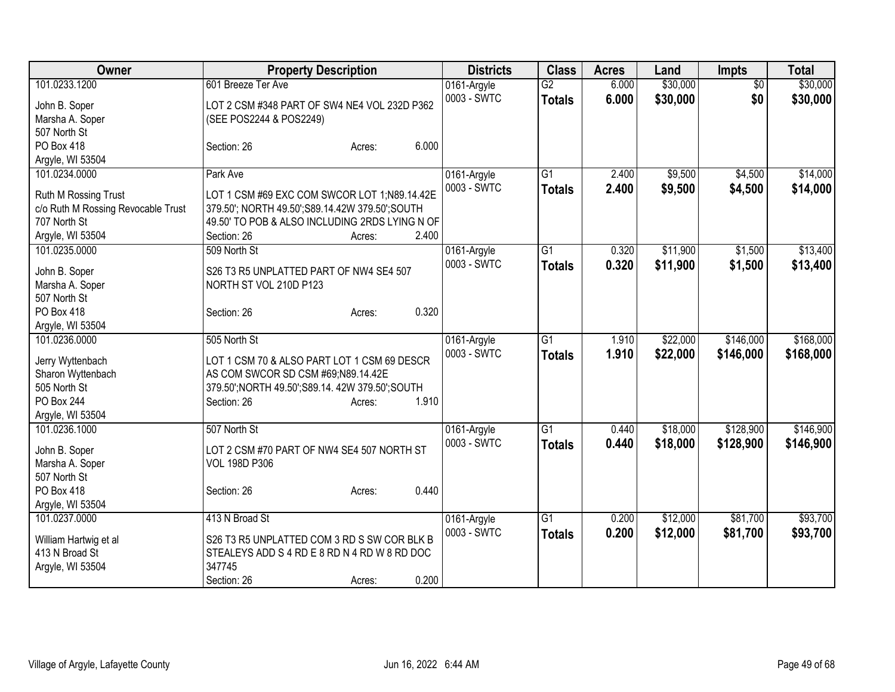| Owner | Property Description | Districts | Class | Acres | Land | Impts | Total |
|---|---|---|---|---|---|---|---|
| 101.0233.1200<br>John B. Soper<br>Marsha A. Soper<br>507 North St<br>PO Box 418<br>Argyle, WI 53504 | 601 Breeze Ter Ave<br>LOT 2 CSM #348 PART OF SW4 NE4 VOL 232D P362 (SEE POS2244 & POS2249)<br>Section: 26 Acres: 6.000 | 0161-Argyle<br>0003 - SWTC | G2<br>**Totals** | 6.000<br>**6.000** | $30,000<br>**$30,000** | $0<br>**$0** | $30,000<br>**$30,000** |
| 101.0234.0000<br>Ruth M Rossing Trust<br>c/o Ruth M Rossing Revocable Trust<br>707 North St<br>Argyle, WI 53504 | Park Ave<br>LOT 1 CSM #69 EXC COM SWCOR LOT 1;N89.14.42E 379.50'; NORTH 49.50';S89.14.42W 379.50';SOUTH 49.50' TO POB & ALSO INCLUDING 2RDS LYING N OF<br>Section: 26 Acres: 2.400 | 0161-Argyle<br>0003 - SWTC | G1<br>**Totals** | 2.400<br>**2.400** | $9,500<br>**$9,500** | $4,500<br>**$4,500** | $14,000<br>**$14,000** |
| 101.0235.0000<br>John B. Soper<br>Marsha A. Soper<br>507 North St<br>PO Box 418<br>Argyle, WI 53504 | 509 North St<br>S26 T3 R5 UNPLATTED PART OF NW4 SE4 507 NORTH ST VOL 210D P123<br>Section: 26 Acres: 0.320 | 0161-Argyle<br>0003 - SWTC | G1<br>**Totals** | 0.320<br>**0.320** | $11,900<br>**$11,900** | $1,500<br>**$1,500** | $13,400<br>**$13,400** |
| 101.0236.0000<br>Jerry Wyttenbach<br>Sharon Wyttenbach<br>505 North St<br>PO Box 244<br>Argyle, WI 53504 | 505 North St<br>LOT 1 CSM 70 & ALSO PART LOT 1 CSM 69 DESCR AS COM SWCOR SD CSM #69;N89.14.42E 379.50';NORTH 49.50';S89.14. 42W 379.50';SOUTH<br>Section: 26 Acres: 1.910 | 0161-Argyle<br>0003 - SWTC | G1<br>**Totals** | 1.910<br>**1.910** | $22,000<br>**$22,000** | $146,000<br>**$146,000** | $168,000<br>**$168,000** |
| 101.0236.1000<br>John B. Soper<br>Marsha A. Soper<br>507 North St<br>PO Box 418<br>Argyle, WI 53504 | 507 North St<br>LOT 2 CSM #70 PART OF NW4 SE4 507 NORTH ST VOL 198D P306<br>Section: 26 Acres: 0.440 | 0161-Argyle<br>0003 - SWTC | G1<br>**Totals** | 0.440<br>**0.440** | $18,000<br>**$18,000** | $128,900<br>**$128,900** | $146,900<br>**$146,900** |
| 101.0237.0000<br>William Hartwig et al<br>413 N Broad St<br>Argyle, WI 53504 | 413 N Broad St<br>S26 T3 R5 UNPLATTED COM 3 RD S SW COR BLK B STEALEYS ADD S 4 RD E 8 RD N 4 RD W 8 RD DOC 347745<br>Section: 26 Acres: 0.200 | 0161-Argyle<br>0003 - SWTC | G1<br>**Totals** | 0.200<br>**0.200** | $12,000<br>**$12,000** | $81,700<br>**$81,700** | $93,700<br>**$93,700** |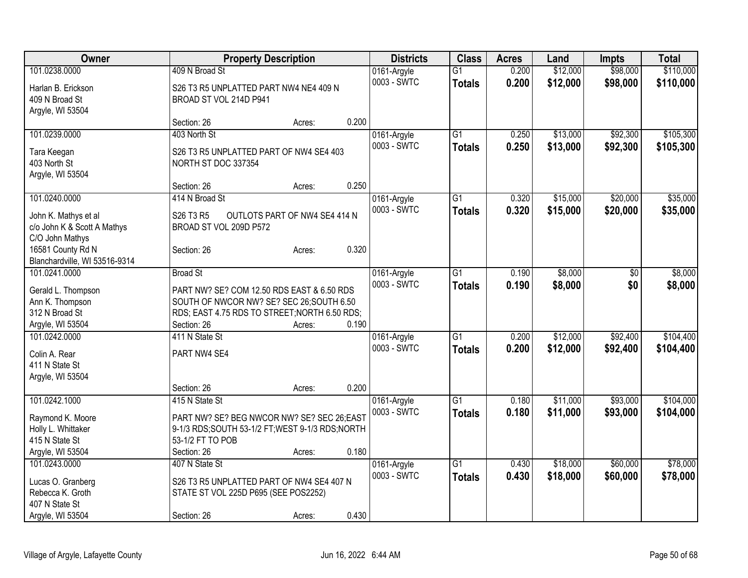| Owner | Property Description | Districts | Class | Acres | Land | Impts | Total |
|---|---|---|---|---|---|---|---|
| 101.0238.0000<br>Harlan B. Erickson<br>409 N Broad St<br>Argyle, WI 53504 | 409 N Broad St<br>S26 T3 R5 UNPLATTED PART NW4 NE4 409 N BROAD ST VOL 214D P941<br>Section: 26 Acres: 0.200 | 0161-Argyle<br>0003 - SWTC | G1<br>**Totals** | 0.200<br>**0.200** | $12,000<br>**$12,000** | $98,000<br>**$98,000** | $110,000<br>**$110,000** |
| 101.0239.0000<br>Tara Keegan<br>403 North St<br>Argyle, WI 53504 | 403 North St<br>S26 T3 R5 UNPLATTED PART OF NW4 SE4 403 NORTH ST DOC 337354<br>Section: 26 Acres: 0.250 | 0161-Argyle<br>0003 - SWTC | G1<br>**Totals** | 0.250<br>**0.250** | $13,000<br>**$13,000** | $92,300<br>**$92,300** | $105,300<br>**$105,300** |
| 101.0240.0000<br>John K. Mathys et al<br>c/o John K & Scott A Mathys<br>C/O John Mathys<br>16581 County Rd N<br>Blanchardville, WI 53516-9314 | 414 N Broad St<br>S26 T3 R5 OUTLOTS PART OF NW4 SE4 414 N BROAD ST VOL 209D P572<br>Section: 26 Acres: 0.320 | 0161-Argyle<br>0003 - SWTC | G1<br>**Totals** | 0.320<br>**0.320** | $15,000<br>**$15,000** | $20,000<br>**$20,000** | $35,000<br>**$35,000** |
| 101.0241.0000<br>Gerald L. Thompson<br>Ann K. Thompson<br>312 N Broad St<br>Argyle, WI 53504 | Broad St<br>PART NW? SE? COM 12.50 RDS EAST & 6.50 RDS SOUTH OF NWCOR NW? SE? SEC 26;SOUTH 6.50 RDS; EAST 4.75 RDS TO STREET;NORTH 6.50 RDS;<br>Section: 26 Acres: 0.190 | 0161-Argyle<br>0003 - SWTC | G1<br>**Totals** | 0.190<br>**0.190** | $8,000<br>**$8,000** | $0<br>**$0** | $8,000<br>**$8,000** |
| 101.0242.0000<br>Colin A. Rear<br>411 N State St<br>Argyle, WI 53504 | 411 N State St<br>PART NW4 SE4<br>Section: 26 Acres: 0.200 | 0161-Argyle<br>0003 - SWTC | G1<br>**Totals** | 0.200<br>**0.200** | $12,000<br>**$12,000** | $92,400<br>**$92,400** | $104,400<br>**$104,400** |
| 101.0242.1000<br>Raymond K. Moore<br>Holly L. Whittaker<br>415 N State St<br>Argyle, WI 53504 | 415 N State St<br>PART NW? SE? BEG NWCOR NW? SE? SEC 26;EAST 9-1/3 RDS;SOUTH 53-1/2 FT;WEST 9-1/3 RDS;NORTH 53-1/2 FT TO POB<br>Section: 26 Acres: 0.180 | 0161-Argyle<br>0003 - SWTC | G1<br>**Totals** | 0.180<br>**0.180** | $11,000<br>**$11,000** | $93,000<br>**$93,000** | $104,000<br>**$104,000** |
| 101.0243.0000<br>Lucas O. Granberg<br>Rebecca K. Groth<br>407 N State St<br>Argyle, WI 53504 | 407 N State St<br>S26 T3 R5 UNPLATTED PART OF NW4 SE4 407 N STATE ST VOL 225D P695 (SEE POS2252)<br>Section: 26 Acres: 0.430 | 0161-Argyle<br>0003 - SWTC | G1<br>**Totals** | 0.430<br>**0.430** | $18,000<br>**$18,000** | $60,000<br>**$60,000** | $78,000<br>**$78,000** |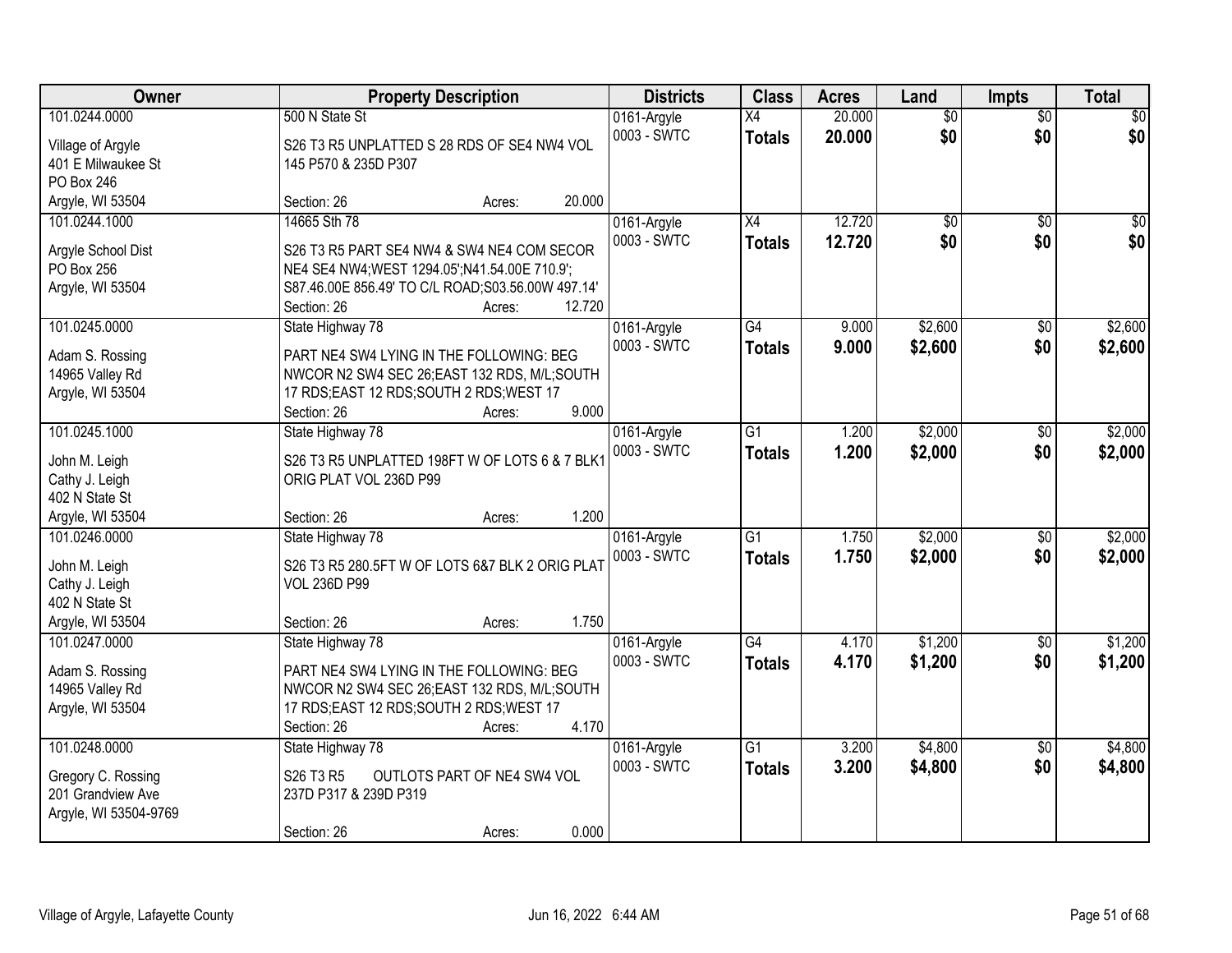| Owner | Property Description | Districts | Class | Acres | Land | Impts | Total |
|---|---|---|---|---|---|---|---|
| 101.0244.0000<br><br>Village of Argyle<br>401 E Milwaukee St<br>PO Box 246<br>Argyle, WI 53504 | 500 N State St<br><br>S26 T3 R5 UNPLATTED S 28 RDS OF SE4 NW4 VOL 145 P570 & 235D P307<br><br>Section: 26 Acres: 20.000 | 0161-Argyle<br>0003 - SWTC | X4<br>**Totals** | 20.000<br>**20.000** | $0<br>**$0** | $0<br>**$0** | $0<br>**$0** |
| 101.0244.1000<br><br>Argyle School Dist<br>PO Box 256<br>Argyle, WI 53504 | 14665 Sth 78<br><br>S26 T3 R5 PART SE4 NW4 & SW4 NE4 COM SECOR NE4 SE4 NW4;WEST 1294.05';N41.54.00E 710.9'; S87.46.00E 856.49' TO C/L ROAD;S03.56.00W 497.14'<br>Section: 26 Acres: 12.720 | 0161-Argyle<br>0003 - SWTC | X4<br>**Totals** | 12.720<br>**12.720** | $0<br>**$0** | $0<br>**$0** | $0<br>**$0** |
| 101.0245.0000<br><br>Adam S. Rossing<br>14965 Valley Rd<br>Argyle, WI 53504 | State Highway 78<br><br>PART NE4 SW4 LYING IN THE FOLLOWING: BEG NWCOR N2 SW4 SEC 26;EAST 132 RDS, M/L;SOUTH 17 RDS;EAST 12 RDS;SOUTH 2 RDS;WEST 17<br>Section: 26 Acres: 9.000 | 0161-Argyle<br>0003 - SWTC | G4<br>**Totals** | 9.000<br>**9.000** | $2,600<br>**$2,600** | $0<br>**$0** | $2,600<br>**$2,600** |
| 101.0245.1000<br><br>John M. Leigh<br>Cathy J. Leigh<br>402 N State St<br>Argyle, WI 53504 | State Highway 78<br><br>S26 T3 R5 UNPLATTED 198FT W OF LOTS 6 & 7 BLK1 ORIG PLAT VOL 236D P99<br><br>Section: 26 Acres: 1.200 | 0161-Argyle<br>0003 - SWTC | G1<br>**Totals** | 1.200<br>**1.200** | $2,000<br>**$2,000** | $0<br>**$0** | $2,000<br>**$2,000** |
| 101.0246.0000<br><br>John M. Leigh<br>Cathy J. Leigh<br>402 N State St<br>Argyle, WI 53504 | State Highway 78<br><br>S26 T3 R5 280.5FT W OF LOTS 6&7 BLK 2 ORIG PLAT VOL 236D P99<br><br>Section: 26 Acres: 1.750 | 0161-Argyle<br>0003 - SWTC | G1<br>**Totals** | 1.750<br>**1.750** | $2,000<br>**$2,000** | $0<br>**$0** | $2,000<br>**$2,000** |
| 101.0247.0000<br><br>Adam S. Rossing<br>14965 Valley Rd<br>Argyle, WI 53504 | State Highway 78<br><br>PART NE4 SW4 LYING IN THE FOLLOWING: BEG NWCOR N2 SW4 SEC 26;EAST 132 RDS, M/L;SOUTH 17 RDS;EAST 12 RDS;SOUTH 2 RDS;WEST 17<br>Section: 26 Acres: 4.170 | 0161-Argyle<br>0003 - SWTC | G4<br>**Totals** | 4.170<br>**4.170** | $1,200<br>**$1,200** | $0<br>**$0** | $1,200<br>**$1,200** |
| 101.0248.0000<br><br>Gregory C. Rossing<br>201 Grandview Ave<br>Argyle, WI 53504-9769 | State Highway 78<br><br>S26 T3 R5 OUTLOTS PART OF NE4 SW4 VOL 237D P317 & 239D P319<br><br>Section: 26 Acres: 0.000 | 0161-Argyle<br>0003 - SWTC | G1<br>**Totals** | 3.200<br>**3.200** | $4,800<br>**$4,800** | $0<br>**$0** | $4,800<br>**$4,800** |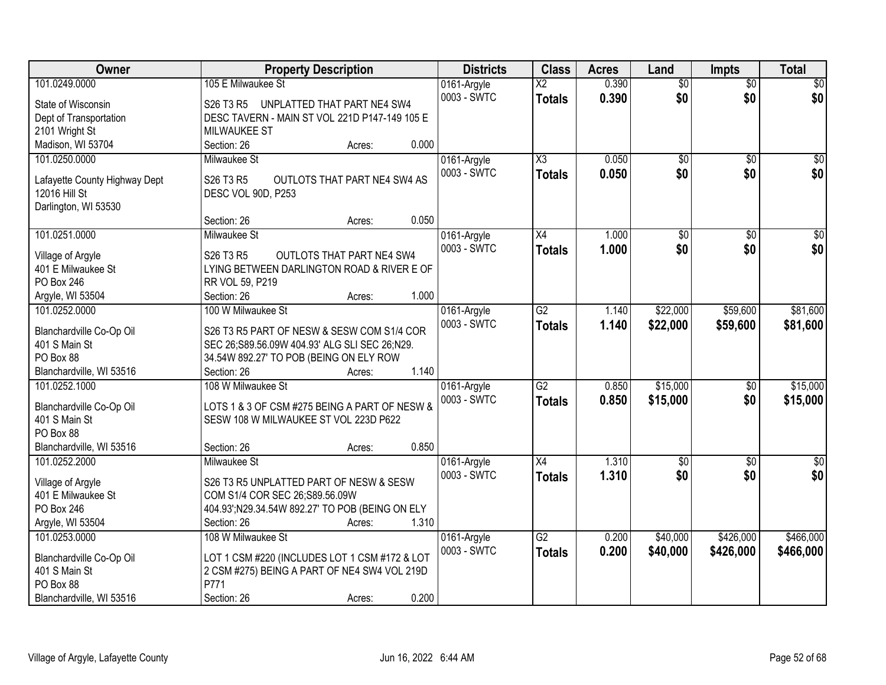| Owner | Property Description | Districts | Class | Acres | Land | Impts | Total |
|---|---|---|---|---|---|---|---|
| 101.0249.0000<br>State of Wisconsin<br>Dept of Transportation<br>2101 Wright St<br>Madison, WI 53704 | 105 E Milwaukee St<br>S26 T3 R5 UNPLATTED THAT PART NE4 SW4 DESC TAVERN - MAIN ST VOL 221D P147-149 105 E MILWAUKEE ST<br>Section: 26 Acres: 0.000 | 0161-Argyle<br>0003 - SWTC | X2<br>**Totals** | 0.390<br>**0.390** | $0<br>**$0** | $0<br>**$0** | $0<br>**$0** |
| 101.0250.0000<br>Lafayette County Highway Dept<br>12016 Hill St<br>Darlington, WI 53530 | Milwaukee St<br>S26 T3 R5 OUTLOTS THAT PART NE4 SW4 AS DESC VOL 90D, P253<br>Section: 26 Acres: 0.050 | 0161-Argyle<br>0003 - SWTC | X3<br>**Totals** | 0.050<br>**0.050** | $0<br>**$0** | $0<br>**$0** | $0<br>**$0** |
| 101.0251.0000<br>Village of Argyle<br>401 E Milwaukee St<br>PO Box 246<br>Argyle, WI 53504 | Milwaukee St<br>S26 T3 R5 OUTLOTS THAT PART NE4 SW4 LYING BETWEEN DARLINGTON ROAD & RIVER E OF RR VOL 59, P219<br>Section: 26 Acres: 1.000 | 0161-Argyle<br>0003 - SWTC | X4<br>**Totals** | 1.000<br>**1.000** | $0<br>**$0** | $0<br>**$0** | $0<br>**$0** |
| 101.0252.0000<br>Blanchardville Co-Op Oil<br>401 S Main St<br>PO Box 88<br>Blanchardville, WI 53516 | 100 W Milwaukee St<br>S26 T3 R5 PART OF NESW & SESW COM S1/4 COR SEC 26;S89.56.09W 404.93' ALG SLI SEC 26;N29. 34.54W 892.27' TO POB (BEING ON ELY ROW<br>Section: 26 Acres: 1.140 | 0161-Argyle<br>0003 - SWTC | G2<br>**Totals** | 1.140<br>**1.140** | $22,000<br>**$22,000** | $59,600<br>**$59,600** | $81,600<br>**$81,600** |
| 101.0252.1000<br>Blanchardville Co-Op Oil<br>401 S Main St<br>PO Box 88<br>Blanchardville, WI 53516 | 108 W Milwaukee St<br>LOTS 1 & 3 OF CSM #275 BEING A PART OF NESW & SESW 108 W MILWAUKEE ST VOL 223D P622<br>Section: 26 Acres: 0.850 | 0161-Argyle<br>0003 - SWTC | G2<br>**Totals** | 0.850<br>**0.850** | $15,000<br>**$15,000** | $0<br>**$0** | $15,000<br>**$15,000** |
| 101.0252.2000<br>Village of Argyle<br>401 E Milwaukee St<br>PO Box 246<br>Argyle, WI 53504 | Milwaukee St<br>S26 T3 R5 UNPLATTED PART OF NESW & SESW COM S1/4 COR SEC 26;S89.56.09W 404.93';N29.34.54W 892.27' TO POB (BEING ON ELY<br>Section: 26 Acres: 1.310 | 0161-Argyle<br>0003 - SWTC | X4<br>**Totals** | 1.310<br>**1.310** | $0<br>**$0** | $0<br>**$0** | $0<br>**$0** |
| 101.0253.0000<br>Blanchardville Co-Op Oil<br>401 S Main St<br>PO Box 88<br>Blanchardville, WI 53516 | 108 W Milwaukee St<br>LOT 1 CSM #220 (INCLUDES LOT 1 CSM #172 & LOT 2 CSM #275) BEING A PART OF NE4 SW4 VOL 219D P771<br>Section: 26 Acres: 0.200 | 0161-Argyle<br>0003 - SWTC | G2<br>**Totals** | 0.200<br>**0.200** | $40,000<br>**$40,000** | $426,000<br>**$426,000** | $466,000<br>**$466,000** |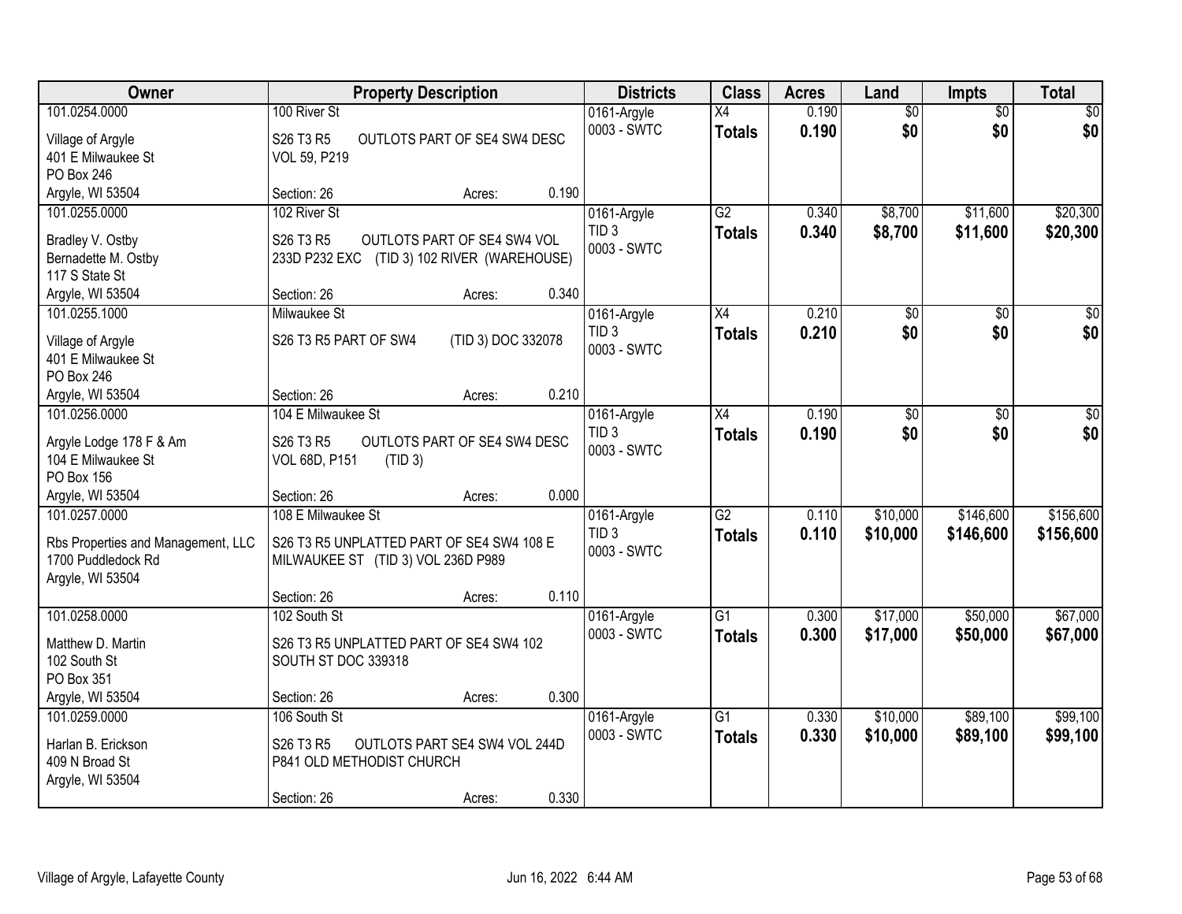| Owner | Property Description | Districts | Class | Acres | Land | Impts | Total |
|---|---|---|---|---|---|---|---|
| 101.0254.0000<br>Village of Argyle<br>401 E Milwaukee St<br>PO Box 246<br>Argyle, WI 53504 | 100 River St<br>S26 T3 R5 OUTLOTS PART OF SE4 SW4 DESC VOL 59, P219<br>Section: 26 Acres: 0.190 | 0161-Argyle<br>0003 - SWTC | X4<br>**Totals** | 0.190<br>**0.190** | $0<br>**$0** | $0<br>**$0** | $0<br>**$0** |
| 101.0255.0000<br>Bradley V. Ostby<br>Bernadette M. Ostby<br>117 S State St<br>Argyle, WI 53504 | 102 River St<br>S26 T3 R5 OUTLOTS PART OF SE4 SW4 VOL 233D P232 EXC (TID 3) 102 RIVER (WAREHOUSE)<br>Section: 26 Acres: 0.340 | 0161-Argyle<br>TID 3<br>0003 - SWTC | G2<br>**Totals** | 0.340<br>**0.340** | $8,700<br>**$8,700** | $11,600<br>**$11,600** | $20,300<br>**$20,300** |
| 101.0255.1000<br>Village of Argyle<br>401 E Milwaukee St<br>PO Box 246<br>Argyle, WI 53504 | Milwaukee St<br>S26 T3 R5 PART OF SW4 (TID 3) DOC 332078<br>Section: 26 Acres: 0.210 | 0161-Argyle<br>TID 3<br>0003 - SWTC | X4<br>**Totals** | 0.210<br>**0.210** | $0<br>**$0** | $0<br>**$0** | $0<br>**$0** |
| 101.0256.0000<br>Argyle Lodge 178 F & Am<br>104 E Milwaukee St<br>PO Box 156<br>Argyle, WI 53504 | 104 E Milwaukee St<br>S26 T3 R5 OUTLOTS PART OF SE4 SW4 DESC VOL 68D, P151 (TID 3)<br>Section: 26 Acres: 0.000 | 0161-Argyle<br>TID 3<br>0003 - SWTC | X4<br>**Totals** | 0.190<br>**0.190** | $0<br>**$0** | $0<br>**$0** | $0<br>**$0** |
| 101.0257.0000<br>Rbs Properties and Management, LLC<br>1700 Puddledock Rd<br>Argyle, WI 53504 | 108 E Milwaukee St<br>S26 T3 R5 UNPLATTED PART OF SE4 SW4 108 E MILWAUKEE ST (TID 3) VOL 236D P989<br>Section: 26 Acres: 0.110 | 0161-Argyle<br>TID 3<br>0003 - SWTC | G2<br>**Totals** | 0.110<br>**0.110** | $10,000<br>**$10,000** | $146,600<br>**$146,600** | $156,600<br>**$156,600** |
| 101.0258.0000<br>Matthew D. Martin<br>102 South St<br>PO Box 351<br>Argyle, WI 53504 | 102 South St<br>S26 T3 R5 UNPLATTED PART OF SE4 SW4 102 SOUTH ST DOC 339318<br>Section: 26 Acres: 0.300 | 0161-Argyle<br>0003 - SWTC | G1<br>**Totals** | 0.300<br>**0.300** | $17,000<br>**$17,000** | $50,000<br>**$50,000** | $67,000<br>**$67,000** |
| 101.0259.0000<br>Harlan B. Erickson<br>409 N Broad St<br>Argyle, WI 53504 | 106 South St<br>S26 T3 R5 OUTLOTS PART SE4 SW4 VOL 244D P841 OLD METHODIST CHURCH<br>Section: 26 Acres: 0.330 | 0161-Argyle<br>0003 - SWTC | G1<br>**Totals** | 0.330<br>**0.330** | $10,000<br>**$10,000** | $89,100<br>**$89,100** | $99,100<br>**$99,100** |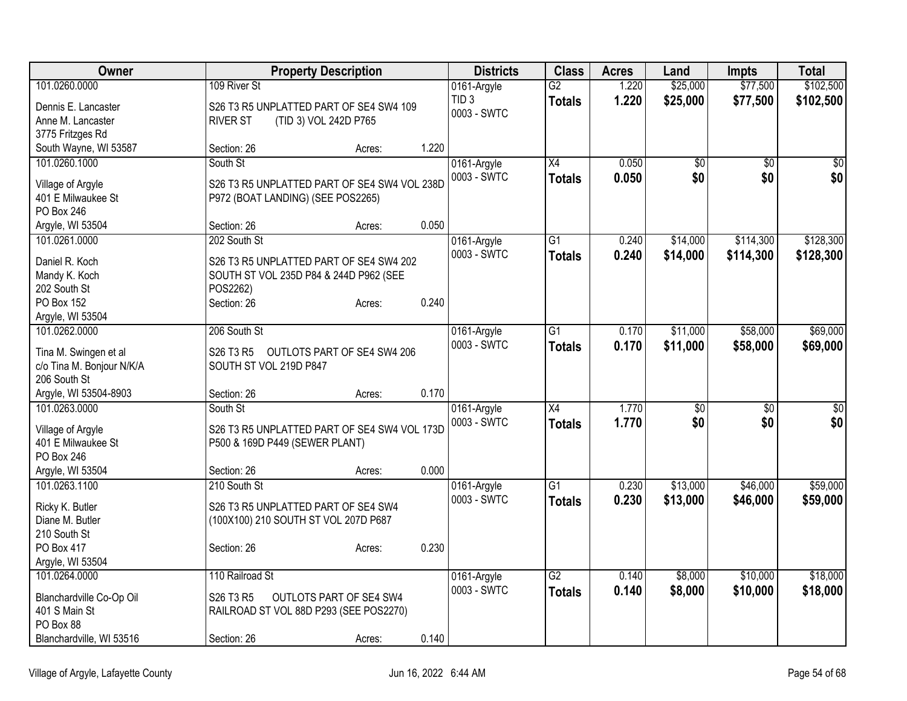| Owner | Property Description | Districts | Class | Acres | Land | Impts | Total |
|---|---|---|---|---|---|---|---|
| 101.0260.0000<br>Dennis E. Lancaster<br>Anne M. Lancaster<br>3775 Fritzges Rd<br>South Wayne, WI 53587 | 109 River St<br>S26 T3 R5 UNPLATTED PART OF SE4 SW4 109 RIVER ST (TID 3) VOL 242D P765<br>Section: 26 Acres: 1.220 | 0161-Argyle<br>TID 3<br>0003 - SWTC | G2<br>**Totals** | 1.220<br>**1.220** | $25,000<br>**$25,000** | $77,500<br>**$77,500** | $102,500<br>**$102,500** |
| 101.0260.1000<br>Village of Argyle<br>401 E Milwaukee St<br>PO Box 246<br>Argyle, WI 53504 | South St<br>S26 T3 R5 UNPLATTED PART OF SE4 SW4 VOL 238D P972 (BOAT LANDING) (SEE POS2265)<br>Section: 26 Acres: 0.050 | 0161-Argyle<br>0003 - SWTC | X4<br>**Totals** | 0.050<br>**0.050** | $0<br>**$0** | $0<br>**$0** | $0<br>**$0** |
| 101.0261.0000<br>Daniel R. Koch<br>Mandy K. Koch<br>202 South St<br>PO Box 152<br>Argyle, WI 53504 | 202 South St<br>S26 T3 R5 UNPLATTED PART OF SE4 SW4 202 SOUTH ST VOL 235D P84 & 244D P962 (SEE POS2262)<br>Section: 26 Acres: 0.240 | 0161-Argyle<br>0003 - SWTC | G1<br>**Totals** | 0.240<br>**0.240** | $14,000<br>**$14,000** | $114,300<br>**$114,300** | $128,300<br>**$128,300** |
| 101.0262.0000<br>Tina M. Swingen et al<br>c/o Tina M. Bonjour N/K/A<br>206 South St<br>Argyle, WI 53504-8903 | 206 South St<br>S26 T3 R5 OUTLOTS PART OF SE4 SW4 206 SOUTH ST VOL 219D P847<br>Section: 26 Acres: 0.170 | 0161-Argyle<br>0003 - SWTC | G1<br>**Totals** | 0.170<br>**0.170** | $11,000<br>**$11,000** | $58,000<br>**$58,000** | $69,000<br>**$69,000** |
| 101.0263.0000<br>Village of Argyle<br>401 E Milwaukee St<br>PO Box 246<br>Argyle, WI 53504 | South St<br>S26 T3 R5 UNPLATTED PART OF SE4 SW4 VOL 173D P500 & 169D P449 (SEWER PLANT)<br>Section: 26 Acres: 0.000 | 0161-Argyle<br>0003 - SWTC | X4<br>**Totals** | 1.770<br>**1.770** | $0<br>**$0** | $0<br>**$0** | $0<br>**$0** |
| 101.0263.1100<br>Ricky K. Butler<br>Diane M. Butler<br>210 South St<br>PO Box 417<br>Argyle, WI 53504 | 210 South St<br>S26 T3 R5 UNPLATTED PART OF SE4 SW4 (100X100) 210 SOUTH ST VOL 207D P687<br>Section: 26 Acres: 0.230 | 0161-Argyle<br>0003 - SWTC | G1<br>**Totals** | 0.230<br>**0.230** | $13,000<br>**$13,000** | $46,000<br>**$46,000** | $59,000<br>**$59,000** |
| 101.0264.0000<br>Blanchardville Co-Op Oil<br>401 S Main St<br>PO Box 88<br>Blanchardville, WI 53516 | 110 Railroad St<br>S26 T3 R5 OUTLOTS PART OF SE4 SW4 RAILROAD ST VOL 88D P293 (SEE POS2270)<br>Section: 26 Acres: 0.140 | 0161-Argyle<br>0003 - SWTC | G2<br>**Totals** | 0.140<br>**0.140** | $8,000<br>**$8,000** | $10,000<br>**$10,000** | $18,000<br>**$18,000** |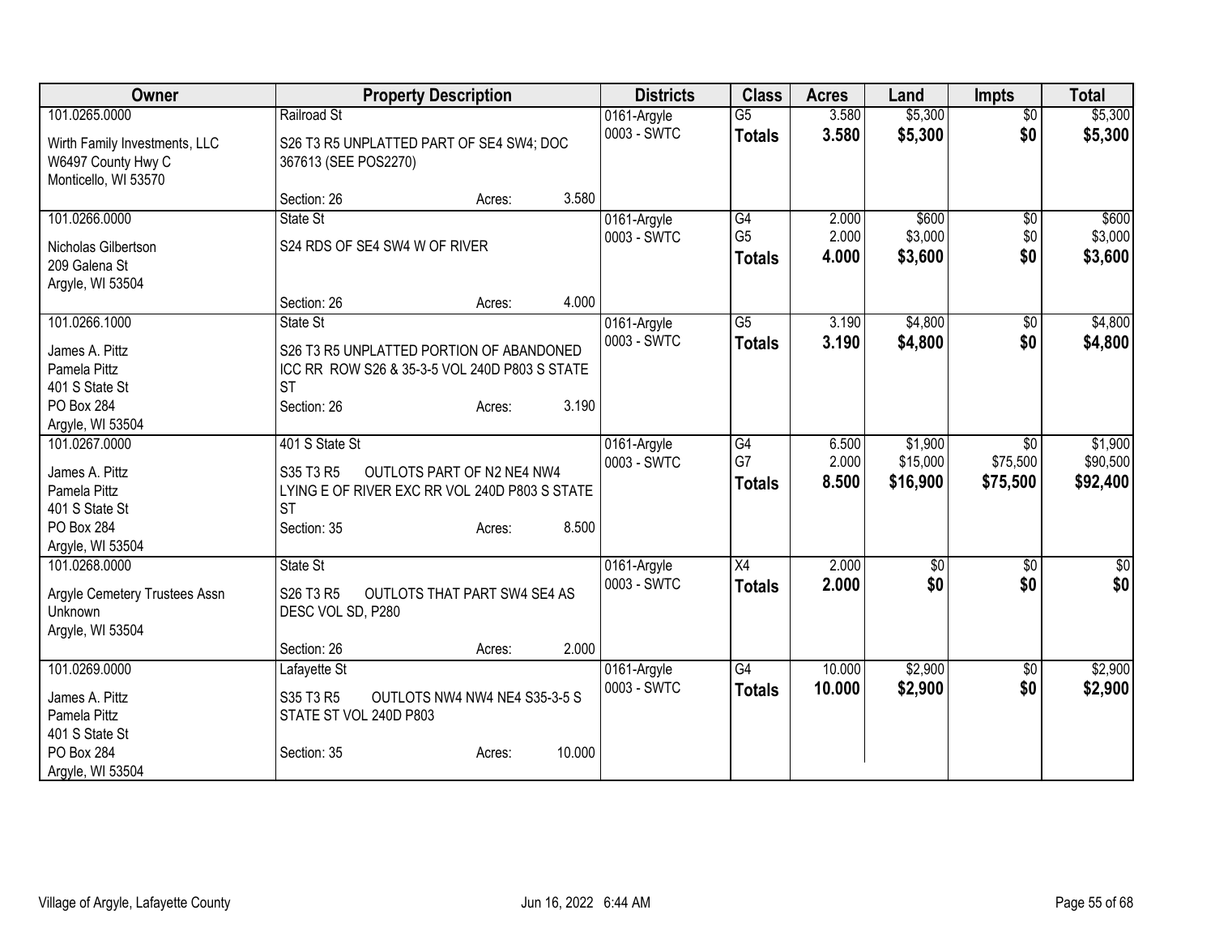| Owner | Property Description | Districts | Class | Acres | Land | Impts | Total |
|---|---|---|---|---|---|---|---|
| 101.0265.0000<br>Wirth Family Investments, LLC<br>W6497 County Hwy C<br>Monticello, WI 53570 | Railroad St<br>S26 T3 R5 UNPLATTED PART OF SE4 SW4; DOC 367613 (SEE POS2270)<br>Section: 26 Acres: 3.580 | 0161-Argyle<br>0003 - SWTC | G5<br>**Totals** | 3.580<br>**3.580** | $5,300<br>**$5,300** | $0<br>**$0** | $5,300<br>**$5,300** |
| 101.0266.0000<br>Nicholas Gilbertson<br>209 Galena St<br>Argyle, WI 53504 | State St<br>S24 RDS OF SE4 SW4 W OF RIVER<br>Section: 26 Acres: 4.000 | 0161-Argyle<br>0003 - SWTC | G4<br>G5<br>**Totals** | 2.000<br>2.000<br>**4.000** | $600<br>$3,000<br>**$3,600** | $0<br>$0<br>**$0** | $600<br>$3,000<br>**$3,600** |
| 101.0266.1000<br>James A. Pittz<br>Pamela Pittz<br>401 S State St<br>PO Box 284<br>Argyle, WI 53504 | State St<br>S26 T3 R5 UNPLATTED PORTION OF ABANDONED ICC RR ROW S26 & 35-3-5 VOL 240D P803 S STATE ST<br>Section: 26 Acres: 3.190 | 0161-Argyle<br>0003 - SWTC | G5<br>**Totals** | 3.190<br>**3.190** | $4,800<br>**$4,800** | $0<br>**$0** | $4,800<br>**$4,800** |
| 101.0267.0000<br>James A. Pittz<br>Pamela Pittz<br>401 S State St<br>PO Box 284<br>Argyle, WI 53504 | 401 S State St<br>S35 T3 R5 OUTLOTS PART OF N2 NE4 NW4 LYING E OF RIVER EXC RR VOL 240D P803 S STATE ST<br>Section: 35 Acres: 8.500 | 0161-Argyle<br>0003 - SWTC | G4<br>G7<br>**Totals** | 6.500<br>2.000<br>**8.500** | $1,900<br>$15,000<br>**$16,900** | $0<br>$75,500<br>**$75,500** | $1,900<br>$90,500<br>**$92,400** |
| 101.0268.0000<br>Argyle Cemetery Trustees Assn<br>Unknown<br>Argyle, WI 53504 | State St<br>S26 T3 R5 OUTLOTS THAT PART SW4 SE4 AS DESC VOL SD, P280<br>Section: 26 Acres: 2.000 | 0161-Argyle<br>0003 - SWTC | X4<br>**Totals** | 2.000<br>**2.000** | $0<br>**$0** | $0<br>**$0** | $0<br>**$0** |
| 101.0269.0000<br>James A. Pittz<br>Pamela Pittz<br>401 S State St<br>PO Box 284<br>Argyle, WI 53504 | Lafayette St<br>S35 T3 R5 OUTLOTS NW4 NW4 NE4 S35-3-5 S STATE ST VOL 240D P803<br>Section: 35 Acres: 10.000 | 0161-Argyle<br>0003 - SWTC | G4<br>**Totals** | 10.000<br>**10.000** | $2,900<br>**$2,900** | $0<br>**$0** | $2,900<br>**$2,900** |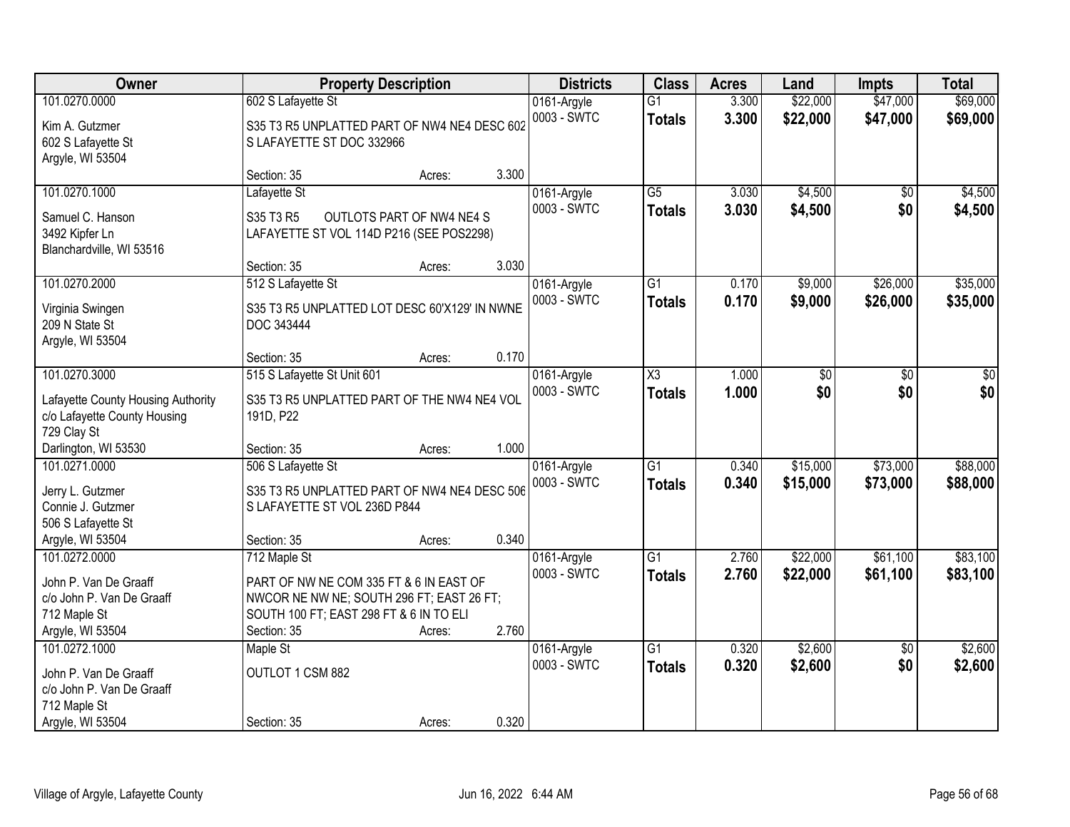| Owner | Property Description | Districts | Class | Acres | Land | Impts | Total |
|---|---|---|---|---|---|---|---|
| 101.0270.0000<br>Kim A. Gutzmer<br>602 S Lafayette St<br>Argyle, WI 53504 | 602 S Lafayette St<br>S35 T3 R5 UNPLATTED PART OF NW4 NE4 DESC 602 S LAFAYETTE ST DOC 332966<br>Section: 35 Acres: 3.300 | 0161-Argyle<br>0003 - SWTC | G1<br>**Totals** | 3.300<br>**3.300** | \$22,000<br>**\$22,000** | \$47,000<br>**\$47,000** | \$69,000<br>**\$69,000** |
| 101.0270.1000<br>Samuel C. Hanson<br>3492 Kipfer Ln<br>Blanchardville, WI 53516 | Lafayette St<br>S35 T3 R5 OUTLOTS PART OF NW4 NE4 S LAFAYETTE ST VOL 114D P216 (SEE POS2298)<br>Section: 35 Acres: 3.030 | 0161-Argyle<br>0003 - SWTC | G5<br>**Totals** | 3.030<br>**3.030** | \$4,500<br>**\$4,500** | \$0<br>**\$0** | \$4,500<br>**\$4,500** |
| 101.0270.2000<br>Virginia Swingen<br>209 N State St<br>Argyle, WI 53504 | 512 S Lafayette St<br>S35 T3 R5 UNPLATTED LOT DESC 60'X129' IN NWNE DOC 343444<br>Section: 35 Acres: 0.170 | 0161-Argyle<br>0003 - SWTC | G1<br>**Totals** | 0.170<br>**0.170** | \$9,000<br>**\$9,000** | \$26,000<br>**\$26,000** | \$35,000<br>**\$35,000** |
| 101.0270.3000<br>Lafayette County Housing Authority<br>c/o Lafayette County Housing<br>729 Clay St<br>Darlington, WI 53530 | 515 S Lafayette St Unit 601<br>S35 T3 R5 UNPLATTED PART OF THE NW4 NE4 VOL 191D, P22<br>Section: 35 Acres: 1.000 | 0161-Argyle<br>0003 - SWTC | X3<br>**Totals** | 1.000<br>**1.000** | \$0<br>**\$0** | \$0<br>**\$0** | \$0<br>**\$0** |
| 101.0271.0000<br>Jerry L. Gutzmer<br>Connie J. Gutzmer<br>506 S Lafayette St<br>Argyle, WI 53504 | 506 S Lafayette St<br>S35 T3 R5 UNPLATTED PART OF NW4 NE4 DESC 506 S LAFAYETTE ST VOL 236D P844<br>Section: 35 Acres: 0.340 | 0161-Argyle<br>0003 - SWTC | G1<br>**Totals** | 0.340<br>**0.340** | \$15,000<br>**\$15,000** | \$73,000<br>**\$73,000** | \$88,000<br>**\$88,000** |
| 101.0272.0000<br>John P. Van De Graaff<br>c/o John P. Van De Graaff<br>712 Maple St<br>Argyle, WI 53504 | 712 Maple St<br>PART OF NW NE COM 335 FT & 6 IN EAST OF NWCOR NE NW NE; SOUTH 296 FT; EAST 26 FT; SOUTH 100 FT; EAST 298 FT & 6 IN TO ELI<br>Section: 35 Acres: 2.760 | 0161-Argyle<br>0003 - SWTC | G1<br>**Totals** | 2.760<br>**2.760** | \$22,000<br>**\$22,000** | \$61,100<br>**\$61,100** | \$83,100<br>**\$83,100** |
| 101.0272.1000<br>John P. Van De Graaff<br>c/o John P. Van De Graaff<br>712 Maple St<br>Argyle, WI 53504 | Maple St<br>OUTLOT 1 CSM 882<br>Section: 35 Acres: 0.320 | 0161-Argyle<br>0003 - SWTC | G1<br>**Totals** | 0.320<br>**0.320** | \$2,600<br>**\$2,600** | \$0<br>**\$0** | \$2,600<br>**\$2,600** |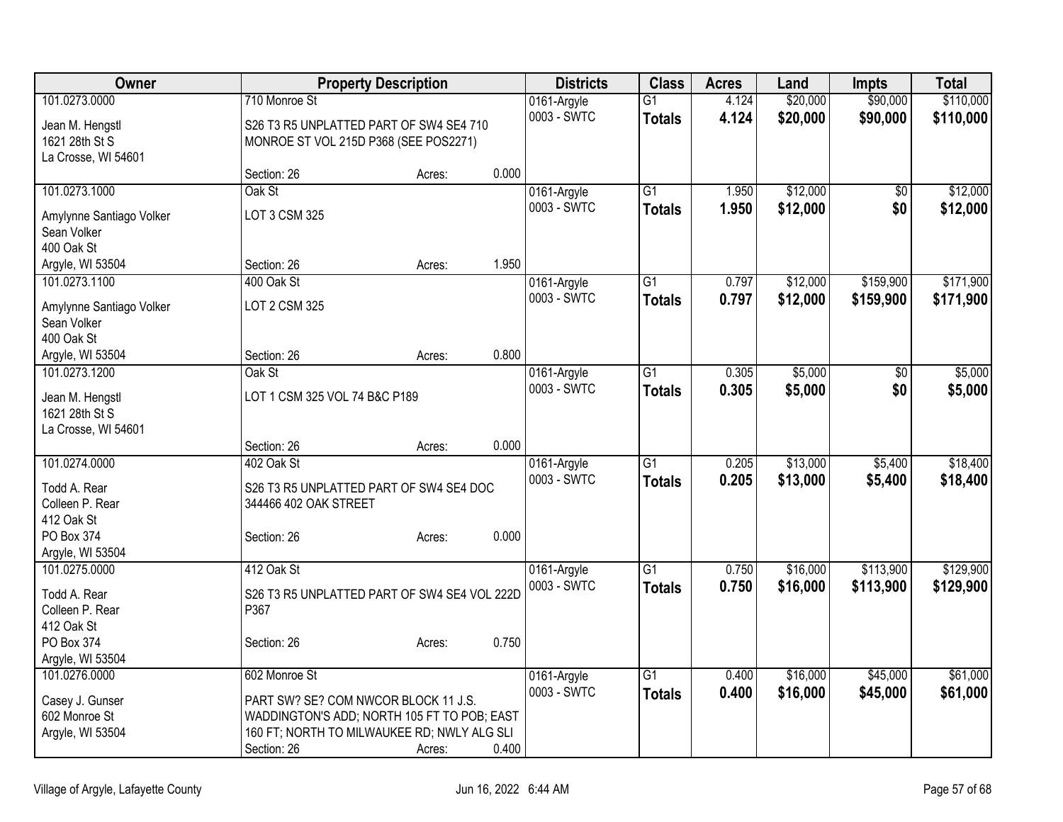| Owner | Property Description | Districts | Class | Acres | Land | Impts | Total |
|---|---|---|---|---|---|---|---|
| 101.0273.0000<br>Jean M. Hengstl<br>1621 28th St S<br>La Crosse, WI 54601 | 710 Monroe St<br>S26 T3 R5 UNPLATTED PART OF SW4 SE4 710 MONROE ST VOL 215D P368 (SEE POS2271)<br>Section: 26 Acres: 0.000 | 0161-Argyle<br>0003 - SWTC | G1<br>**Totals** | 4.124<br>**4.124** | $20,000<br>**$20,000** | $90,000<br>**$90,000** | $110,000<br>**$110,000** |
| 101.0273.1000<br>Amylynne Santiago Volker<br>Sean Volker<br>400 Oak St<br>Argyle, WI 53504 | Oak St<br>LOT 3 CSM 325<br>Section: 26 Acres: 1.950 | 0161-Argyle<br>0003 - SWTC | G1<br>**Totals** | 1.950<br>**1.950** | $12,000<br>**$12,000** | $0<br>**$0** | $12,000<br>**$12,000** |
| 101.0273.1100<br>Amylynne Santiago Volker<br>Sean Volker<br>400 Oak St<br>Argyle, WI 53504 | 400 Oak St<br>LOT 2 CSM 325<br>Section: 26 Acres: 0.800 | 0161-Argyle<br>0003 - SWTC | G1<br>**Totals** | 0.797<br>**0.797** | $12,000<br>**$12,000** | $159,900<br>**$159,900** | $171,900<br>**$171,900** |
| 101.0273.1200<br>Jean M. Hengstl<br>1621 28th St S<br>La Crosse, WI 54601 | Oak St<br>LOT 1 CSM 325 VOL 74 B&C P189<br>Section: 26 Acres: 0.000 | 0161-Argyle<br>0003 - SWTC | G1<br>**Totals** | 0.305<br>**0.305** | $5,000<br>**$5,000** | $0<br>**$0** | $5,000<br>**$5,000** |
| 101.0274.0000<br>Todd A. Rear<br>Colleen P. Rear<br>412 Oak St<br>PO Box 374<br>Argyle, WI 53504 | 402 Oak St<br>S26 T3 R5 UNPLATTED PART OF SW4 SE4 DOC 344466 402 OAK STREET<br>Section: 26 Acres: 0.000 | 0161-Argyle<br>0003 - SWTC | G1<br>**Totals** | 0.205<br>**0.205** | $13,000<br>**$13,000** | $5,400<br>**$5,400** | $18,400<br>**$18,400** |
| 101.0275.0000<br>Todd A. Rear<br>Colleen P. Rear<br>412 Oak St<br>PO Box 374<br>Argyle, WI 53504 | 412 Oak St<br>S26 T3 R5 UNPLATTED PART OF SW4 SE4 VOL 222D P367<br>Section: 26 Acres: 0.750 | 0161-Argyle<br>0003 - SWTC | G1<br>**Totals** | 0.750<br>**0.750** | $16,000<br>**$16,000** | $113,900<br>**$113,900** | $129,900<br>**$129,900** |
| 101.0276.0000<br>Casey J. Gunser<br>602 Monroe St<br>Argyle, WI 53504 | 602 Monroe St<br>PART SW? SE? COM NWCOR BLOCK 11 J.S. WADDINGTON'S ADD; NORTH 105 FT TO POB; EAST 160 FT; NORTH TO MILWAUKEE RD; NWLY ALG SLI<br>Section: 26 Acres: 0.400 | 0161-Argyle<br>0003 - SWTC | G1<br>**Totals** | 0.400<br>**0.400** | $16,000<br>**$16,000** | $45,000<br>**$45,000** | $61,000<br>**$61,000** |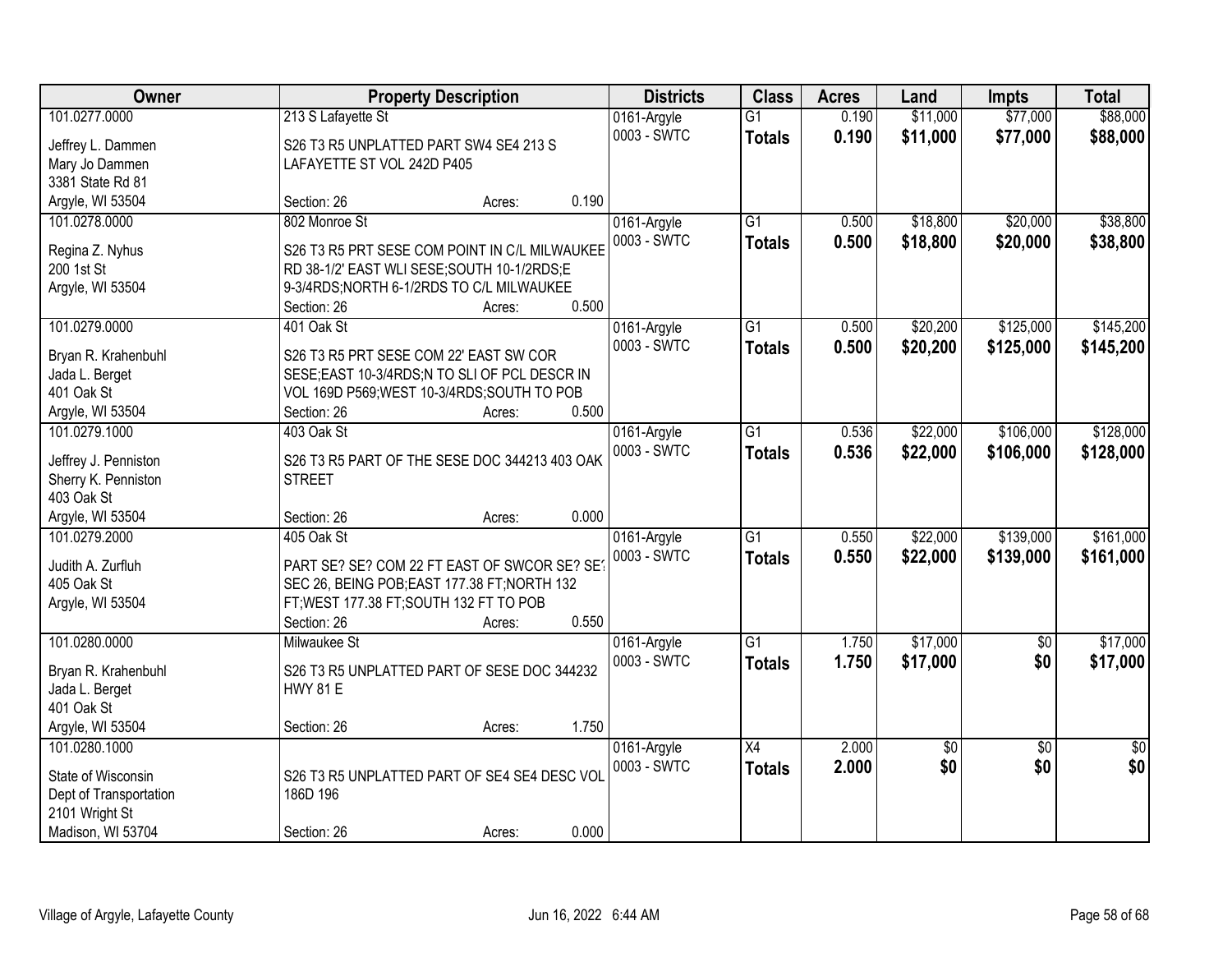| Owner | Property Description | Districts | Class | Acres | Land | Impts | Total |
|---|---|---|---|---|---|---|---|
| 101.0277.0000<br>Jeffrey L. Dammen<br>Mary Jo Dammen<br>3381 State Rd 81<br>Argyle, WI 53504 | 213 S Lafayette St<br>S26 T3 R5 UNPLATTED PART SW4 SE4 213 S LAFAYETTE ST VOL 242D P405<br>Section: 26 Acres: 0.190 | 0161-Argyle<br>0003 - SWTC | G1<br>**Totals** | 0.190<br>**0.190** | $11,000<br>**$11,000** | $77,000<br>**$77,000** | $88,000<br>**$88,000** |
| 101.0278.0000<br>Regina Z. Nyhus<br>200 1st St<br>Argyle, WI 53504 | 802 Monroe St<br>S26 T3 R5 PRT SESE COM POINT IN C/L MILWAUKEE RD 38-1/2' EAST WLI SESE;SOUTH 10-1/2RDS;E 9-3/4RDS;NORTH 6-1/2RDS TO C/L MILWAUKEE<br>Section: 26 Acres: 0.500 | 0161-Argyle<br>0003 - SWTC | G1<br>**Totals** | 0.500<br>**0.500** | $18,800<br>**$18,800** | $20,000<br>**$20,000** | $38,800<br>**$38,800** |
| 101.0279.0000<br>Bryan R. Krahenbuhl<br>Jada L. Berget<br>401 Oak St<br>Argyle, WI 53504 | 401 Oak St<br>S26 T3 R5 PRT SESE COM 22' EAST SW COR SESE;EAST 10-3/4RDS;N TO SLI OF PCL DESCR IN VOL 169D P569;WEST 10-3/4RDS;SOUTH TO POB<br>Section: 26 Acres: 0.500 | 0161-Argyle<br>0003 - SWTC | G1<br>**Totals** | 0.500<br>**0.500** | $20,200<br>**$20,200** | $125,000<br>**$125,000** | $145,200<br>**$145,200** |
| 101.0279.1000<br>Jeffrey J. Penniston<br>Sherry K. Penniston<br>403 Oak St<br>Argyle, WI 53504 | 403 Oak St<br>S26 T3 R5 PART OF THE SESE DOC 344213 403 OAK STREET<br>Section: 26 Acres: 0.000 | 0161-Argyle<br>0003 - SWTC | G1<br>**Totals** | 0.536<br>**0.536** | $22,000<br>**$22,000** | $106,000<br>**$106,000** | $128,000<br>**$128,000** |
| 101.0279.2000<br>Judith A. Zurfluh<br>405 Oak St<br>Argyle, WI 53504 | 405 Oak St<br>PART SE? SE? COM 22 FT EAST OF SWCOR SE? SE? SEC 26, BEING POB;EAST 177.38 FT;NORTH 132 FT;WEST 177.38 FT;SOUTH 132 FT TO POB<br>Section: 26 Acres: 0.550 | 0161-Argyle<br>0003 - SWTC | G1<br>**Totals** | 0.550<br>**0.550** | $22,000<br>**$22,000** | $139,000<br>**$139,000** | $161,000<br>**$161,000** |
| 101.0280.0000<br>Bryan R. Krahenbuhl<br>Jada L. Berget<br>401 Oak St<br>Argyle, WI 53504 | Milwaukee St<br>S26 T3 R5 UNPLATTED PART OF SESE DOC 344232 HWY 81 E<br>Section: 26 Acres: 1.750 | 0161-Argyle<br>0003 - SWTC | G1<br>**Totals** | 1.750<br>**1.750** | $17,000<br>**$17,000** | $0<br>**$0** | $17,000<br>**$17,000** |
| 101.0280.1000<br>State of Wisconsin<br>Dept of Transportation<br>2101 Wright St<br>Madison, WI 53704 | S26 T3 R5 UNPLATTED PART OF SE4 SE4 DESC VOL 186D 196<br>Section: 26 Acres: 0.000 | 0161-Argyle<br>0003 - SWTC | X4<br>**Totals** | 2.000<br>**2.000** | $0<br>**$0** | $0<br>**$0** | $0<br>**$0** |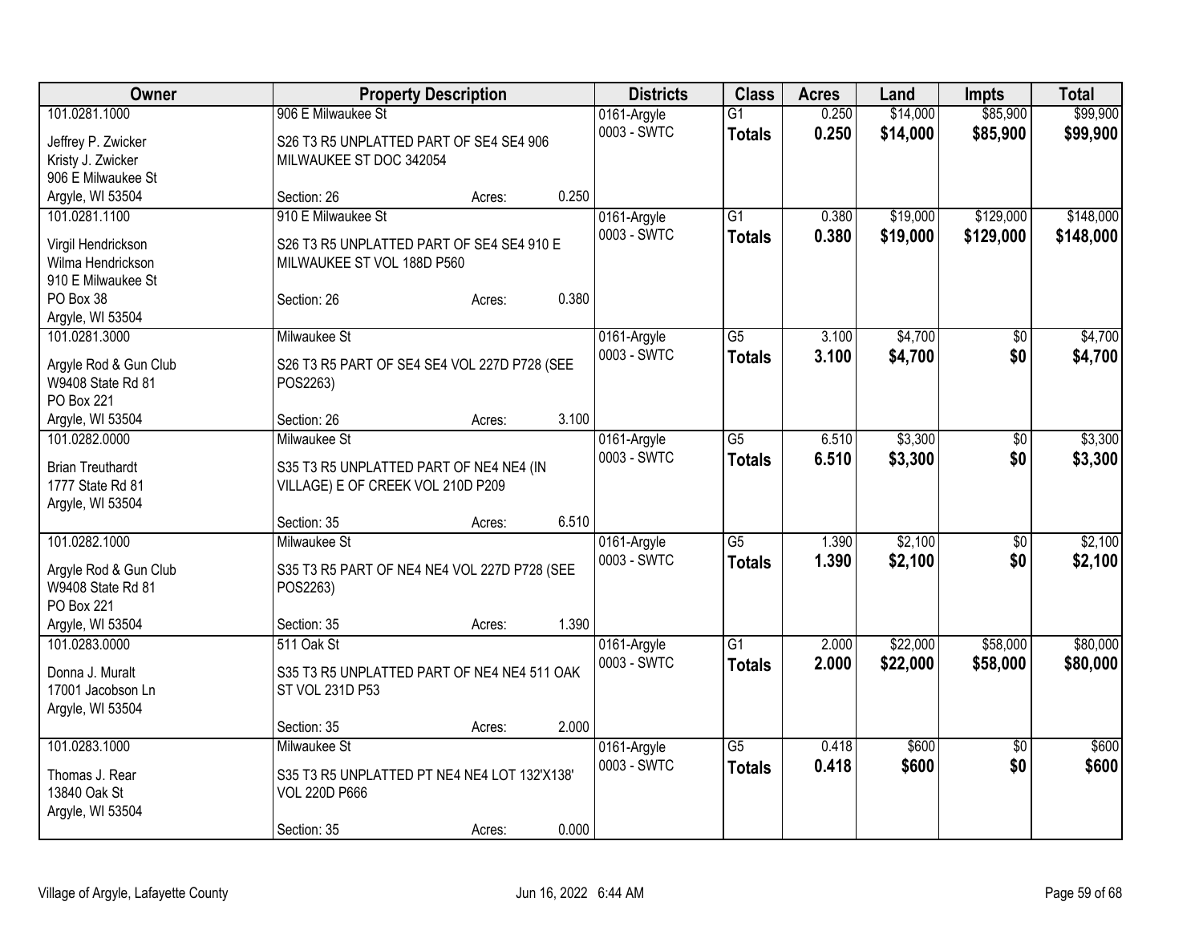| Owner | Property Description | Districts | Class | Acres | Land | Impts | Total |
|---|---|---|---|---|---|---|---|
| 101.0281.1000<br>Jeffrey P. Zwicker<br>Kristy J. Zwicker<br>906 E Milwaukee St<br>Argyle, WI 53504 | 906 E Milwaukee St<br>S26 T3 R5 UNPLATTED PART OF SE4 SE4 906 MILWAUKEE ST DOC 342054<br>Section: 26 Acres: 0.250 | 0161-Argyle<br>0003 - SWTC | G1<br>**Totals** | 0.250<br>**0.250** | $14,000<br>**$14,000** | $85,900<br>**$85,900** | $99,900<br>**$99,900** |
| 101.0281.1100<br>Virgil Hendrickson<br>Wilma Hendrickson<br>910 E Milwaukee St<br>PO Box 38<br>Argyle, WI 53504 | 910 E Milwaukee St<br>S26 T3 R5 UNPLATTED PART OF SE4 SE4 910 E MILWAUKEE ST VOL 188D P560<br>Section: 26 Acres: 0.380 | 0161-Argyle<br>0003 - SWTC | G1<br>**Totals** | 0.380<br>**0.380** | $19,000<br>**$19,000** | $129,000<br>**$129,000** | $148,000<br>**$148,000** |
| 101.0281.3000<br>Argyle Rod & Gun Club<br>W9408 State Rd 81<br>PO Box 221<br>Argyle, WI 53504 | Milwaukee St<br>S26 T3 R5 PART OF SE4 SE4 VOL 227D P728 (SEE POS2263)<br>Section: 26 Acres: 3.100 | 0161-Argyle<br>0003 - SWTC | G5<br>**Totals** | 3.100<br>**3.100** | $4,700<br>**$4,700** | $0<br>**$0** | $4,700<br>**$4,700** |
| 101.0282.0000<br>Brian Treuthardt<br>1777 State Rd 81<br>Argyle, WI 53504 | Milwaukee St<br>S35 T3 R5 UNPLATTED PART OF NE4 NE4 (IN VILLAGE) E OF CREEK VOL 210D P209<br>Section: 35 Acres: 6.510 | 0161-Argyle<br>0003 - SWTC | G5<br>**Totals** | 6.510<br>**6.510** | $3,300<br>**$3,300** | $0<br>**$0** | $3,300<br>**$3,300** |
| 101.0282.1000<br>Argyle Rod & Gun Club<br>W9408 State Rd 81<br>PO Box 221<br>Argyle, WI 53504 | Milwaukee St<br>S35 T3 R5 PART OF NE4 NE4 VOL 227D P728 (SEE POS2263)<br>Section: 35 Acres: 1.390 | 0161-Argyle<br>0003 - SWTC | G5<br>**Totals** | 1.390<br>**1.390** | $2,100<br>**$2,100** | $0<br>**$0** | $2,100<br>**$2,100** |
| 101.0283.0000<br>Donna J. Muralt<br>17001 Jacobson Ln<br>Argyle, WI 53504 | 511 Oak St<br>S35 T3 R5 UNPLATTED PART OF NE4 NE4 511 OAK ST VOL 231D P53<br>Section: 35 Acres: 2.000 | 0161-Argyle<br>0003 - SWTC | G1<br>**Totals** | 2.000<br>**2.000** | $22,000<br>**$22,000** | $58,000<br>**$58,000** | $80,000<br>**$80,000** |
| 101.0283.1000<br>Thomas J. Rear<br>13840 Oak St<br>Argyle, WI 53504 | Milwaukee St<br>S35 T3 R5 UNPLATTED PT NE4 NE4 LOT 132'X138' VOL 220D P666<br>Section: 35 Acres: 0.000 | 0161-Argyle<br>0003 - SWTC | G5<br>**Totals** | 0.418<br>**0.418** | $600<br>**$600** | $0<br>**$0** | $600<br>**$600** |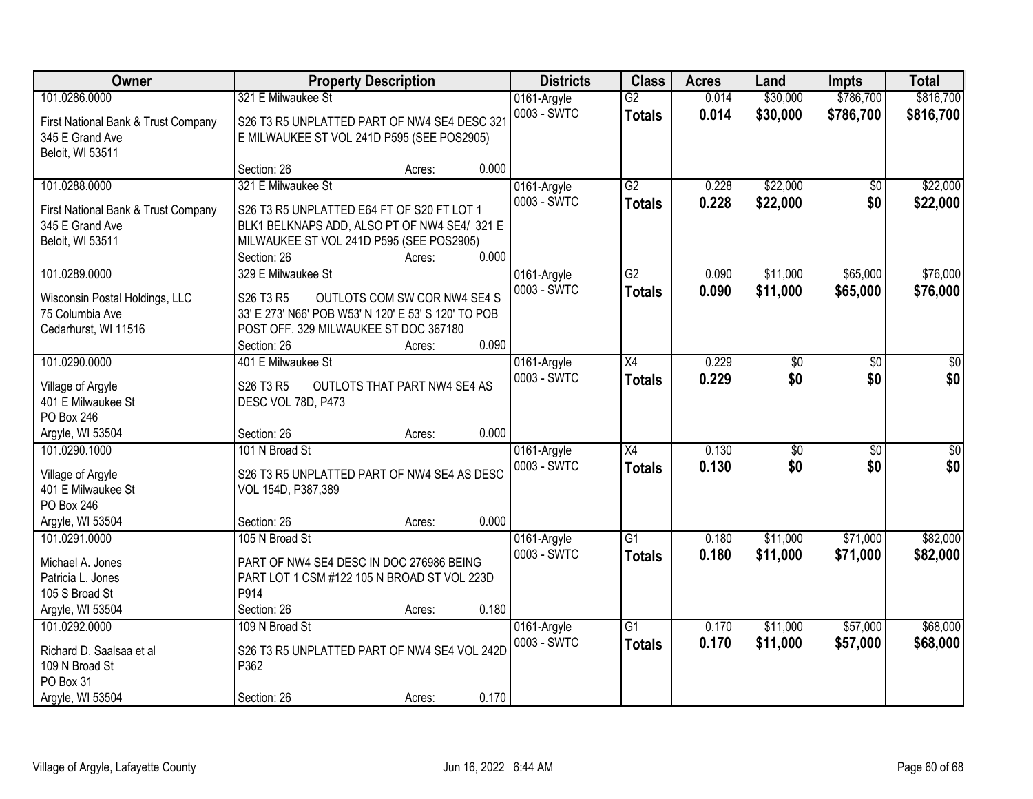| Owner | Property Description | Districts | Class | Acres | Land | Impts | Total |
|---|---|---|---|---|---|---|---|
| 101.0286.0000<br>First National Bank & Trust Company<br>345 E Grand Ave<br>Beloit, WI 53511 | 321 E Milwaukee St<br>S26 T3 R5 UNPLATTED PART OF NW4 SE4 DESC 321 E MILWAUKEE ST VOL 241D P595 (SEE POS2905)<br>Section: 26 Acres: 0.000 | 0161-Argyle<br>0003 - SWTC | G2<br>**Totals** | 0.014<br>**0.014** | $30,000<br>**$30,000** | $786,700<br>**$786,700** | $816,700<br>**$816,700** |
| 101.0288.0000<br>First National Bank & Trust Company<br>345 E Grand Ave<br>Beloit, WI 53511 | 321 E Milwaukee St<br>S26 T3 R5 UNPLATTED E64 FT OF S20 FT LOT 1 BLK1 BELKNAPS ADD, ALSO PT OF NW4 SE4/ 321 E MILWAUKEE ST VOL 241D P595 (SEE POS2905)<br>Section: 26 Acres: 0.000 | 0161-Argyle<br>0003 - SWTC | G2<br>**Totals** | 0.228<br>**0.228** | $22,000<br>**$22,000** | $0<br>**$0** | $22,000<br>**$22,000** |
| 101.0289.0000<br>Wisconsin Postal Holdings, LLC<br>75 Columbia Ave<br>Cedarhurst, WI 11516 | 329 E Milwaukee St<br>S26 T3 R5 OUTLOTS COM SW COR NW4 SE4 S 33' E 273' N66' POB W53' N 120' E 53' S 120' TO POB POST OFF. 329 MILWAUKEE ST DOC 367180<br>Section: 26 Acres: 0.090 | 0161-Argyle<br>0003 - SWTC | G2<br>**Totals** | 0.090<br>**0.090** | $11,000<br>**$11,000** | $65,000<br>**$65,000** | $76,000<br>**$76,000** |
| 101.0290.0000<br>Village of Argyle<br>401 E Milwaukee St<br>PO Box 246<br>Argyle, WI 53504 | 401 E Milwaukee St<br>S26 T3 R5 OUTLOTS THAT PART NW4 SE4 AS DESC VOL 78D, P473<br>Section: 26 Acres: 0.000 | 0161-Argyle<br>0003 - SWTC | X4<br>**Totals** | 0.229<br>**0.229** | $0<br>**$0** | $0<br>**$0** | $0<br>**$0** |
| 101.0290.1000<br>Village of Argyle<br>401 E Milwaukee St<br>PO Box 246<br>Argyle, WI 53504 | 101 N Broad St<br>S26 T3 R5 UNPLATTED PART OF NW4 SE4 AS DESC VOL 154D, P387,389<br>Section: 26 Acres: 0.000 | 0161-Argyle<br>0003 - SWTC | X4<br>**Totals** | 0.130<br>**0.130** | $0<br>**$0** | $0<br>**$0** | $0<br>**$0** |
| 101.0291.0000<br>Michael A. Jones<br>Patricia L. Jones<br>105 S Broad St<br>Argyle, WI 53504 | 105 N Broad St<br>PART OF NW4 SE4 DESC IN DOC 276986 BEING PART LOT 1 CSM #122 105 N BROAD ST VOL 223D P914<br>Section: 26 Acres: 0.180 | 0161-Argyle<br>0003 - SWTC | G1<br>**Totals** | 0.180<br>**0.180** | $11,000<br>**$11,000** | $71,000<br>**$71,000** | $82,000<br>**$82,000** |
| 101.0292.0000<br>Richard D. Saalsaa et al<br>109 N Broad St<br>PO Box 31<br>Argyle, WI 53504 | 109 N Broad St<br>S26 T3 R5 UNPLATTED PART OF NW4 SE4 VOL 242D P362<br>Section: 26 Acres: 0.170 | 0161-Argyle<br>0003 - SWTC | G1<br>**Totals** | 0.170<br>**0.170** | $11,000<br>**$11,000** | $57,000<br>**$57,000** | $68,000<br>**$68,000** |

Village of Argyle, Lafayette County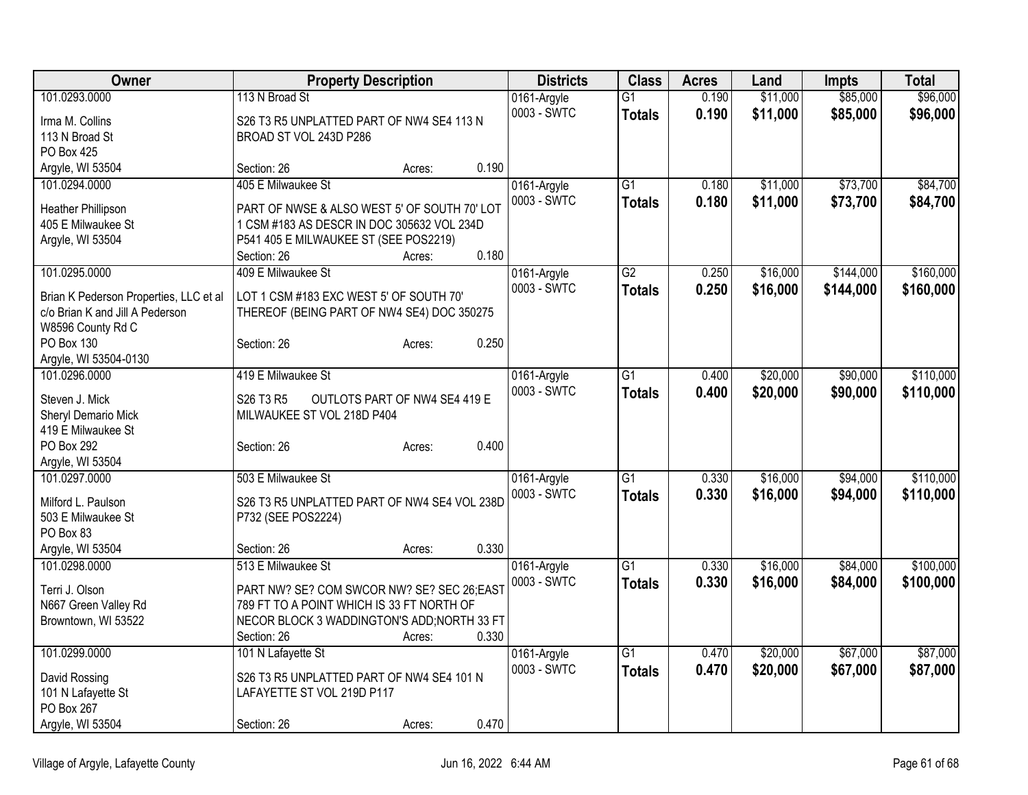| Owner | Property Description | Districts | Class | Acres | Land | Impts | Total |
|---|---|---|---|---|---|---|---|
| 101.0293.0000<br>Irma M. Collins<br>113 N Broad St<br>PO Box 425<br>Argyle, WI 53504 | 113 N Broad St<br>S26 T3 R5 UNPLATTED PART OF NW4 SE4 113 N BROAD ST VOL 243D P286<br>Section: 26 Acres: 0.190 | 0161-Argyle<br>0003 - SWTC | G1<br>**Totals** | 0.190<br>**0.190** | $11,000<br>**$11,000** | $85,000<br>**$85,000** | $96,000<br>**$96,000** |
| 101.0294.0000<br>Heather Phillipson<br>405 E Milwaukee St<br>Argyle, WI 53504 | 405 E Milwaukee St<br>PART OF NWSE & ALSO WEST 5' OF SOUTH 70' LOT 1 CSM #183 AS DESCR IN DOC 305632 VOL 234D P541 405 E MILWAUKEE ST (SEE POS2219)<br>Section: 26 Acres: 0.180 | 0161-Argyle<br>0003 - SWTC | G1<br>**Totals** | 0.180<br>**0.180** | $11,000<br>**$11,000** | $73,700<br>**$73,700** | $84,700<br>**$84,700** |
| 101.0295.0000<br>Brian K Pederson Properties, LLC et al<br>c/o Brian K and Jill A Pederson<br>W8596 County Rd C<br>PO Box 130<br>Argyle, WI 53504-0130 | 409 E Milwaukee St<br>LOT 1 CSM #183 EXC WEST 5' OF SOUTH 70' THEREOF (BEING PART OF NW4 SE4) DOC 350275<br>Section: 26 Acres: 0.250 | 0161-Argyle<br>0003 - SWTC | G2<br>**Totals** | 0.250<br>**0.250** | $16,000<br>**$16,000** | $144,000<br>**$144,000** | $160,000<br>**$160,000** |
| 101.0296.0000<br>Steven J. Mick<br>Sheryl Demario Mick<br>419 E Milwaukee St<br>PO Box 292<br>Argyle, WI 53504 | 419 E Milwaukee St<br>S26 T3 R5 OUTLOTS PART OF NW4 SE4 419 E MILWAUKEE ST VOL 218D P404<br>Section: 26 Acres: 0.400 | 0161-Argyle<br>0003 - SWTC | G1<br>**Totals** | 0.400<br>**0.400** | $20,000<br>**$20,000** | $90,000<br>**$90,000** | $110,000<br>**$110,000** |
| 101.0297.0000<br>Milford L. Paulson<br>503 E Milwaukee St<br>PO Box 83<br>Argyle, WI 53504 | 503 E Milwaukee St<br>S26 T3 R5 UNPLATTED PART OF NW4 SE4 VOL 238D P732 (SEE POS2224)<br>Section: 26 Acres: 0.330 | 0161-Argyle<br>0003 - SWTC | G1<br>**Totals** | 0.330<br>**0.330** | $16,000<br>**$16,000** | $94,000<br>**$94,000** | $110,000<br>**$110,000** |
| 101.0298.0000<br>Terri J. Olson<br>N667 Green Valley Rd<br>Browntown, WI 53522 | 513 E Milwaukee St<br>PART NW? SE? COM SWCOR NW? SE? SEC 26;EAST 789 FT TO A POINT WHICH IS 33 FT NORTH OF NECOR BLOCK 3 WADDINGTON'S ADD;NORTH 33 FT<br>Section: 26 Acres: 0.330 | 0161-Argyle<br>0003 - SWTC | G1<br>**Totals** | 0.330<br>**0.330** | $16,000<br>**$16,000** | $84,000<br>**$84,000** | $100,000<br>**$100,000** |
| 101.0299.0000<br>David Rossing<br>101 N Lafayette St<br>PO Box 267<br>Argyle, WI 53504 | 101 N Lafayette St<br>S26 T3 R5 UNPLATTED PART OF NW4 SE4 101 N LAFAYETTE ST VOL 219D P117<br>Section: 26 Acres: 0.470 | 0161-Argyle<br>0003 - SWTC | G1<br>**Totals** | 0.470<br>**0.470** | $20,000<br>**$20,000** | $67,000<br>**$67,000** | $87,000<br>**$87,000** |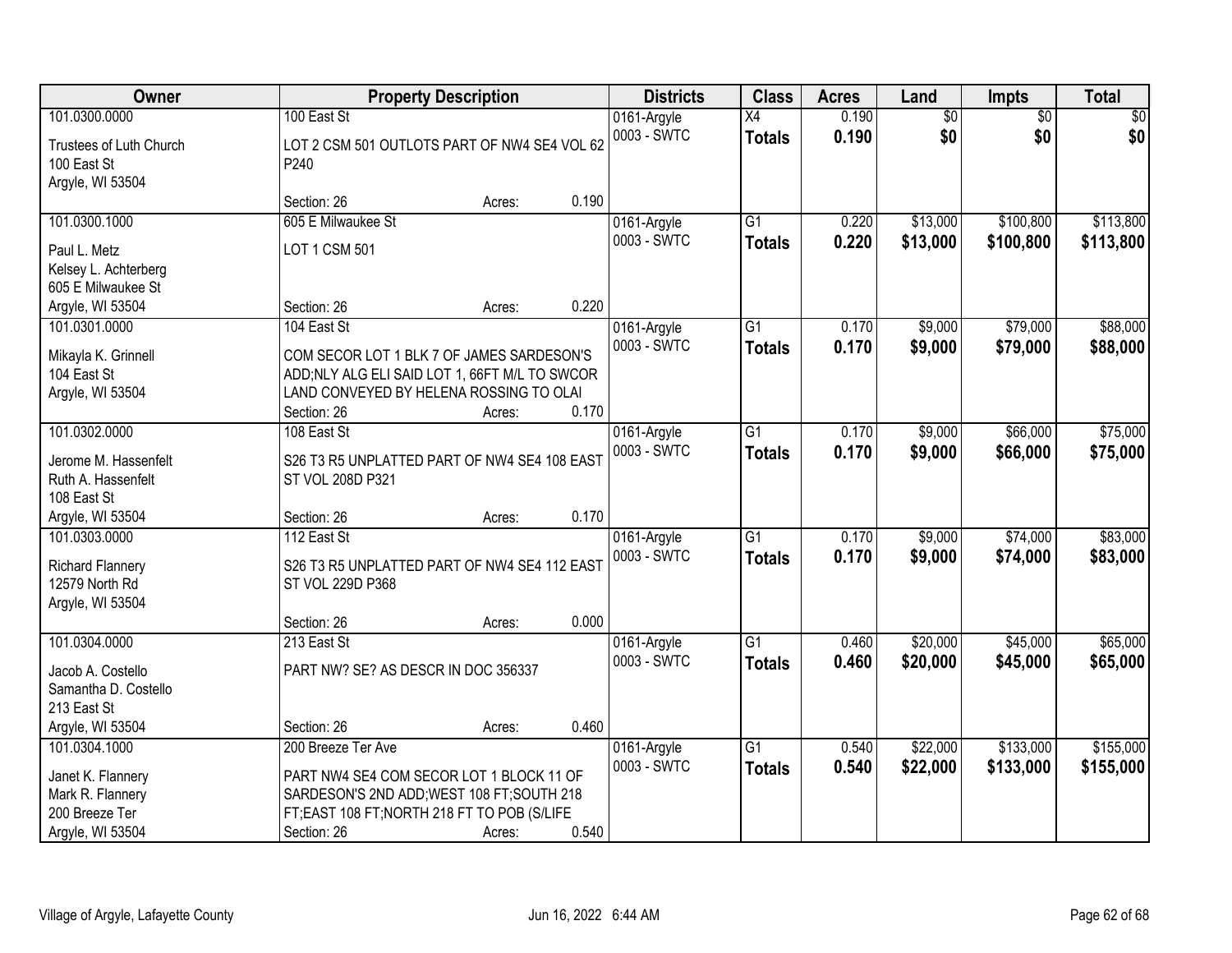| Owner | Property Description | | | Districts | Class | Acres | Land | Impts | Total |
|---|---|---|---|---|---|---|---|---|---|
| 101.0300.0000<br>Trustees of Luth Church<br>100 East St<br>Argyle, WI 53504 | 100 East St<br>LOT 2 CSM 501 OUTLOTS PART OF NW4 SE4 VOL 62 P240<br>Section: 26 | Acres: | 0.190 | 0161-Argyle<br>0003 - SWTC | X4<br>**Totals** | 0.190<br>**0.190** | $0<br>**$0** | $0<br>**$0** | $0<br>**$0** |
| 101.0300.1000<br>Paul L. Metz<br>Kelsey L. Achterberg<br>605 E Milwaukee St<br>Argyle, WI 53504 | 605 E Milwaukee St<br>LOT 1 CSM 501<br>Section: 26 | Acres: | 0.220 | 0161-Argyle<br>0003 - SWTC | G1<br>**Totals** | 0.220<br>**0.220** | $13,000<br>**$13,000** | $100,800<br>**$100,800** | $113,800<br>**$113,800** |
| 101.0301.0000<br>Mikayla K. Grinnell<br>104 East St<br>Argyle, WI 53504 | 104 East St<br>COM SECOR LOT 1 BLK 7 OF JAMES SARDESON'S ADD;NLY ALG ELI SAID LOT 1, 66FT M/L TO SWCOR LAND CONVEYED BY HELENA ROSSING TO OLAI<br>Section: 26 | Acres: | 0.170 | 0161-Argyle<br>0003 - SWTC | G1<br>**Totals** | 0.170<br>**0.170** | $9,000<br>**$9,000** | $79,000<br>**$79,000** | $88,000<br>**$88,000** |
| 101.0302.0000<br>Jerome M. Hassenfelt<br>Ruth A. Hassenfelt<br>108 East St<br>Argyle, WI 53504 | 108 East St<br>S26 T3 R5 UNPLATTED PART OF NW4 SE4 108 EAST ST VOL 208D P321<br>Section: 26 | Acres: | 0.170 | 0161-Argyle<br>0003 - SWTC | G1<br>**Totals** | 0.170<br>**0.170** | $9,000<br>**$9,000** | $66,000<br>**$66,000** | $75,000<br>**$75,000** |
| 101.0303.0000<br>Richard Flannery<br>12579 North Rd<br>Argyle, WI 53504 | 112 East St<br>S26 T3 R5 UNPLATTED PART OF NW4 SE4 112 EAST ST VOL 229D P368<br>Section: 26 | Acres: | 0.000 | 0161-Argyle<br>0003 - SWTC | G1<br>**Totals** | 0.170<br>**0.170** | $9,000<br>**$9,000** | $74,000<br>**$74,000** | $83,000<br>**$83,000** |
| 101.0304.0000<br>Jacob A. Costello<br>Samantha D. Costello<br>213 East St<br>Argyle, WI 53504 | 213 East St<br>PART NW? SE? AS DESCR IN DOC 356337<br>Section: 26 | Acres: | 0.460 | 0161-Argyle<br>0003 - SWTC | G1<br>**Totals** | 0.460<br>**0.460** | $20,000<br>**$20,000** | $45,000<br>**$45,000** | $65,000<br>**$65,000** |
| 101.0304.1000<br>Janet K. Flannery<br>Mark R. Flannery<br>200 Breeze Ter<br>Argyle, WI 53504 | 200 Breeze Ter Ave<br>PART NW4 SE4 COM SECOR LOT 1 BLOCK 11 OF SARDESON'S 2ND ADD;WEST 108 FT;SOUTH 218 FT;EAST 108 FT;NORTH 218 FT TO POB (S/LIFE<br>Section: 26 | Acres: | 0.540 | 0161-Argyle<br>0003 - SWTC | G1<br>**Totals** | 0.540<br>**0.540** | $22,000<br>**$22,000** | $133,000<br>**$133,000** | $155,000<br>**$155,000** |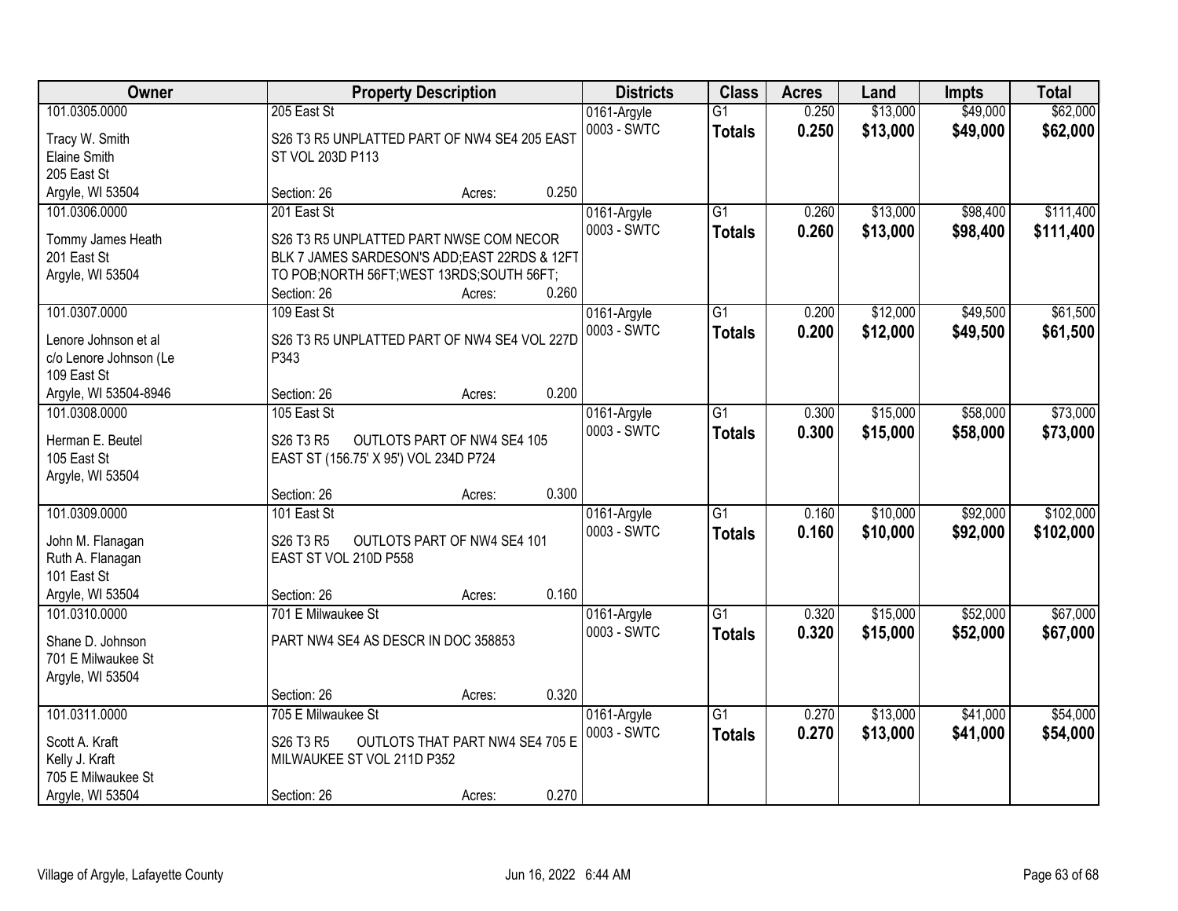| Owner | Property Description | Districts | Class | Acres | Land | Impts | Total |
|---|---|---|---|---|---|---|---|
| 101.0305.0000<br><br>Tracy W. Smith<br>Elaine Smith<br>205 East St<br>Argyle, WI 53504 | 205 East St<br><br>S26 T3 R5 UNPLATTED PART OF NW4 SE4 205 EAST ST VOL 203D P113<br><br>Section: 26 Acres: 0.250 | 0161-Argyle<br>0003 - SWTC | G1<br>**Totals** | 0.250<br>**0.250** | $13,000<br>**$13,000** | $49,000<br>**$49,000** | $62,000<br>**$62,000** |
| 101.0306.0000<br><br>Tommy James Heath<br>201 East St<br>Argyle, WI 53504 | 201 East St<br><br>S26 T3 R5 UNPLATTED PART NWSE COM NECOR BLK 7 JAMES SARDESON'S ADD;EAST 22RDS & 12FT TO POB;NORTH 56FT;WEST 13RDS;SOUTH 56FT;<br>Section: 26 Acres: 0.260 | 0161-Argyle<br>0003 - SWTC | G1<br>**Totals** | 0.260<br>**0.260** | $13,000<br>**$13,000** | $98,400<br>**$98,400** | $111,400<br>**$111,400** |
| 101.0307.0000<br><br>Lenore Johnson et al<br>c/o Lenore Johnson (Le<br>109 East St<br>Argyle, WI 53504-8946 | 109 East St<br><br>S26 T3 R5 UNPLATTED PART OF NW4 SE4 VOL 227D P343<br><br>Section: 26 Acres: 0.200 | 0161-Argyle<br>0003 - SWTC | G1<br>**Totals** | 0.200<br>**0.200** | $12,000<br>**$12,000** | $49,500<br>**$49,500** | $61,500<br>**$61,500** |
| 101.0308.0000<br><br>Herman E. Beutel<br>105 East St<br>Argyle, WI 53504 | 105 East St<br><br>S26 T3 R5 OUTLOTS PART OF NW4 SE4 105 EAST ST (156.75' X 95') VOL 234D P724<br><br>Section: 26 Acres: 0.300 | 0161-Argyle<br>0003 - SWTC | G1<br>**Totals** | 0.300<br>**0.300** | $15,000<br>**$15,000** | $58,000<br>**$58,000** | $73,000<br>**$73,000** |
| 101.0309.0000<br><br>John M. Flanagan<br>Ruth A. Flanagan<br>101 East St<br>Argyle, WI 53504 | 101 East St<br><br>S26 T3 R5 OUTLOTS PART OF NW4 SE4 101 EAST ST VOL 210D P558<br><br>Section: 26 Acres: 0.160 | 0161-Argyle<br>0003 - SWTC | G1<br>**Totals** | 0.160<br>**0.160** | $10,000<br>**$10,000** | $92,000<br>**$92,000** | $102,000<br>**$102,000** |
| 101.0310.0000<br><br>Shane D. Johnson<br>701 E Milwaukee St<br>Argyle, WI 53504 | 701 E Milwaukee St<br><br>PART NW4 SE4 AS DESCR IN DOC 358853<br><br>Section: 26 Acres: 0.320 | 0161-Argyle<br>0003 - SWTC | G1<br>**Totals** | 0.320<br>**0.320** | $15,000<br>**$15,000** | $52,000<br>**$52,000** | $67,000<br>**$67,000** |
| 101.0311.0000<br><br>Scott A. Kraft<br>Kelly J. Kraft<br>705 E Milwaukee St<br>Argyle, WI 53504 | 705 E Milwaukee St<br><br>S26 T3 R5 OUTLOTS THAT PART NW4 SE4 705 E MILWAUKEE ST VOL 211D P352<br><br>Section: 26 Acres: 0.270 | 0161-Argyle<br>0003 - SWTC | G1<br>**Totals** | 0.270<br>**0.270** | $13,000<br>**$13,000** | $41,000<br>**$41,000** | $54,000<br>**$54,000** |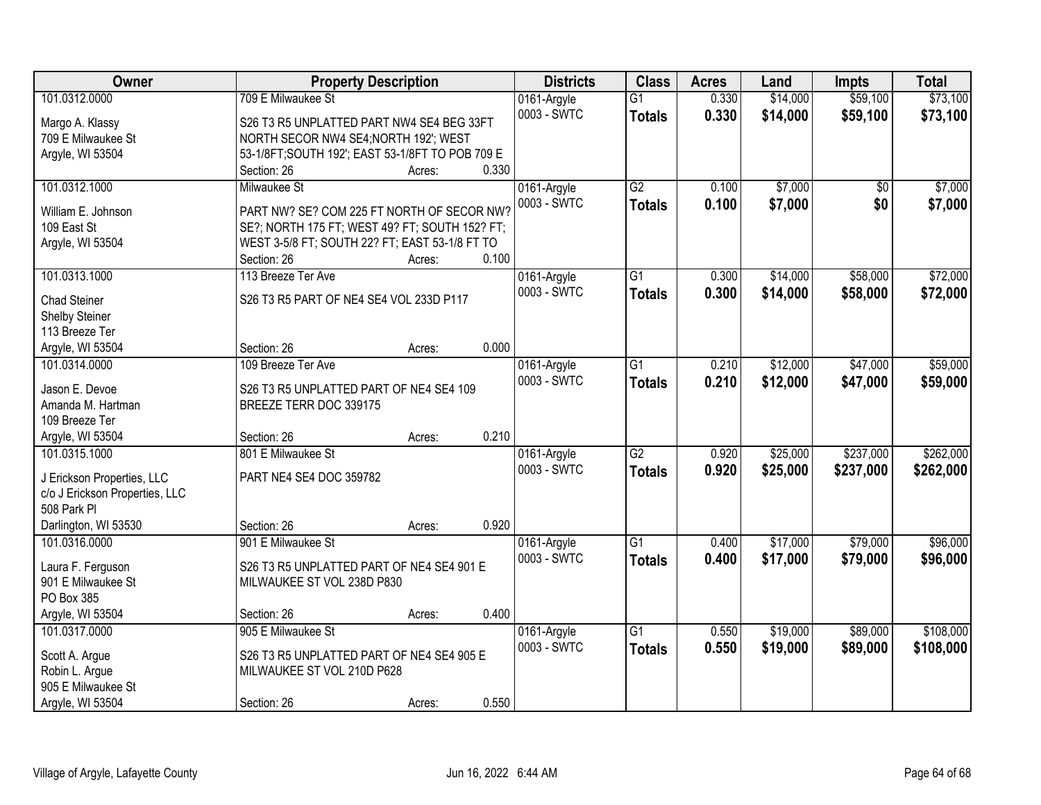| Owner | Property Description | Districts | Class | Acres | Land | Impts | Total |
|---|---|---|---|---|---|---|---|
| 101.0312.0000<br>Margo A. Klassy<br>709 E Milwaukee St<br>Argyle, WI 53504 | 709 E Milwaukee St<br>S26 T3 R5 UNPLATTED PART NW4 SE4 BEG 33FT NORTH SECOR NW4 SE4;NORTH 192'; WEST 53-1/8FT;SOUTH 192'; EAST 53-1/8FT TO POB 709 E<br>Section: 26 Acres: 0.330 | 0161-Argyle<br>0003 - SWTC | G1<br>**Totals** | 0.330<br>**0.330** | $14,000<br>**$14,000** | $59,100<br>**$59,100** | $73,100<br>**$73,100** |
| 101.0312.1000<br>William E. Johnson<br>109 East St<br>Argyle, WI 53504 | Milwaukee St<br>PART NW? SE? COM 225 FT NORTH OF SECOR NW? SE?; NORTH 175 FT; WEST 49? FT; SOUTH 152? FT; WEST 3-5/8 FT; SOUTH 22? FT; EAST 53-1/8 FT TO<br>Section: 26 Acres: 0.100 | 0161-Argyle<br>0003 - SWTC | G2<br>**Totals** | 0.100<br>**0.100** | $7,000<br>**$7,000** | $0<br>**$0** | $7,000<br>**$7,000** |
| 101.0313.1000<br>Chad Steiner<br>Shelby Steiner<br>113 Breeze Ter<br>Argyle, WI 53504 | 113 Breeze Ter Ave<br>S26 T3 R5 PART OF NE4 SE4 VOL 233D P117<br>Section: 26 Acres: 0.000 | 0161-Argyle<br>0003 - SWTC | G1<br>**Totals** | 0.300<br>**0.300** | $14,000<br>**$14,000** | $58,000<br>**$58,000** | $72,000<br>**$72,000** |
| 101.0314.0000<br>Jason E. Devoe<br>Amanda M. Hartman<br>109 Breeze Ter<br>Argyle, WI 53504 | 109 Breeze Ter Ave<br>S26 T3 R5 UNPLATTED PART OF NE4 SE4 109 BREEZE TERR DOC 339175<br>Section: 26 Acres: 0.210 | 0161-Argyle<br>0003 - SWTC | G1<br>**Totals** | 0.210<br>**0.210** | $12,000<br>**$12,000** | $47,000<br>**$47,000** | $59,000<br>**$59,000** |
| 101.0315.1000<br>J Erickson Properties, LLC<br>c/o J Erickson Properties, LLC<br>508 Park Pl<br>Darlington, WI 53530 | 801 E Milwaukee St<br>PART NE4 SE4 DOC 359782<br>Section: 26 Acres: 0.920 | 0161-Argyle<br>0003 - SWTC | G2<br>**Totals** | 0.920<br>**0.920** | $25,000<br>**$25,000** | $237,000<br>**$237,000** | $262,000<br>**$262,000** |
| 101.0316.0000<br>Laura F. Ferguson<br>901 E Milwaukee St<br>PO Box 385<br>Argyle, WI 53504 | 901 E Milwaukee St<br>S26 T3 R5 UNPLATTED PART OF NE4 SE4 901 E MILWAUKEE ST VOL 238D P830<br>Section: 26 Acres: 0.400 | 0161-Argyle<br>0003 - SWTC | G1<br>**Totals** | 0.400<br>**0.400** | $17,000<br>**$17,000** | $79,000<br>**$79,000** | $96,000<br>**$96,000** |
| 101.0317.0000<br>Scott A. Argue<br>Robin L. Argue<br>905 E Milwaukee St<br>Argyle, WI 53504 | 905 E Milwaukee St<br>S26 T3 R5 UNPLATTED PART OF NE4 SE4 905 E MILWAUKEE ST VOL 210D P628<br>Section: 26 Acres: 0.550 | 0161-Argyle<br>0003 - SWTC | G1<br>**Totals** | 0.550<br>**0.550** | $19,000<br>**$19,000** | $89,000<br>**$89,000** | $108,000<br>**$108,000** |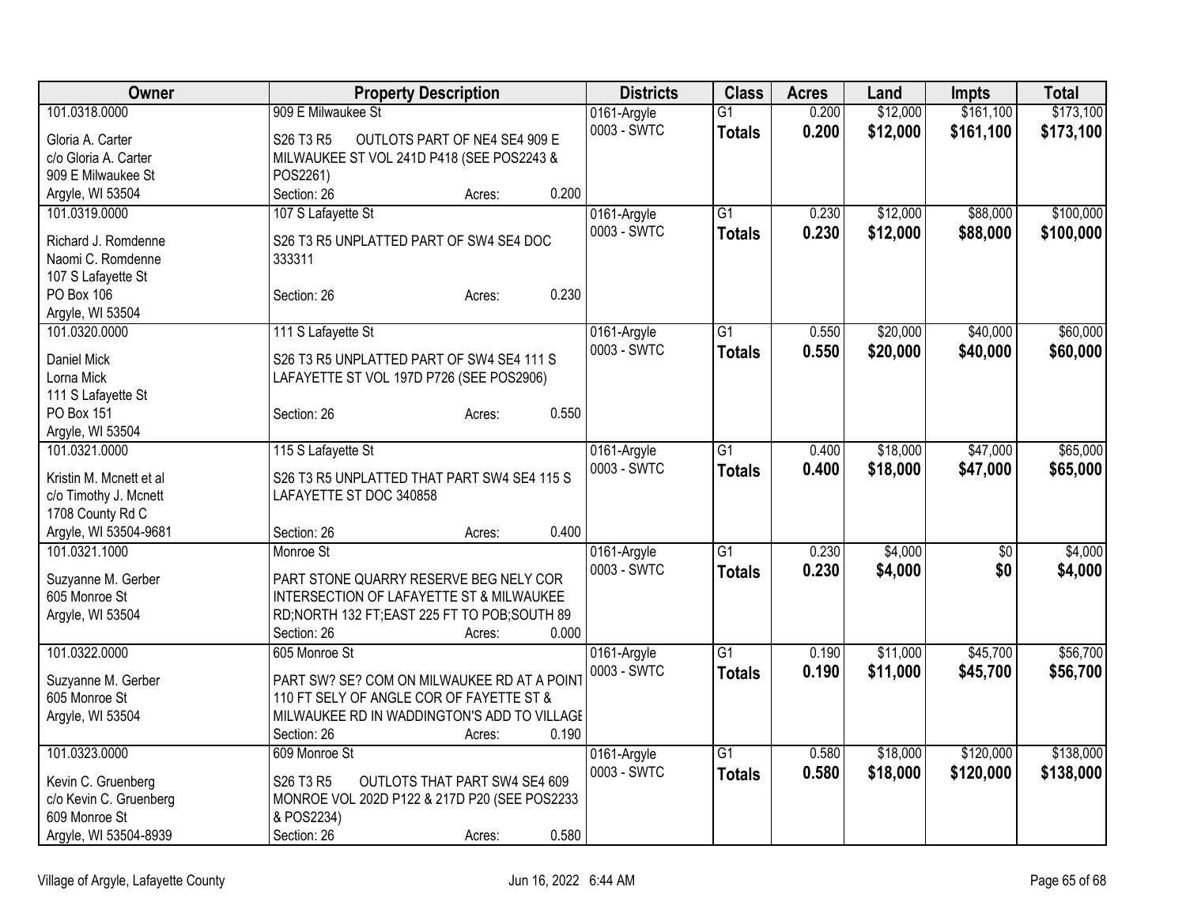| Owner | Property Description | Districts | Class | Acres | Land | Impts | Total |
|---|---|---|---|---|---|---|---|
| 101.0318.0000<br>Gloria A. Carter<br>c/o Gloria A. Carter<br>909 E Milwaukee St<br>Argyle, WI 53504 | 909 E Milwaukee St<br>S26 T3 R5 OUTLOTS PART OF NE4 SE4 909 E MILWAUKEE ST VOL 241D P418 (SEE POS2243 & POS2261)<br>Section: 26 Acres: 0.200 | 0161-Argyle<br>0003 - SWTC | G1<br>**Totals** | 0.200<br>**0.200** | $12,000<br>**$12,000** | $161,100<br>**$161,100** | $173,100<br>**$173,100** |
| 101.0319.0000<br>Richard J. Romdenne<br>Naomi C. Romdenne<br>107 S Lafayette St<br>PO Box 106<br>Argyle, WI 53504 | 107 S Lafayette St<br>S26 T3 R5 UNPLATTED PART OF SW4 SE4 DOC 333311<br>Section: 26 Acres: 0.230 | 0161-Argyle<br>0003 - SWTC | G1<br>**Totals** | 0.230<br>**0.230** | $12,000<br>**$12,000** | $88,000<br>**$88,000** | $100,000<br>**$100,000** |
| 101.0320.0000<br>Daniel Mick<br>Lorna Mick<br>111 S Lafayette St<br>PO Box 151<br>Argyle, WI 53504 | 111 S Lafayette St<br>S26 T3 R5 UNPLATTED PART OF SW4 SE4 111 S LAFAYETTE ST VOL 197D P726 (SEE POS2906)<br>Section: 26 Acres: 0.550 | 0161-Argyle<br>0003 - SWTC | G1<br>**Totals** | 0.550<br>**0.550** | $20,000<br>**$20,000** | $40,000<br>**$40,000** | $60,000<br>**$60,000** |
| 101.0321.0000<br>Kristin M. Mcnett et al<br>c/o Timothy J. Mcnett<br>1708 County Rd C<br>Argyle, WI 53504-9681 | 115 S Lafayette St<br>S26 T3 R5 UNPLATTED THAT PART SW4 SE4 115 S LAFAYETTE ST DOC 340858<br>Section: 26 Acres: 0.400 | 0161-Argyle<br>0003 - SWTC | G1<br>**Totals** | 0.400<br>**0.400** | $18,000<br>**$18,000** | $47,000<br>**$47,000** | $65,000<br>**$65,000** |
| 101.0321.1000<br>Suzyanne M. Gerber<br>605 Monroe St<br>Argyle, WI 53504 | Monroe St<br>PART STONE QUARRY RESERVE BEG NELY COR INTERSECTION OF LAFAYETTE ST & MILWAUKEE RD;NORTH 132 FT;EAST 225 FT TO POB;SOUTH 89<br>Section: 26 Acres: 0.000 | 0161-Argyle<br>0003 - SWTC | G1<br>**Totals** | 0.230<br>**0.230** | $4,000<br>**$4,000** | $0<br>**$0** | $4,000<br>**$4,000** |
| 101.0322.0000<br>Suzyanne M. Gerber<br>605 Monroe St<br>Argyle, WI 53504 | 605 Monroe St<br>PART SW? SE? COM ON MILWAUKEE RD AT A POINT 110 FT SELY OF ANGLE COR OF FAYETTE ST & MILWAUKEE RD IN WADDINGTON'S ADD TO VILLAGE<br>Section: 26 Acres: 0.190 | 0161-Argyle<br>0003 - SWTC | G1<br>**Totals** | 0.190<br>**0.190** | $11,000<br>**$11,000** | $45,700<br>**$45,700** | $56,700<br>**$56,700** |
| 101.0323.0000<br>Kevin C. Gruenberg<br>c/o Kevin C. Gruenberg<br>609 Monroe St<br>Argyle, WI 53504-8939 | 609 Monroe St<br>S26 T3 R5 OUTLOTS THAT PART SW4 SE4 609 MONROE VOL 202D P122 & 217D P20 (SEE POS2233 & POS2234)<br>Section: 26 Acres: 0.580 | 0161-Argyle<br>0003 - SWTC | G1<br>**Totals** | 0.580<br>**0.580** | $18,000<br>**$18,000** | $120,000<br>**$120,000** | $138,000<br>**$138,000** |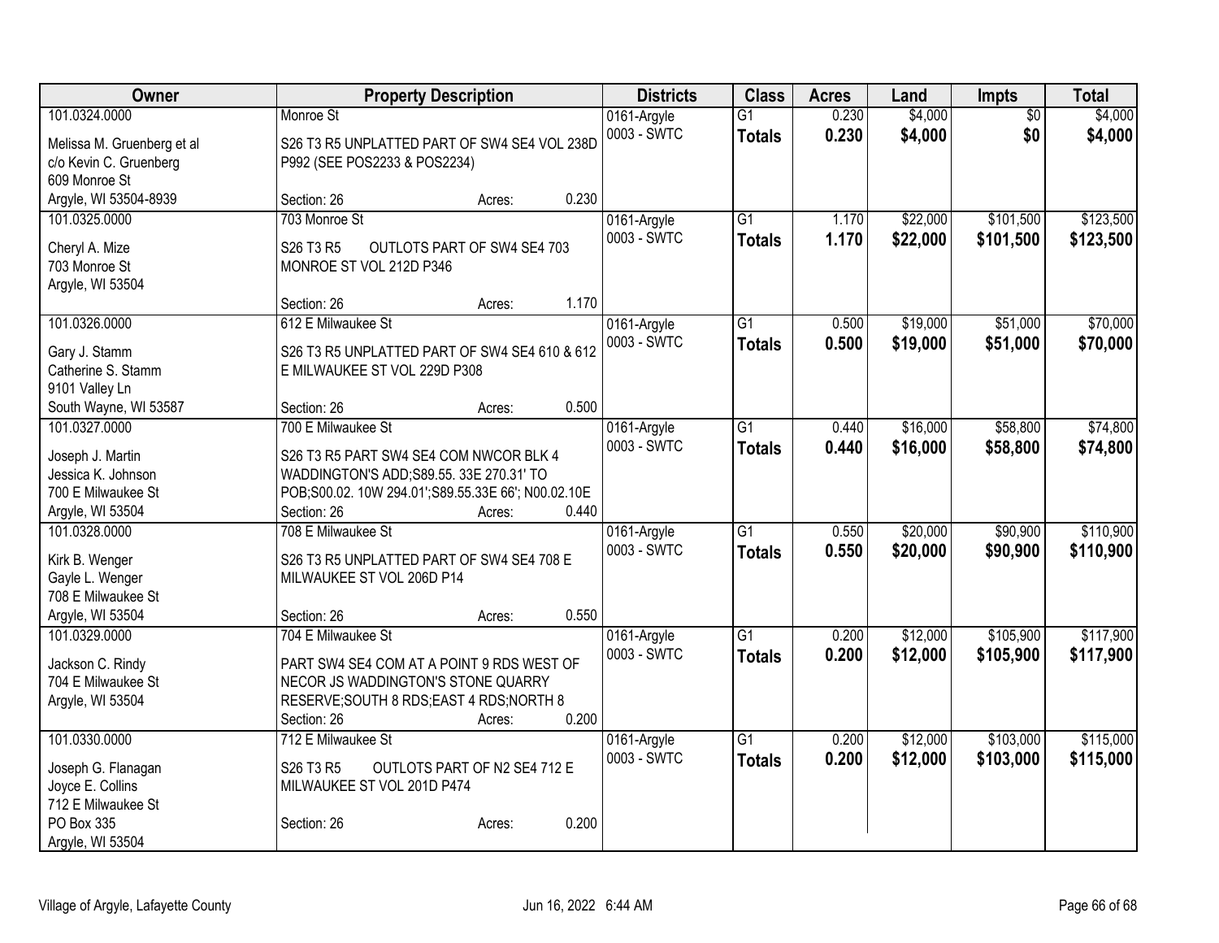| Owner | Property Description | Districts | Class | Acres | Land | Impts | Total |
|---|---|---|---|---|---|---|---|
| 101.0324.0000<br>Melissa M. Gruenberg et al<br>c/o Kevin C. Gruenberg<br>609 Monroe St<br>Argyle, WI 53504-8939 | Monroe St<br>S26 T3 R5 UNPLATTED PART OF SW4 SE4 VOL 238D P992 (SEE POS2233 & POS2234)<br>Section: 26 Acres: 0.230 | 0161-Argyle<br>0003 - SWTC | G1<br>**Totals** | 0.230<br>**0.230** | $4,000<br>**$4,000** | $0<br>**$0** | $4,000<br>**$4,000** |
| 101.0325.0000<br>Cheryl A. Mize<br>703 Monroe St<br>Argyle, WI 53504 | 703 Monroe St<br>S26 T3 R5 OUTLOTS PART OF SW4 SE4 703 MONROE ST VOL 212D P346<br>Section: 26 Acres: 1.170 | 0161-Argyle<br>0003 - SWTC | G1<br>**Totals** | 1.170<br>**1.170** | $22,000<br>**$22,000** | $101,500<br>**$101,500** | $123,500<br>**$123,500** |
| 101.0326.0000<br>Gary J. Stamm<br>Catherine S. Stamm<br>9101 Valley Ln<br>South Wayne, WI 53587 | 612 E Milwaukee St<br>S26 T3 R5 UNPLATTED PART OF SW4 SE4 610 & 612 E MILWAUKEE ST VOL 229D P308<br>Section: 26 Acres: 0.500 | 0161-Argyle<br>0003 - SWTC | G1<br>**Totals** | 0.500<br>**0.500** | $19,000<br>**$19,000** | $51,000<br>**$51,000** | $70,000<br>**$70,000** |
| 101.0327.0000<br>Joseph J. Martin<br>Jessica K. Johnson<br>700 E Milwaukee St<br>Argyle, WI 53504 | 700 E Milwaukee St<br>S26 T3 R5 PART SW4 SE4 COM NWCOR BLK 4 WADDINGTON'S ADD;S89.55. 33E 270.31' TO POB;S00.02. 10W 294.01';S89.55.33E 66'; N00.02.10E<br>Section: 26 Acres: 0.440 | 0161-Argyle<br>0003 - SWTC | G1<br>**Totals** | 0.440<br>**0.440** | $16,000<br>**$16,000** | $58,800<br>**$58,800** | $74,800<br>**$74,800** |
| 101.0328.0000<br>Kirk B. Wenger<br>Gayle L. Wenger<br>708 E Milwaukee St<br>Argyle, WI 53504 | 708 E Milwaukee St<br>S26 T3 R5 UNPLATTED PART OF SW4 SE4 708 E MILWAUKEE ST VOL 206D P14<br>Section: 26 Acres: 0.550 | 0161-Argyle<br>0003 - SWTC | G1<br>**Totals** | 0.550<br>**0.550** | $20,000<br>**$20,000** | $90,900<br>**$90,900** | $110,900<br>**$110,900** |
| 101.0329.0000<br>Jackson C. Rindy<br>704 E Milwaukee St<br>Argyle, WI 53504 | 704 E Milwaukee St<br>PART SW4 SE4 COM AT A POINT 9 RDS WEST OF NECOR JS WADDINGTON'S STONE QUARRY RESERVE;SOUTH 8 RDS;EAST 4 RDS;NORTH 8<br>Section: 26 Acres: 0.200 | 0161-Argyle<br>0003 - SWTC | G1<br>**Totals** | 0.200<br>**0.200** | $12,000<br>**$12,000** | $105,900<br>**$105,900** | $117,900<br>**$117,900** |
| 101.0330.0000<br>Joseph G. Flanagan<br>Joyce E. Collins<br>712 E Milwaukee St<br>PO Box 335<br>Argyle, WI 53504 | 712 E Milwaukee St<br>S26 T3 R5 OUTLOTS PART OF N2 SE4 712 E MILWAUKEE ST VOL 201D P474<br>Section: 26 Acres: 0.200 | 0161-Argyle<br>0003 - SWTC | G1<br>**Totals** | 0.200<br>**0.200** | $12,000<br>**$12,000** | $103,000<br>**$103,000** | $115,000<br>**$115,000** |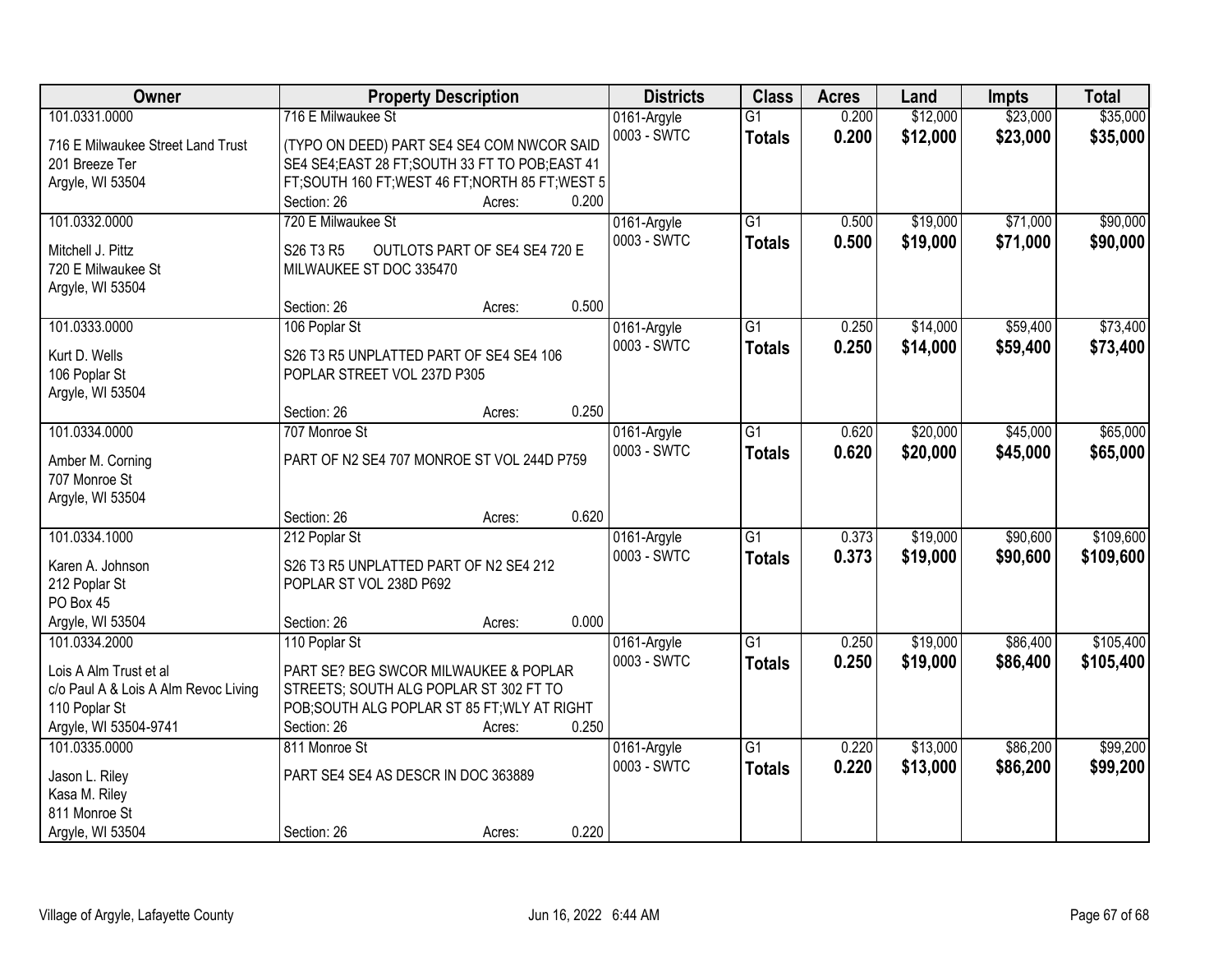| Owner | Property Description | Districts | Class | Acres | Land | Impts | Total |
|---|---|---|---|---|---|---|---|
| 101.0331.0000<br><br>716 E Milwaukee Street Land Trust<br>201 Breeze Ter<br>Argyle, WI 53504 | 716 E Milwaukee St<br><br>(TYPO ON DEED) PART SE4 SE4 COM NWCOR SAID SE4 SE4;EAST 28 FT;SOUTH 33 FT TO POB;EAST 41 FT;SOUTH 160 FT;WEST 46 FT;NORTH 85 FT;WEST 5<br>Section: 26 Acres: 0.200 | 0161-Argyle<br>0003 - SWTC | G1<br>**Totals** | 0.200<br>**0.200** | \$12,000<br>**\$12,000** | \$23,000<br>**\$23,000** | \$35,000<br>**\$35,000** |
| 101.0332.0000<br><br>Mitchell J. Pittz<br>720 E Milwaukee St<br>Argyle, WI 53504 | 720 E Milwaukee St<br><br>S26 T3 R5 OUTLOTS PART OF SE4 SE4 720 E MILWAUKEE ST DOC 335470<br><br>Section: 26 Acres: 0.500 | 0161-Argyle<br>0003 - SWTC | G1<br>**Totals** | 0.500<br>**0.500** | \$19,000<br>**\$19,000** | \$71,000<br>**\$71,000** | \$90,000<br>**\$90,000** |
| 101.0333.0000<br><br>Kurt D. Wells<br>106 Poplar St<br>Argyle, WI 53504 | 106 Poplar St<br><br>S26 T3 R5 UNPLATTED PART OF SE4 SE4 106 POPLAR STREET VOL 237D P305<br><br>Section: 26 Acres: 0.250 | 0161-Argyle<br>0003 - SWTC | G1<br>**Totals** | 0.250<br>**0.250** | \$14,000<br>**\$14,000** | \$59,400<br>**\$59,400** | \$73,400<br>**\$73,400** |
| 101.0334.0000<br><br>Amber M. Corning<br>707 Monroe St<br>Argyle, WI 53504 | 707 Monroe St<br><br>PART OF N2 SE4 707 MONROE ST VOL 244D P759<br><br>Section: 26 Acres: 0.620 | 0161-Argyle<br>0003 - SWTC | G1<br>**Totals** | 0.620<br>**0.620** | \$20,000<br>**\$20,000** | \$45,000<br>**\$45,000** | \$65,000<br>**\$65,000** |
| 101.0334.1000<br><br>Karen A. Johnson<br>212 Poplar St<br>PO Box 45<br>Argyle, WI 53504 | 212 Poplar St<br><br>S26 T3 R5 UNPLATTED PART OF N2 SE4 212 POPLAR ST VOL 238D P692<br><br>Section: 26 Acres: 0.000 | 0161-Argyle<br>0003 - SWTC | G1<br>**Totals** | 0.373<br>**0.373** | \$19,000<br>**\$19,000** | \$90,600<br>**\$90,600** | \$109,600<br>**\$109,600** |
| 101.0334.2000<br><br>Lois A Alm Trust et al<br>c/o Paul A & Lois A Alm Revoc Living<br>110 Poplar St<br>Argyle, WI 53504-9741 | 110 Poplar St<br><br>PART SE? BEG SWCOR MILWAUKEE & POPLAR STREETS; SOUTH ALG POPLAR ST 302 FT TO POB;SOUTH ALG POPLAR ST 85 FT;WLY AT RIGHT<br>Section: 26 Acres: 0.250 | 0161-Argyle<br>0003 - SWTC | G1<br>**Totals** | 0.250<br>**0.250** | \$19,000<br>**\$19,000** | \$86,400<br>**\$86,400** | \$105,400<br>**\$105,400** |
| 101.0335.0000<br><br>Jason L. Riley<br>Kasa M. Riley<br>811 Monroe St<br>Argyle, WI 53504 | 811 Monroe St<br><br>PART SE4 SE4 AS DESCR IN DOC 363889<br><br>Section: 26 Acres: 0.220 | 0161-Argyle<br>0003 - SWTC | G1<br>**Totals** | 0.220<br>**0.220** | \$13,000<br>**\$13,000** | \$86,200<br>**\$86,200** | \$99,200<br>**\$99,200** |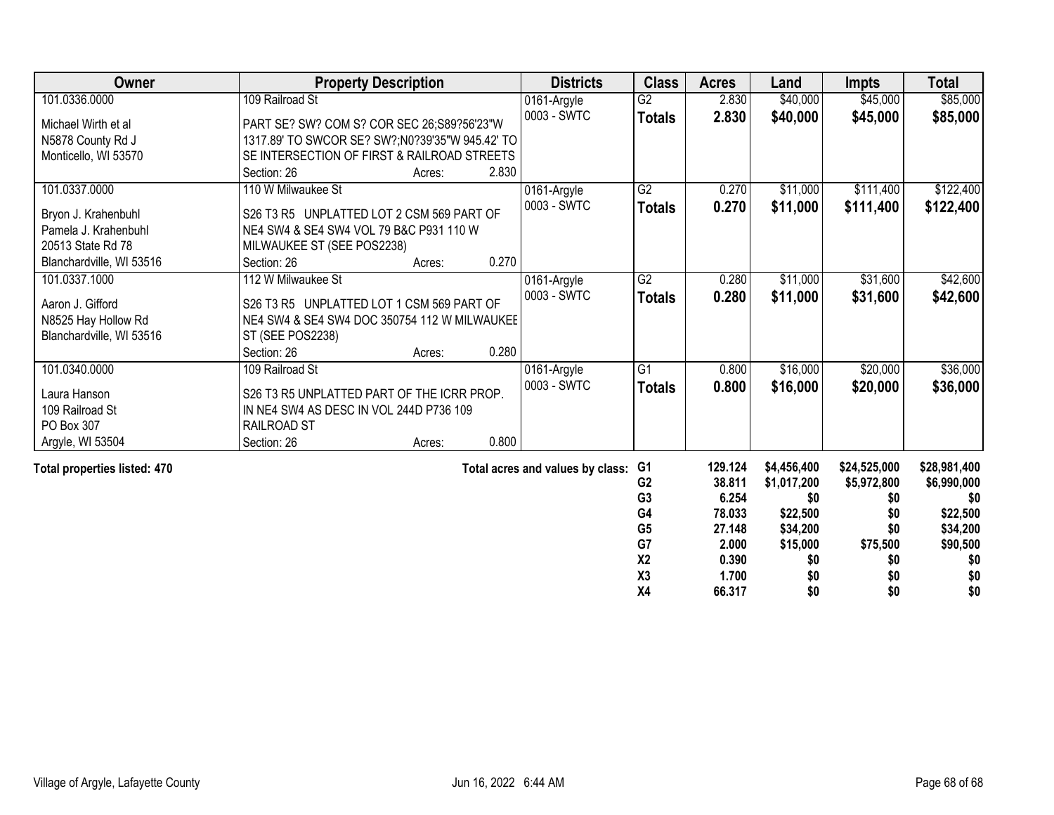| Owner | Property Description | Districts | Class | Acres | Land | Impts | Total |
|---|---|---|---|---|---|---|---|
| 101.0336.0000<br>Michael Wirth et al<br>N5878 County Rd J<br>Monticello, WI 53570 | 109 Railroad St<br>PART SE? SW? COM S? COR SEC 26;S89?56'23"W 1317.89' TO SWCOR SE? SW?;N0?39'35"W 945.42' TO SE INTERSECTION OF FIRST & RAILROAD STREETS<br>Section: 26 Acres: 2.830 | 0161-Argyle<br>0003 - SWTC | G2<br>**Totals** | 2.830<br>**2.830** | $40,000<br>**$40,000** | $45,000<br>**$45,000** | $85,000<br>**$85,000** |
| 101.0337.0000<br>Bryon J. Krahenbuhl<br>Pamela J. Krahenbuhl<br>20513 State Rd 78<br>Blanchardville, WI 53516 | 110 W Milwaukee St<br>S26 T3 R5 UNPLATTED LOT 2 CSM 569 PART OF NE4 SW4 & SE4 SW4 VOL 79 B&C P931 110 W MILWAUKEE ST (SEE POS2238)<br>Section: 26 Acres: 0.270 | 0161-Argyle<br>0003 - SWTC | G2<br>**Totals** | 0.270<br>**0.270** | $11,000<br>**$11,000** | $111,400<br>**$111,400** | $122,400<br>**$122,400** |
| 101.0337.1000<br>Aaron J. Gifford<br>N8525 Hay Hollow Rd<br>Blanchardville, WI 53516 | 112 W Milwaukee St<br>S26 T3 R5 UNPLATTED LOT 1 CSM 569 PART OF NE4 SW4 & SE4 SW4 DOC 350754 112 W MILWAUKEE ST (SEE POS2238)<br>Section: 26 Acres: 0.280 | 0161-Argyle<br>0003 - SWTC | G2<br>**Totals** | 0.280<br>**0.280** | $11,000<br>**$11,000** | $31,600<br>**$31,600** | $42,600<br>**$42,600** |
| 101.0340.0000<br>Laura Hanson<br>109 Railroad St<br>PO Box 307<br>Argyle, WI 53504 | 109 Railroad St<br>S26 T3 R5 UNPLATTED PART OF THE ICRR PROP. IN NE4 SW4 AS DESC IN VOL 244D P736 109 RAILROAD ST<br>Section: 26 Acres: 0.800 | 0161-Argyle<br>0003 - SWTC | G1<br>**Totals** | 0.800<br>**0.800** | $16,000<br>**$16,000** | $20,000<br>**$20,000** | $36,000<br>**$36,000** |

**Total properties listed: 470**

| Total acres and values by class: | Class | Acres | Land | Impts | Total |
|---|---|---|---|---|---|
| | G1 | 129.124 | $4,456,400 | $24,525,000 | $28,981,400 |
| | G2 | 38.811 | $1,017,200 | $5,972,800 | $6,990,000 |
| | G3 | 6.254 | $0 | $0 | $0 |
| | G4 | 78.033 | $22,500 | $0 | $22,500 |
| | G5 | 27.148 | $34,200 | $0 | $34,200 |
| | G7 | 2.000 | $15,000 | $75,500 | $90,500 |
| | X2 | 0.390 | $0 | $0 | $0 |
| | X3 | 1.700 | $0 | $0 | $0 |
| | X4 | 66.317 | $0 | $0 | $0 |

Village of Argyle, Lafayette County Jun 16, 2022 6:44 AM